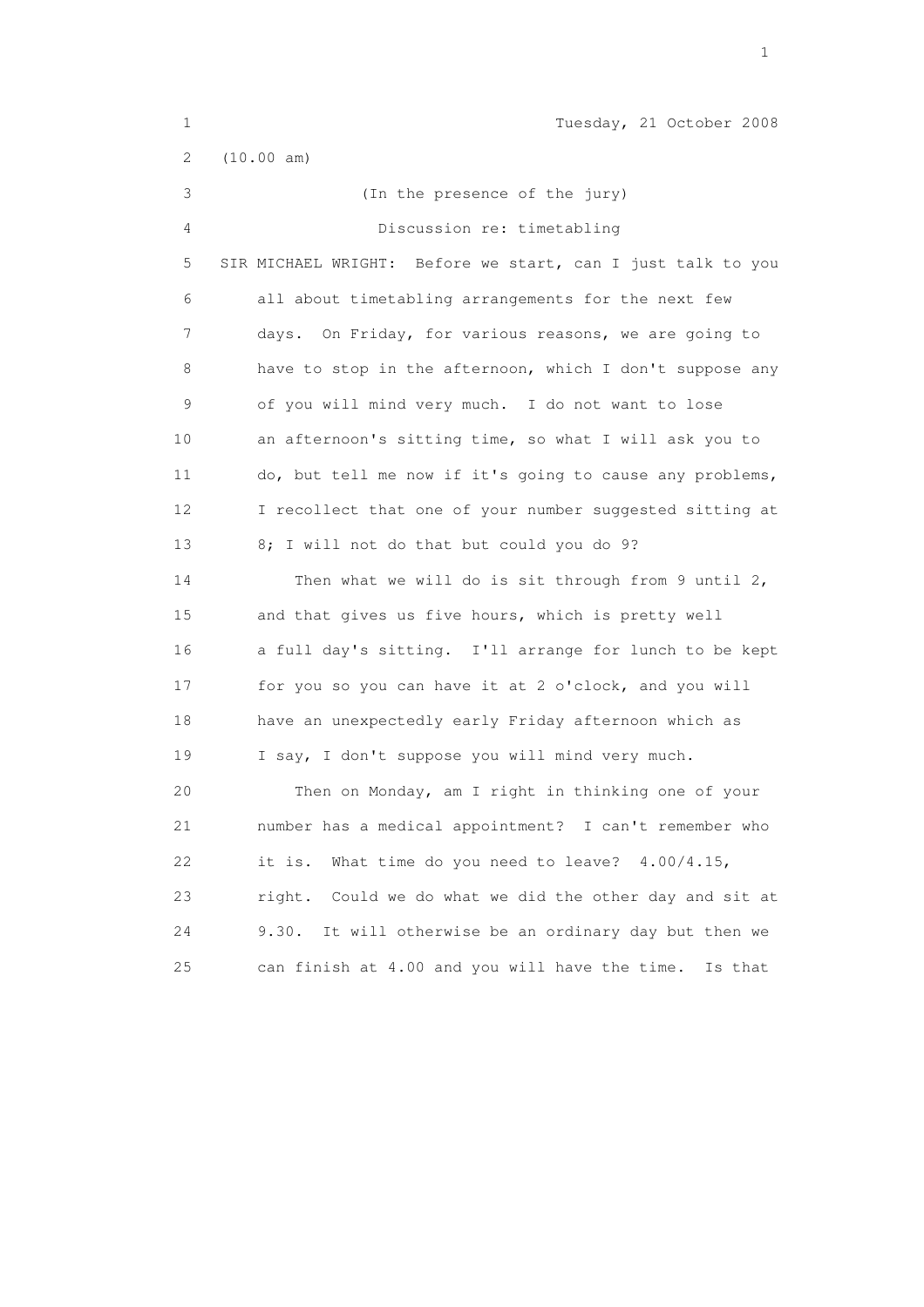Tuesday, 21 October 2008

(10.00 am)

(In the presence of the jury)

Discussion re: timetabling

SIR MICHAEL WRIGHT: Before we start, can I just talk to you all about timetabling arrangements for the next few days. On Friday, for various reasons, we are going to have to stop in the afternoon, which I don't suppose any of you will mind very much. I do not want to lose an afternoon's sitting time, so what I will ask you to do, but tell me now if it's going to cause any problems, I recollect that one of your number suggested sitting at 8; I will not do that but could you do 9?

Then what we will do is sit through from 9 until 2, and that gives us five hours, which is pretty well a full day's sitting. I'll arrange for lunch to be kept for you so you can have it at 2 o'clock, and you will have an unexpectedly early Friday afternoon which as I say, I don't suppose you will mind very much.

Then on Monday, am I right in thinking one of your number has a medical appointment? I can't remember who it is. What time do you need to leave? 4.00/4.15, right. Could we do what we did the other day and sit at 9.30. It will otherwise be an ordinary day but then we can finish at 4.00 and you will have the time. Is that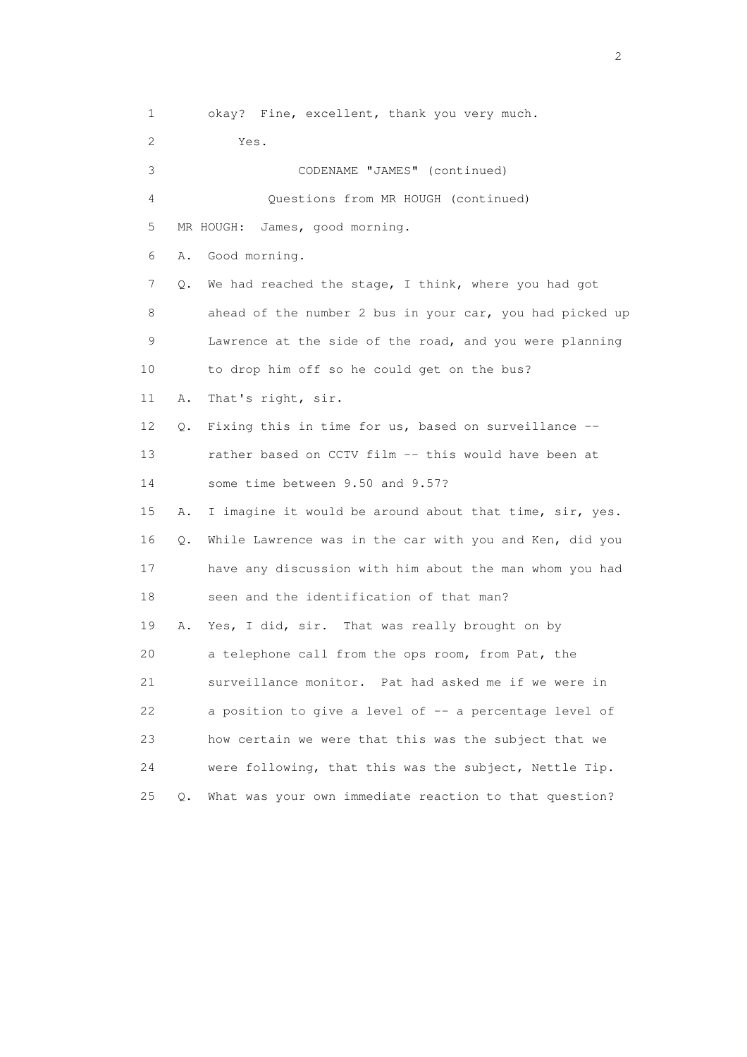1 okay? Fine, excellent, thank you very much.

2 Yes.

3 CODENAME "JAMES" (continued)

4 Questions from MR HOUGH (continued)

5 MR HOUGH: James, good morning.

6 A. Good morning.

7 Q. We had reached the stage, I think, where you had got

8 ahead of the number 2 bus in your car, you had picked up

9 Lawrence at the side of the road, and you were planning

10 to drop him off so he could get on the bus?

11 A. That's right, sir.

12 Q. Fixing this in time for us, based on surveillance --

13 rather based on CCTV film -- this would have been at

14 some time between 9.50 and 9.57?

15 A. I imagine it would be around about that time, sir, yes.

16 Q. While Lawrence was in the car with you and Ken, did you

17 have any discussion with him about the man whom you had

18 seen and the identification of that man?

19 A. Yes, I did, sir. That was really brought on by

20 a telephone call from the ops room, from Pat, the

21 surveillance monitor. Pat had asked me if we were in

22 a position to give a level of -- a percentage level of

23 how certain we were that this was the subject that we

24 were following, that this was the subject, Nettle Tip.

25 Q. What was your own immediate reaction to that question?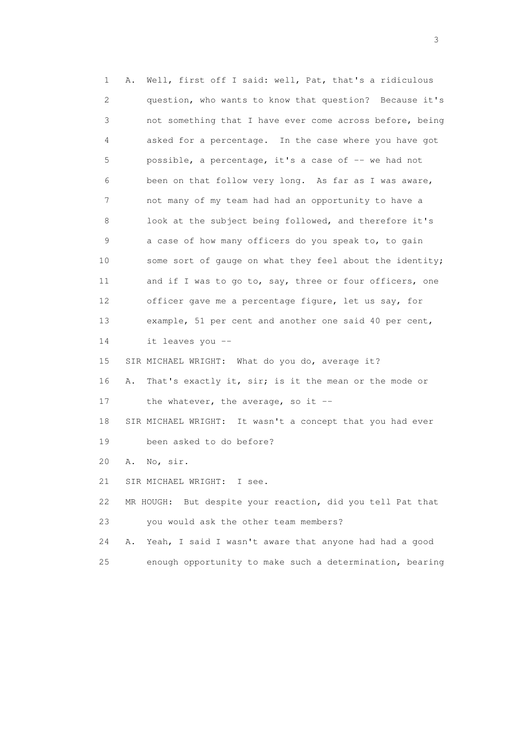1 A. Well, first off I said: well, Pat, that's a ridiculous
2 question, who wants to know that question? Because it's
3 not something that I have ever come across before, being
4 asked for a percentage. In the case where you have got
5 possible, a percentage, it's a case of -- we had not
6 been on that follow very long. As far as I was aware,
7 not many of my team had had an opportunity to have a
8 look at the subject being followed, and therefore it's
9 a case of how many officers do you speak to, to gain
10 some sort of gauge on what they feel about the identity;
11 and if I was to go to, say, three or four officers, one
12 officer gave me a percentage figure, let us say, for
13 example, 51 per cent and another one said 40 per cent,
14 it leaves you --
15 SIR MICHAEL WRIGHT: What do you do, average it?
16 A. That's exactly it, sir; is it the mean or the mode or
17 the whatever, the average, so it --
18 SIR MICHAEL WRIGHT: It wasn't a concept that you had ever
19 been asked to do before?
20 A. No, sir.
21 SIR MICHAEL WRIGHT: I see.
22 MR HOUGH: But despite your reaction, did you tell Pat that
23 you would ask the other team members?
24 A. Yeah, I said I wasn't aware that anyone had had a good
25 enough opportunity to make such a determination, bearing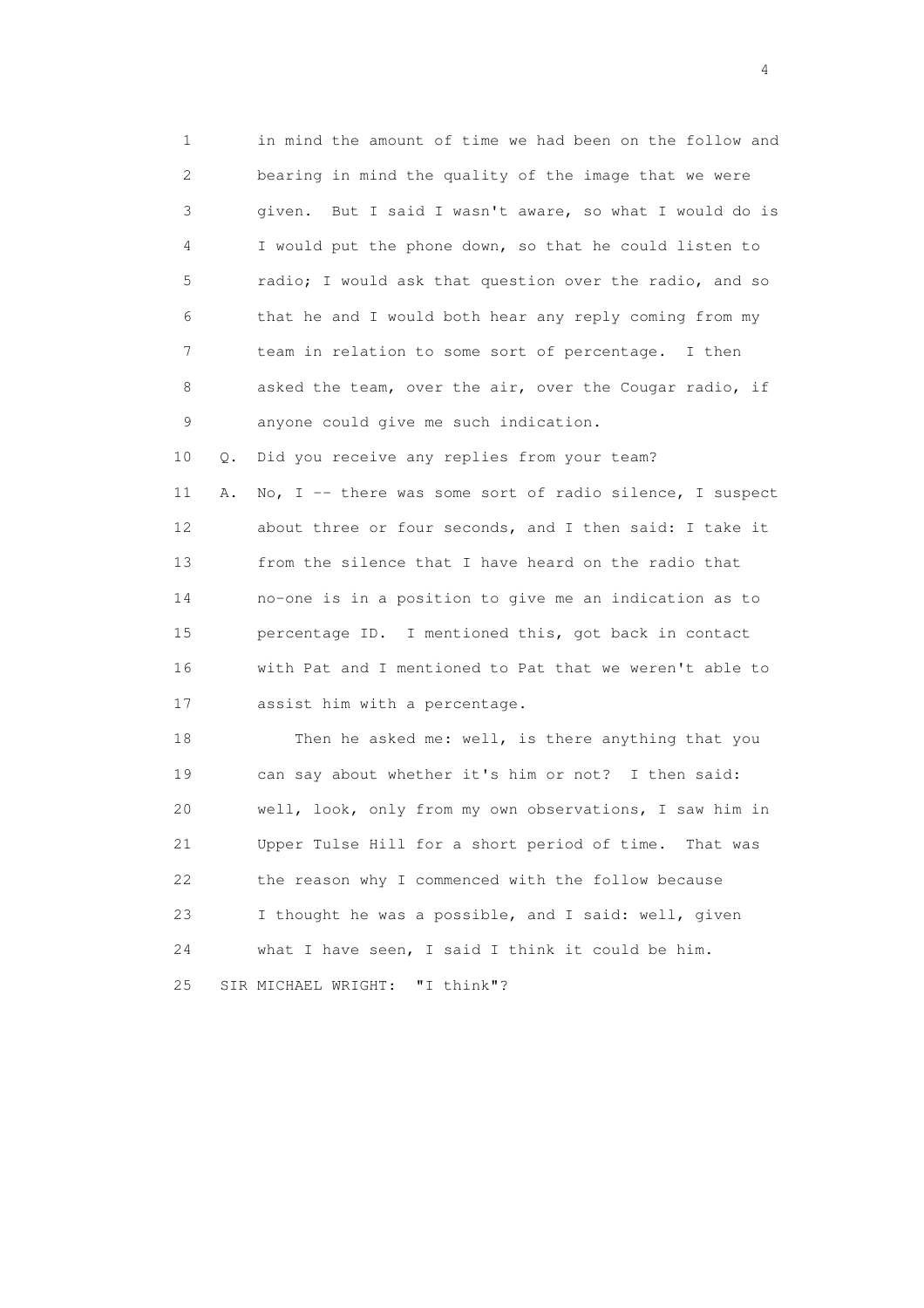1 in mind the amount of time we had been on the follow and
2 bearing in mind the quality of the image that we were
3 given. But I said I wasn't aware, so what I would do is
4 I would put the phone down, so that he could listen to
5 radio; I would ask that question over the radio, and so
6 that he and I would both hear any reply coming from my
7 team in relation to some sort of percentage. I then
8 asked the team, over the air, over the Cougar radio, if
9 anyone could give me such indication.

10 Q. Did you receive any replies from your team?

11 A. No, I -- there was some sort of radio silence, I suspect
12 about three or four seconds, and I then said: I take it
13 from the silence that I have heard on the radio that
14 no-one is in a position to give me an indication as to
15 percentage ID. I mentioned this, got back in contact
16 with Pat and I mentioned to Pat that we weren't able to
17 assist him with a percentage.

18 Then he asked me: well, is there anything that you
19 can say about whether it's him or not? I then said:
20 well, look, only from my own observations, I saw him in
21 Upper Tulse Hill for a short period of time. That was
22 the reason why I commenced with the follow because
23 I thought he was a possible, and I said: well, given
24 what I have seen, I said I think it could be him.

25 SIR MICHAEL WRIGHT: "I think"?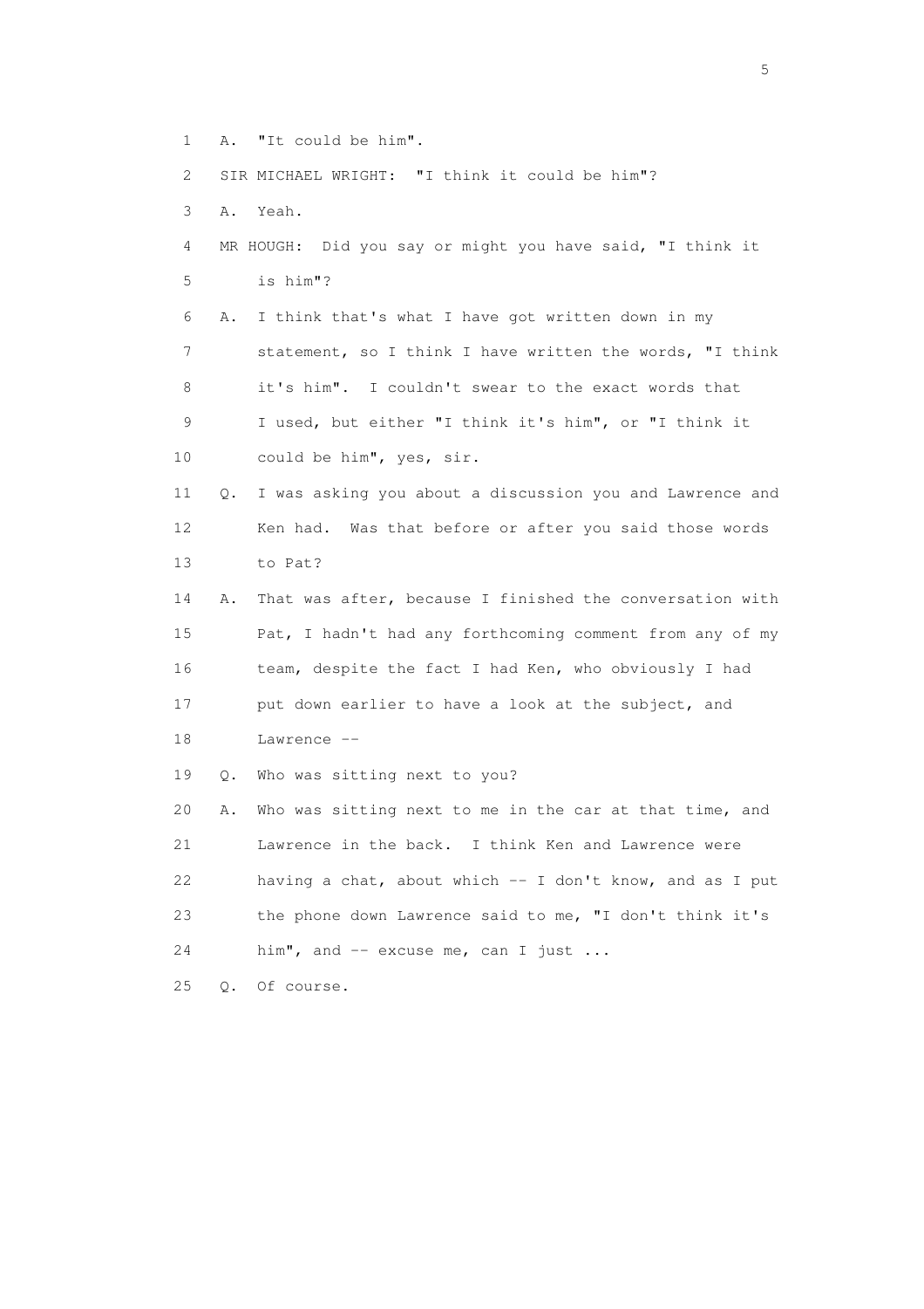1 A. "It could be him".

2 SIR MICHAEL WRIGHT: "I think it could be him"?

3 A. Yeah.

4 MR HOUGH: Did you say or might you have said, "I think it

5 is him"?

6 A. I think that's what I have got written down in my

7 statement, so I think I have written the words, "I think

8 it's him". I couldn't swear to the exact words that

9 I used, but either "I think it's him", or "I think it

10 could be him", yes, sir.

11 Q. I was asking you about a discussion you and Lawrence and

12 Ken had. Was that before or after you said those words

13 to Pat?

14 A. That was after, because I finished the conversation with

15 Pat, I hadn't had any forthcoming comment from any of my

16 team, despite the fact I had Ken, who obviously I had

17 put down earlier to have a look at the subject, and

18 Lawrence --

19 Q. Who was sitting next to you?

20 A. Who was sitting next to me in the car at that time, and

21 Lawrence in the back. I think Ken and Lawrence were

22 having a chat, about which -- I don't know, and as I put

23 the phone down Lawrence said to me, "I don't think it's

24 him", and -- excuse me, can I just ...

25 Q. Of course.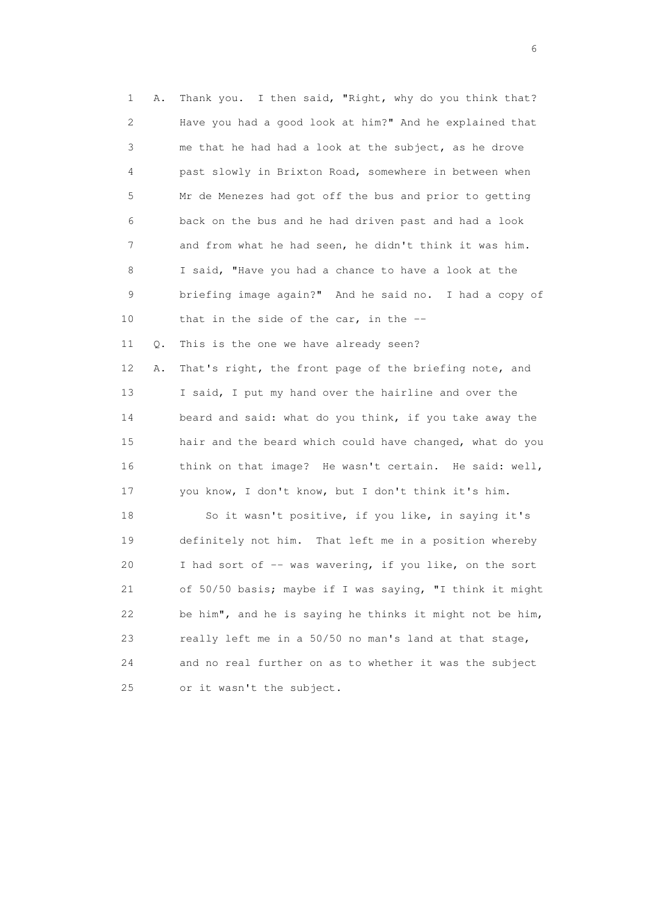1 A. Thank you. I then said, "Right, why do you think that?
2 Have you had a good look at him?" And he explained that
3 me that he had had a look at the subject, as he drove
4 past slowly in Brixton Road, somewhere in between when
5 Mr de Menezes had got off the bus and prior to getting
6 back on the bus and he had driven past and had a look
7 and from what he had seen, he didn't think it was him.
8 I said, "Have you had a chance to have a look at the
9 briefing image again?" And he said no. I had a copy of
10 that in the side of the car, in the --

11 Q. This is the one we have already seen?

12 A. That's right, the front page of the briefing note, and
13 I said, I put my hand over the hairline and over the
14 beard and said: what do you think, if you take away the
15 hair and the beard which could have changed, what do you
16 think on that image? He wasn't certain. He said: well,
17 you know, I don't know, but I don't think it's him.

18 So it wasn't positive, if you like, in saying it's
19 definitely not him. That left me in a position whereby
20 I had sort of -- was wavering, if you like, on the sort
21 of 50/50 basis; maybe if I was saying, "I think it might
22 be him", and he is saying he thinks it might not be him,
23 really left me in a 50/50 no man's land at that stage,
24 and no real further on as to whether it was the subject
25 or it wasn't the subject.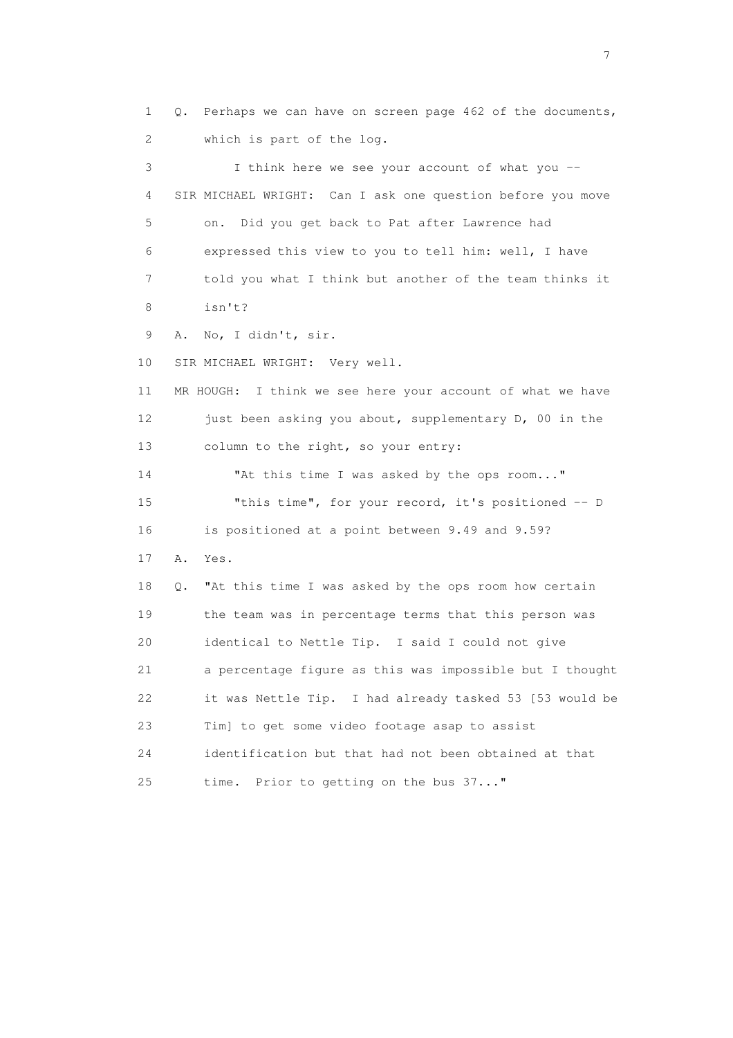1 Q. Perhaps we can have on screen page 462 of the documents,
2 which is part of the log.
3 I think here we see your account of what you --
4 SIR MICHAEL WRIGHT: Can I ask one question before you move
5 on. Did you get back to Pat after Lawrence had
6 expressed this view to you to tell him: well, I have
7 told you what I think but another of the team thinks it
8 isn't?
9 A. No, I didn't, sir.
10 SIR MICHAEL WRIGHT: Very well.
11 MR HOUGH: I think we see here your account of what we have
12 just been asking you about, supplementary D, 00 in the
13 column to the right, so your entry:
14 "At this time I was asked by the ops room..."
15 "this time", for your record, it's positioned -- D
16 is positioned at a point between 9.49 and 9.59?
17 A. Yes.
18 Q. "At this time I was asked by the ops room how certain
19 the team was in percentage terms that this person was
20 identical to Nettle Tip. I said I could not give
21 a percentage figure as this was impossible but I thought
22 it was Nettle Tip. I had already tasked 53 [53 would be
23 Tim] to get some video footage asap to assist
24 identification but that had not been obtained at that
25 time. Prior to getting on the bus 37..."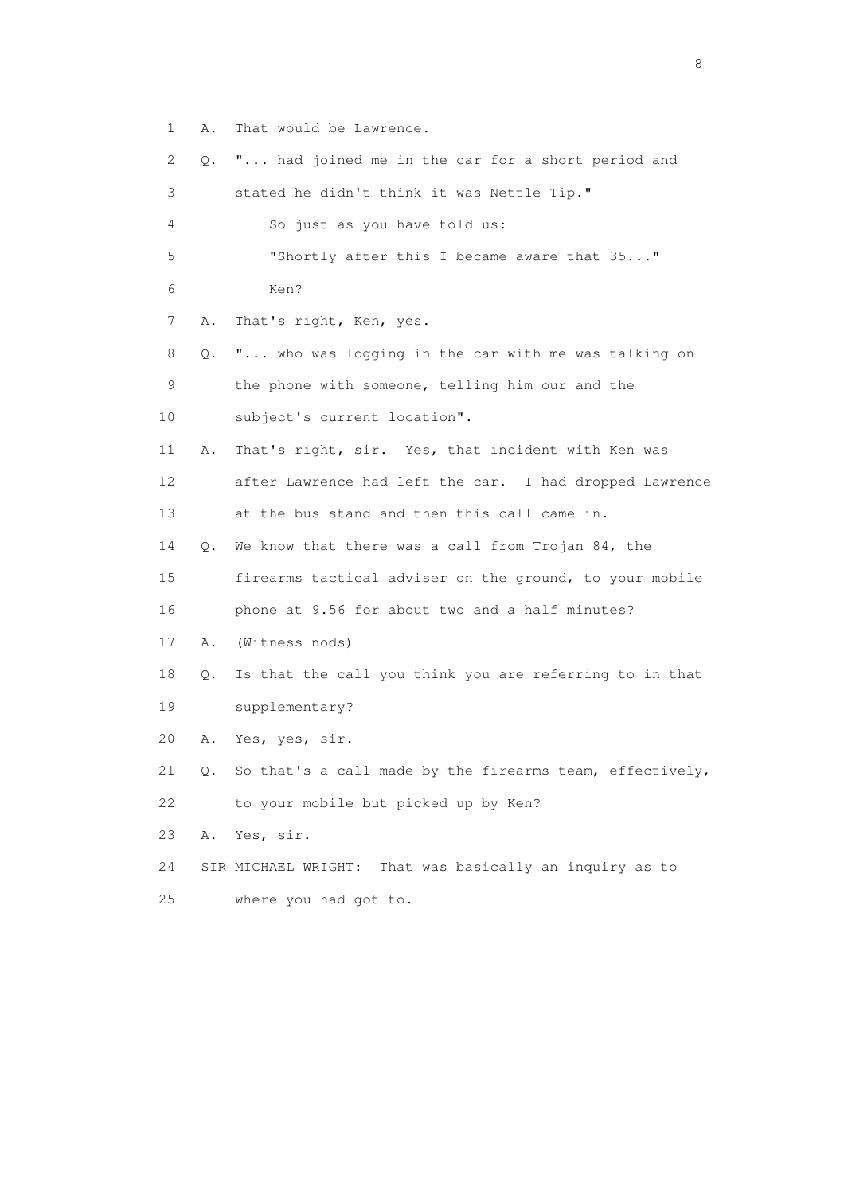1 A. That would be Lawrence.

2 Q. "... had joined me in the car for a short period and

3 stated he didn't think it was Nettle Tip."

4 So just as you have told us:

5 "Shortly after this I became aware that 35..."

6 Ken?

7 A. That's right, Ken, yes.

8 Q. "... who was logging in the car with me was talking on

9 the phone with someone, telling him our and the

10 subject's current location".

11 A. That's right, sir. Yes, that incident with Ken was

12 after Lawrence had left the car. I had dropped Lawrence

13 at the bus stand and then this call came in.

14 Q. We know that there was a call from Trojan 84, the

15 firearms tactical adviser on the ground, to your mobile

16 phone at 9.56 for about two and a half minutes?

17 A. (Witness nods)

18 Q. Is that the call you think you are referring to in that

19 supplementary?

20 A. Yes, yes, sir.

21 Q. So that's a call made by the firearms team, effectively,

22 to your mobile but picked up by Ken?

23 A. Yes, sir.

24 SIR MICHAEL WRIGHT: That was basically an inquiry as to

25 where you had got to.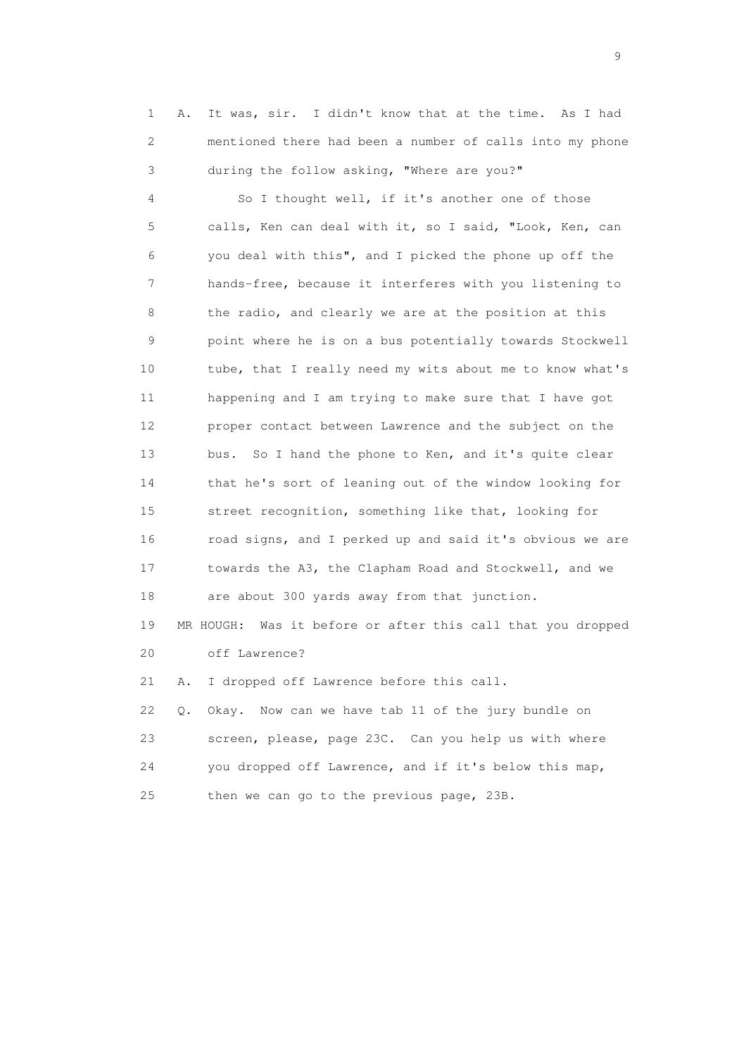1 A. It was, sir. I didn't know that at the time. As I had
2 mentioned there had been a number of calls into my phone
3 during the follow asking, "Where are you?"
4 So I thought well, if it's another one of those
5 calls, Ken can deal with it, so I said, "Look, Ken, can
6 you deal with this", and I picked the phone up off the
7 hands-free, because it interferes with you listening to
8 the radio, and clearly we are at the position at this
9 point where he is on a bus potentially towards Stockwell
10 tube, that I really need my wits about me to know what's
11 happening and I am trying to make sure that I have got
12 proper contact between Lawrence and the subject on the
13 bus. So I hand the phone to Ken, and it's quite clear
14 that he's sort of leaning out of the window looking for
15 street recognition, something like that, looking for
16 road signs, and I perked up and said it's obvious we are
17 towards the A3, the Clapham Road and Stockwell, and we
18 are about 300 yards away from that junction.
19 MR HOUGH: Was it before or after this call that you dropped
20 off Lawrence?
21 A. I dropped off Lawrence before this call.
22 Q. Okay. Now can we have tab 11 of the jury bundle on
23 screen, please, page 23C. Can you help us with where
24 you dropped off Lawrence, and if it's below this map,
25 then we can go to the previous page, 23B.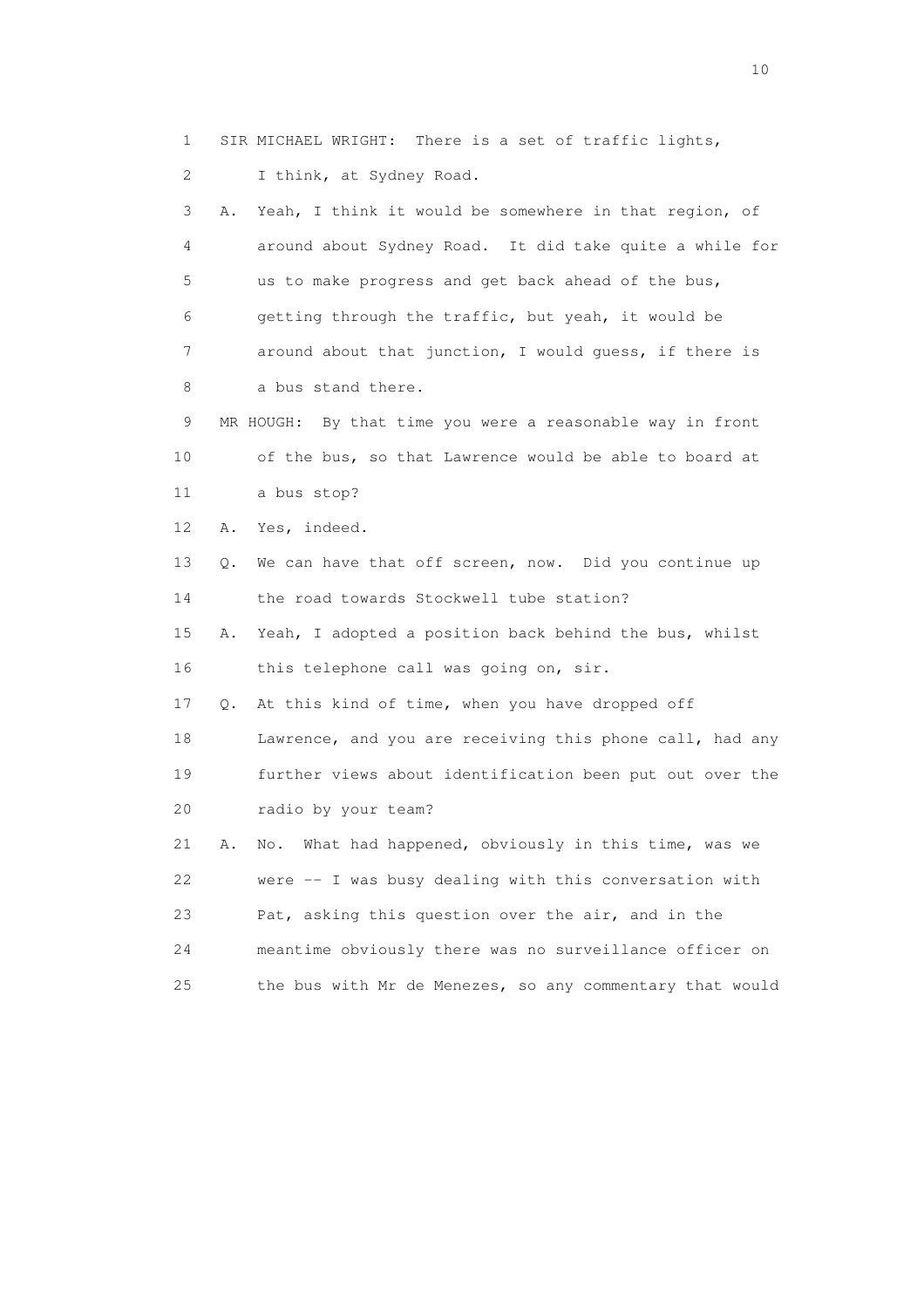1 SIR MICHAEL WRIGHT: There is a set of traffic lights,
2 I think, at Sydney Road.
3 A. Yeah, I think it would be somewhere in that region, of
4 around about Sydney Road. It did take quite a while for
5 us to make progress and get back ahead of the bus,
6 getting through the traffic, but yeah, it would be
7 around about that junction, I would guess, if there is
8 a bus stand there.
9 MR HOUGH: By that time you were a reasonable way in front
10 of the bus, so that Lawrence would be able to board at
11 a bus stop?
12 A. Yes, indeed.
13 Q. We can have that off screen, now. Did you continue up
14 the road towards Stockwell tube station?
15 A. Yeah, I adopted a position back behind the bus, whilst
16 this telephone call was going on, sir.
17 Q. At this kind of time, when you have dropped off
18 Lawrence, and you are receiving this phone call, had any
19 further views about identification been put out over the
20 radio by your team?
21 A. No. What had happened, obviously in this time, was we
22 were -- I was busy dealing with this conversation with
23 Pat, asking this question over the air, and in the
24 meantime obviously there was no surveillance officer on
25 the bus with Mr de Menezes, so any commentary that would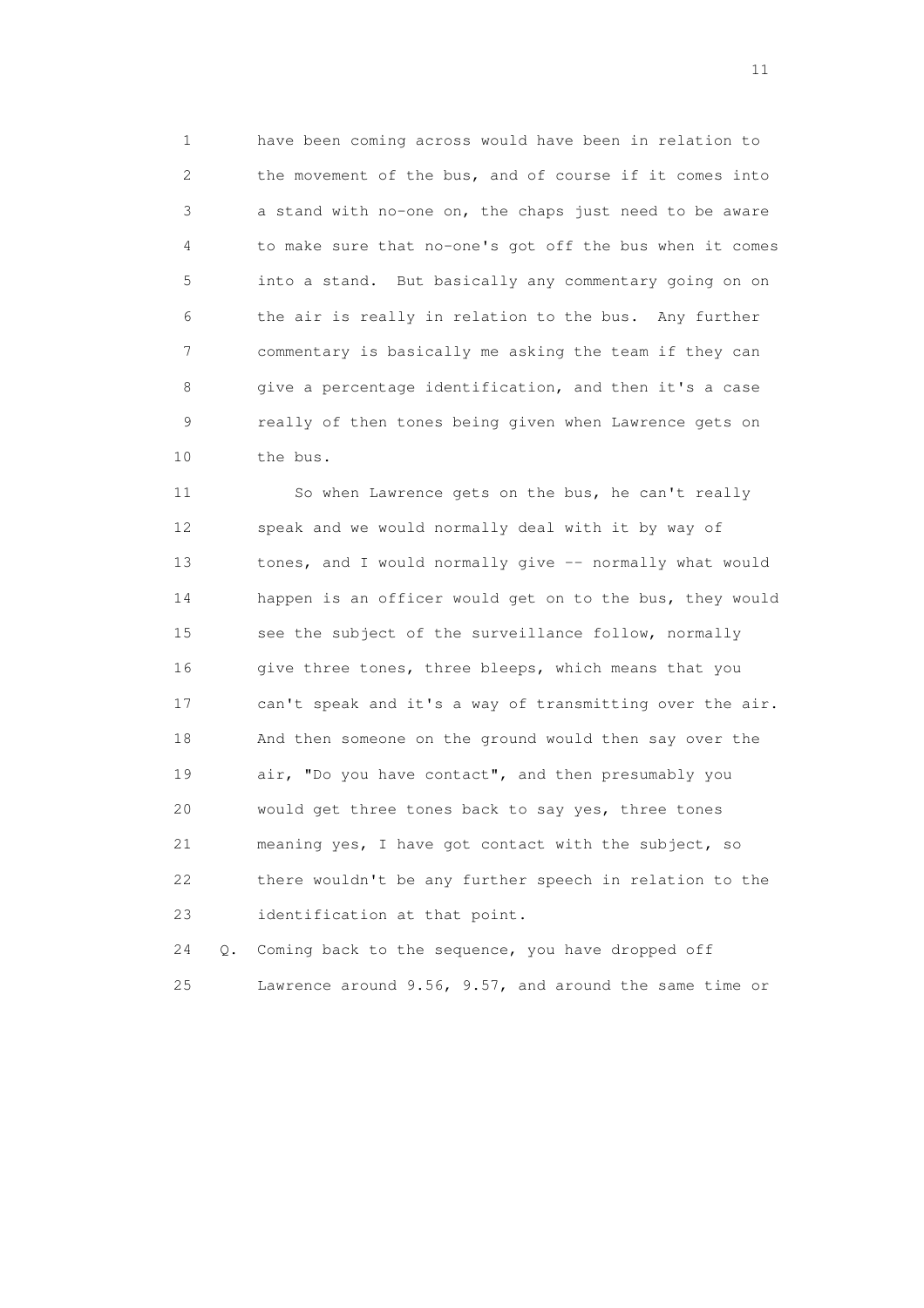1 have been coming across would have been in relation to
2 the movement of the bus, and of course if it comes into
3 a stand with no-one on, the chaps just need to be aware
4 to make sure that no-one's got off the bus when it comes
5 into a stand. But basically any commentary going on on
6 the air is really in relation to the bus. Any further
7 commentary is basically me asking the team if they can
8 give a percentage identification, and then it's a case
9 really of then tones being given when Lawrence gets on
10 the bus.

11 So when Lawrence gets on the bus, he can't really
12 speak and we would normally deal with it by way of
13 tones, and I would normally give -- normally what would
14 happen is an officer would get on to the bus, they would
15 see the subject of the surveillance follow, normally
16 give three tones, three bleeps, which means that you
17 can't speak and it's a way of transmitting over the air.
18 And then someone on the ground would then say over the
19 air, "Do you have contact", and then presumably you
20 would get three tones back to say yes, three tones
21 meaning yes, I have got contact with the subject, so
22 there wouldn't be any further speech in relation to the
23 identification at that point.

24 Q. Coming back to the sequence, you have dropped off
25 Lawrence around 9.56, 9.57, and around the same time or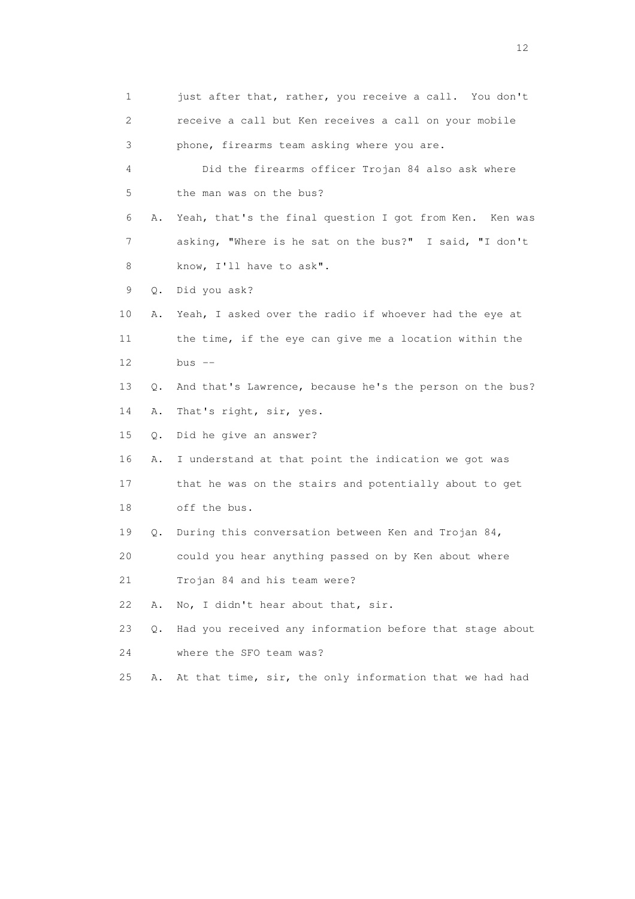1 just after that, rather, you receive a call. You don't
2 receive a call but Ken receives a call on your mobile
3 phone, firearms team asking where you are.
4 Did the firearms officer Trojan 84 also ask where
5 the man was on the bus?
6 A. Yeah, that's the final question I got from Ken. Ken was
7 asking, "Where is he sat on the bus?" I said, "I don't
8 know, I'll have to ask".
9 Q. Did you ask?
10 A. Yeah, I asked over the radio if whoever had the eye at
11 the time, if the eye can give me a location within the
12 bus --
13 Q. And that's Lawrence, because he's the person on the bus?
14 A. That's right, sir, yes.
15 Q. Did he give an answer?
16 A. I understand at that point the indication we got was
17 that he was on the stairs and potentially about to get
18 off the bus.
19 Q. During this conversation between Ken and Trojan 84,
20 could you hear anything passed on by Ken about where
21 Trojan 84 and his team were?
22 A. No, I didn't hear about that, sir.
23 Q. Had you received any information before that stage about
24 where the SFO team was?
25 A. At that time, sir, the only information that we had had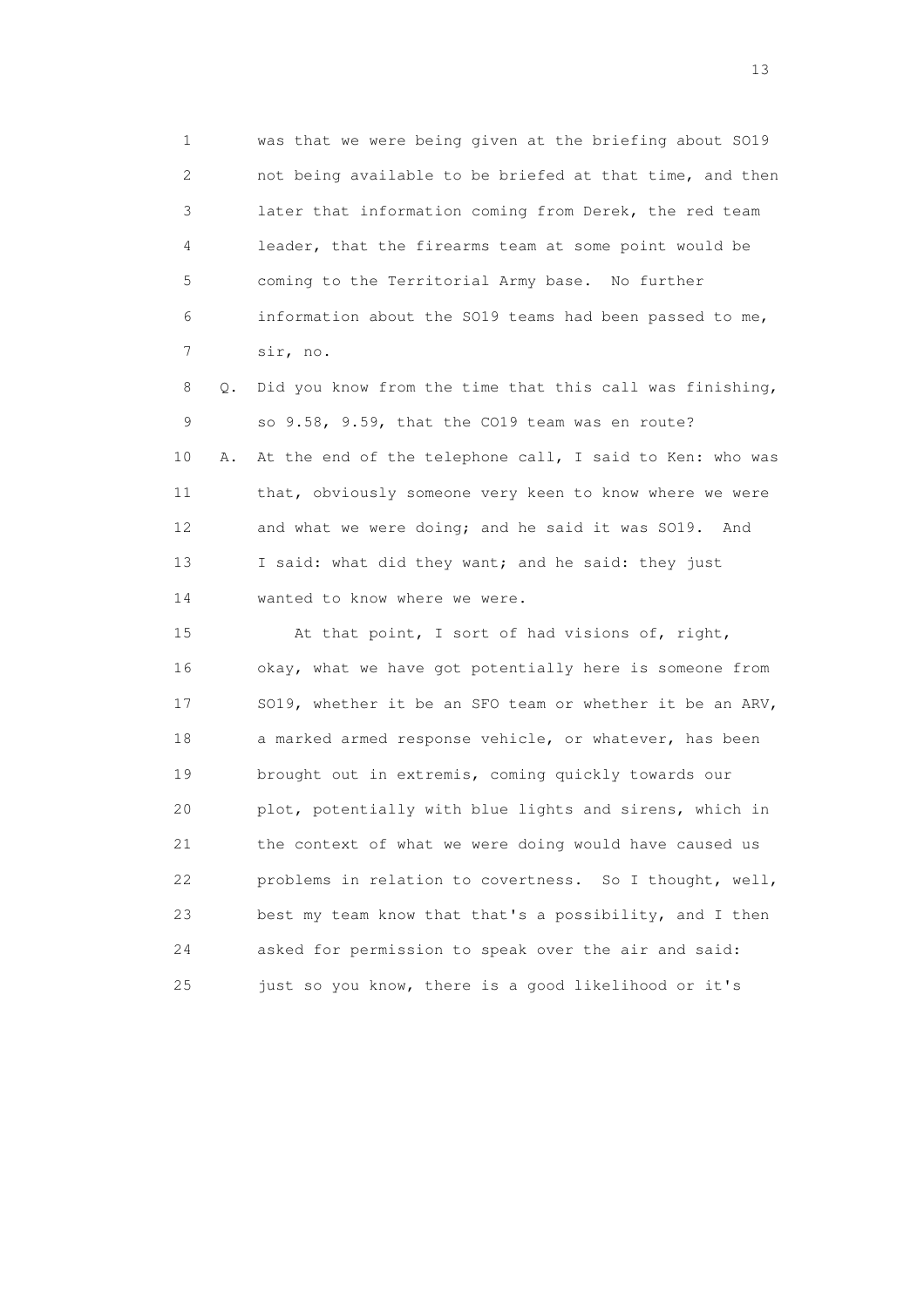1 was that we were being given at the briefing about SO19
2 not being available to be briefed at that time, and then
3 later that information coming from Derek, the red team
4 leader, that the firearms team at some point would be
5 coming to the Territorial Army base. No further
6 information about the SO19 teams had been passed to me,
7 sir, no.

8 Q. Did you know from the time that this call was finishing,
9 so 9.58, 9.59, that the CO19 team was en route?

10 A. At the end of the telephone call, I said to Ken: who was
11 that, obviously someone very keen to know where we were
12 and what we were doing; and he said it was SO19. And
13 I said: what did they want; and he said: they just
14 wanted to know where we were.

15 At that point, I sort of had visions of, right,
16 okay, what we have got potentially here is someone from
17 SO19, whether it be an SFO team or whether it be an ARV,
18 a marked armed response vehicle, or whatever, has been
19 brought out in extremis, coming quickly towards our
20 plot, potentially with blue lights and sirens, which in
21 the context of what we were doing would have caused us
22 problems in relation to covertness. So I thought, well,
23 best my team know that that's a possibility, and I then
24 asked for permission to speak over the air and said:
25 just so you know, there is a good likelihood or it's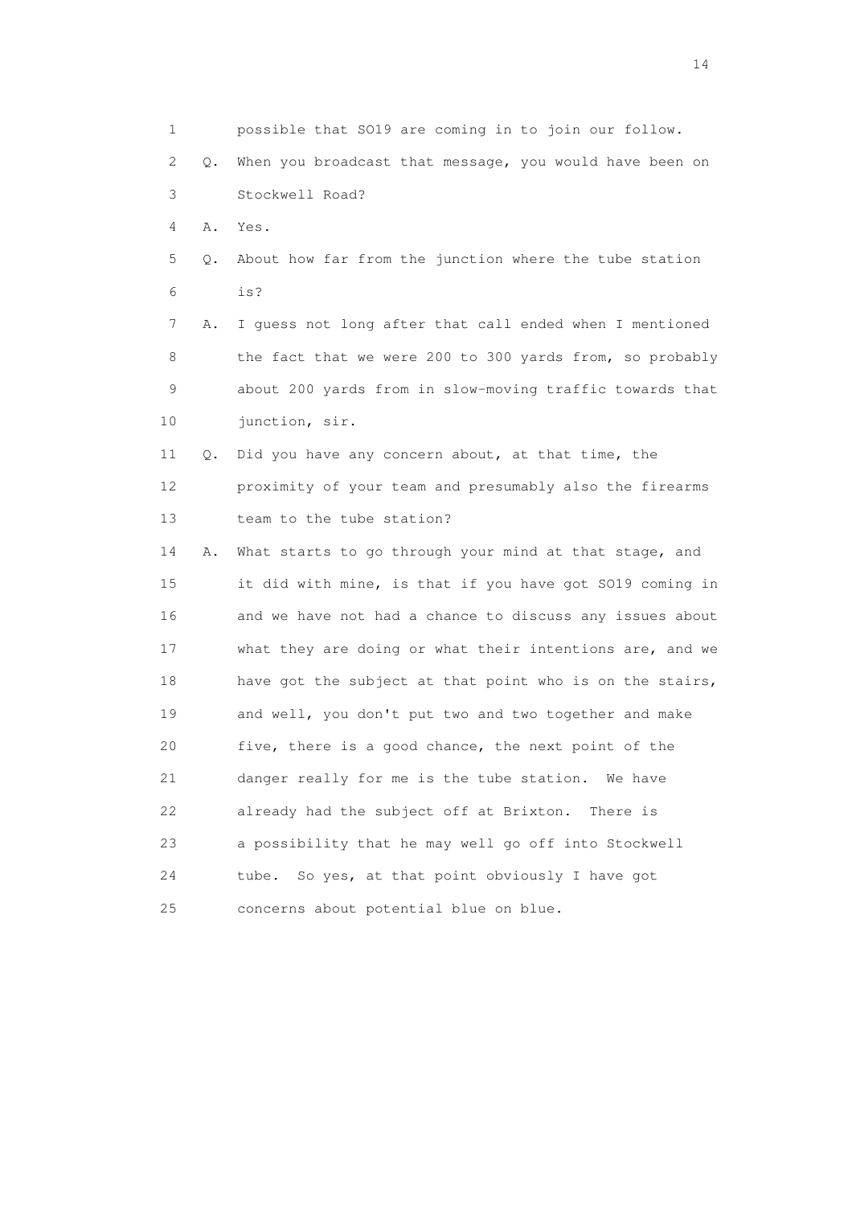1 possible that SO19 are coming in to join our follow.

2 Q. When you broadcast that message, you would have been on

3 Stockwell Road?

4 A. Yes.

5 Q. About how far from the junction where the tube station

6 is?

7 A. I guess not long after that call ended when I mentioned

8 the fact that we were 200 to 300 yards from, so probably

9 about 200 yards from in slow-moving traffic towards that

10 junction, sir.

11 Q. Did you have any concern about, at that time, the

12 proximity of your team and presumably also the firearms

13 team to the tube station?

14 A. What starts to go through your mind at that stage, and

15 it did with mine, is that if you have got SO19 coming in

16 and we have not had a chance to discuss any issues about

17 what they are doing or what their intentions are, and we

18 have got the subject at that point who is on the stairs,

19 and well, you don't put two and two together and make

20 five, there is a good chance, the next point of the

21 danger really for me is the tube station. We have

22 already had the subject off at Brixton. There is

23 a possibility that he may well go off into Stockwell

24 tube. So yes, at that point obviously I have got

25 concerns about potential blue on blue.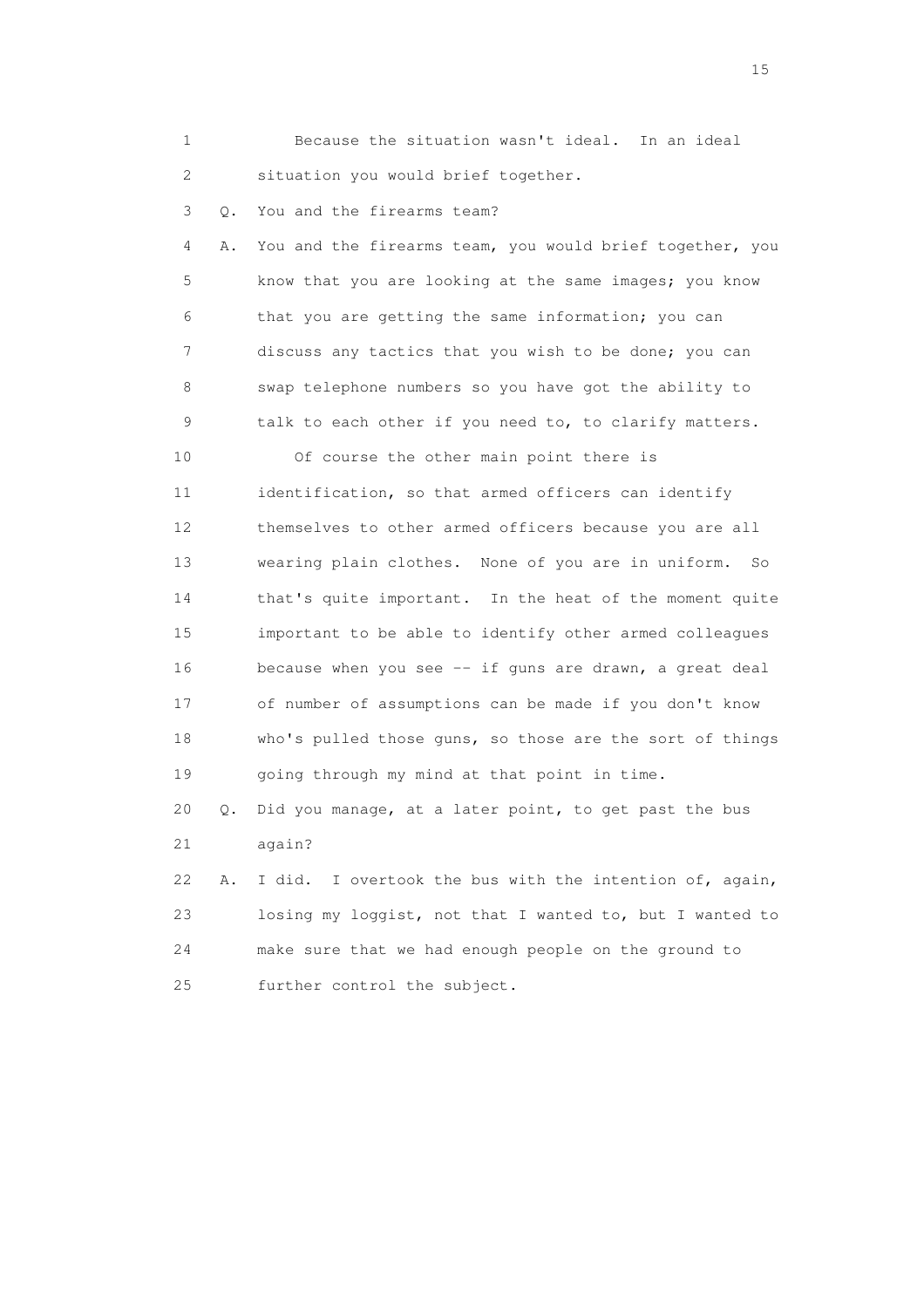1 Because the situation wasn't ideal. In an ideal
2 situation you would brief together.

3 Q. You and the firearms team?

4 A. You and the firearms team, you would brief together, you
5 know that you are looking at the same images; you know
6 that you are getting the same information; you can
7 discuss any tactics that you wish to be done; you can
8 swap telephone numbers so you have got the ability to
9 talk to each other if you need to, to clarify matters.

10 Of course the other main point there is
11 identification, so that armed officers can identify
12 themselves to other armed officers because you are all
13 wearing plain clothes. None of you are in uniform. So
14 that's quite important. In the heat of the moment quite
15 important to be able to identify other armed colleagues
16 because when you see -- if guns are drawn, a great deal
17 of number of assumptions can be made if you don't know
18 who's pulled those guns, so those are the sort of things
19 going through my mind at that point in time.

20 Q. Did you manage, at a later point, to get past the bus
21 again?

22 A. I did. I overtook the bus with the intention of, again,
23 losing my loggist, not that I wanted to, but I wanted to
24 make sure that we had enough people on the ground to
25 further control the subject.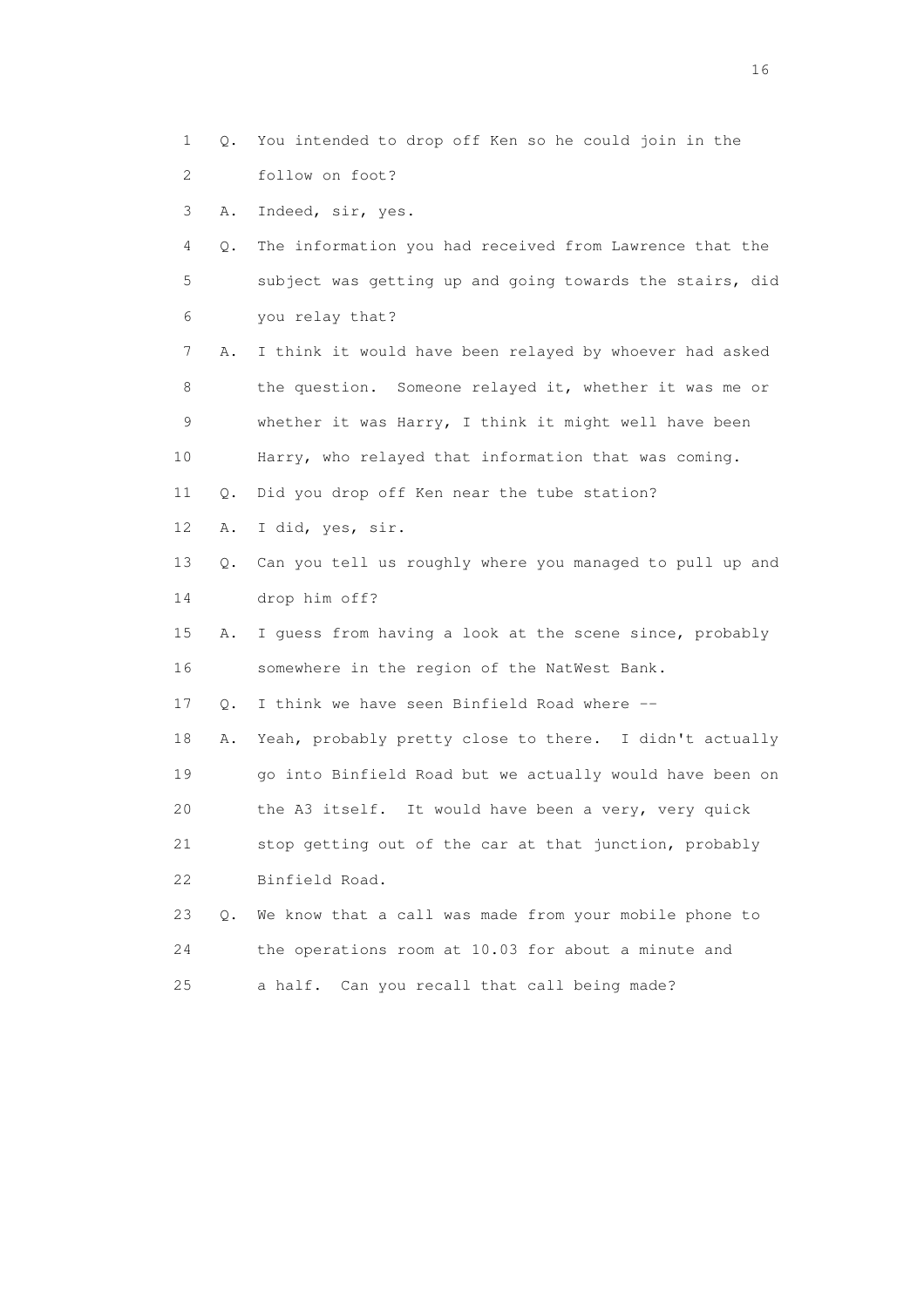1 Q. You intended to drop off Ken so he could join in the
2 follow on foot?
3 A. Indeed, sir, yes.
4 Q. The information you had received from Lawrence that the
5 subject was getting up and going towards the stairs, did
6 you relay that?
7 A. I think it would have been relayed by whoever had asked
8 the question. Someone relayed it, whether it was me or
9 whether it was Harry, I think it might well have been
10 Harry, who relayed that information that was coming.
11 Q. Did you drop off Ken near the tube station?
12 A. I did, yes, sir.
13 Q. Can you tell us roughly where you managed to pull up and
14 drop him off?
15 A. I guess from having a look at the scene since, probably
16 somewhere in the region of the NatWest Bank.
17 Q. I think we have seen Binfield Road where --
18 A. Yeah, probably pretty close to there. I didn't actually
19 go into Binfield Road but we actually would have been on
20 the A3 itself. It would have been a very, very quick
21 stop getting out of the car at that junction, probably
22 Binfield Road.
23 Q. We know that a call was made from your mobile phone to
24 the operations room at 10.03 for about a minute and
25 a half. Can you recall that call being made?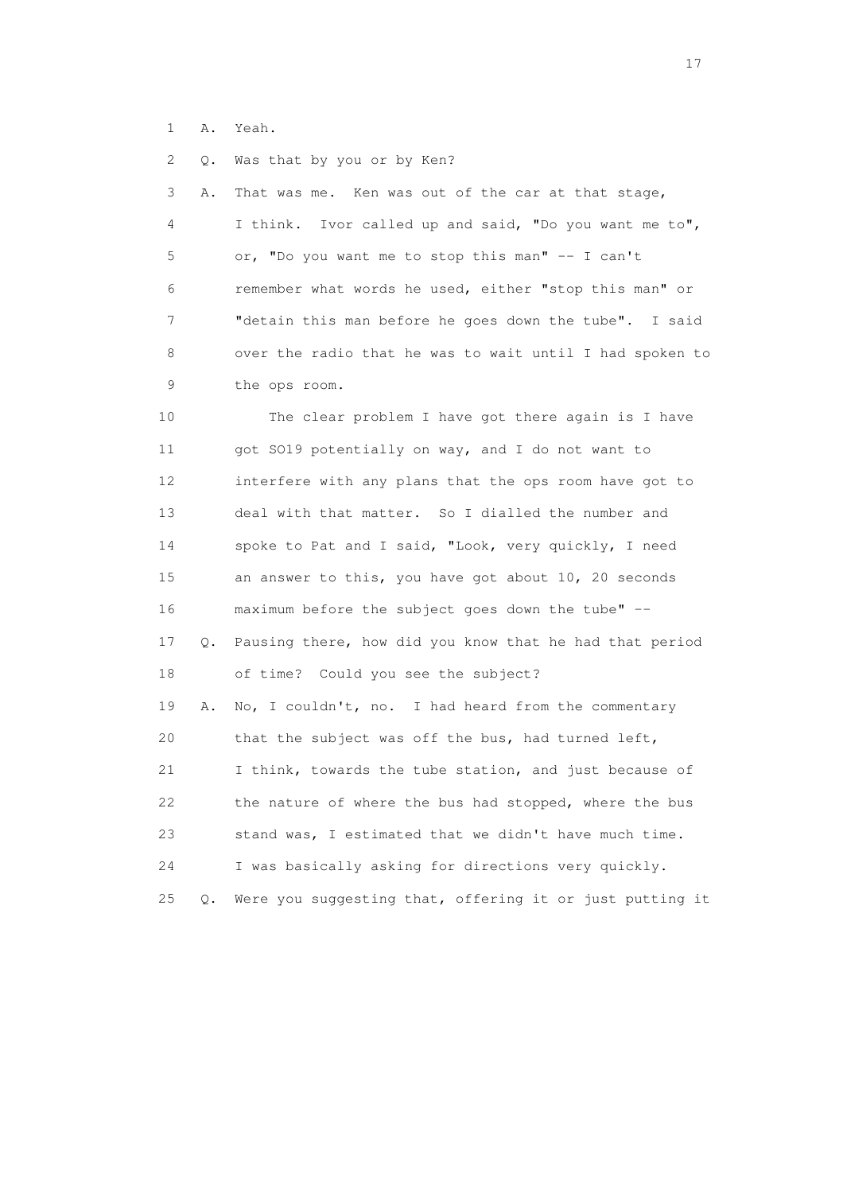1 A. Yeah.

2 Q. Was that by you or by Ken?

3 A. That was me. Ken was out of the car at that stage,

4 I think. Ivor called up and said, "Do you want me to",

5 or, "Do you want me to stop this man" -- I can't

6 remember what words he used, either "stop this man" or

7 "detain this man before he goes down the tube". I said

8 over the radio that he was to wait until I had spoken to

9 the ops room.

10 The clear problem I have got there again is I have

11 got SO19 potentially on way, and I do not want to

12 interfere with any plans that the ops room have got to

13 deal with that matter. So I dialled the number and

14 spoke to Pat and I said, "Look, very quickly, I need

15 an answer to this, you have got about 10, 20 seconds

16 maximum before the subject goes down the tube" --

17 Q. Pausing there, how did you know that he had that period

18 of time? Could you see the subject?

19 A. No, I couldn't, no. I had heard from the commentary

20 that the subject was off the bus, had turned left,

21 I think, towards the tube station, and just because of

22 the nature of where the bus had stopped, where the bus

23 stand was, I estimated that we didn't have much time.

24 I was basically asking for directions very quickly.

25 Q. Were you suggesting that, offering it or just putting it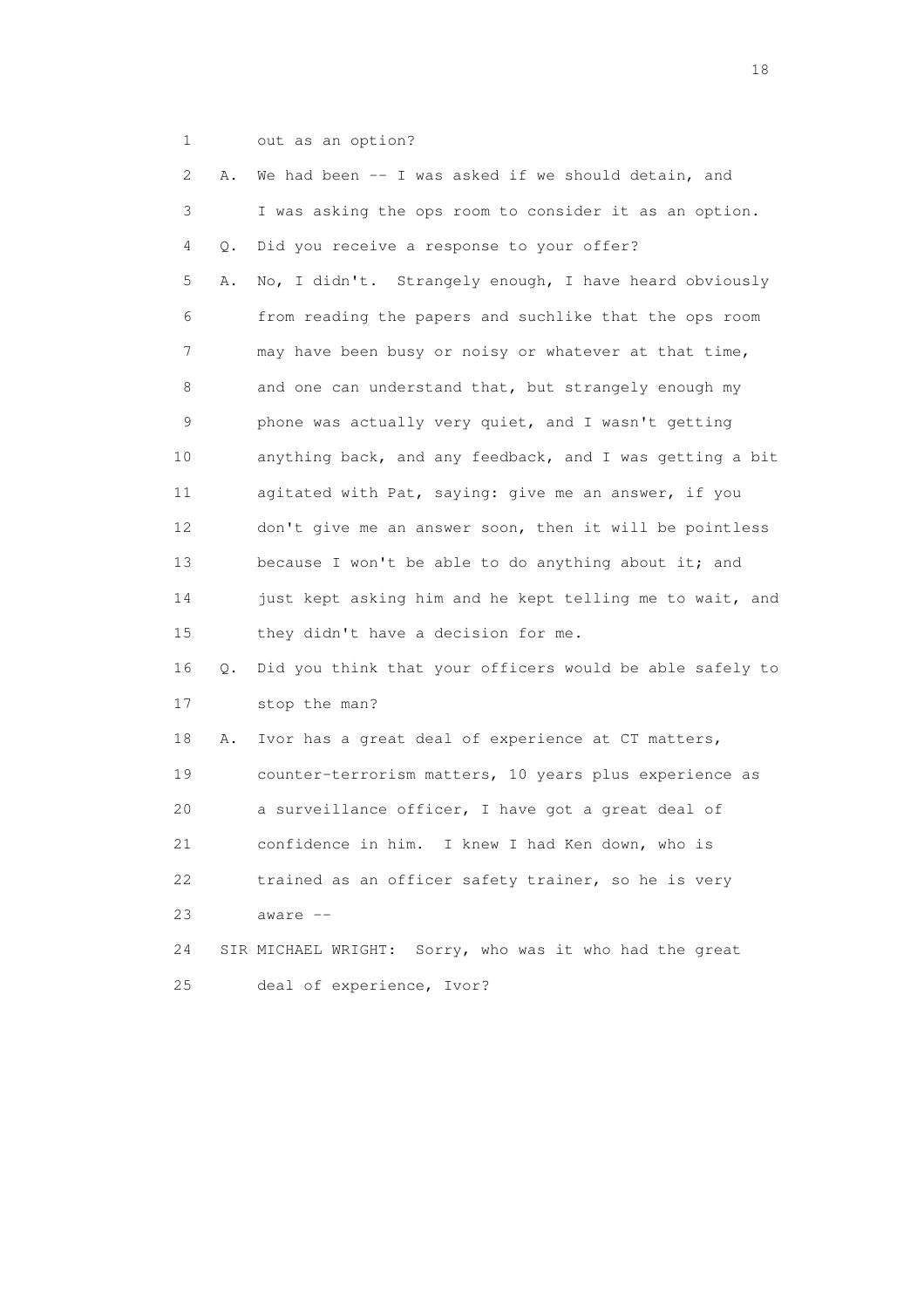1 out as an option?

2 A. We had been -- I was asked if we should detain, and

3 I was asking the ops room to consider it as an option.

4 Q. Did you receive a response to your offer?

5 A. No, I didn't. Strangely enough, I have heard obviously

6 from reading the papers and suchlike that the ops room

7 may have been busy or noisy or whatever at that time,

8 and one can understand that, but strangely enough my

9 phone was actually very quiet, and I wasn't getting

10 anything back, and any feedback, and I was getting a bit

11 agitated with Pat, saying: give me an answer, if you

12 don't give me an answer soon, then it will be pointless

13 because I won't be able to do anything about it; and

14 just kept asking him and he kept telling me to wait, and

15 they didn't have a decision for me.

16 Q. Did you think that your officers would be able safely to

17 stop the man?

18 A. Ivor has a great deal of experience at CT matters,

19 counter-terrorism matters, 10 years plus experience as

20 a surveillance officer, I have got a great deal of

21 confidence in him. I knew I had Ken down, who is

22 trained as an officer safety trainer, so he is very

23 aware --

24 SIR MICHAEL WRIGHT: Sorry, who was it who had the great

25 deal of experience, Ivor?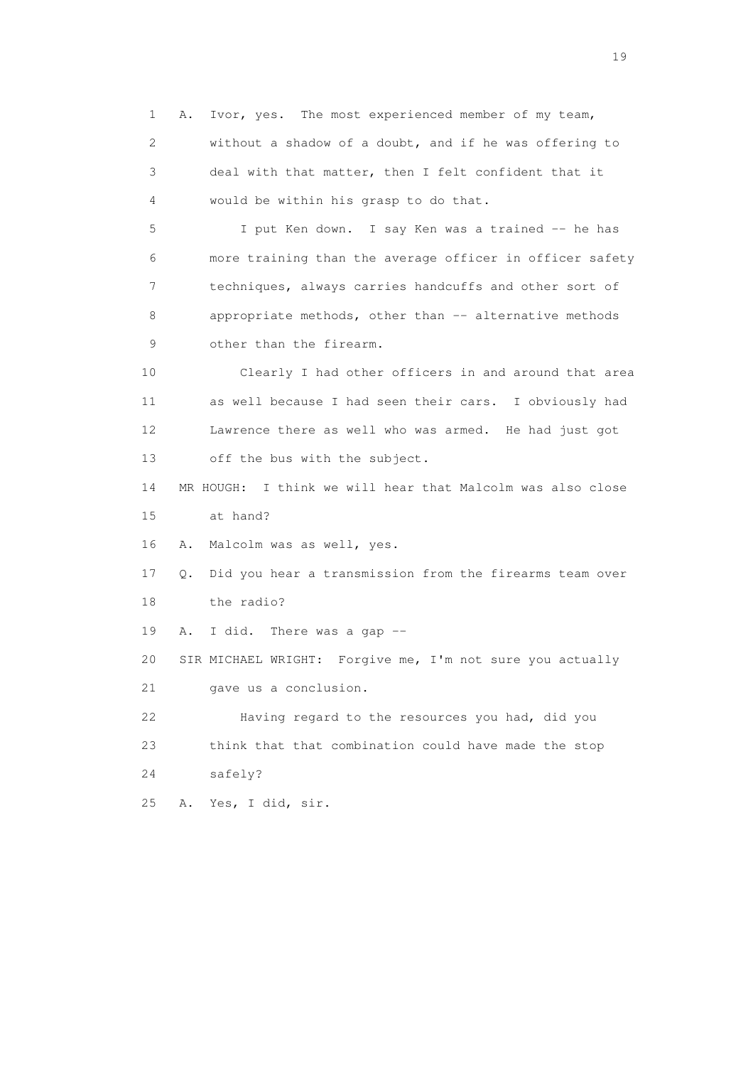1 A. Ivor, yes. The most experienced member of my team,

2 without a shadow of a doubt, and if he was offering to

3 deal with that matter, then I felt confident that it

4 would be within his grasp to do that.

5 I put Ken down. I say Ken was a trained -- he has

6 more training than the average officer in officer safety

7 techniques, always carries handcuffs and other sort of

8 appropriate methods, other than -- alternative methods

9 other than the firearm.

10 Clearly I had other officers in and around that area

11 as well because I had seen their cars. I obviously had

12 Lawrence there as well who was armed. He had just got

13 off the bus with the subject.

14 MR HOUGH: I think we will hear that Malcolm was also close

15 at hand?

16 A. Malcolm was as well, yes.

17 Q. Did you hear a transmission from the firearms team over

18 the radio?

19 A. I did. There was a gap --

20 SIR MICHAEL WRIGHT: Forgive me, I'm not sure you actually

21 gave us a conclusion.

22 Having regard to the resources you had, did you

23 think that that combination could have made the stop

24 safely?

25 A. Yes, I did, sir.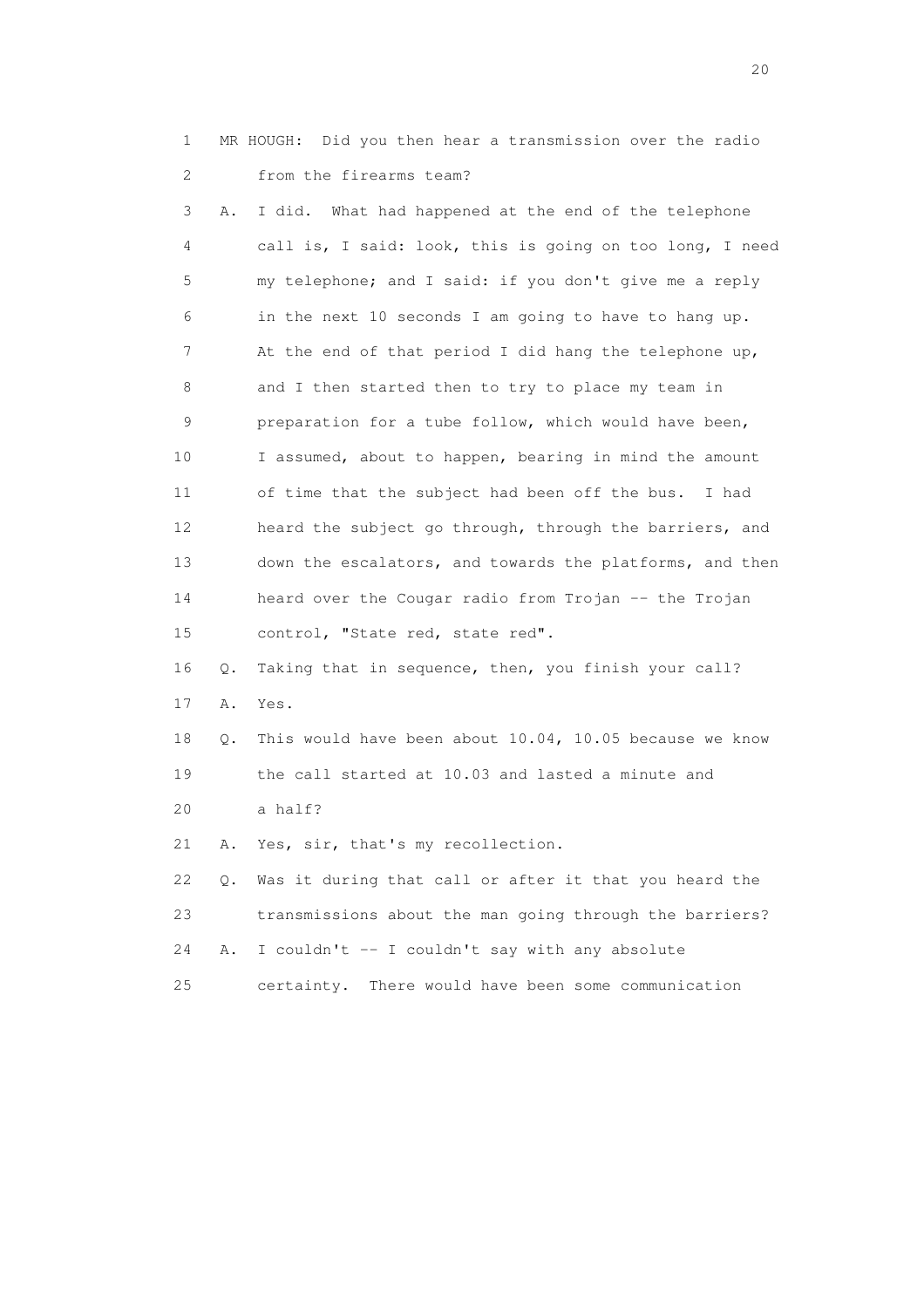1 MR HOUGH: Did you then hear a transmission over the radio
2 from the firearms team?
3 A. I did. What had happened at the end of the telephone
4 call is, I said: look, this is going on too long, I need
5 my telephone; and I said: if you don't give me a reply
6 in the next 10 seconds I am going to have to hang up.
7 At the end of that period I did hang the telephone up,
8 and I then started then to try to place my team in
9 preparation for a tube follow, which would have been,
10 I assumed, about to happen, bearing in mind the amount
11 of time that the subject had been off the bus. I had
12 heard the subject go through, through the barriers, and
13 down the escalators, and towards the platforms, and then
14 heard over the Cougar radio from Trojan -- the Trojan
15 control, "State red, state red".
16 Q. Taking that in sequence, then, you finish your call?
17 A. Yes.
18 Q. This would have been about 10.04, 10.05 because we know
19 the call started at 10.03 and lasted a minute and
20 a half?
21 A. Yes, sir, that's my recollection.
22 Q. Was it during that call or after it that you heard the
23 transmissions about the man going through the barriers?
24 A. I couldn't -- I couldn't say with any absolute
25 certainty. There would have been some communication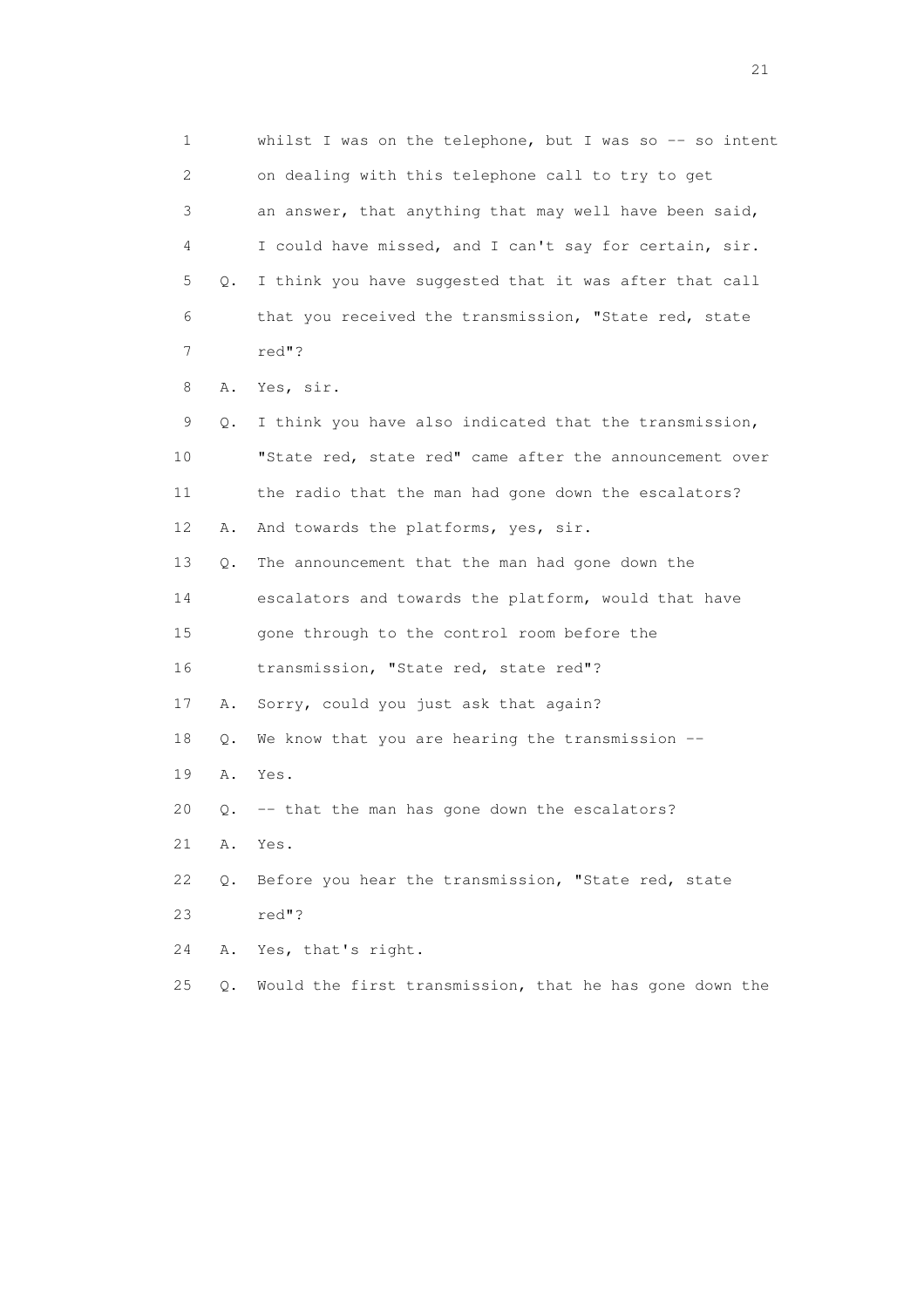1 whilst I was on the telephone, but I was so -- so intent
2 on dealing with this telephone call to try to get
3 an answer, that anything that may well have been said,
4 I could have missed, and I can't say for certain, sir.
5 Q. I think you have suggested that it was after that call
6 that you received the transmission, "State red, state
7 red"?
8 A. Yes, sir.
9 Q. I think you have also indicated that the transmission,
10 "State red, state red" came after the announcement over
11 the radio that the man had gone down the escalators?
12 A. And towards the platforms, yes, sir.
13 Q. The announcement that the man had gone down the
14 escalators and towards the platform, would that have
15 gone through to the control room before the
16 transmission, "State red, state red"?
17 A. Sorry, could you just ask that again?
18 Q. We know that you are hearing the transmission --
19 A. Yes.
20 Q. -- that the man has gone down the escalators?
21 A. Yes.
22 Q. Before you hear the transmission, "State red, state
23 red"?
24 A. Yes, that's right.
25 Q. Would the first transmission, that he has gone down the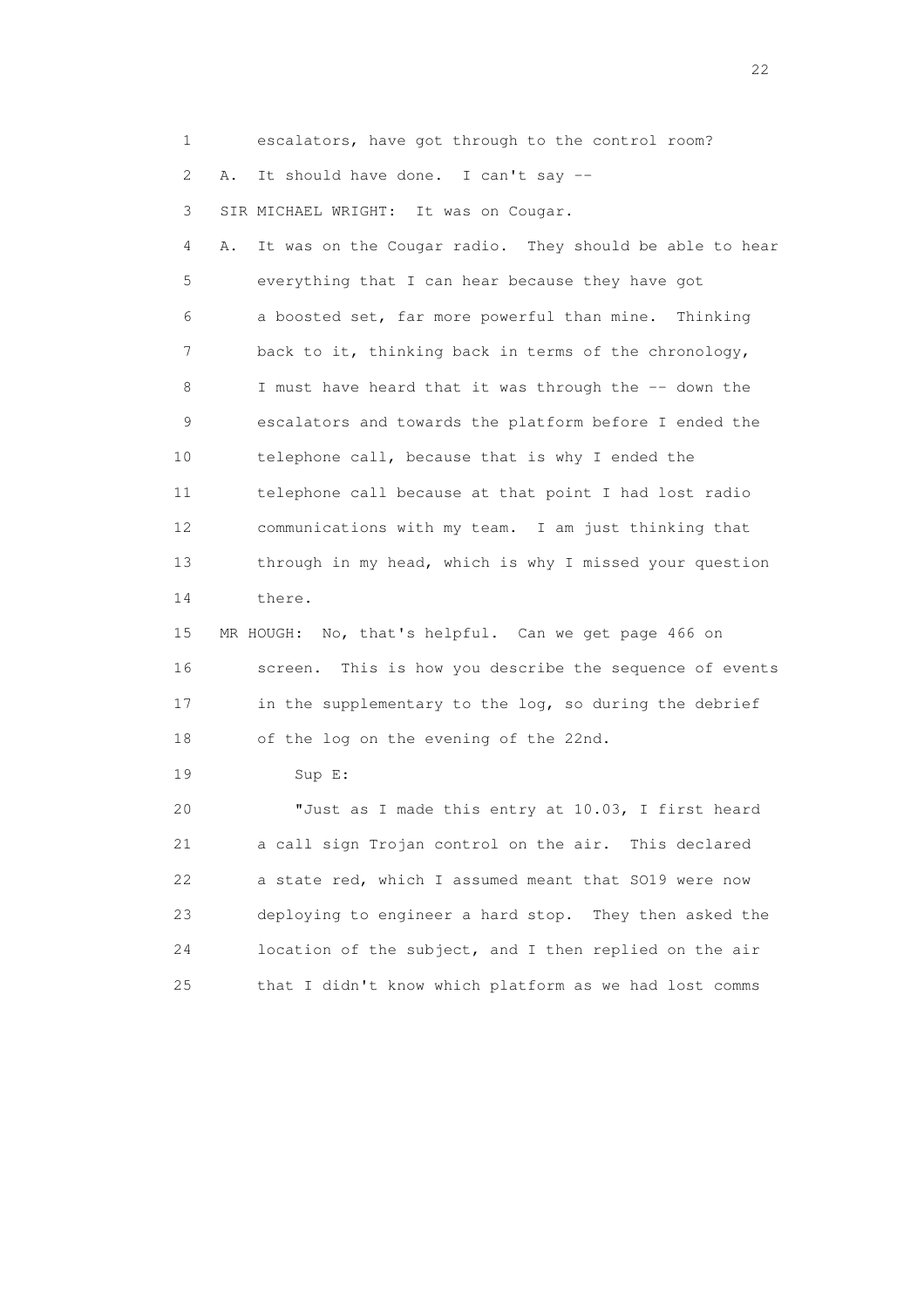1 escalators, have got through to the control room?

2 A. It should have done. I can't say --

3 SIR MICHAEL WRIGHT: It was on Cougar.

4 A. It was on the Cougar radio. They should be able to hear

5 everything that I can hear because they have got

6 a boosted set, far more powerful than mine. Thinking

7 back to it, thinking back in terms of the chronology,

8 I must have heard that it was through the -- down the

9 escalators and towards the platform before I ended the

10 telephone call, because that is why I ended the

11 telephone call because at that point I had lost radio

12 communications with my team. I am just thinking that

13 through in my head, which is why I missed your question

14 there.

15 MR HOUGH: No, that's helpful. Can we get page 466 on

16 screen. This is how you describe the sequence of events

17 in the supplementary to the log, so during the debrief

18 of the log on the evening of the 22nd.

19 Sup E:

20 "Just as I made this entry at 10.03, I first heard

21 a call sign Trojan control on the air. This declared

22 a state red, which I assumed meant that SO19 were now

23 deploying to engineer a hard stop. They then asked the

24 location of the subject, and I then replied on the air

25 that I didn't know which platform as we had lost comms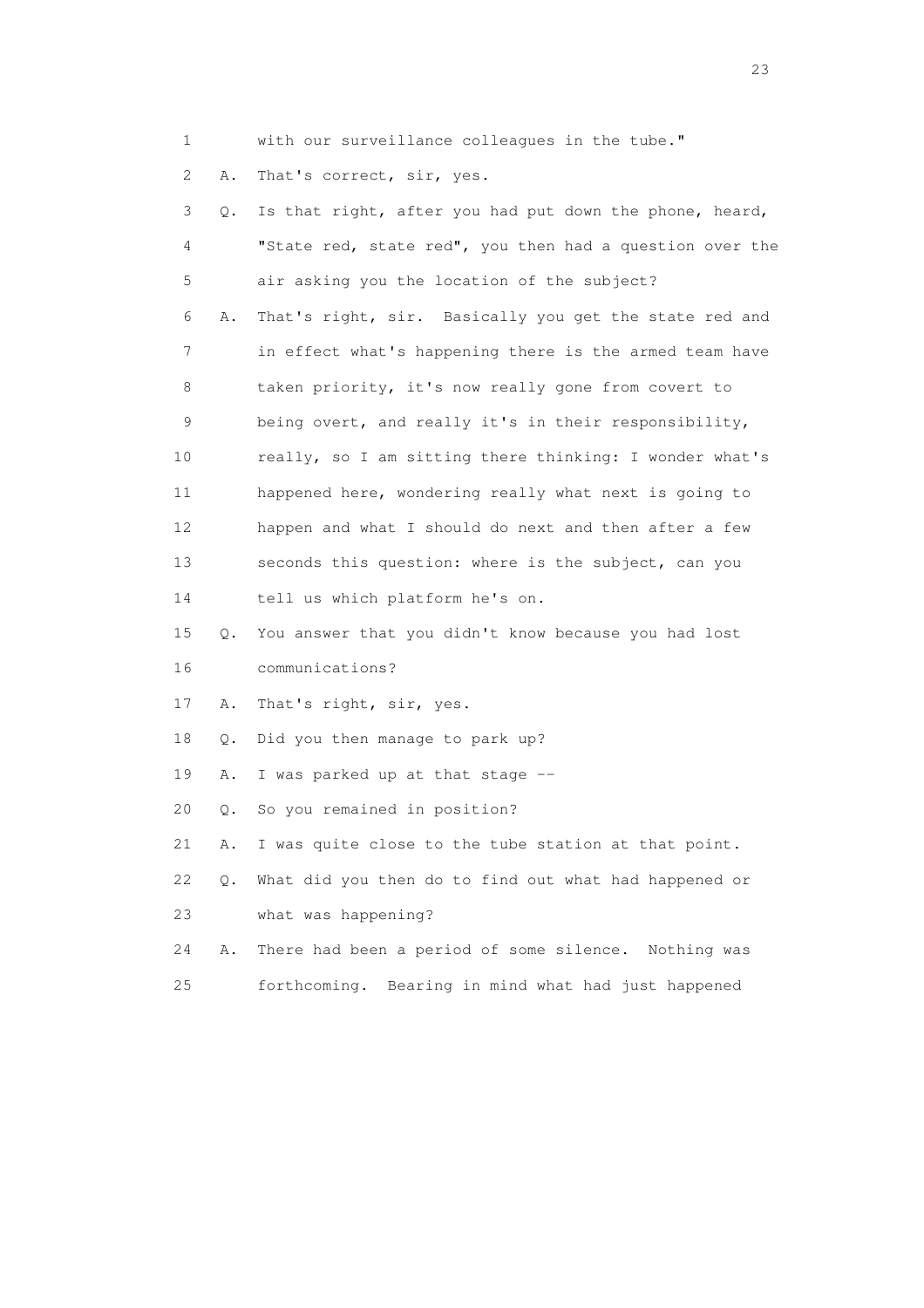1 with our surveillance colleagues in the tube."

2 A. That's correct, sir, yes.

3 Q. Is that right, after you had put down the phone, heard,

4 "State red, state red", you then had a question over the

5 air asking you the location of the subject?

6 A. That's right, sir. Basically you get the state red and

7 in effect what's happening there is the armed team have

8 taken priority, it's now really gone from covert to

9 being overt, and really it's in their responsibility,

10 really, so I am sitting there thinking: I wonder what's

11 happened here, wondering really what next is going to

12 happen and what I should do next and then after a few

13 seconds this question: where is the subject, can you

14 tell us which platform he's on.

15 Q. You answer that you didn't know because you had lost

16 communications?

17 A. That's right, sir, yes.

18 Q. Did you then manage to park up?

19 A. I was parked up at that stage --

20 Q. So you remained in position?

21 A. I was quite close to the tube station at that point.

22 Q. What did you then do to find out what had happened or

23 what was happening?

24 A. There had been a period of some silence. Nothing was

25 forthcoming. Bearing in mind what had just happened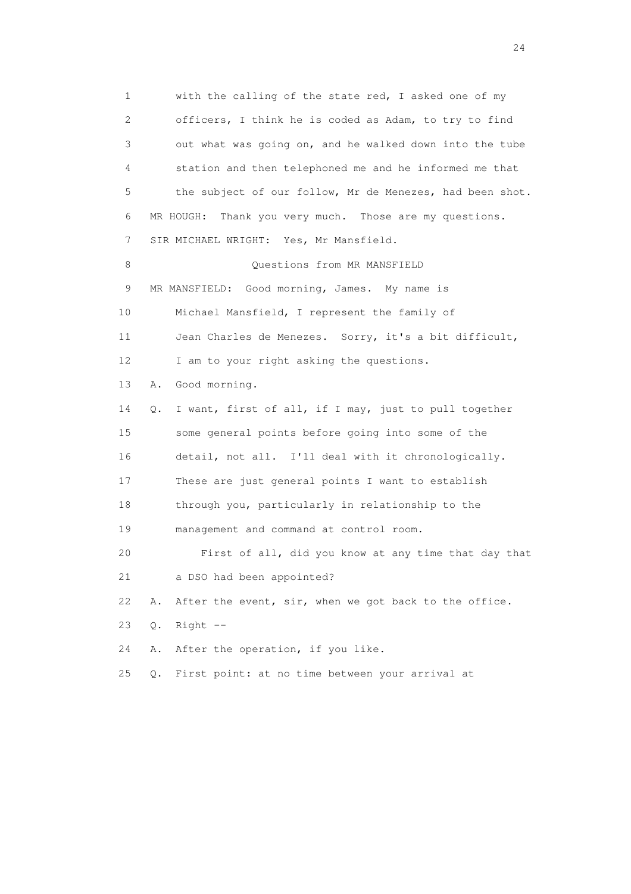1 with the calling of the state red, I asked one of my
2 officers, I think he is coded as Adam, to try to find
3 out what was going on, and he walked down into the tube
4 station and then telephoned me and he informed me that
5 the subject of our follow, Mr de Menezes, had been shot.
6 MR HOUGH: Thank you very much. Those are my questions.
7 SIR MICHAEL WRIGHT: Yes, Mr Mansfield.
8 Questions from MR MANSFIELD
9 MR MANSFIELD: Good morning, James. My name is
10 Michael Mansfield, I represent the family of
11 Jean Charles de Menezes. Sorry, it's a bit difficult,
12 I am to your right asking the questions.
13 A. Good morning.
14 Q. I want, first of all, if I may, just to pull together
15 some general points before going into some of the
16 detail, not all. I'll deal with it chronologically.
17 These are just general points I want to establish
18 through you, particularly in relationship to the
19 management and command at control room.
20 First of all, did you know at any time that day that
21 a DSO had been appointed?
22 A. After the event, sir, when we got back to the office.
23 Q. Right --
24 A. After the operation, if you like.
25 Q. First point: at no time between your arrival at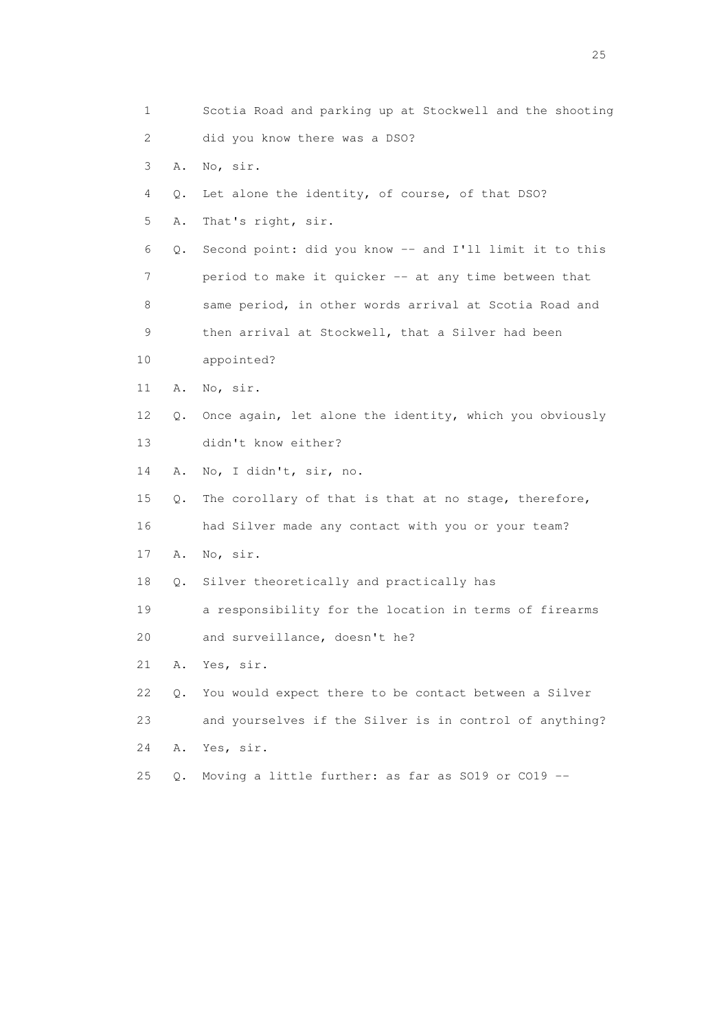1 Scotia Road and parking up at Stockwell and the shooting
2 did you know there was a DSO?
3 A. No, sir.
4 Q. Let alone the identity, of course, of that DSO?
5 A. That's right, sir.
6 Q. Second point: did you know -- and I'll limit it to this
7 period to make it quicker -- at any time between that
8 same period, in other words arrival at Scotia Road and
9 then arrival at Stockwell, that a Silver had been
10 appointed?
11 A. No, sir.
12 Q. Once again, let alone the identity, which you obviously
13 didn't know either?
14 A. No, I didn't, sir, no.
15 Q. The corollary of that is that at no stage, therefore,
16 had Silver made any contact with you or your team?
17 A. No, sir.
18 Q. Silver theoretically and practically has
19 a responsibility for the location in terms of firearms
20 and surveillance, doesn't he?
21 A. Yes, sir.
22 Q. You would expect there to be contact between a Silver
23 and yourselves if the Silver is in control of anything?
24 A. Yes, sir.
25 Q. Moving a little further: as far as SO19 or CO19 --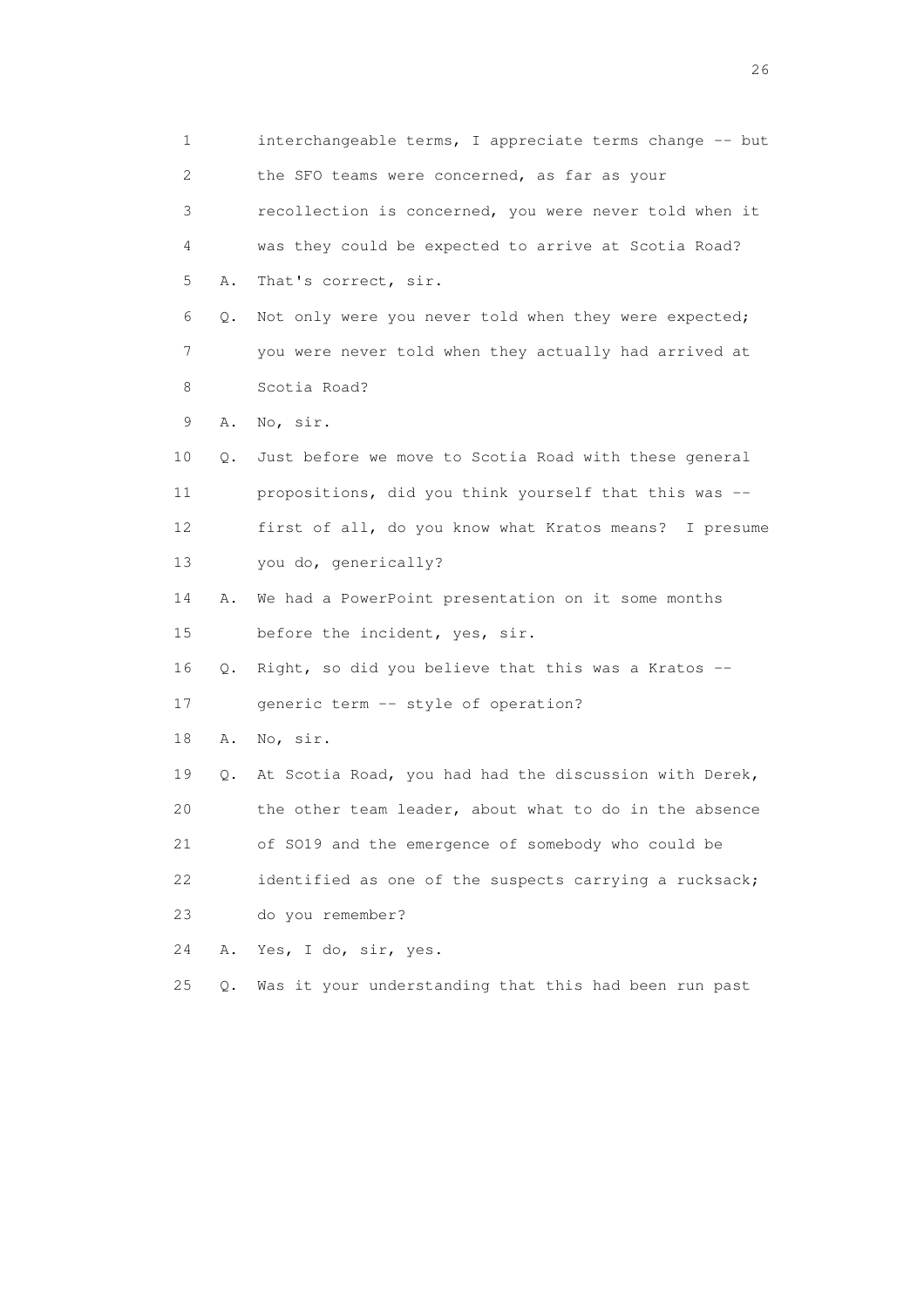1 interchangeable terms, I appreciate terms change -- but
2 the SFO teams were concerned, as far as your
3 recollection is concerned, you were never told when it
4 was they could be expected to arrive at Scotia Road?
5 A. That's correct, sir.
6 Q. Not only were you never told when they were expected;
7 you were never told when they actually had arrived at
8 Scotia Road?
9 A. No, sir.
10 Q. Just before we move to Scotia Road with these general
11 propositions, did you think yourself that this was --
12 first of all, do you know what Kratos means? I presume
13 you do, generically?
14 A. We had a PowerPoint presentation on it some months
15 before the incident, yes, sir.
16 Q. Right, so did you believe that this was a Kratos --
17 generic term -- style of operation?
18 A. No, sir.
19 Q. At Scotia Road, you had had the discussion with Derek,
20 the other team leader, about what to do in the absence
21 of SO19 and the emergence of somebody who could be
22 identified as one of the suspects carrying a rucksack;
23 do you remember?
24 A. Yes, I do, sir, yes.
25 Q. Was it your understanding that this had been run past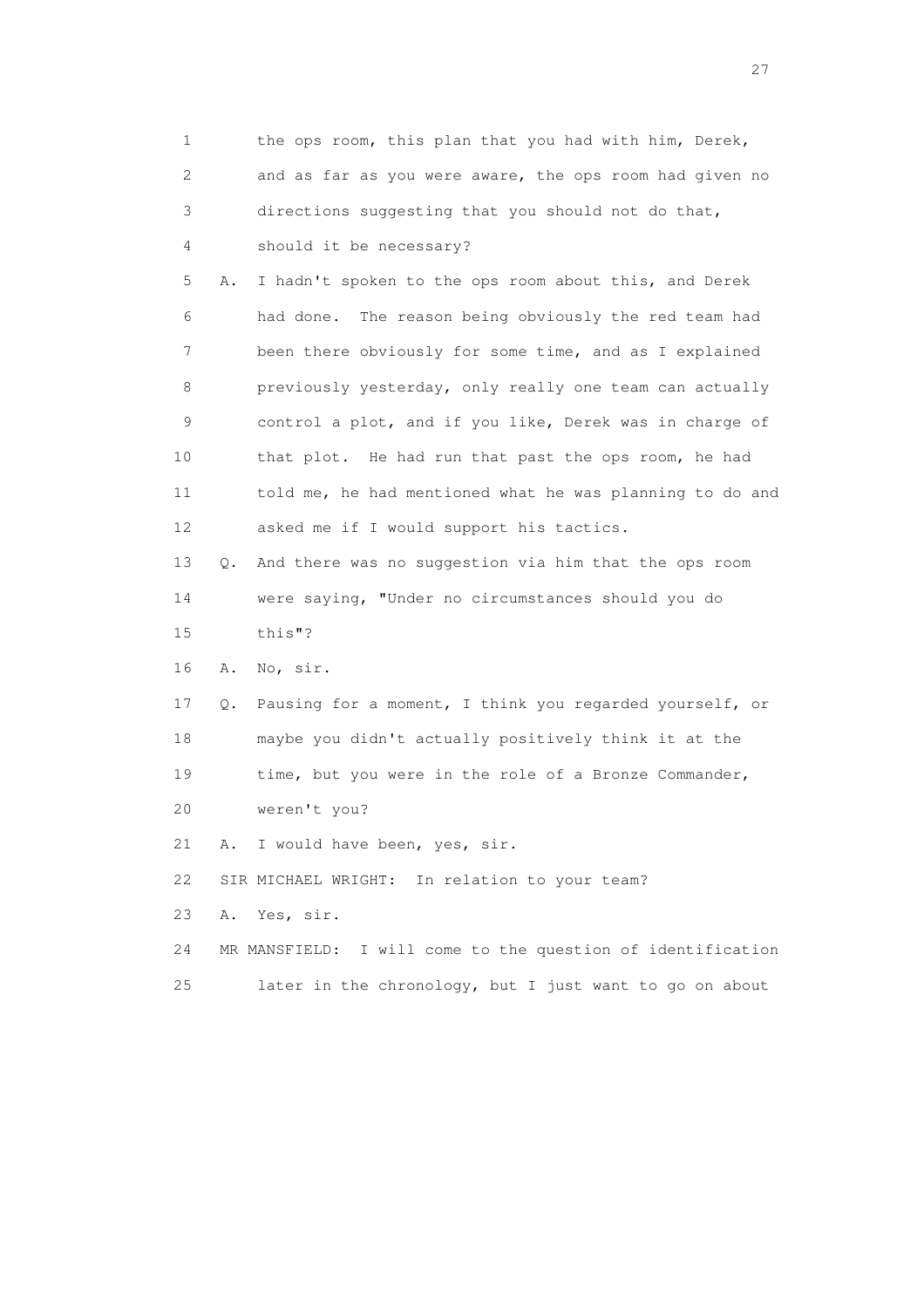1 the ops room, this plan that you had with him, Derek,
2 and as far as you were aware, the ops room had given no
3 directions suggesting that you should not do that,
4 should it be necessary?

5 A. I hadn't spoken to the ops room about this, and Derek
6 had done. The reason being obviously the red team had
7 been there obviously for some time, and as I explained
8 previously yesterday, only really one team can actually
9 control a plot, and if you like, Derek was in charge of
10 that plot. He had run that past the ops room, he had
11 told me, he had mentioned what he was planning to do and
12 asked me if I would support his tactics.

13 Q. And there was no suggestion via him that the ops room
14 were saying, "Under no circumstances should you do
15 this"?

16 A. No, sir.

17 Q. Pausing for a moment, I think you regarded yourself, or
18 maybe you didn't actually positively think it at the
19 time, but you were in the role of a Bronze Commander,
20 weren't you?

21 A. I would have been, yes, sir.

22 SIR MICHAEL WRIGHT: In relation to your team?

23 A. Yes, sir.

24 MR MANSFIELD: I will come to the question of identification
25 later in the chronology, but I just want to go on about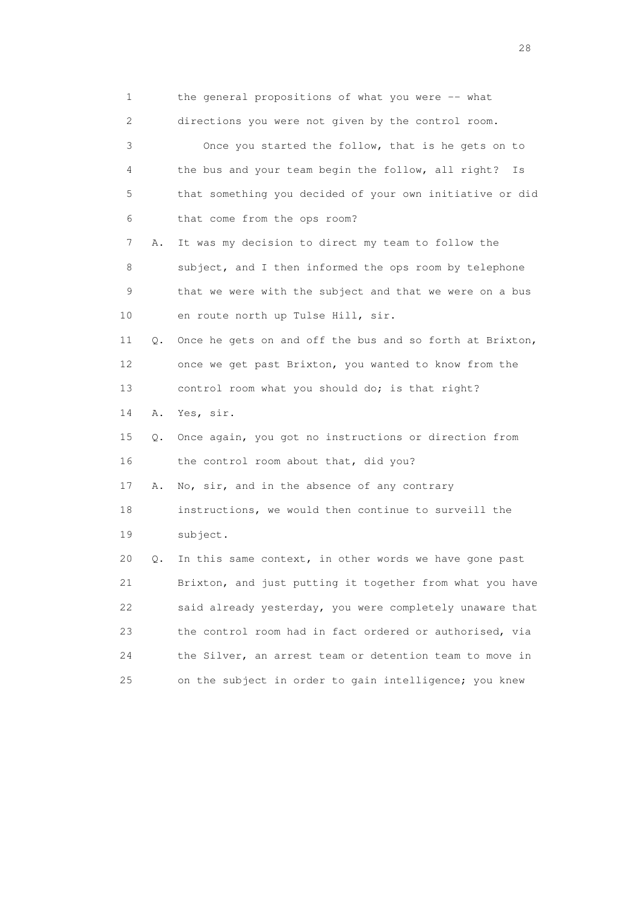1 the general propositions of what you were -- what
2 directions you were not given by the control room.
3 Once you started the follow, that is he gets on to
4 the bus and your team begin the follow, all right? Is
5 that something you decided of your own initiative or did
6 that come from the ops room?
7 A. It was my decision to direct my team to follow the
8 subject, and I then informed the ops room by telephone
9 that we were with the subject and that we were on a bus
10 en route north up Tulse Hill, sir.
11 Q. Once he gets on and off the bus and so forth at Brixton,
12 once we get past Brixton, you wanted to know from the
13 control room what you should do; is that right?
14 A. Yes, sir.
15 Q. Once again, you got no instructions or direction from
16 the control room about that, did you?
17 A. No, sir, and in the absence of any contrary
18 instructions, we would then continue to surveill the
19 subject.
20 Q. In this same context, in other words we have gone past
21 Brixton, and just putting it together from what you have
22 said already yesterday, you were completely unaware that
23 the control room had in fact ordered or authorised, via
24 the Silver, an arrest team or detention team to move in
25 on the subject in order to gain intelligence; you knew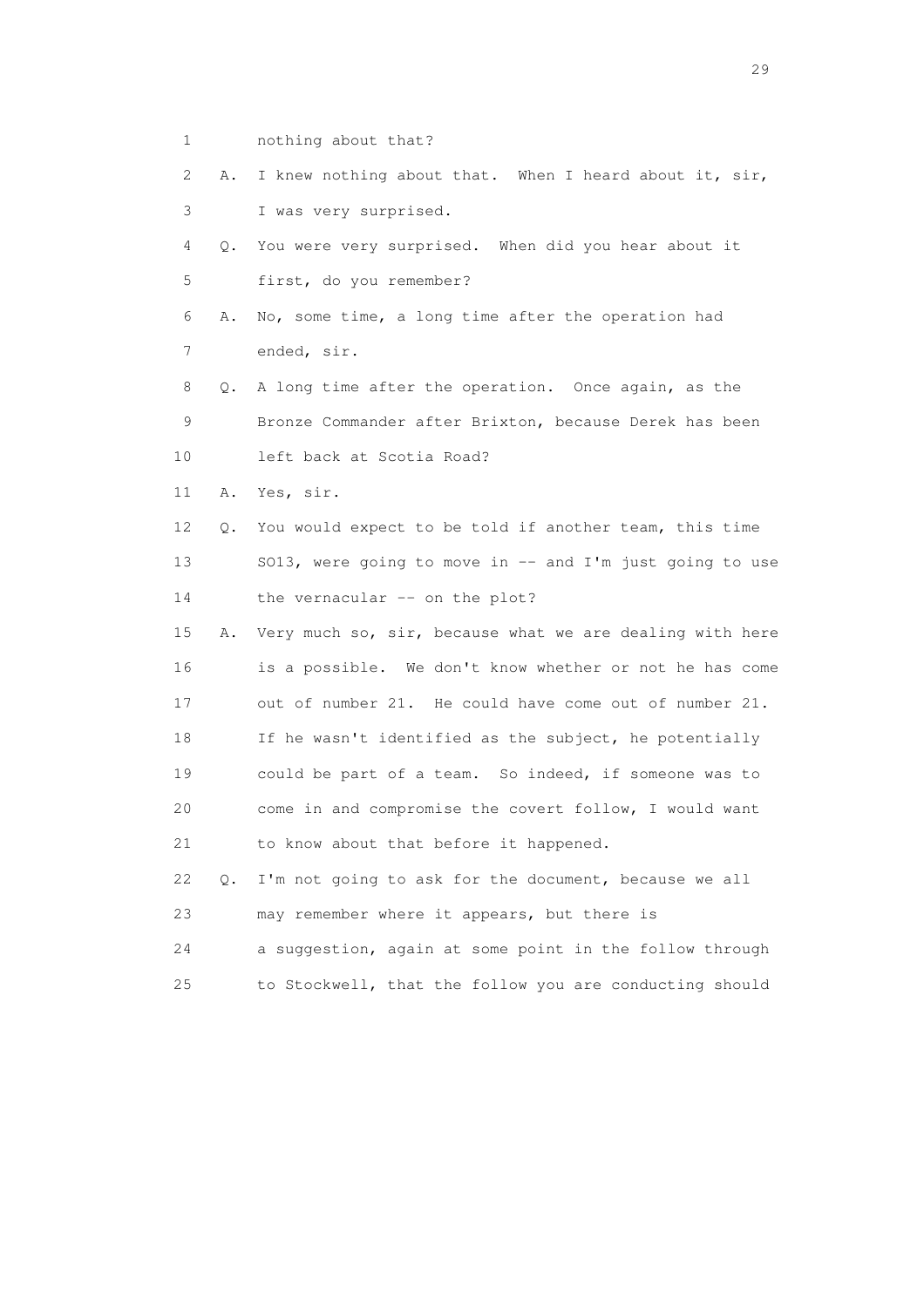1 nothing about that?

2 A. I knew nothing about that. When I heard about it, sir,

3 I was very surprised.

4 Q. You were very surprised. When did you hear about it

5 first, do you remember?

6 A. No, some time, a long time after the operation had

7 ended, sir.

8 Q. A long time after the operation. Once again, as the

9 Bronze Commander after Brixton, because Derek has been

10 left back at Scotia Road?

11 A. Yes, sir.

12 Q. You would expect to be told if another team, this time

13 SO13, were going to move in -- and I'm just going to use

14 the vernacular -- on the plot?

15 A. Very much so, sir, because what we are dealing with here

16 is a possible. We don't know whether or not he has come

17 out of number 21. He could have come out of number 21.

18 If he wasn't identified as the subject, he potentially

19 could be part of a team. So indeed, if someone was to

20 come in and compromise the covert follow, I would want

21 to know about that before it happened.

22 Q. I'm not going to ask for the document, because we all

23 may remember where it appears, but there is

24 a suggestion, again at some point in the follow through

25 to Stockwell, that the follow you are conducting should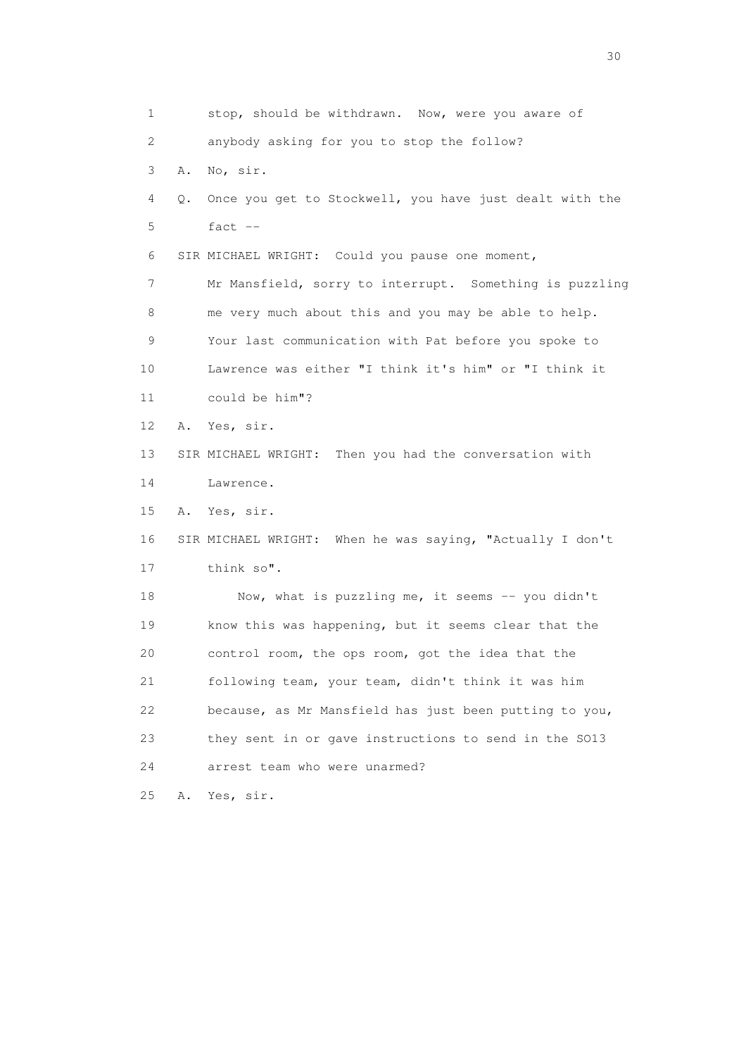1 stop, should be withdrawn. Now, were you aware of
2 anybody asking for you to stop the follow?
3 A. No, sir.
4 Q. Once you get to Stockwell, you have just dealt with the
5 fact --
6 SIR MICHAEL WRIGHT: Could you pause one moment,
7 Mr Mansfield, sorry to interrupt. Something is puzzling
8 me very much about this and you may be able to help.
9 Your last communication with Pat before you spoke to
10 Lawrence was either "I think it's him" or "I think it
11 could be him"?
12 A. Yes, sir.
13 SIR MICHAEL WRIGHT: Then you had the conversation with
14 Lawrence.
15 A. Yes, sir.
16 SIR MICHAEL WRIGHT: When he was saying, "Actually I don't
17 think so".
18 Now, what is puzzling me, it seems -- you didn't
19 know this was happening, but it seems clear that the
20 control room, the ops room, got the idea that the
21 following team, your team, didn't think it was him
22 because, as Mr Mansfield has just been putting to you,
23 they sent in or gave instructions to send in the SO13
24 arrest team who were unarmed?
25 A. Yes, sir.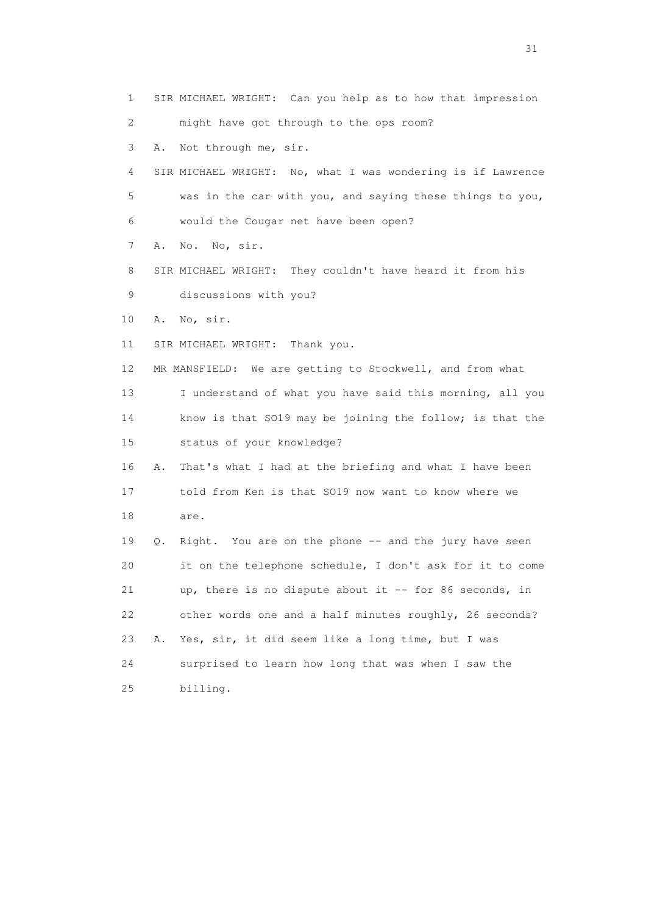1 SIR MICHAEL WRIGHT: Can you help as to how that impression
2 might have got through to the ops room?
3 A. Not through me, sir.
4 SIR MICHAEL WRIGHT: No, what I was wondering is if Lawrence
5 was in the car with you, and saying these things to you,
6 would the Cougar net have been open?
7 A. No. No, sir.
8 SIR MICHAEL WRIGHT: They couldn't have heard it from his
9 discussions with you?
10 A. No, sir.
11 SIR MICHAEL WRIGHT: Thank you.
12 MR MANSFIELD: We are getting to Stockwell, and from what
13 I understand of what you have said this morning, all you
14 know is that SO19 may be joining the follow; is that the
15 status of your knowledge?
16 A. That's what I had at the briefing and what I have been
17 told from Ken is that SO19 now want to know where we
18 are.
19 Q. Right. You are on the phone -- and the jury have seen
20 it on the telephone schedule, I don't ask for it to come
21 up, there is no dispute about it -- for 86 seconds, in
22 other words one and a half minutes roughly, 26 seconds?
23 A. Yes, sir, it did seem like a long time, but I was
24 surprised to learn how long that was when I saw the
25 billing.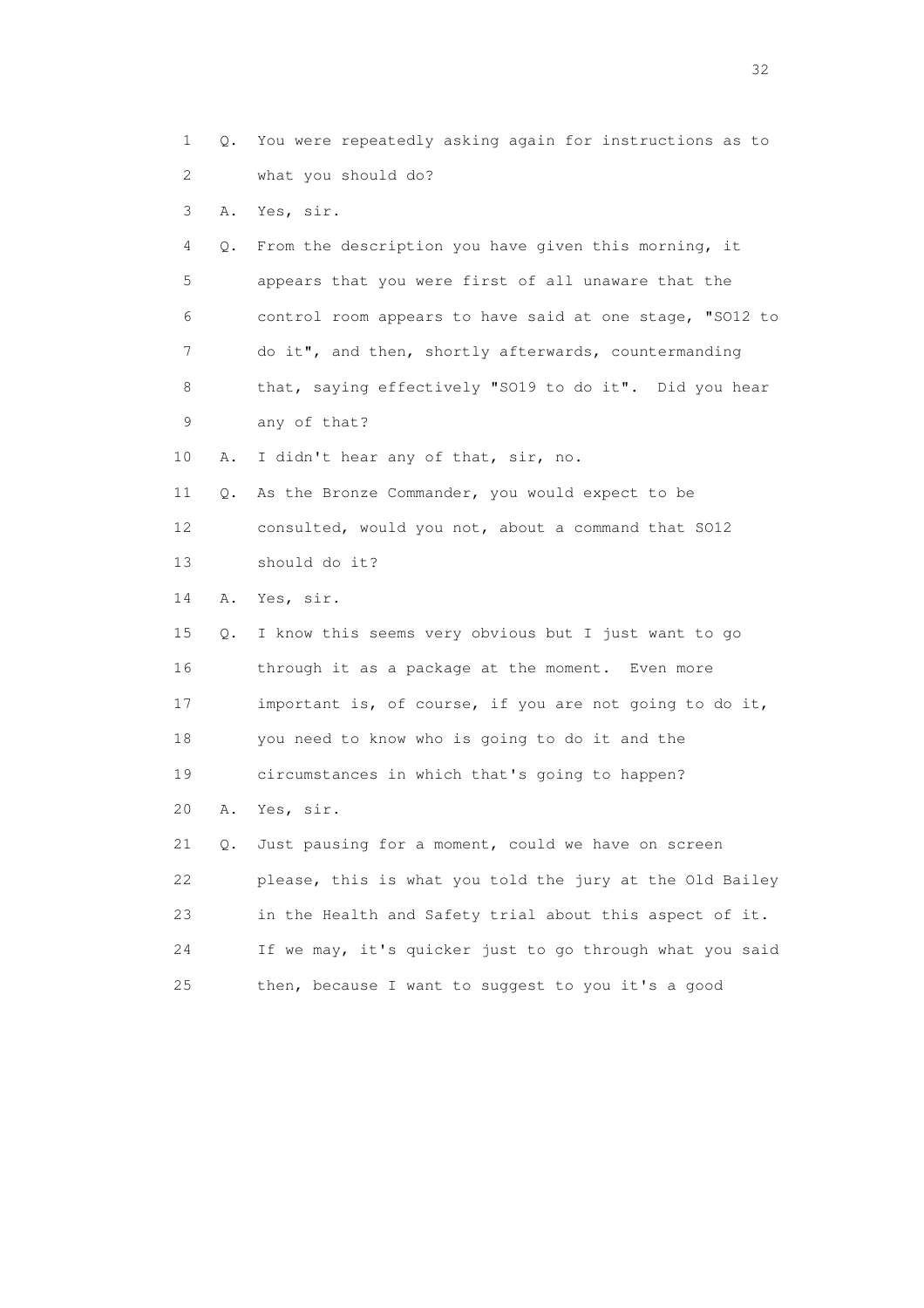1 Q. You were repeatedly asking again for instructions as to
2 what you should do?
3 A. Yes, sir.
4 Q. From the description you have given this morning, it
5 appears that you were first of all unaware that the
6 control room appears to have said at one stage, "SO12 to
7 do it", and then, shortly afterwards, countermanding
8 that, saying effectively "SO19 to do it". Did you hear
9 any of that?
10 A. I didn't hear any of that, sir, no.
11 Q. As the Bronze Commander, you would expect to be
12 consulted, would you not, about a command that SO12
13 should do it?
14 A. Yes, sir.
15 Q. I know this seems very obvious but I just want to go
16 through it as a package at the moment. Even more
17 important is, of course, if you are not going to do it,
18 you need to know who is going to do it and the
19 circumstances in which that's going to happen?
20 A. Yes, sir.
21 Q. Just pausing for a moment, could we have on screen
22 please, this is what you told the jury at the Old Bailey
23 in the Health and Safety trial about this aspect of it.
24 If we may, it's quicker just to go through what you said
25 then, because I want to suggest to you it's a good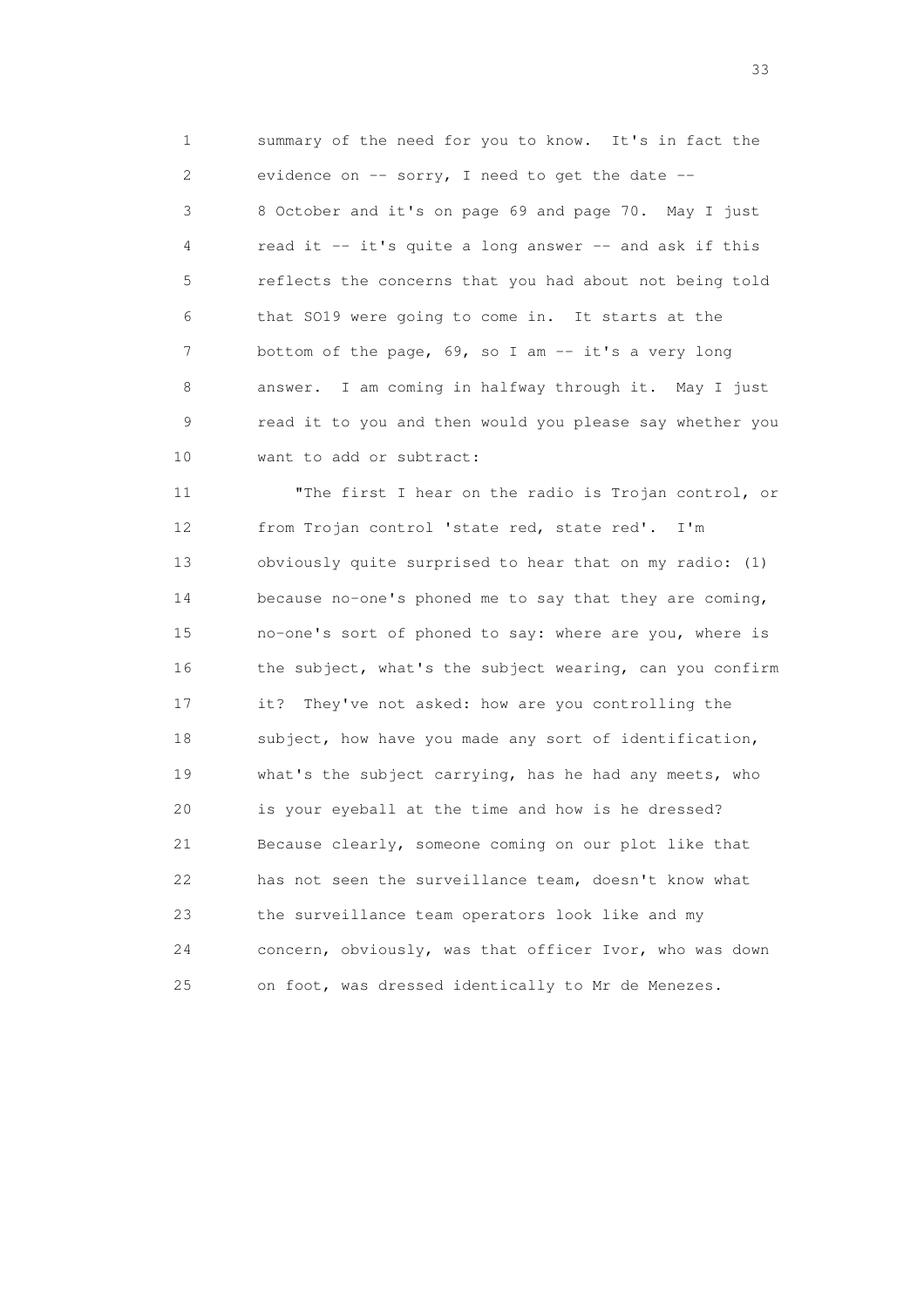1 summary of the need for you to know. It's in fact the
2 evidence on -- sorry, I need to get the date --
3 8 October and it's on page 69 and page 70. May I just
4 read it -- it's quite a long answer -- and ask if this
5 reflects the concerns that you had about not being told
6 that SO19 were going to come in. It starts at the
7 bottom of the page, 69, so I am -- it's a very long
8 answer. I am coming in halfway through it. May I just
9 read it to you and then would you please say whether you
10 want to add or subtract:

11 "The first I hear on the radio is Trojan control, or
12 from Trojan control 'state red, state red'. I'm
13 obviously quite surprised to hear that on my radio: (1)
14 because no-one's phoned me to say that they are coming,
15 no-one's sort of phoned to say: where are you, where is
16 the subject, what's the subject wearing, can you confirm
17 it? They've not asked: how are you controlling the
18 subject, how have you made any sort of identification,
19 what's the subject carrying, has he had any meets, who
20 is your eyeball at the time and how is he dressed?
21 Because clearly, someone coming on our plot like that
22 has not seen the surveillance team, doesn't know what
23 the surveillance team operators look like and my
24 concern, obviously, was that officer Ivor, who was down
25 on foot, was dressed identically to Mr de Menezes.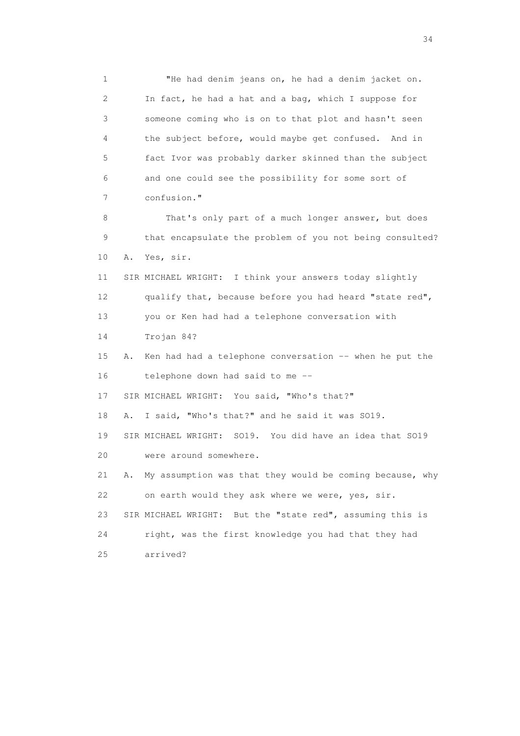1 "He had denim jeans on, he had a denim jacket on.
2 In fact, he had a hat and a bag, which I suppose for
3 someone coming who is on to that plot and hasn't seen
4 the subject before, would maybe get confused. And in
5 fact Ivor was probably darker skinned than the subject
6 and one could see the possibility for some sort of
7 confusion."

8 That's only part of a much longer answer, but does
9 that encapsulate the problem of you not being consulted?
10 A. Yes, sir.
11 SIR MICHAEL WRIGHT: I think your answers today slightly
12 qualify that, because before you had heard "state red",
13 you or Ken had had a telephone conversation with
14 Trojan 84?
15 A. Ken had had a telephone conversation -- when he put the
16 telephone down had said to me --
17 SIR MICHAEL WRIGHT: You said, "Who's that?"
18 A. I said, "Who's that?" and he said it was SO19.
19 SIR MICHAEL WRIGHT: SO19. You did have an idea that SO19
20 were around somewhere.
21 A. My assumption was that they would be coming because, why
22 on earth would they ask where we were, yes, sir.
23 SIR MICHAEL WRIGHT: But the "state red", assuming this is
24 right, was the first knowledge you had that they had
25 arrived?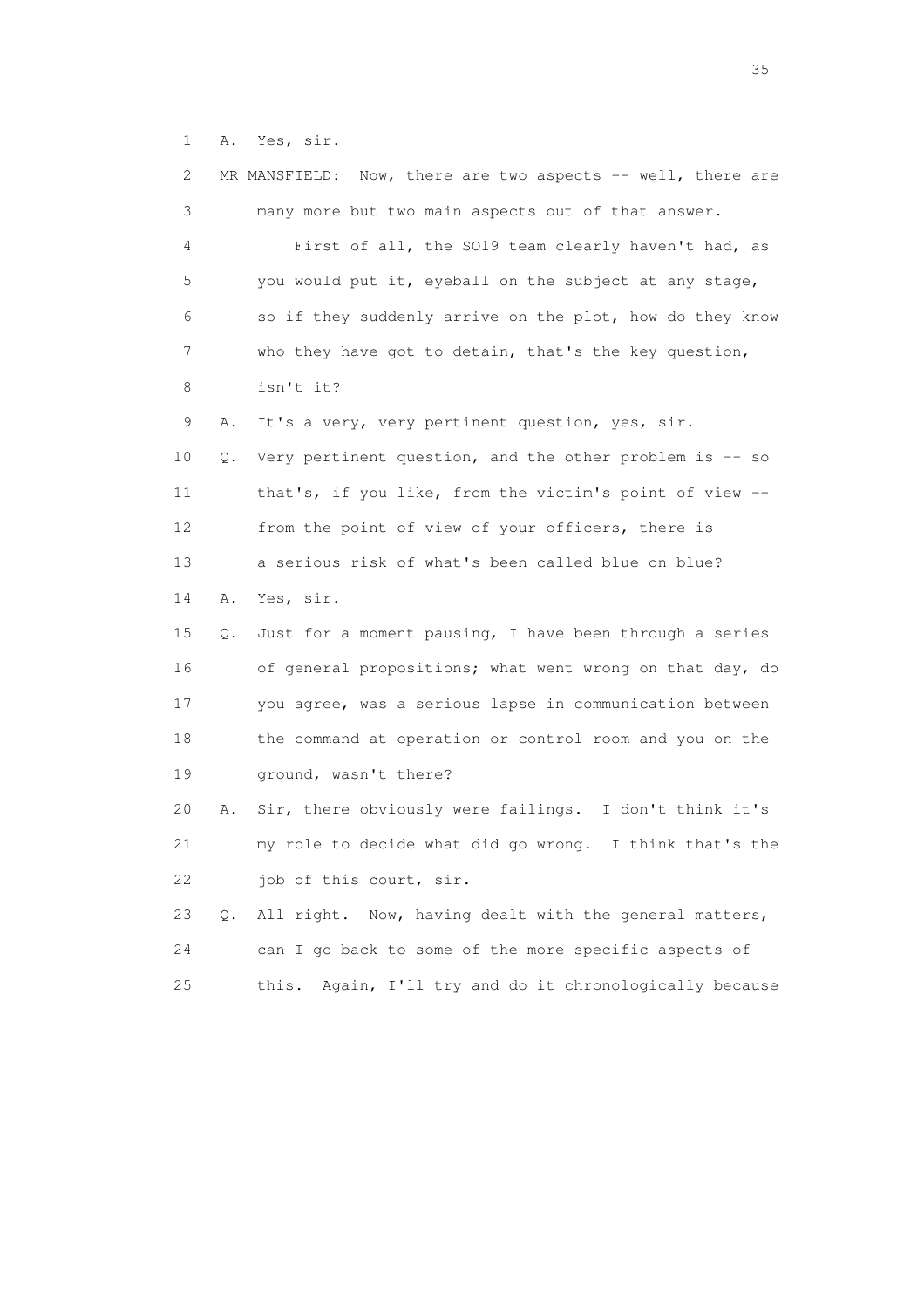1 A. Yes, sir.

2 MR MANSFIELD: Now, there are two aspects -- well, there are

3 many more but two main aspects out of that answer.

4 First of all, the SO19 team clearly haven't had, as

5 you would put it, eyeball on the subject at any stage,

6 so if they suddenly arrive on the plot, how do they know

7 who they have got to detain, that's the key question,

8 isn't it?

9 A. It's a very, very pertinent question, yes, sir.

10 Q. Very pertinent question, and the other problem is -- so

11 that's, if you like, from the victim's point of view --

12 from the point of view of your officers, there is

13 a serious risk of what's been called blue on blue?

14 A. Yes, sir.

15 Q. Just for a moment pausing, I have been through a series

16 of general propositions; what went wrong on that day, do

17 you agree, was a serious lapse in communication between

18 the command at operation or control room and you on the

19 ground, wasn't there?

20 A. Sir, there obviously were failings. I don't think it's

21 my role to decide what did go wrong. I think that's the

22 job of this court, sir.

23 Q. All right. Now, having dealt with the general matters,

24 can I go back to some of the more specific aspects of

25 this. Again, I'll try and do it chronologically because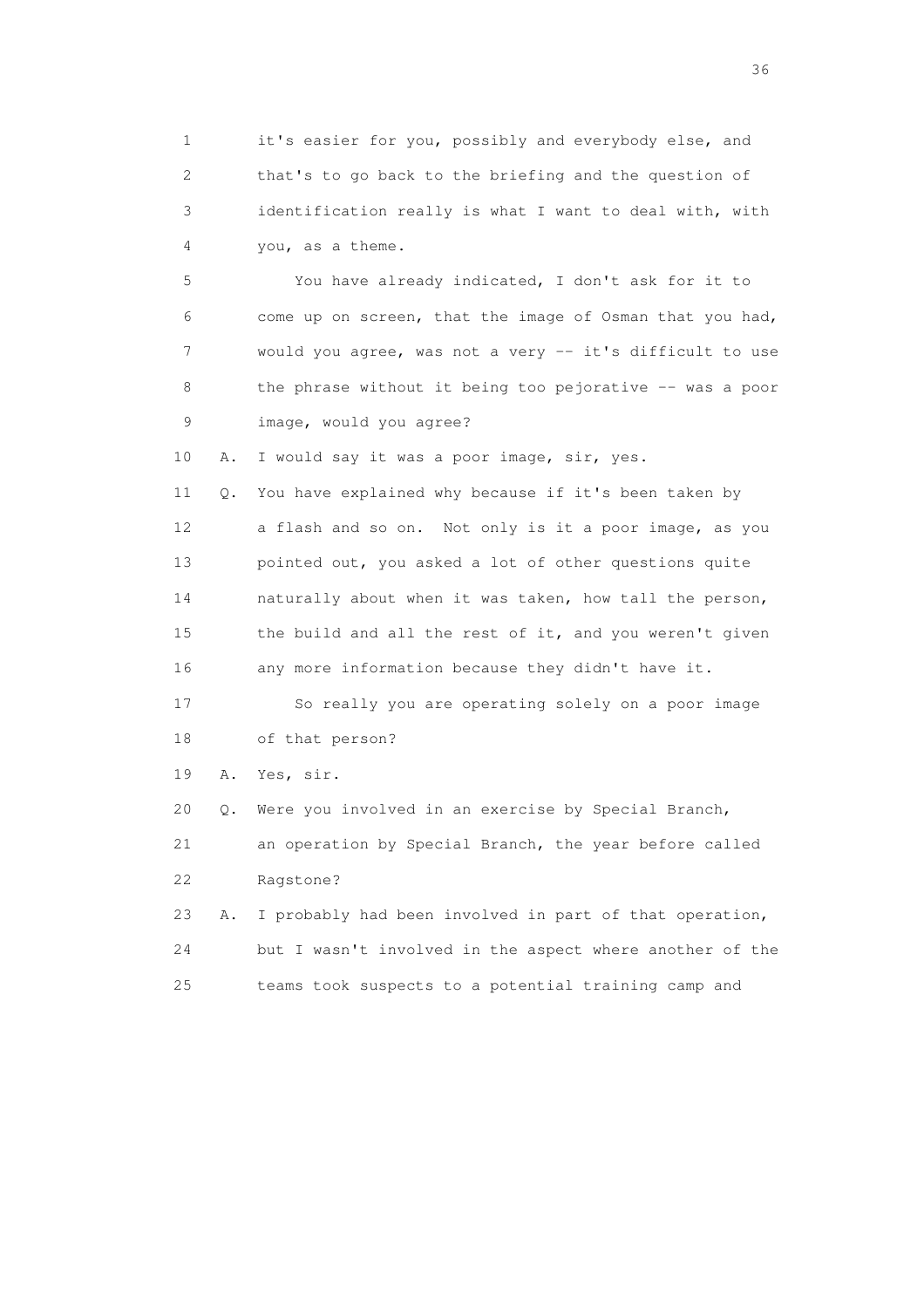1 it's easier for you, possibly and everybody else, and
2 that's to go back to the briefing and the question of
3 identification really is what I want to deal with, with
4 you, as a theme.

5 You have already indicated, I don't ask for it to
6 come up on screen, that the image of Osman that you had,
7 would you agree, was not a very -- it's difficult to use
8 the phrase without it being too pejorative -- was a poor
9 image, would you agree?

10 A. I would say it was a poor image, sir, yes.

11 Q. You have explained why because if it's been taken by
12 a flash and so on. Not only is it a poor image, as you
13 pointed out, you asked a lot of other questions quite
14 naturally about when it was taken, how tall the person,
15 the build and all the rest of it, and you weren't given
16 any more information because they didn't have it.

17 So really you are operating solely on a poor image
18 of that person?

19 A. Yes, sir.

20 Q. Were you involved in an exercise by Special Branch,
21 an operation by Special Branch, the year before called
22 Ragstone?

23 A. I probably had been involved in part of that operation,
24 but I wasn't involved in the aspect where another of the
25 teams took suspects to a potential training camp and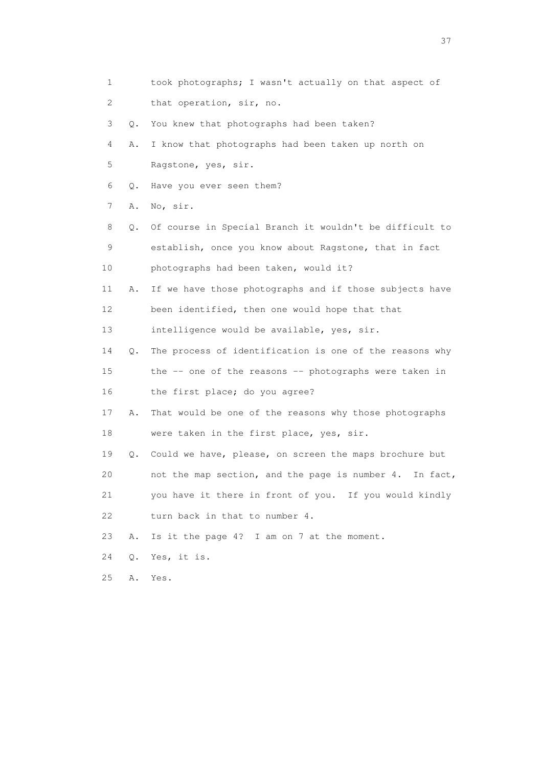1 took photographs; I wasn't actually on that aspect of
2 that operation, sir, no.
3 Q. You knew that photographs had been taken?
4 A. I know that photographs had been taken up north on
5 Ragstone, yes, sir.
6 Q. Have you ever seen them?
7 A. No, sir.
8 Q. Of course in Special Branch it wouldn't be difficult to
9 establish, once you know about Ragstone, that in fact
10 photographs had been taken, would it?
11 A. If we have those photographs and if those subjects have
12 been identified, then one would hope that that
13 intelligence would be available, yes, sir.
14 Q. The process of identification is one of the reasons why
15 the -- one of the reasons -- photographs were taken in
16 the first place; do you agree?
17 A. That would be one of the reasons why those photographs
18 were taken in the first place, yes, sir.
19 Q. Could we have, please, on screen the maps brochure but
20 not the map section, and the page is number 4. In fact,
21 you have it there in front of you. If you would kindly
22 turn back in that to number 4.
23 A. Is it the page 4? I am on 7 at the moment.
24 Q. Yes, it is.
25 A. Yes.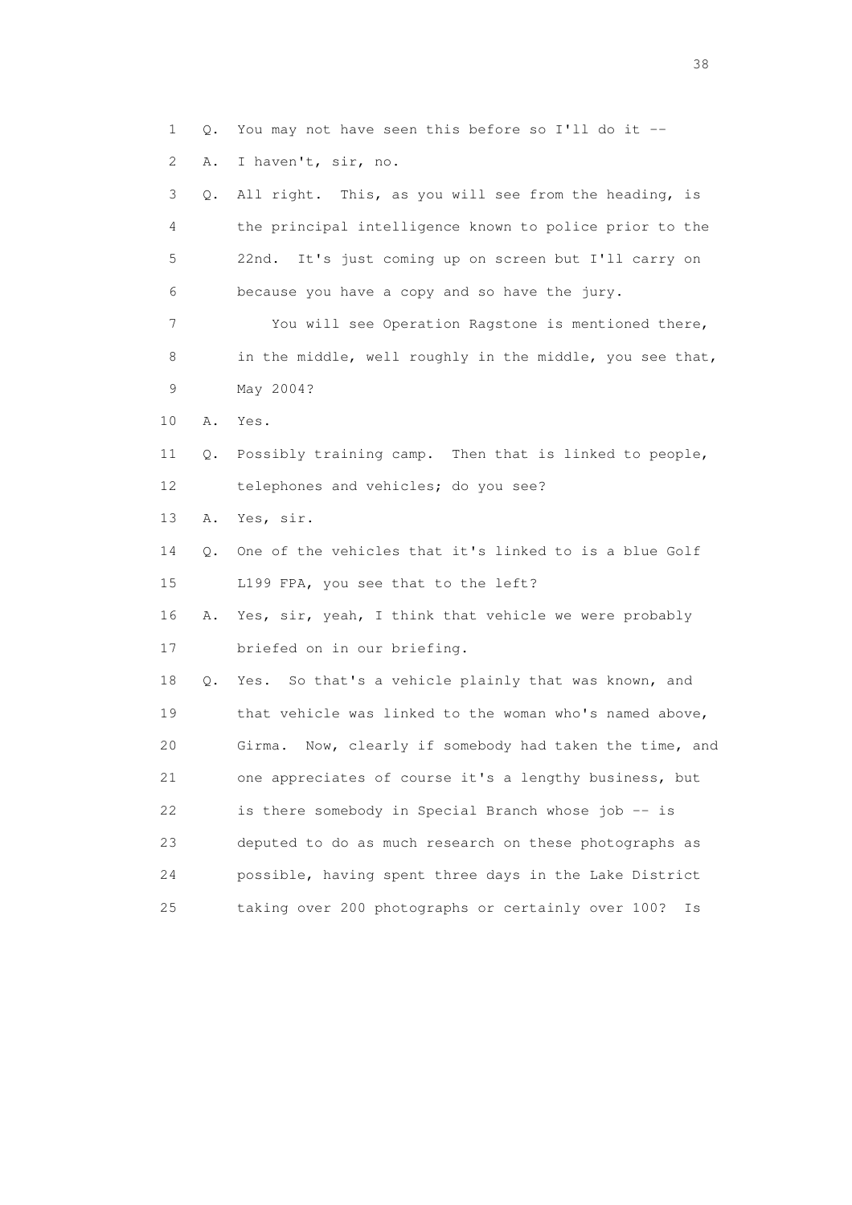1 Q. You may not have seen this before so I'll do it --

2 A. I haven't, sir, no.

3 Q. All right. This, as you will see from the heading, is

4 the principal intelligence known to police prior to the

5 22nd. It's just coming up on screen but I'll carry on

6 because you have a copy and so have the jury.

7 You will see Operation Ragstone is mentioned there,

8 in the middle, well roughly in the middle, you see that,

9 May 2004?

10 A. Yes.

11 Q. Possibly training camp. Then that is linked to people,

12 telephones and vehicles; do you see?

13 A. Yes, sir.

14 Q. One of the vehicles that it's linked to is a blue Golf

15 L199 FPA, you see that to the left?

16 A. Yes, sir, yeah, I think that vehicle we were probably

17 briefed on in our briefing.

18 Q. Yes. So that's a vehicle plainly that was known, and

19 that vehicle was linked to the woman who's named above,

20 Girma. Now, clearly if somebody had taken the time, and

21 one appreciates of course it's a lengthy business, but

22 is there somebody in Special Branch whose job -- is

23 deputed to do as much research on these photographs as

24 possible, having spent three days in the Lake District

25 taking over 200 photographs or certainly over 100? Is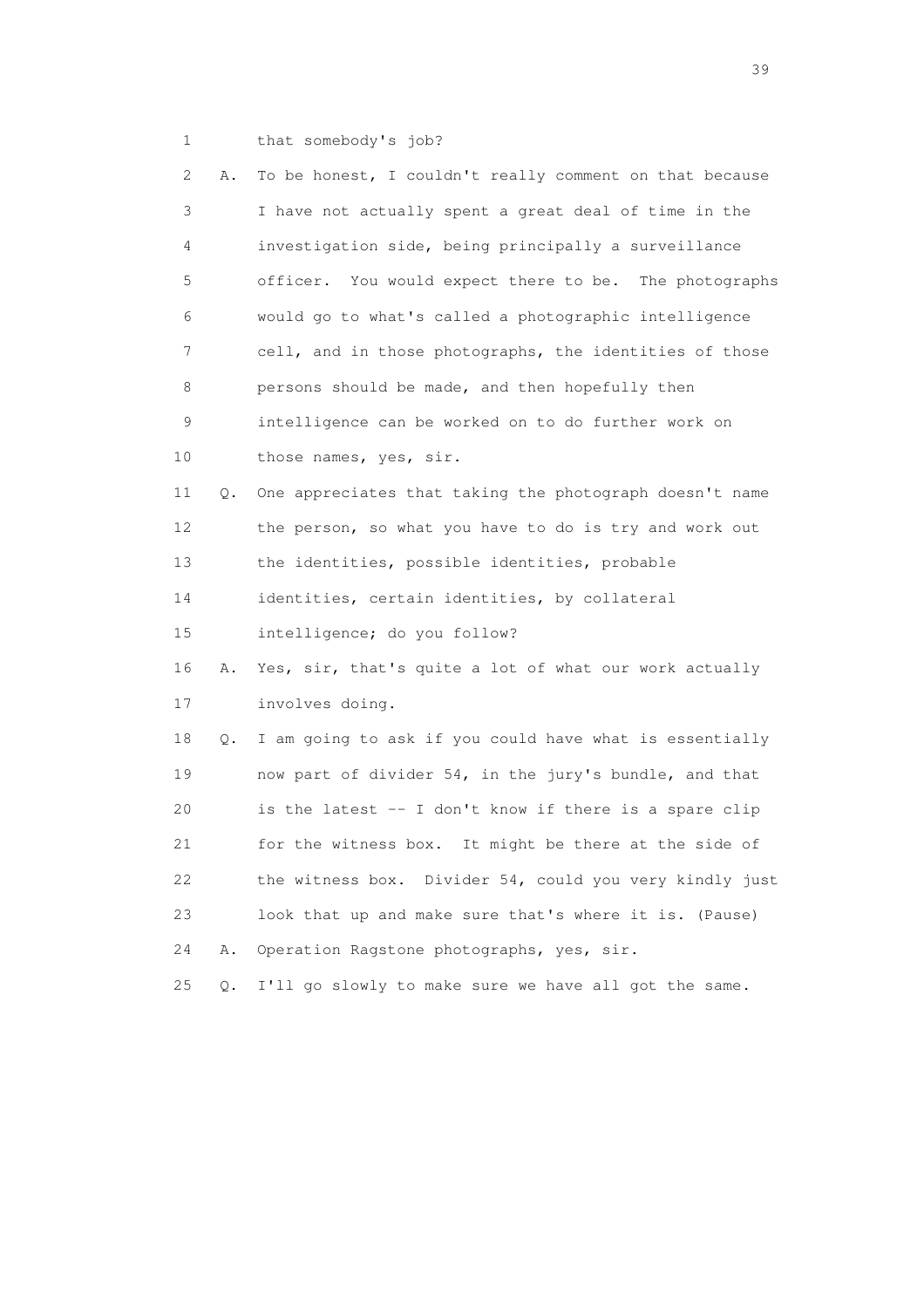1 that somebody's job?

2 A. To be honest, I couldn't really comment on that because
3 I have not actually spent a great deal of time in the
4 investigation side, being principally a surveillance
5 officer. You would expect there to be. The photographs
6 would go to what's called a photographic intelligence
7 cell, and in those photographs, the identities of those
8 persons should be made, and then hopefully then
9 intelligence can be worked on to do further work on
10 those names, yes, sir.

11 Q. One appreciates that taking the photograph doesn't name
12 the person, so what you have to do is try and work out
13 the identities, possible identities, probable
14 identities, certain identities, by collateral
15 intelligence; do you follow?

16 A. Yes, sir, that's quite a lot of what our work actually
17 involves doing.

18 Q. I am going to ask if you could have what is essentially
19 now part of divider 54, in the jury's bundle, and that
20 is the latest -- I don't know if there is a spare clip
21 for the witness box. It might be there at the side of
22 the witness box. Divider 54, could you very kindly just
23 look that up and make sure that's where it is. (Pause)

24 A. Operation Ragstone photographs, yes, sir.

25 Q. I'll go slowly to make sure we have all got the same.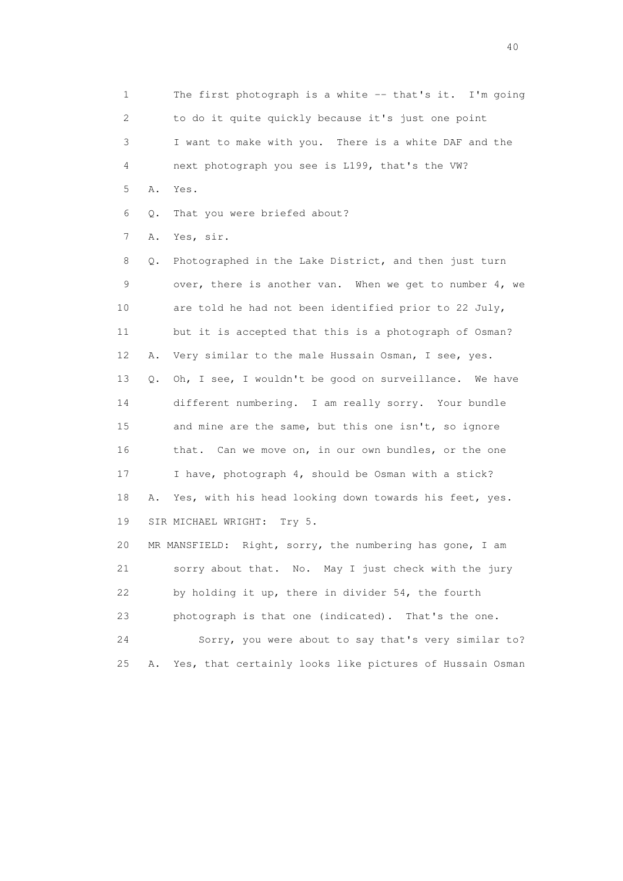1 The first photograph is a white -- that's it. I'm going
2 to do it quite quickly because it's just one point
3 I want to make with you. There is a white DAF and the
4 next photograph you see is L199, that's the VW?
5 A. Yes.
6 Q. That you were briefed about?
7 A. Yes, sir.
8 Q. Photographed in the Lake District, and then just turn
9 over, there is another van. When we get to number 4, we
10 are told he had not been identified prior to 22 July,
11 but it is accepted that this is a photograph of Osman?
12 A. Very similar to the male Hussain Osman, I see, yes.
13 Q. Oh, I see, I wouldn't be good on surveillance. We have
14 different numbering. I am really sorry. Your bundle
15 and mine are the same, but this one isn't, so ignore
16 that. Can we move on, in our own bundles, or the one
17 I have, photograph 4, should be Osman with a stick?
18 A. Yes, with his head looking down towards his feet, yes.
19 SIR MICHAEL WRIGHT: Try 5.
20 MR MANSFIELD: Right, sorry, the numbering has gone, I am
21 sorry about that. No. May I just check with the jury
22 by holding it up, there in divider 54, the fourth
23 photograph is that one (indicated). That's the one.
24 Sorry, you were about to say that's very similar to?
25 A. Yes, that certainly looks like pictures of Hussain Osman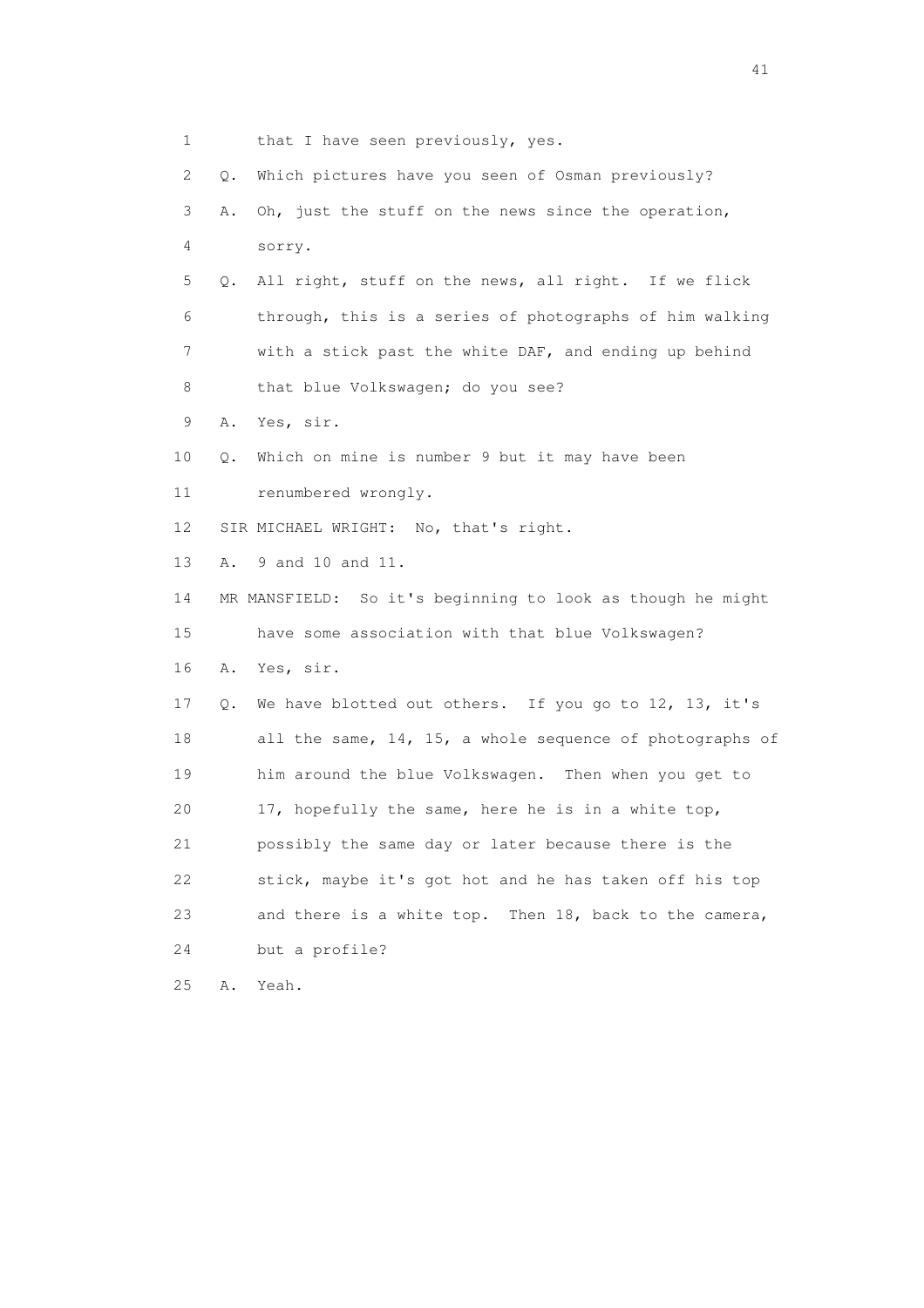1 that I have seen previously, yes.

2 Q. Which pictures have you seen of Osman previously?

3 A. Oh, just the stuff on the news since the operation,

4 sorry.

5 Q. All right, stuff on the news, all right. If we flick

6 through, this is a series of photographs of him walking

7 with a stick past the white DAF, and ending up behind

8 that blue Volkswagen; do you see?

9 A. Yes, sir.

10 Q. Which on mine is number 9 but it may have been

11 renumbered wrongly.

12 SIR MICHAEL WRIGHT: No, that's right.

13 A. 9 and 10 and 11.

14 MR MANSFIELD: So it's beginning to look as though he might

15 have some association with that blue Volkswagen?

16 A. Yes, sir.

17 Q. We have blotted out others. If you go to 12, 13, it's

18 all the same, 14, 15, a whole sequence of photographs of

19 him around the blue Volkswagen. Then when you get to

20 17, hopefully the same, here he is in a white top,

21 possibly the same day or later because there is the

22 stick, maybe it's got hot and he has taken off his top

23 and there is a white top. Then 18, back to the camera,

24 but a profile?

25 A. Yeah.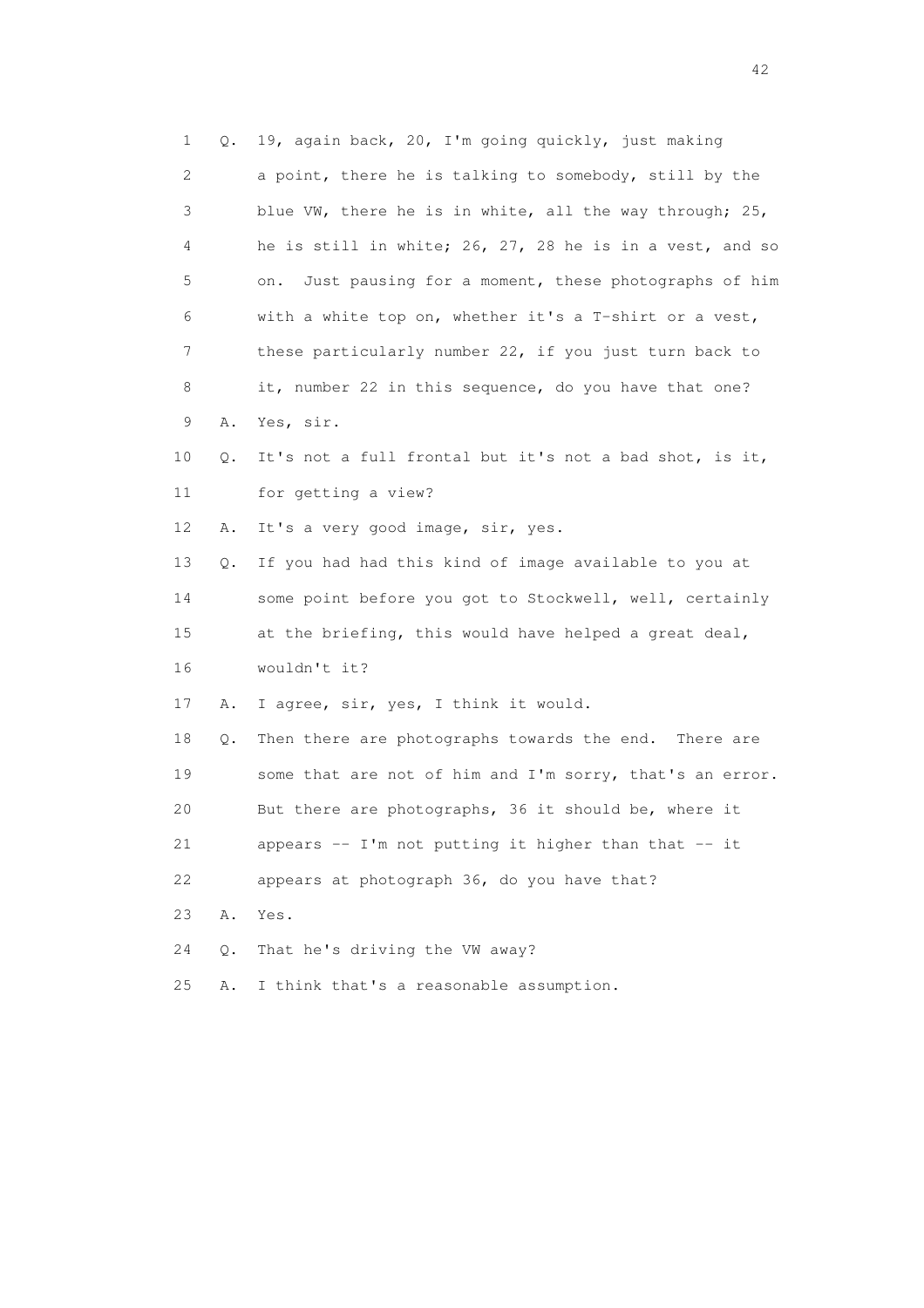1 Q. 19, again back, 20, I'm going quickly, just making
2 a point, there he is talking to somebody, still by the
3 blue VW, there he is in white, all the way through; 25,
4 he is still in white; 26, 27, 28 he is in a vest, and so
5 on. Just pausing for a moment, these photographs of him
6 with a white top on, whether it's a T-shirt or a vest,
7 these particularly number 22, if you just turn back to
8 it, number 22 in this sequence, do you have that one?
9 A. Yes, sir.
10 Q. It's not a full frontal but it's not a bad shot, is it,
11 for getting a view?
12 A. It's a very good image, sir, yes.
13 Q. If you had had this kind of image available to you at
14 some point before you got to Stockwell, well, certainly
15 at the briefing, this would have helped a great deal,
16 wouldn't it?
17 A. I agree, sir, yes, I think it would.
18 Q. Then there are photographs towards the end. There are
19 some that are not of him and I'm sorry, that's an error.
20 But there are photographs, 36 it should be, where it
21 appears -- I'm not putting it higher than that -- it
22 appears at photograph 36, do you have that?
23 A. Yes.
24 Q. That he's driving the VW away?
25 A. I think that's a reasonable assumption.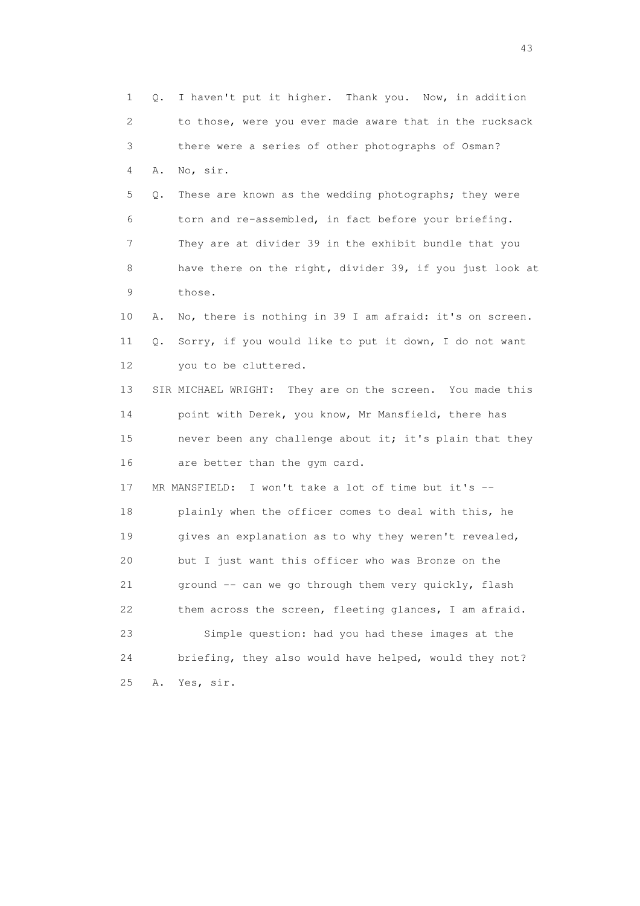1 Q. I haven't put it higher. Thank you. Now, in addition
2 to those, were you ever made aware that in the rucksack
3 there were a series of other photographs of Osman?
4 A. No, sir.
5 Q. These are known as the wedding photographs; they were
6 torn and re-assembled, in fact before your briefing.
7 They are at divider 39 in the exhibit bundle that you
8 have there on the right, divider 39, if you just look at
9 those.
10 A. No, there is nothing in 39 I am afraid: it's on screen.
11 Q. Sorry, if you would like to put it down, I do not want
12 you to be cluttered.
13 SIR MICHAEL WRIGHT: They are on the screen. You made this
14 point with Derek, you know, Mr Mansfield, there has
15 never been any challenge about it; it's plain that they
16 are better than the gym card.
17 MR MANSFIELD: I won't take a lot of time but it's --
18 plainly when the officer comes to deal with this, he
19 gives an explanation as to why they weren't revealed,
20 but I just want this officer who was Bronze on the
21 ground -- can we go through them very quickly, flash
22 them across the screen, fleeting glances, I am afraid.
23 Simple question: had you had these images at the
24 briefing, they also would have helped, would they not?
25 A. Yes, sir.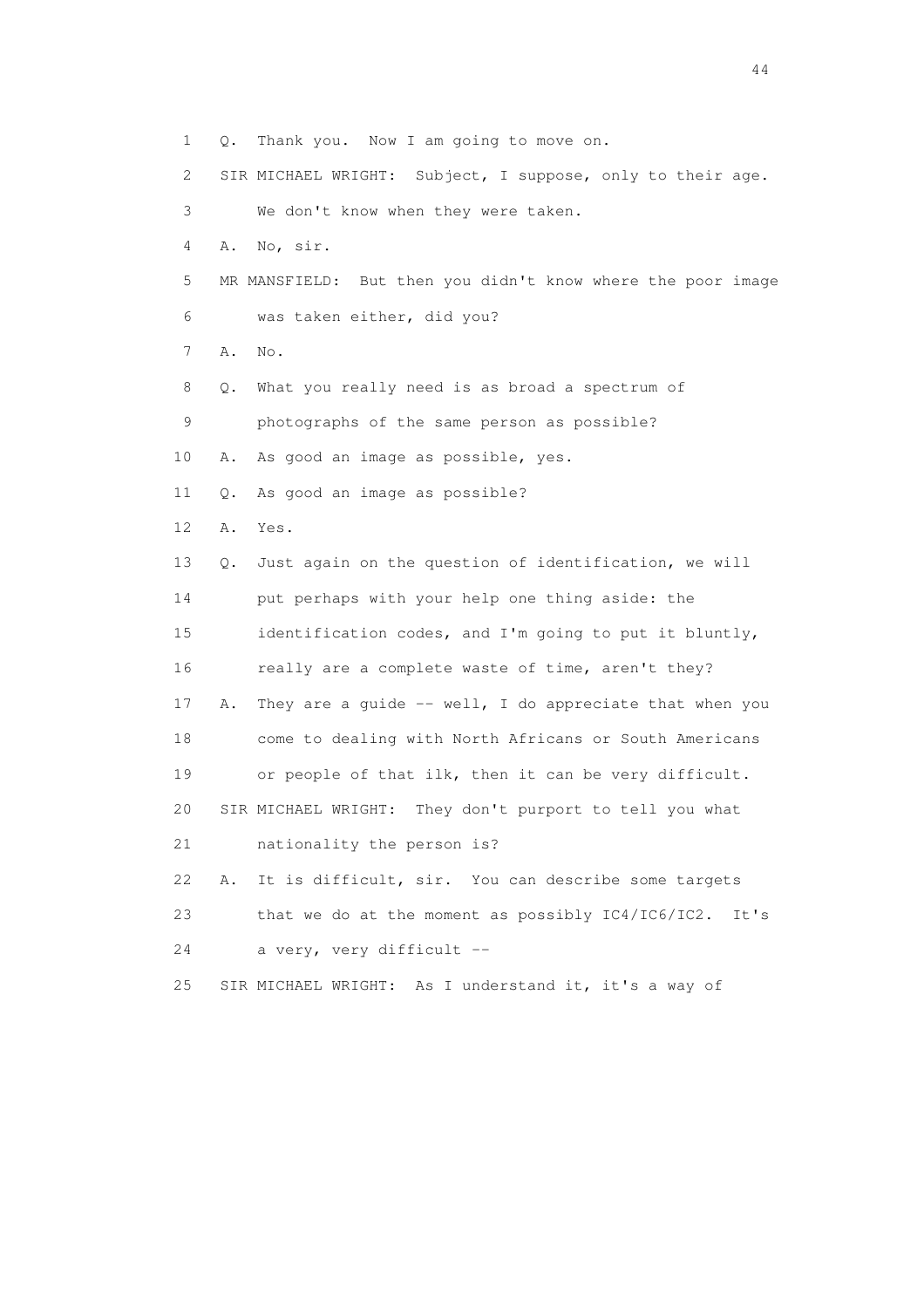1 Q. Thank you. Now I am going to move on.

2 SIR MICHAEL WRIGHT: Subject, I suppose, only to their age.

3 We don't know when they were taken.

4 A. No, sir.

5 MR MANSFIELD: But then you didn't know where the poor image

6 was taken either, did you?

7 A. No.

8 Q. What you really need is as broad a spectrum of

9 photographs of the same person as possible?

10 A. As good an image as possible, yes.

11 Q. As good an image as possible?

12 A. Yes.

13 Q. Just again on the question of identification, we will

14 put perhaps with your help one thing aside: the

15 identification codes, and I'm going to put it bluntly,

16 really are a complete waste of time, aren't they?

17 A. They are a guide -- well, I do appreciate that when you

18 come to dealing with North Africans or South Americans

19 or people of that ilk, then it can be very difficult.

20 SIR MICHAEL WRIGHT: They don't purport to tell you what

21 nationality the person is?

22 A. It is difficult, sir. You can describe some targets

23 that we do at the moment as possibly IC4/IC6/IC2. It's

24 a very, very difficult --

25 SIR MICHAEL WRIGHT: As I understand it, it's a way of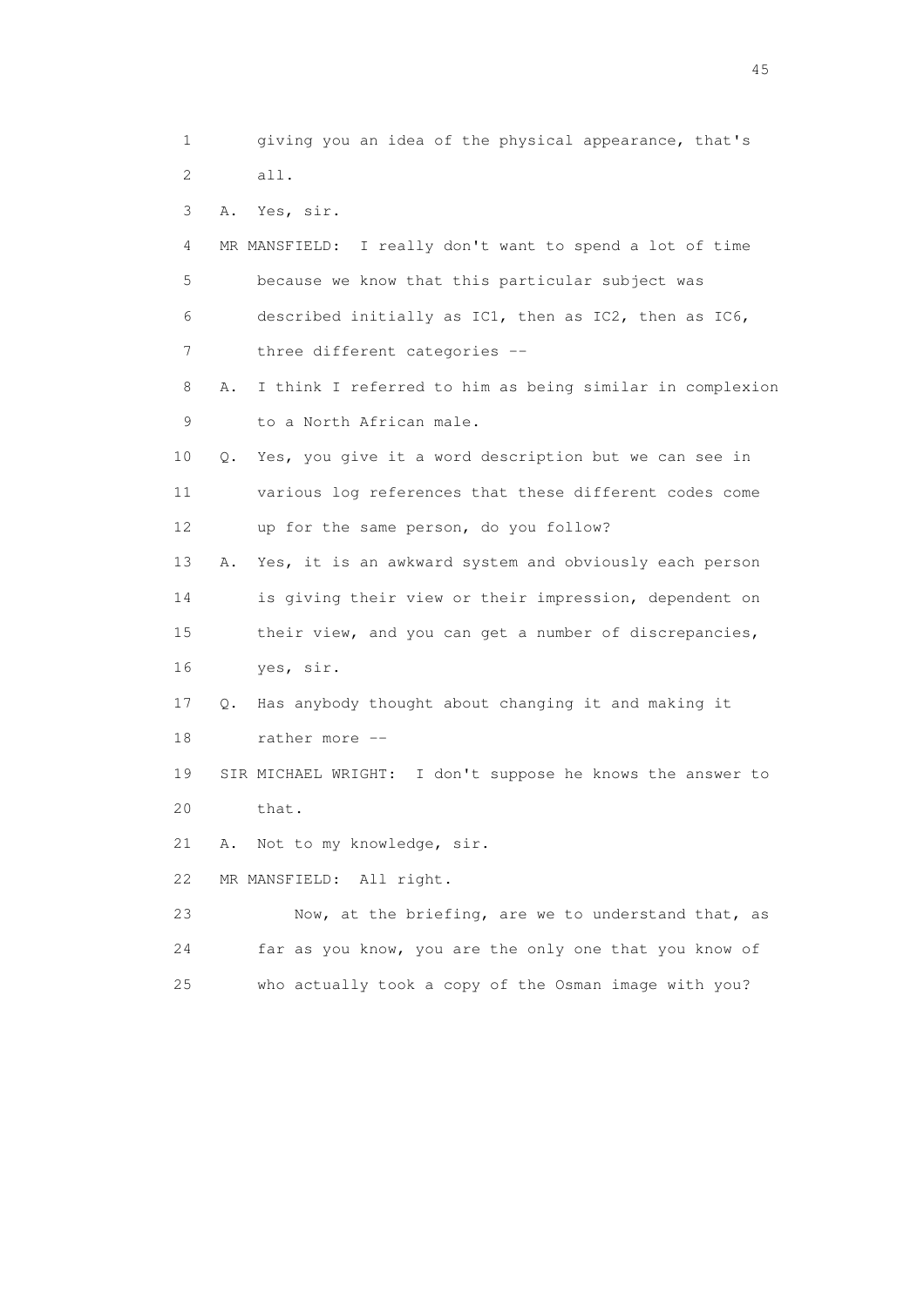1 giving you an idea of the physical appearance, that's
2 all.
3 A. Yes, sir.
4 MR MANSFIELD: I really don't want to spend a lot of time
5 because we know that this particular subject was
6 described initially as IC1, then as IC2, then as IC6,
7 three different categories --
8 A. I think I referred to him as being similar in complexion
9 to a North African male.
10 Q. Yes, you give it a word description but we can see in
11 various log references that these different codes come
12 up for the same person, do you follow?
13 A. Yes, it is an awkward system and obviously each person
14 is giving their view or their impression, dependent on
15 their view, and you can get a number of discrepancies,
16 yes, sir.
17 Q. Has anybody thought about changing it and making it
18 rather more --
19 SIR MICHAEL WRIGHT: I don't suppose he knows the answer to
20 that.
21 A. Not to my knowledge, sir.
22 MR MANSFIELD: All right.
23 Now, at the briefing, are we to understand that, as
24 far as you know, you are the only one that you know of
25 who actually took a copy of the Osman image with you?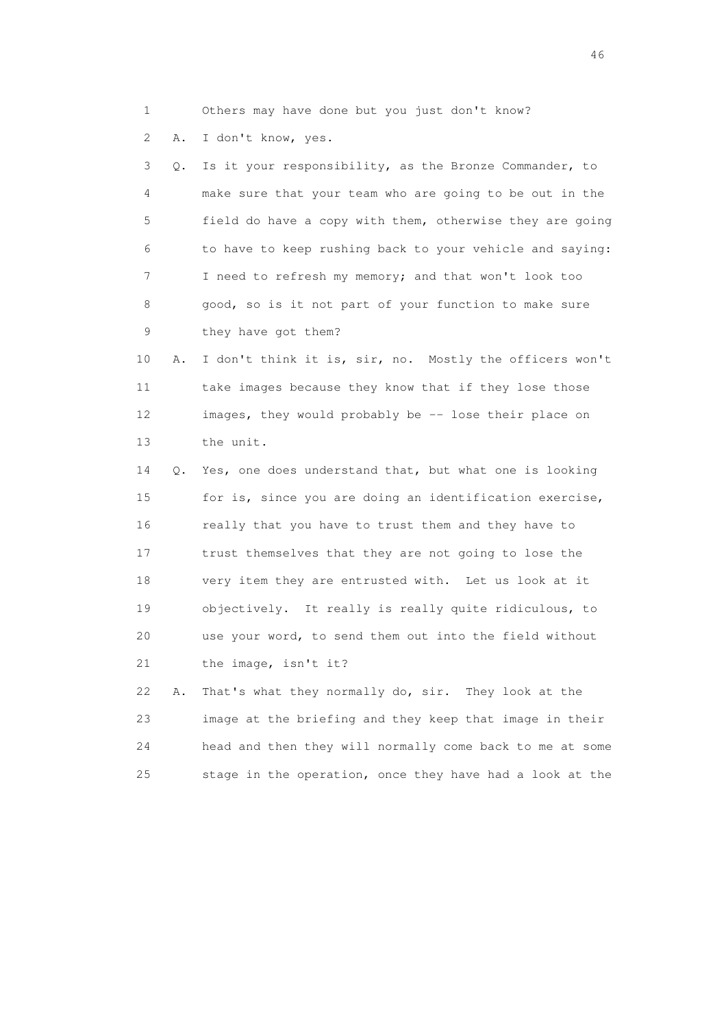1 Others may have done but you just don't know?

2 A. I don't know, yes.

3 Q. Is it your responsibility, as the Bronze Commander, to
4 make sure that your team who are going to be out in the
5 field do have a copy with them, otherwise they are going
6 to have to keep rushing back to your vehicle and saying:
7 I need to refresh my memory; and that won't look too
8 good, so is it not part of your function to make sure
9 they have got them?

10 A. I don't think it is, sir, no. Mostly the officers won't
11 take images because they know that if they lose those
12 images, they would probably be -- lose their place on
13 the unit.

14 Q. Yes, one does understand that, but what one is looking
15 for is, since you are doing an identification exercise,
16 really that you have to trust them and they have to
17 trust themselves that they are not going to lose the
18 very item they are entrusted with. Let us look at it
19 objectively. It really is really quite ridiculous, to
20 use your word, to send them out into the field without
21 the image, isn't it?

22 A. That's what they normally do, sir. They look at the
23 image at the briefing and they keep that image in their
24 head and then they will normally come back to me at some
25 stage in the operation, once they have had a look at the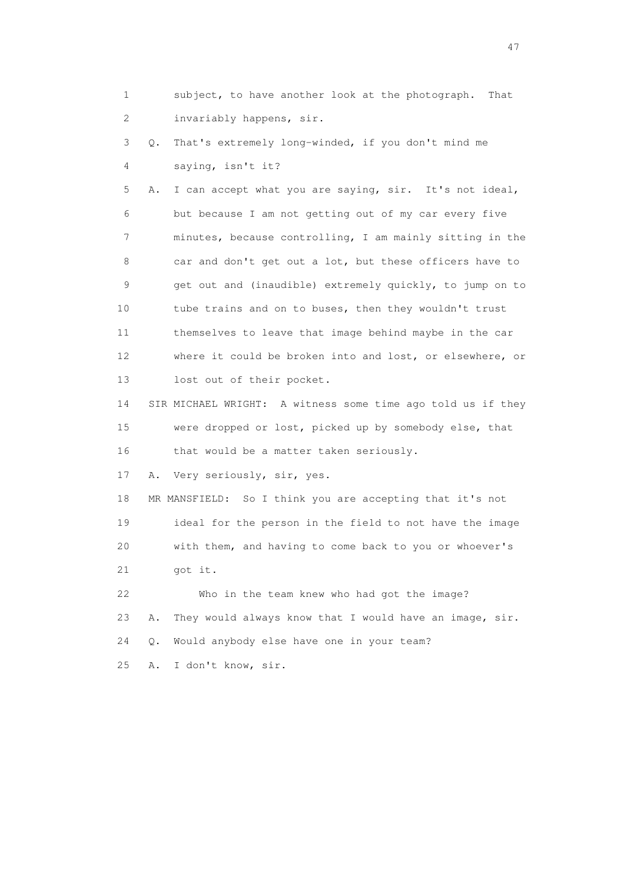1 subject, to have another look at the photograph. That
2 invariably happens, sir.
3 Q. That's extremely long-winded, if you don't mind me
4 saying, isn't it?
5 A. I can accept what you are saying, sir. It's not ideal,
6 but because I am not getting out of my car every five
7 minutes, because controlling, I am mainly sitting in the
8 car and don't get out a lot, but these officers have to
9 get out and (inaudible) extremely quickly, to jump on to
10 tube trains and on to buses, then they wouldn't trust
11 themselves to leave that image behind maybe in the car
12 where it could be broken into and lost, or elsewhere, or
13 lost out of their pocket.
14 SIR MICHAEL WRIGHT: A witness some time ago told us if they
15 were dropped or lost, picked up by somebody else, that
16 that would be a matter taken seriously.
17 A. Very seriously, sir, yes.
18 MR MANSFIELD: So I think you are accepting that it's not
19 ideal for the person in the field to not have the image
20 with them, and having to come back to you or whoever's
21 got it.
22 Who in the team knew who had got the image?
23 A. They would always know that I would have an image, sir.
24 Q. Would anybody else have one in your team?
25 A. I don't know, sir.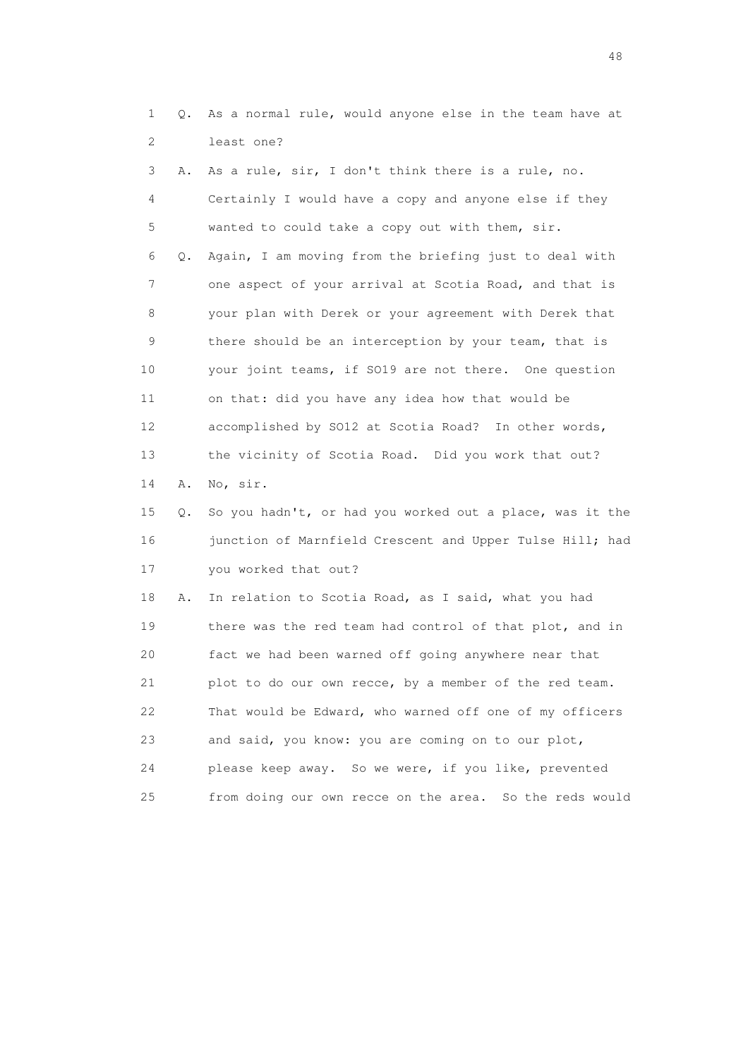1 Q. As a normal rule, would anyone else in the team have at
2 least one?

3 A. As a rule, sir, I don't think there is a rule, no.
4 Certainly I would have a copy and anyone else if they
5 wanted to could take a copy out with them, sir.

6 Q. Again, I am moving from the briefing just to deal with
7 one aspect of your arrival at Scotia Road, and that is
8 your plan with Derek or your agreement with Derek that
9 there should be an interception by your team, that is
10 your joint teams, if SO19 are not there. One question
11 on that: did you have any idea how that would be
12 accomplished by SO12 at Scotia Road? In other words,
13 the vicinity of Scotia Road. Did you work that out?

14 A. No, sir.

15 Q. So you hadn't, or had you worked out a place, was it the
16 junction of Marnfield Crescent and Upper Tulse Hill; had
17 you worked that out?

18 A. In relation to Scotia Road, as I said, what you had
19 there was the red team had control of that plot, and in
20 fact we had been warned off going anywhere near that
21 plot to do our own recce, by a member of the red team.
22 That would be Edward, who warned off one of my officers
23 and said, you know: you are coming on to our plot,
24 please keep away. So we were, if you like, prevented
25 from doing our own recce on the area. So the reds would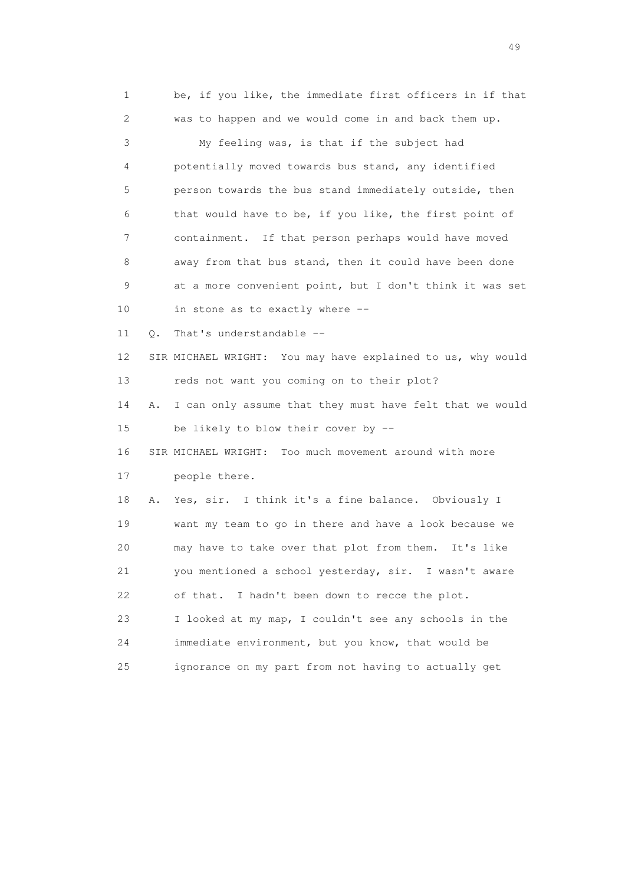1 be, if you like, the immediate first officers in if that
2 was to happen and we would come in and back them up.
3 My feeling was, is that if the subject had
4 potentially moved towards bus stand, any identified
5 person towards the bus stand immediately outside, then
6 that would have to be, if you like, the first point of
7 containment. If that person perhaps would have moved
8 away from that bus stand, then it could have been done
9 at a more convenient point, but I don't think it was set
10 in stone as to exactly where --
11 Q. That's understandable --
12 SIR MICHAEL WRIGHT: You may have explained to us, why would
13 reds not want you coming on to their plot?
14 A. I can only assume that they must have felt that we would
15 be likely to blow their cover by --
16 SIR MICHAEL WRIGHT: Too much movement around with more
17 people there.
18 A. Yes, sir. I think it's a fine balance. Obviously I
19 want my team to go in there and have a look because we
20 may have to take over that plot from them. It's like
21 you mentioned a school yesterday, sir. I wasn't aware
22 of that. I hadn't been down to recce the plot.
23 I looked at my map, I couldn't see any schools in the
24 immediate environment, but you know, that would be
25 ignorance on my part from not having to actually get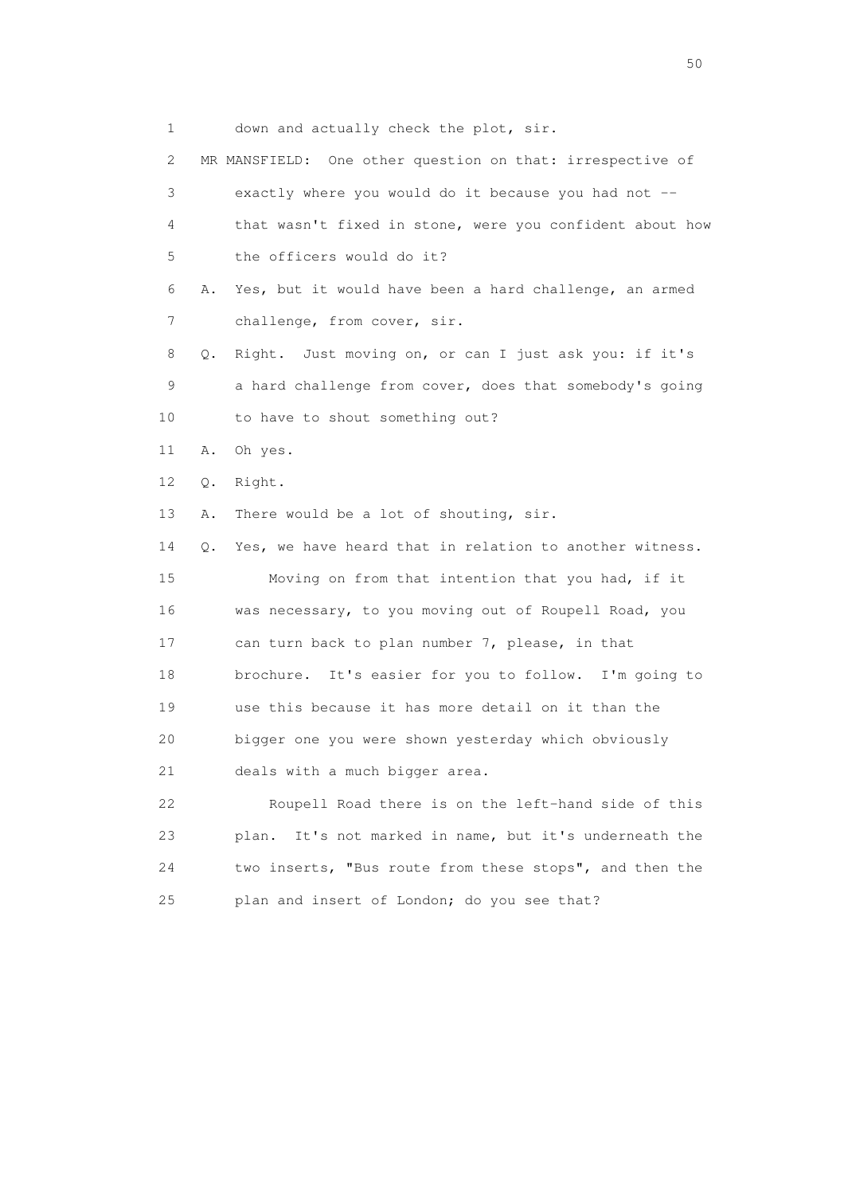1 down and actually check the plot, sir.

2 MR MANSFIELD: One other question on that: irrespective of

3 exactly where you would do it because you had not --

4 that wasn't fixed in stone, were you confident about how

5 the officers would do it?

6 A. Yes, but it would have been a hard challenge, an armed

7 challenge, from cover, sir.

8 Q. Right. Just moving on, or can I just ask you: if it's

9 a hard challenge from cover, does that somebody's going

10 to have to shout something out?

11 A. Oh yes.

12 Q. Right.

13 A. There would be a lot of shouting, sir.

14 Q. Yes, we have heard that in relation to another witness.

15 Moving on from that intention that you had, if it

16 was necessary, to you moving out of Roupell Road, you

17 can turn back to plan number 7, please, in that

18 brochure. It's easier for you to follow. I'm going to

19 use this because it has more detail on it than the

20 bigger one you were shown yesterday which obviously

21 deals with a much bigger area.

22 Roupell Road there is on the left-hand side of this

23 plan. It's not marked in name, but it's underneath the

24 two inserts, "Bus route from these stops", and then the

25 plan and insert of London; do you see that?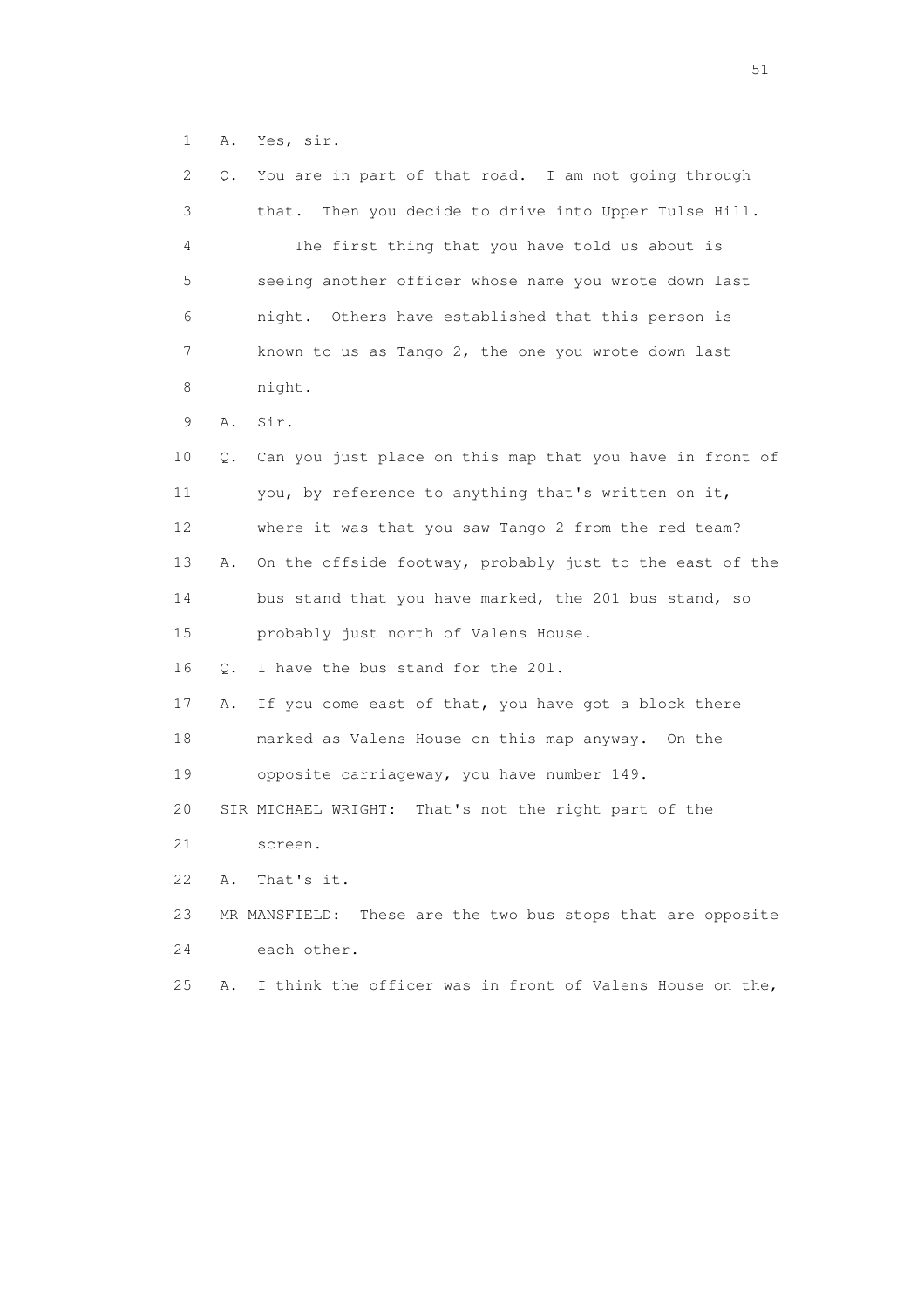1 A. Yes, sir.

2 Q. You are in part of that road. I am not going through

3 that. Then you decide to drive into Upper Tulse Hill.

4 The first thing that you have told us about is

5 seeing another officer whose name you wrote down last

6 night. Others have established that this person is

7 known to us as Tango 2, the one you wrote down last

8 night.

9 A. Sir.

10 Q. Can you just place on this map that you have in front of

11 you, by reference to anything that's written on it,

12 where it was that you saw Tango 2 from the red team?

13 A. On the offside footway, probably just to the east of the

14 bus stand that you have marked, the 201 bus stand, so

15 probably just north of Valens House.

16 Q. I have the bus stand for the 201.

17 A. If you come east of that, you have got a block there

18 marked as Valens House on this map anyway. On the

19 opposite carriageway, you have number 149.

20 SIR MICHAEL WRIGHT: That's not the right part of the

21 screen.

22 A. That's it.

23 MR MANSFIELD: These are the two bus stops that are opposite

24 each other.

25 A. I think the officer was in front of Valens House on the,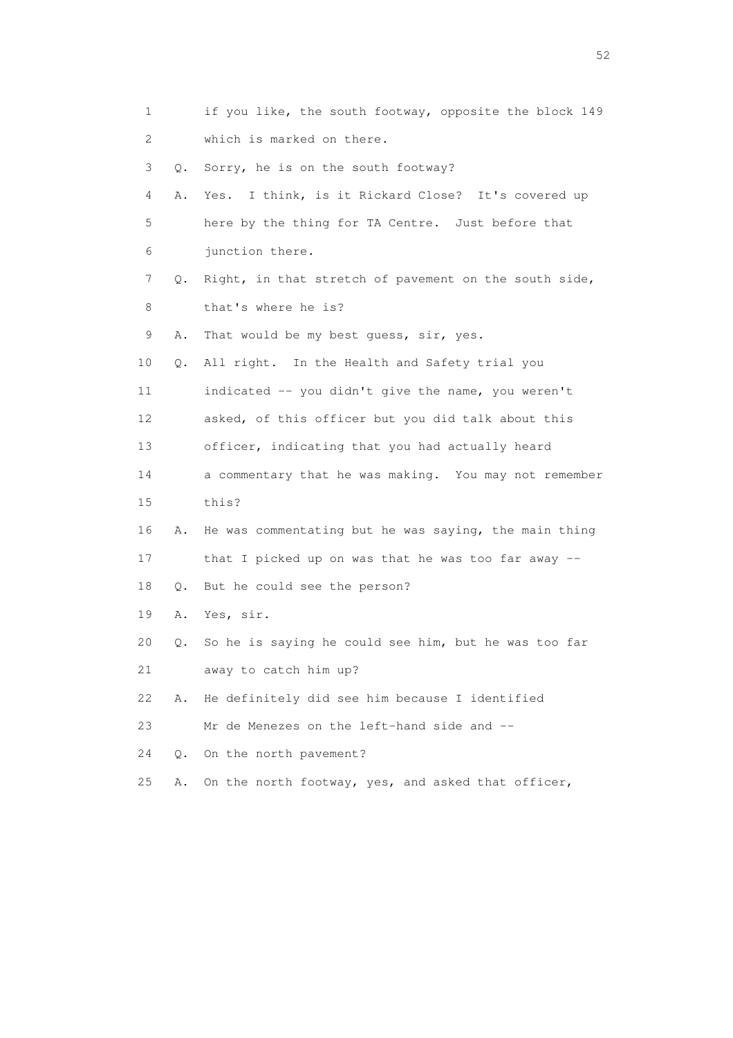1 if you like, the south footway, opposite the block 149
2 which is marked on there.
3 Q. Sorry, he is on the south footway?
4 A. Yes. I think, is it Rickard Close? It's covered up
5 here by the thing for TA Centre. Just before that
6 junction there.
7 Q. Right, in that stretch of pavement on the south side,
8 that's where he is?
9 A. That would be my best guess, sir, yes.
10 Q. All right. In the Health and Safety trial you
11 indicated -- you didn't give the name, you weren't
12 asked, of this officer but you did talk about this
13 officer, indicating that you had actually heard
14 a commentary that he was making. You may not remember
15 this?
16 A. He was commentating but he was saying, the main thing
17 that I picked up on was that he was too far away --
18 Q. But he could see the person?
19 A. Yes, sir.
20 Q. So he is saying he could see him, but he was too far
21 away to catch him up?
22 A. He definitely did see him because I identified
23 Mr de Menezes on the left-hand side and --
24 Q. On the north pavement?
25 A. On the north footway, yes, and asked that officer,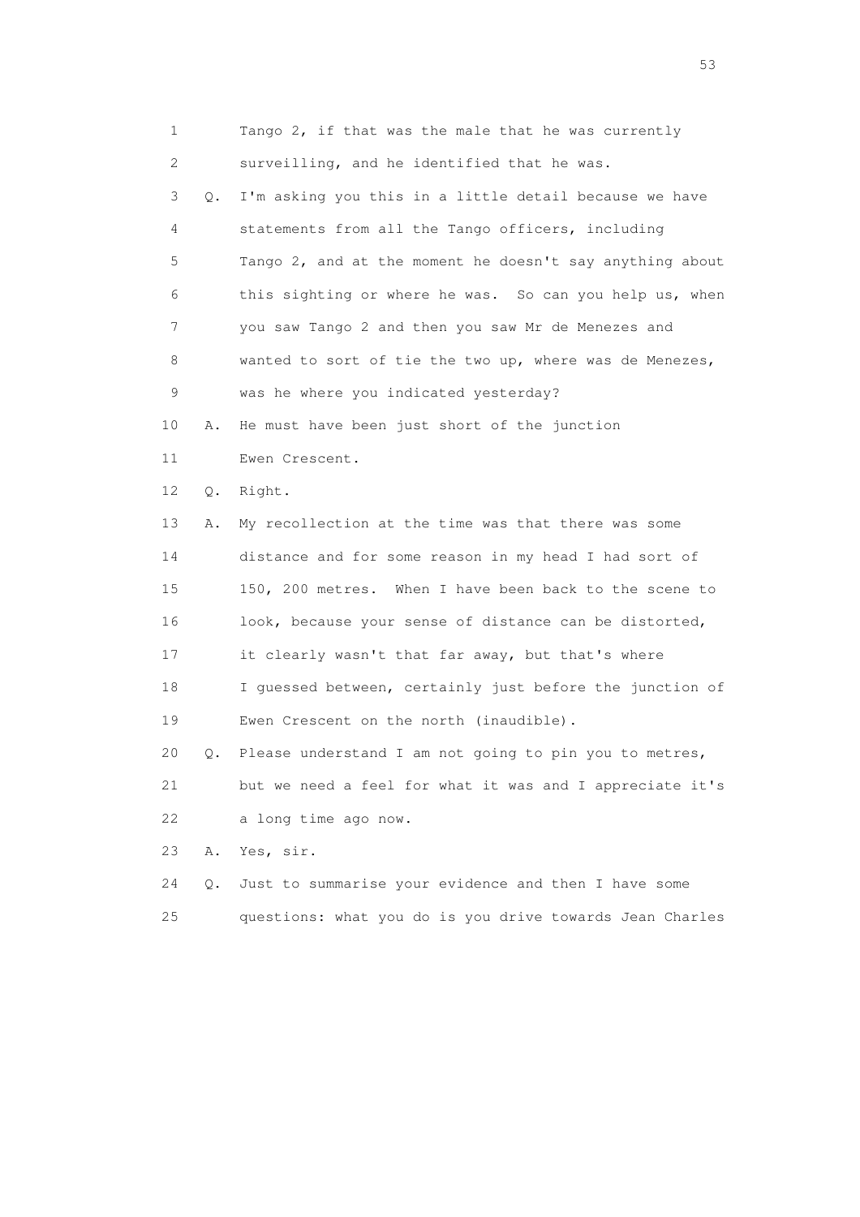1        Tango 2, if that was the male that he was currently
2        surveilling, and he identified that he was.
3    Q.  I'm asking you this in a little detail because we have
4        statements from all the Tango officers, including
5        Tango 2, and at the moment he doesn't say anything about
6        this sighting or where he was.  So can you help us, when
7        you saw Tango 2 and then you saw Mr de Menezes and
8        wanted to sort of tie the two up, where was de Menezes,
9        was he where you indicated yesterday?
10   A.  He must have been just short of the junction
11       Ewen Crescent.
12   Q.  Right.
13   A.  My recollection at the time was that there was some
14       distance and for some reason in my head I had sort of
15       150, 200 metres.  When I have been back to the scene to
16       look, because your sense of distance can be distorted,
17       it clearly wasn't that far away, but that's where
18       I guessed between, certainly just before the junction of
19       Ewen Crescent on the north (inaudible).
20   Q.  Please understand I am not going to pin you to metres,
21       but we need a feel for what it was and I appreciate it's
22       a long time ago now.
23   A.  Yes, sir.
24   Q.  Just to summarise your evidence and then I have some
25       questions: what you do is you drive towards Jean Charles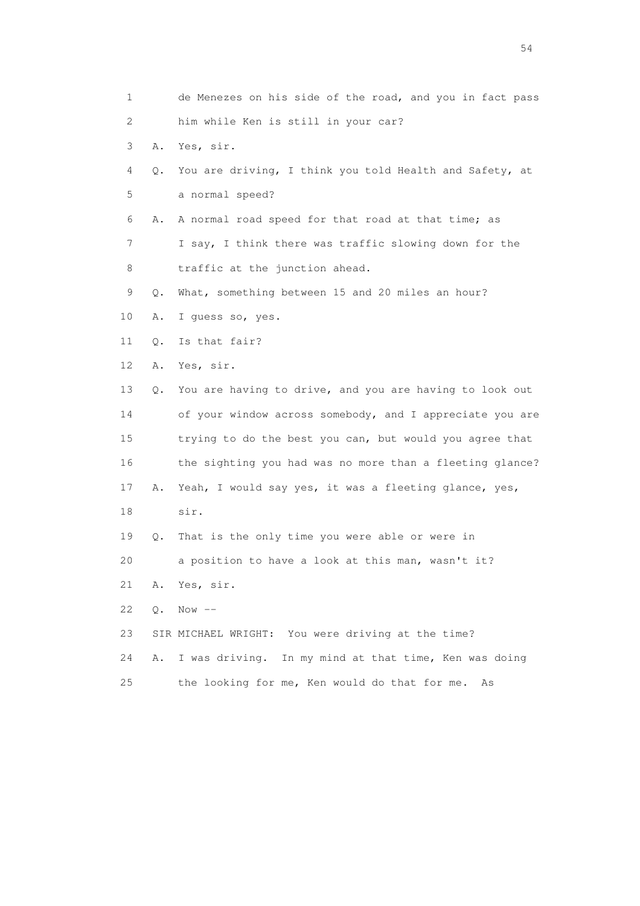1 de Menezes on his side of the road, and you in fact pass
2 him while Ken is still in your car?
3 A. Yes, sir.
4 Q. You are driving, I think you told Health and Safety, at
5 a normal speed?
6 A. A normal road speed for that road at that time; as
7 I say, I think there was traffic slowing down for the
8 traffic at the junction ahead.
9 Q. What, something between 15 and 20 miles an hour?
10 A. I guess so, yes.
11 Q. Is that fair?
12 A. Yes, sir.
13 Q. You are having to drive, and you are having to look out
14 of your window across somebody, and I appreciate you are
15 trying to do the best you can, but would you agree that
16 the sighting you had was no more than a fleeting glance?
17 A. Yeah, I would say yes, it was a fleeting glance, yes,
18 sir.
19 Q. That is the only time you were able or were in
20 a position to have a look at this man, wasn't it?
21 A. Yes, sir.
22 Q. Now --
23 SIR MICHAEL WRIGHT: You were driving at the time?
24 A. I was driving. In my mind at that time, Ken was doing
25 the looking for me, Ken would do that for me. As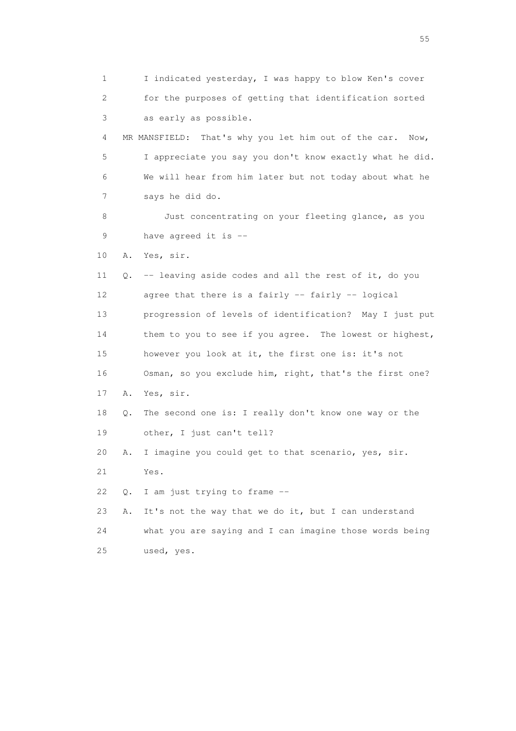1 I indicated yesterday, I was happy to blow Ken's cover
2 for the purposes of getting that identification sorted
3 as early as possible.

4 MR MANSFIELD: That's why you let him out of the car. Now,
5 I appreciate you say you don't know exactly what he did.
6 We will hear from him later but not today about what he
7 says he did do.

8 Just concentrating on your fleeting glance, as you
9 have agreed it is --

10 A. Yes, sir.

11 Q. -- leaving aside codes and all the rest of it, do you
12 agree that there is a fairly -- fairly -- logical
13 progression of levels of identification? May I just put
14 them to you to see if you agree. The lowest or highest,
15 however you look at it, the first one is: it's not
16 Osman, so you exclude him, right, that's the first one?

17 A. Yes, sir.

18 Q. The second one is: I really don't know one way or the
19 other, I just can't tell?

20 A. I imagine you could get to that scenario, yes, sir.
21 Yes.

22 Q. I am just trying to frame --

23 A. It's not the way that we do it, but I can understand
24 what you are saying and I can imagine those words being
25 used, yes.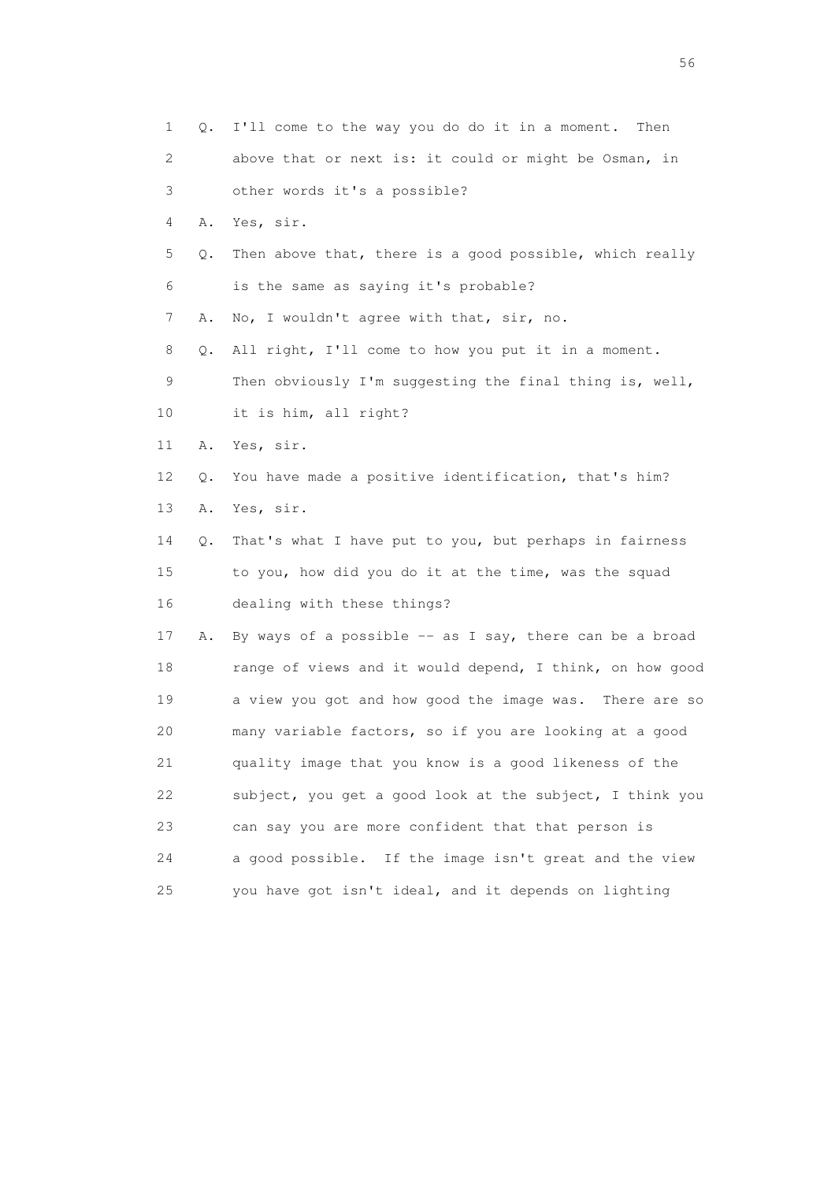1 Q. I'll come to the way you do do it in a moment. Then
2 above that or next is: it could or might be Osman, in
3 other words it's a possible?
4 A. Yes, sir.
5 Q. Then above that, there is a good possible, which really
6 is the same as saying it's probable?
7 A. No, I wouldn't agree with that, sir, no.
8 Q. All right, I'll come to how you put it in a moment.
9 Then obviously I'm suggesting the final thing is, well,
10 it is him, all right?
11 A. Yes, sir.
12 Q. You have made a positive identification, that's him?
13 A. Yes, sir.
14 Q. That's what I have put to you, but perhaps in fairness
15 to you, how did you do it at the time, was the squad
16 dealing with these things?
17 A. By ways of a possible -- as I say, there can be a broad
18 range of views and it would depend, I think, on how good
19 a view you got and how good the image was. There are so
20 many variable factors, so if you are looking at a good
21 quality image that you know is a good likeness of the
22 subject, you get a good look at the subject, I think you
23 can say you are more confident that that person is
24 a good possible. If the image isn't great and the view
25 you have got isn't ideal, and it depends on lighting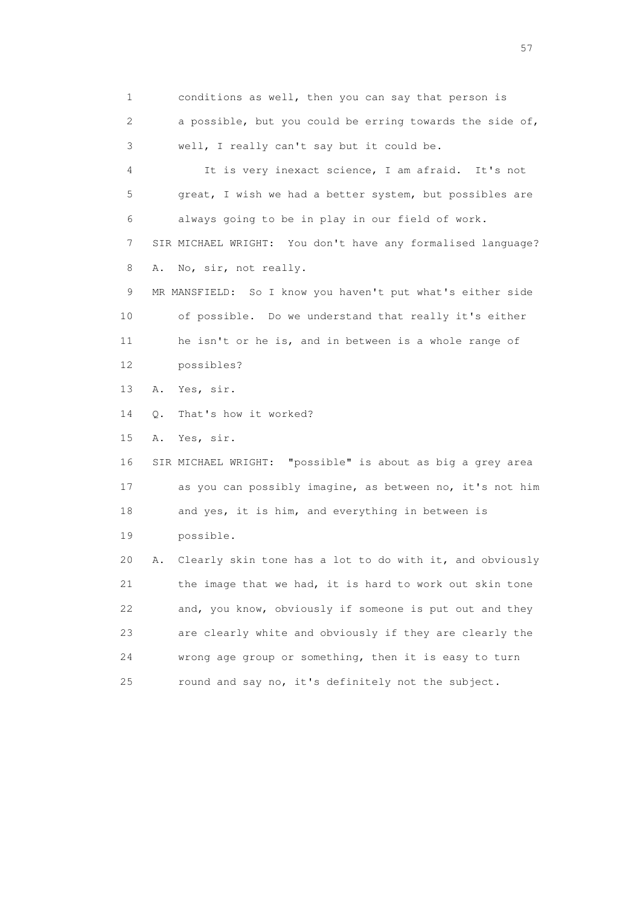1 conditions as well, then you can say that person is
2 a possible, but you could be erring towards the side of,
3 well, I really can't say but it could be.

4 It is very inexact science, I am afraid. It's not
5 great, I wish we had a better system, but possibles are
6 always going to be in play in our field of work.

7 SIR MICHAEL WRIGHT: You don't have any formalised language?

8 A. No, sir, not really.

9 MR MANSFIELD: So I know you haven't put what's either side
10 of possible. Do we understand that really it's either
11 he isn't or he is, and in between is a whole range of
12 possibles?

13 A. Yes, sir.

14 Q. That's how it worked?

15 A. Yes, sir.

16 SIR MICHAEL WRIGHT: "possible" is about as big a grey area
17 as you can possibly imagine, as between no, it's not him
18 and yes, it is him, and everything in between is
19 possible.

20 A. Clearly skin tone has a lot to do with it, and obviously
21 the image that we had, it is hard to work out skin tone
22 and, you know, obviously if someone is put out and they
23 are clearly white and obviously if they are clearly the
24 wrong age group or something, then it is easy to turn
25 round and say no, it's definitely not the subject.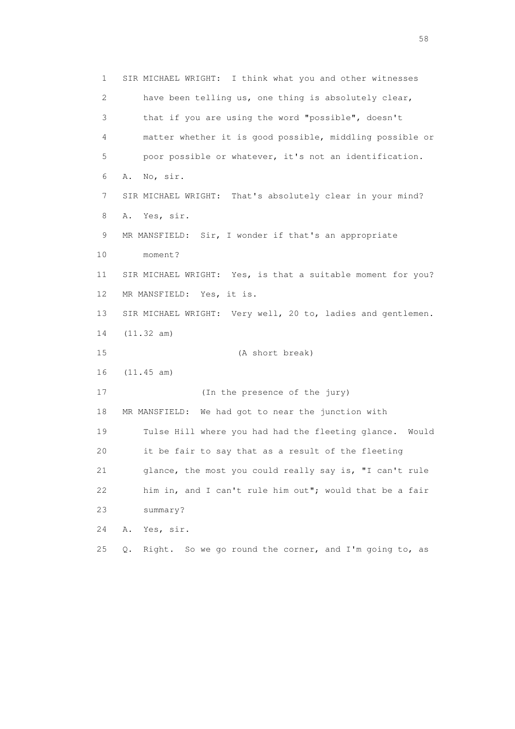1 SIR MICHAEL WRIGHT: I think what you and other witnesses
2 have been telling us, one thing is absolutely clear,
3 that if you are using the word "possible", doesn't
4 matter whether it is good possible, middling possible or
5 poor possible or whatever, it's not an identification.
6 A. No, sir.
7 SIR MICHAEL WRIGHT: That's absolutely clear in your mind?
8 A. Yes, sir.
9 MR MANSFIELD: Sir, I wonder if that's an appropriate
10 moment?
11 SIR MICHAEL WRIGHT: Yes, is that a suitable moment for you?
12 MR MANSFIELD: Yes, it is.
13 SIR MICHAEL WRIGHT: Very well, 20 to, ladies and gentlemen.
14 (11.32 am)
15 (A short break)
16 (11.45 am)
17 (In the presence of the jury)
18 MR MANSFIELD: We had got to near the junction with
19 Tulse Hill where you had had the fleeting glance. Would
20 it be fair to say that as a result of the fleeting
21 glance, the most you could really say is, "I can't rule
22 him in, and I can't rule him out"; would that be a fair
23 summary?
24 A. Yes, sir.
25 Q. Right. So we go round the corner, and I'm going to, as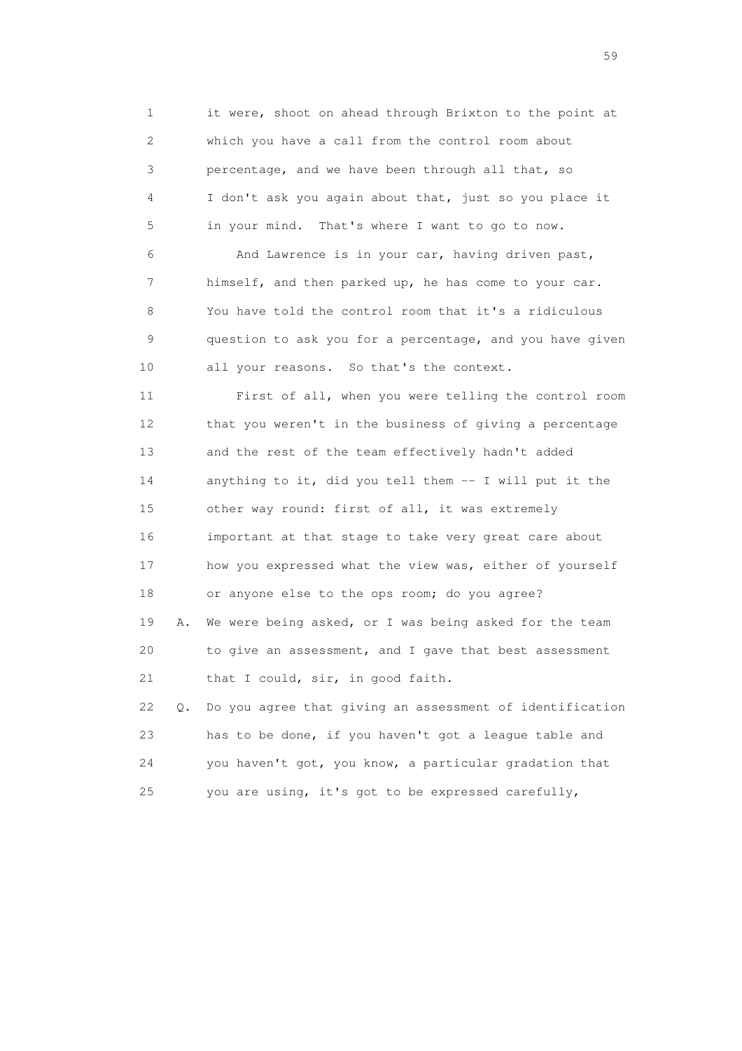1 it were, shoot on ahead through Brixton to the point at
2 which you have a call from the control room about
3 percentage, and we have been through all that, so
4 I don't ask you again about that, just so you place it
5 in your mind. That's where I want to go to now.

6 And Lawrence is in your car, having driven past,
7 himself, and then parked up, he has come to your car.
8 You have told the control room that it's a ridiculous
9 question to ask you for a percentage, and you have given
10 all your reasons. So that's the context.

11 First of all, when you were telling the control room
12 that you weren't in the business of giving a percentage
13 and the rest of the team effectively hadn't added
14 anything to it, did you tell them -- I will put it the
15 other way round: first of all, it was extremely
16 important at that stage to take very great care about
17 how you expressed what the view was, either of yourself
18 or anyone else to the ops room; do you agree?

19 A. We were being asked, or I was being asked for the team
20 to give an assessment, and I gave that best assessment
21 that I could, sir, in good faith.

22 Q. Do you agree that giving an assessment of identification
23 has to be done, if you haven't got a league table and
24 you haven't got, you know, a particular gradation that
25 you are using, it's got to be expressed carefully,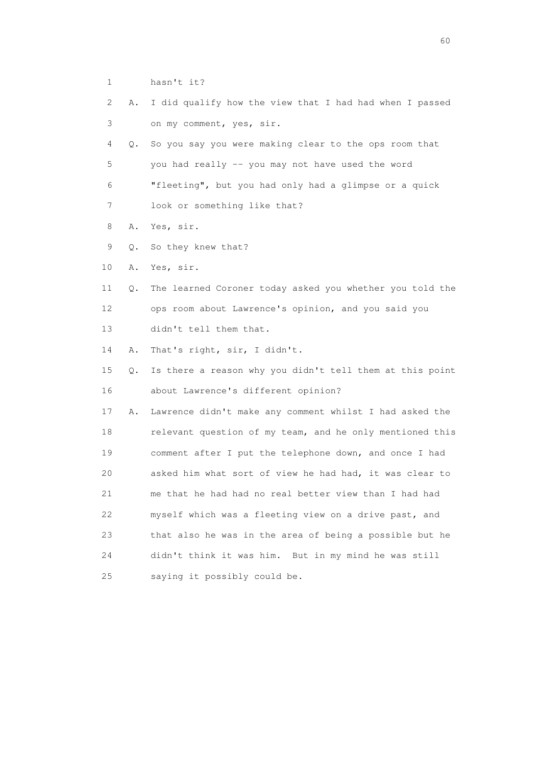1 hasn't it?

2 A. I did qualify how the view that I had had when I passed

3 on my comment, yes, sir.

4 Q. So you say you were making clear to the ops room that

5 you had really -- you may not have used the word

6 "fleeting", but you had only had a glimpse or a quick

7 look or something like that?

8 A. Yes, sir.

9 Q. So they knew that?

10 A. Yes, sir.

11 Q. The learned Coroner today asked you whether you told the

12 ops room about Lawrence's opinion, and you said you

13 didn't tell them that.

14 A. That's right, sir, I didn't.

15 Q. Is there a reason why you didn't tell them at this point

16 about Lawrence's different opinion?

17 A. Lawrence didn't make any comment whilst I had asked the

18 relevant question of my team, and he only mentioned this

19 comment after I put the telephone down, and once I had

20 asked him what sort of view he had had, it was clear to

21 me that he had had no real better view than I had had

22 myself which was a fleeting view on a drive past, and

23 that also he was in the area of being a possible but he

24 didn't think it was him. But in my mind he was still

25 saying it possibly could be.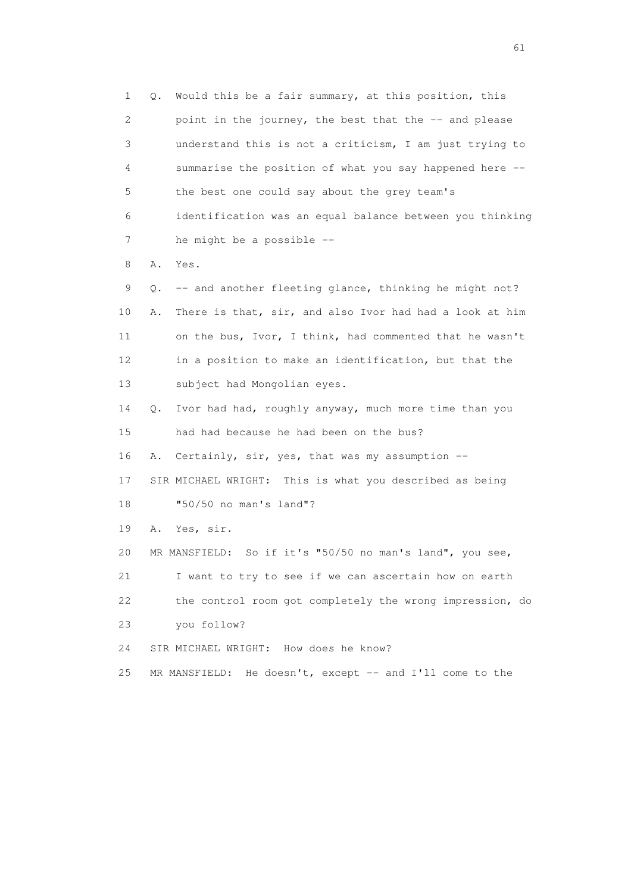1 Q. Would this be a fair summary, at this position, this
2 point in the journey, the best that the -- and please
3 understand this is not a criticism, I am just trying to
4 summarise the position of what you say happened here --
5 the best one could say about the grey team's
6 identification was an equal balance between you thinking
7 he might be a possible --
8 A. Yes.
9 Q. -- and another fleeting glance, thinking he might not?
10 A. There is that, sir, and also Ivor had had a look at him
11 on the bus, Ivor, I think, had commented that he wasn't
12 in a position to make an identification, but that the
13 subject had Mongolian eyes.
14 Q. Ivor had had, roughly anyway, much more time than you
15 had had because he had been on the bus?
16 A. Certainly, sir, yes, that was my assumption --
17 SIR MICHAEL WRIGHT: This is what you described as being
18 "50/50 no man's land"?
19 A. Yes, sir.
20 MR MANSFIELD: So if it's "50/50 no man's land", you see,
21 I want to try to see if we can ascertain how on earth
22 the control room got completely the wrong impression, do
23 you follow?
24 SIR MICHAEL WRIGHT: How does he know?
25 MR MANSFIELD: He doesn't, except -- and I'll come to the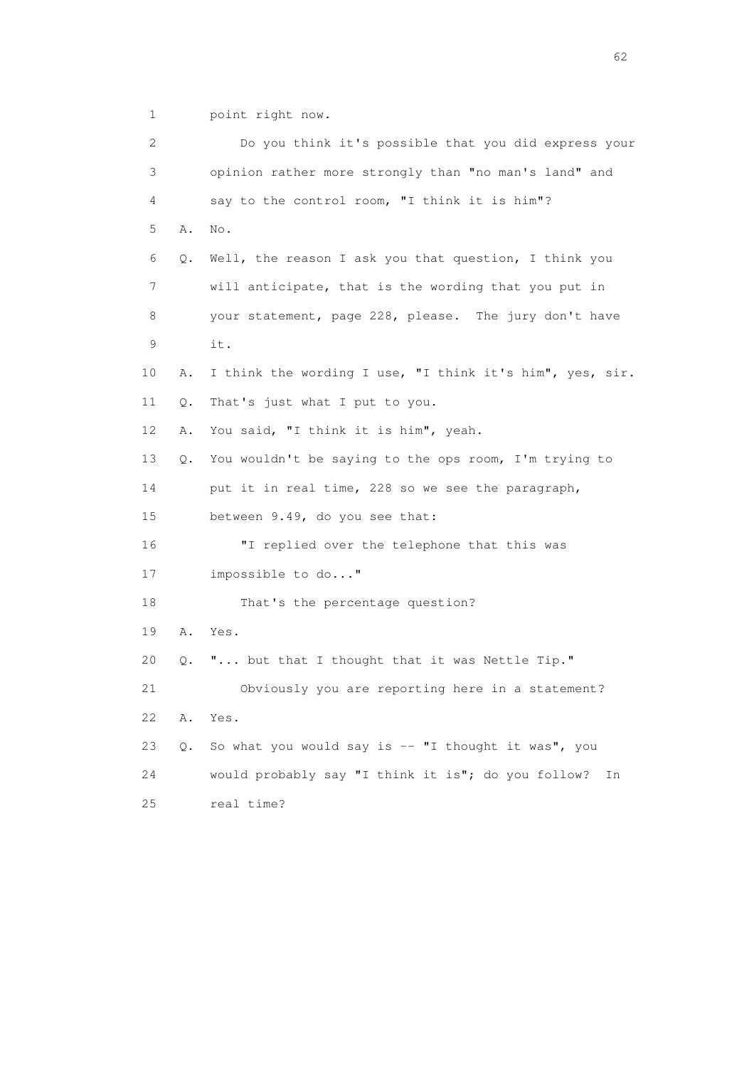1 point right now.

2 Do you think it's possible that you did express your

3 opinion rather more strongly than "no man's land" and

4 say to the control room, "I think it is him"?

5 A. No.

6 Q. Well, the reason I ask you that question, I think you

7 will anticipate, that is the wording that you put in

8 your statement, page 228, please. The jury don't have

9 it.

10 A. I think the wording I use, "I think it's him", yes, sir.

11 Q. That's just what I put to you.

12 A. You said, "I think it is him", yeah.

13 Q. You wouldn't be saying to the ops room, I'm trying to

14 put it in real time, 228 so we see the paragraph,

15 between 9.49, do you see that:

16 "I replied over the telephone that this was

17 impossible to do..."

18 That's the percentage question?

19 A. Yes.

20 Q. "... but that I thought that it was Nettle Tip."

21 Obviously you are reporting here in a statement?

22 A. Yes.

23 Q. So what you would say is -- "I thought it was", you

24 would probably say "I think it is"; do you follow? In

25 real time?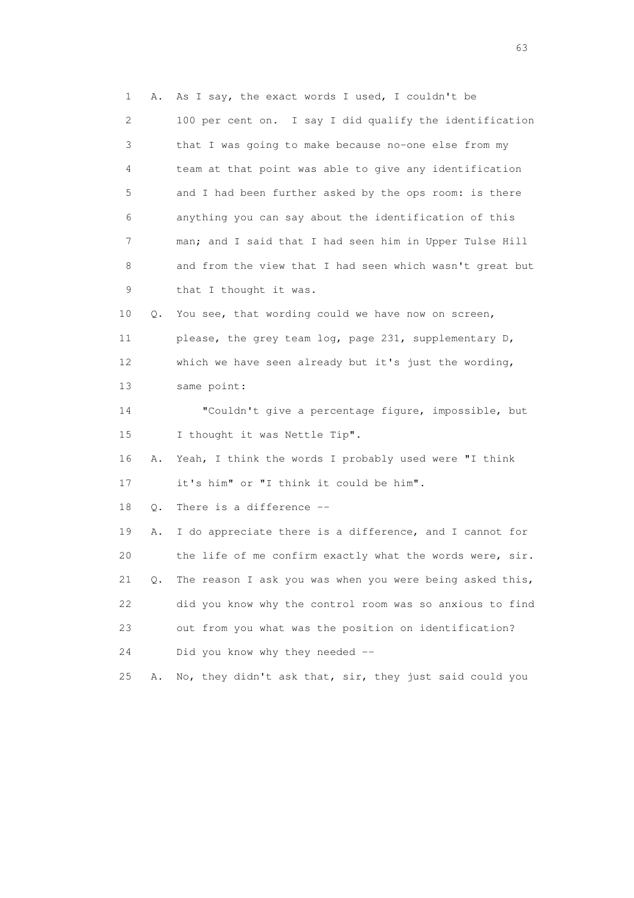1 A. As I say, the exact words I used, I couldn't be
2 100 per cent on. I say I did qualify the identification
3 that I was going to make because no-one else from my
4 team at that point was able to give any identification
5 and I had been further asked by the ops room: is there
6 anything you can say about the identification of this
7 man; and I said that I had seen him in Upper Tulse Hill
8 and from the view that I had seen which wasn't great but
9 that I thought it was.

10 Q. You see, that wording could we have now on screen,
11 please, the grey team log, page 231, supplementary D,
12 which we have seen already but it's just the wording,
13 same point:

14 "Couldn't give a percentage figure, impossible, but
15 I thought it was Nettle Tip".

16 A. Yeah, I think the words I probably used were "I think
17 it's him" or "I think it could be him".

18 Q. There is a difference --

19 A. I do appreciate there is a difference, and I cannot for
20 the life of me confirm exactly what the words were, sir.

21 Q. The reason I ask you was when you were being asked this,
22 did you know why the control room was so anxious to find
23 out from you what was the position on identification?
24 Did you know why they needed --

25 A. No, they didn't ask that, sir, they just said could you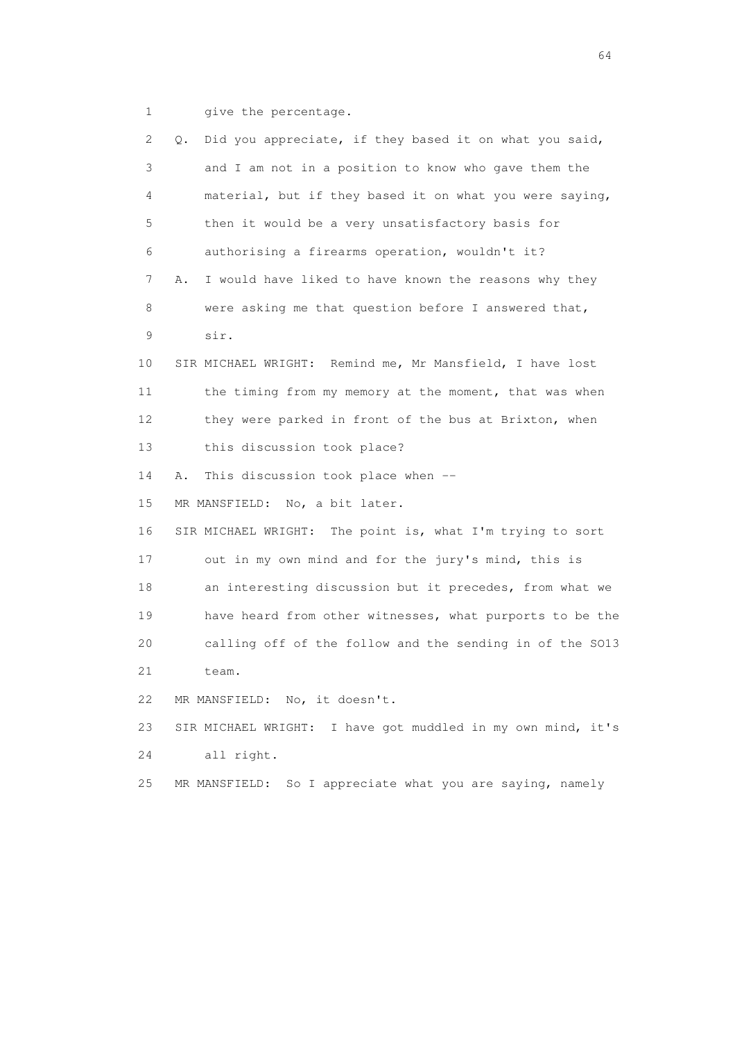1 give the percentage.

2 Q. Did you appreciate, if they based it on what you said,

3 and I am not in a position to know who gave them the

4 material, but if they based it on what you were saying,

5 then it would be a very unsatisfactory basis for

6 authorising a firearms operation, wouldn't it?

7 A. I would have liked to have known the reasons why they

8 were asking me that question before I answered that,

9 sir.

10 SIR MICHAEL WRIGHT: Remind me, Mr Mansfield, I have lost

11 the timing from my memory at the moment, that was when

12 they were parked in front of the bus at Brixton, when

13 this discussion took place?

14 A. This discussion took place when --

15 MR MANSFIELD: No, a bit later.

16 SIR MICHAEL WRIGHT: The point is, what I'm trying to sort

17 out in my own mind and for the jury's mind, this is

18 an interesting discussion but it precedes, from what we

19 have heard from other witnesses, what purports to be the

20 calling off of the follow and the sending in of the SO13

21 team.

22 MR MANSFIELD: No, it doesn't.

23 SIR MICHAEL WRIGHT: I have got muddled in my own mind, it's

24 all right.

25 MR MANSFIELD: So I appreciate what you are saying, namely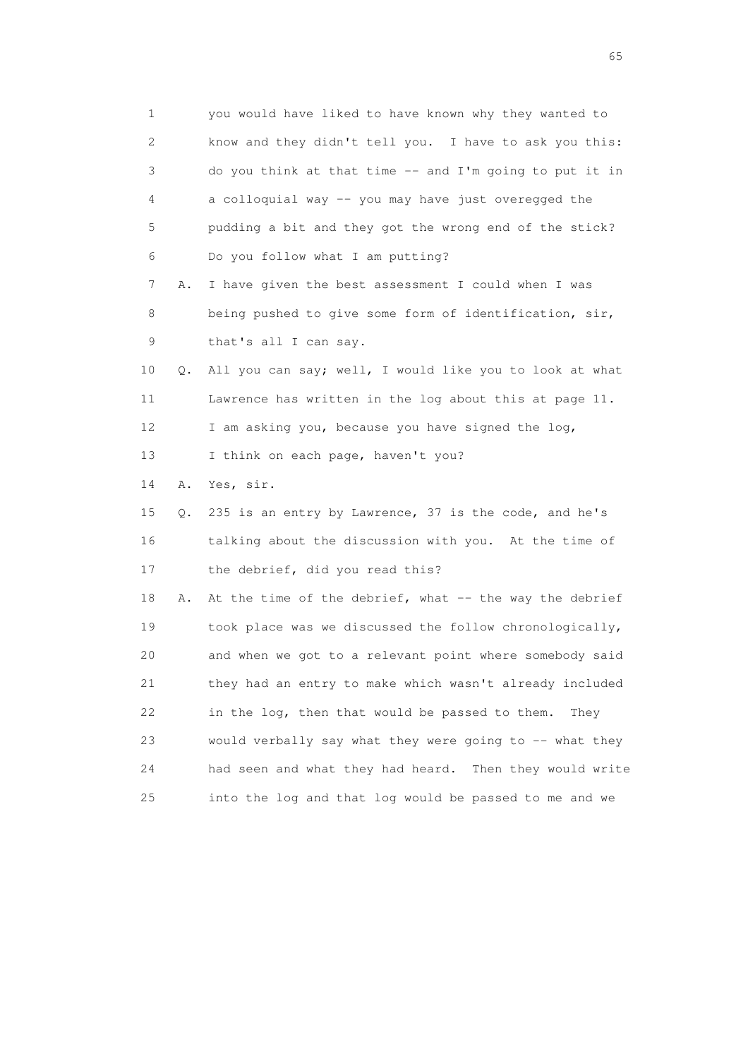1 you would have liked to have known why they wanted to
2 know and they didn't tell you. I have to ask you this:
3 do you think at that time -- and I'm going to put it in
4 a colloquial way -- you may have just overegged the
5 pudding a bit and they got the wrong end of the stick?
6 Do you follow what I am putting?

7 A. I have given the best assessment I could when I was
8 being pushed to give some form of identification, sir,
9 that's all I can say.

10 Q. All you can say; well, I would like you to look at what
11 Lawrence has written in the log about this at page 11.
12 I am asking you, because you have signed the log,
13 I think on each page, haven't you?

14 A. Yes, sir.

15 Q. 235 is an entry by Lawrence, 37 is the code, and he's
16 talking about the discussion with you. At the time of
17 the debrief, did you read this?

18 A. At the time of the debrief, what -- the way the debrief
19 took place was we discussed the follow chronologically,
20 and when we got to a relevant point where somebody said
21 they had an entry to make which wasn't already included
22 in the log, then that would be passed to them. They
23 would verbally say what they were going to -- what they
24 had seen and what they had heard. Then they would write
25 into the log and that log would be passed to me and we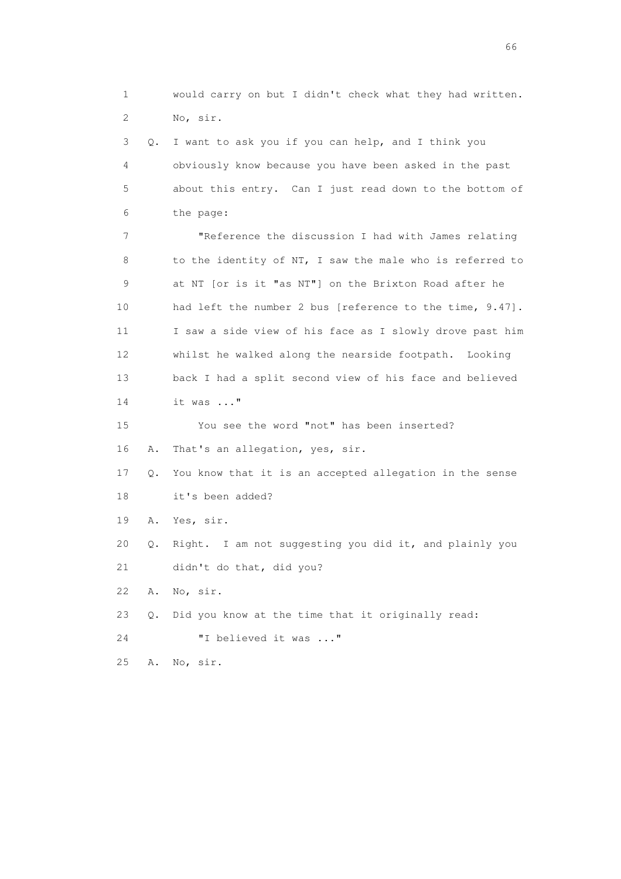1 would carry on but I didn't check what they had written.
2 No, sir.

3 Q. I want to ask you if you can help, and I think you
4 obviously know because you have been asked in the past
5 about this entry. Can I just read down to the bottom of
6 the page:

7 "Reference the discussion I had with James relating
8 to the identity of NT, I saw the male who is referred to
9 at NT [or is it "as NT"] on the Brixton Road after he
10 had left the number 2 bus [reference to the time, 9.47].
11 I saw a side view of his face as I slowly drove past him
12 whilst he walked along the nearside footpath. Looking
13 back I had a split second view of his face and believed
14 it was ..."

15 You see the word "not" has been inserted?

16 A. That's an allegation, yes, sir.

17 Q. You know that it is an accepted allegation in the sense
18 it's been added?

19 A. Yes, sir.

20 Q. Right. I am not suggesting you did it, and plainly you
21 didn't do that, did you?

22 A. No, sir.

23 Q. Did you know at the time that it originally read:

24 "I believed it was ..."

25 A. No, sir.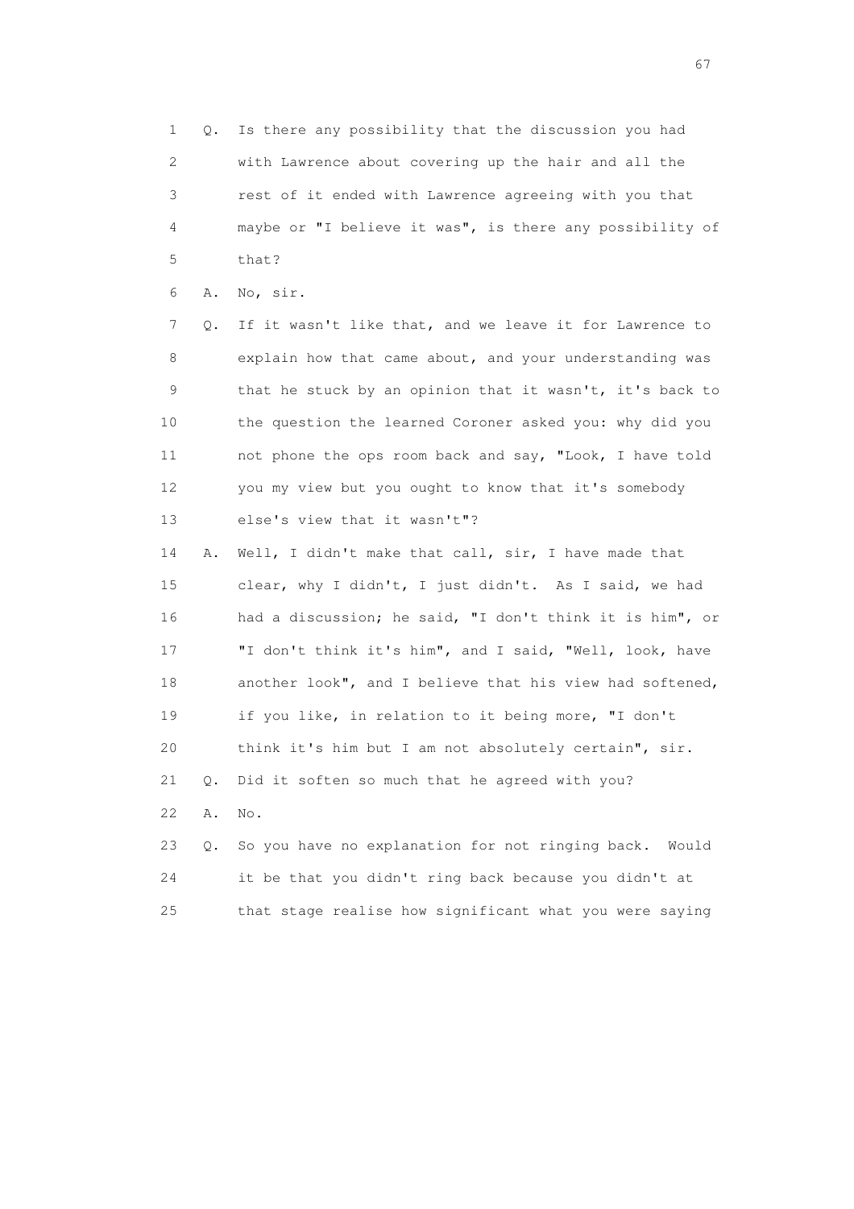1 Q. Is there any possibility that the discussion you had
2 with Lawrence about covering up the hair and all the
3 rest of it ended with Lawrence agreeing with you that
4 maybe or "I believe it was", is there any possibility of
5 that?

6 A. No, sir.

7 Q. If it wasn't like that, and we leave it for Lawrence to
8 explain how that came about, and your understanding was
9 that he stuck by an opinion that it wasn't, it's back to
10 the question the learned Coroner asked you: why did you
11 not phone the ops room back and say, "Look, I have told
12 you my view but you ought to know that it's somebody
13 else's view that it wasn't"?

14 A. Well, I didn't make that call, sir, I have made that
15 clear, why I didn't, I just didn't. As I said, we had
16 had a discussion; he said, "I don't think it is him", or
17 "I don't think it's him", and I said, "Well, look, have
18 another look", and I believe that his view had softened,
19 if you like, in relation to it being more, "I don't
20 think it's him but I am not absolutely certain", sir.

21 Q. Did it soften so much that he agreed with you?

22 A. No.

23 Q. So you have no explanation for not ringing back. Would
24 it be that you didn't ring back because you didn't at
25 that stage realise how significant what you were saying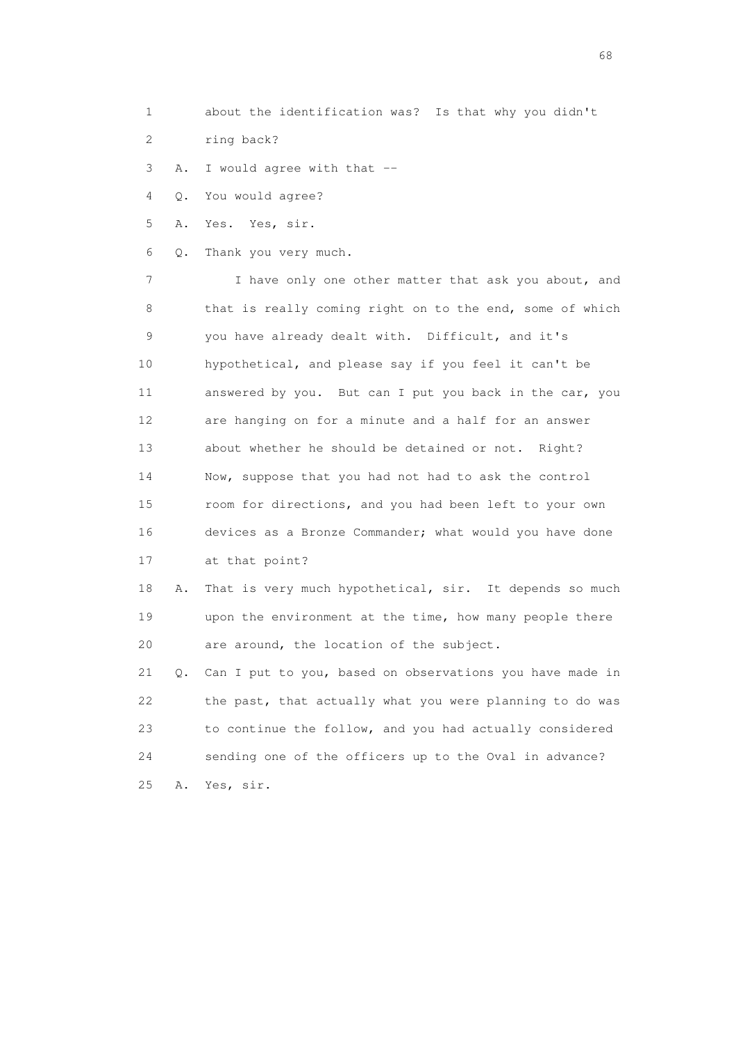1 about the identification was? Is that why you didn't
2 ring back?
3 A. I would agree with that --
4 Q. You would agree?
5 A. Yes. Yes, sir.
6 Q. Thank you very much.
7 I have only one other matter that ask you about, and
8 that is really coming right on to the end, some of which
9 you have already dealt with. Difficult, and it's
10 hypothetical, and please say if you feel it can't be
11 answered by you. But can I put you back in the car, you
12 are hanging on for a minute and a half for an answer
13 about whether he should be detained or not. Right?
14 Now, suppose that you had not had to ask the control
15 room for directions, and you had been left to your own
16 devices as a Bronze Commander; what would you have done
17 at that point?
18 A. That is very much hypothetical, sir. It depends so much
19 upon the environment at the time, how many people there
20 are around, the location of the subject.
21 Q. Can I put to you, based on observations you have made in
22 the past, that actually what you were planning to do was
23 to continue the follow, and you had actually considered
24 sending one of the officers up to the Oval in advance?
25 A. Yes, sir.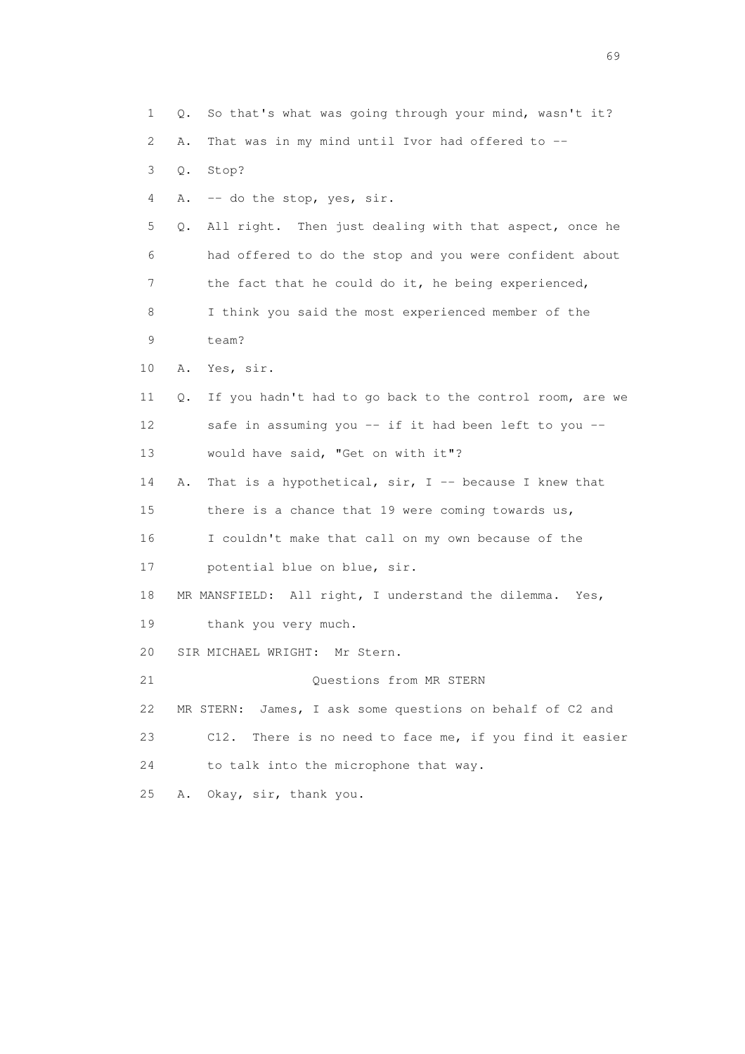1 Q. So that's what was going through your mind, wasn't it?

2 A. That was in my mind until Ivor had offered to --

3 Q. Stop?

4 A. -- do the stop, yes, sir.

5 Q. All right. Then just dealing with that aspect, once he

6 had offered to do the stop and you were confident about

7 the fact that he could do it, he being experienced,

8 I think you said the most experienced member of the

9 team?

10 A. Yes, sir.

11 Q. If you hadn't had to go back to the control room, are we

12 safe in assuming you -- if it had been left to you --

13 would have said, "Get on with it"?

14 A. That is a hypothetical, sir, I -- because I knew that

15 there is a chance that 19 were coming towards us,

16 I couldn't make that call on my own because of the

17 potential blue on blue, sir.

18 MR MANSFIELD: All right, I understand the dilemma. Yes,

19 thank you very much.

20 SIR MICHAEL WRIGHT: Mr Stern.

21 Questions from MR STERN

22 MR STERN: James, I ask some questions on behalf of C2 and

23 C12. There is no need to face me, if you find it easier

24 to talk into the microphone that way.

25 A. Okay, sir, thank you.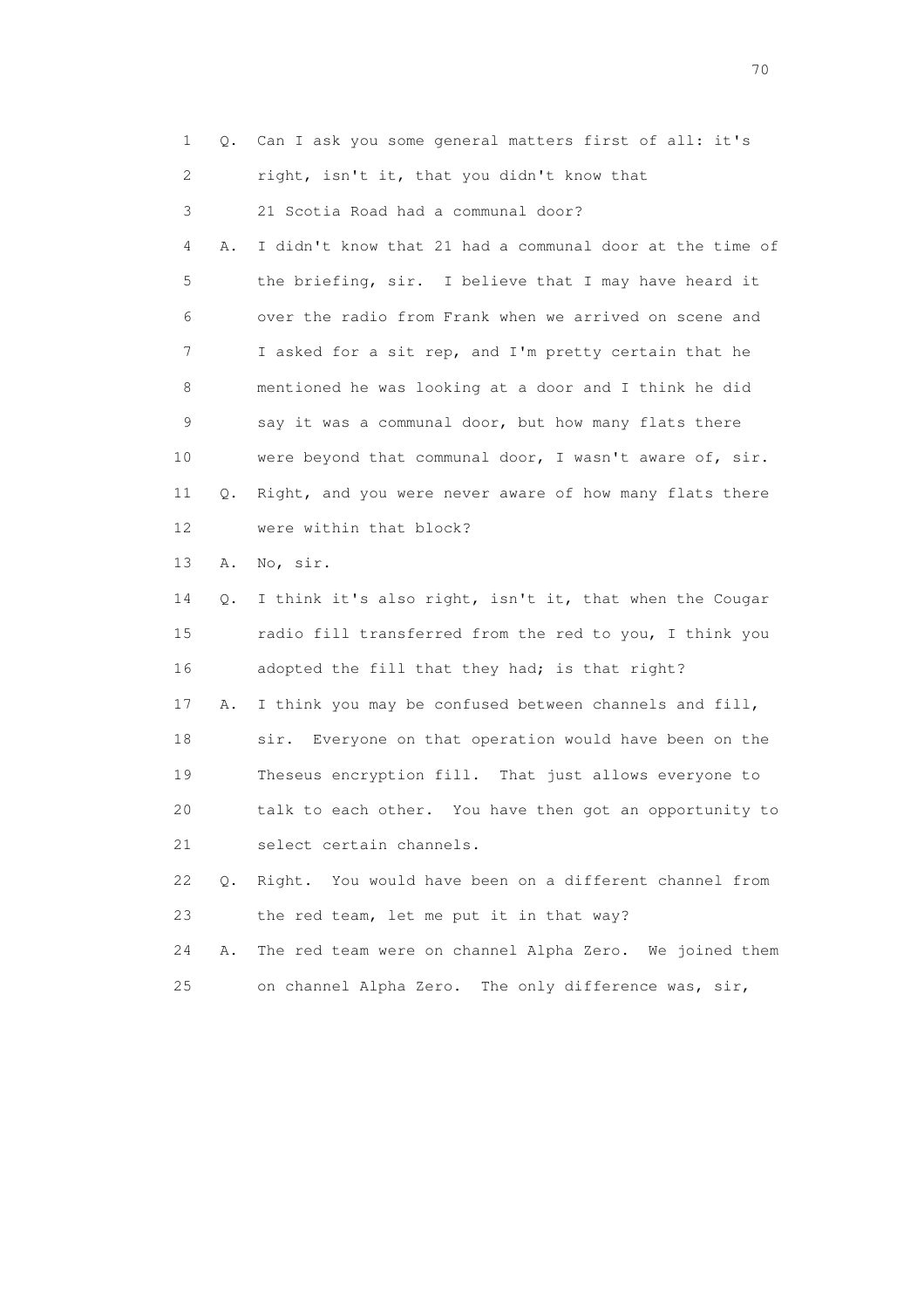1 Q. Can I ask you some general matters first of all: it's
2 right, isn't it, that you didn't know that
3 21 Scotia Road had a communal door?
4 A. I didn't know that 21 had a communal door at the time of
5 the briefing, sir. I believe that I may have heard it
6 over the radio from Frank when we arrived on scene and
7 I asked for a sit rep, and I'm pretty certain that he
8 mentioned he was looking at a door and I think he did
9 say it was a communal door, but how many flats there
10 were beyond that communal door, I wasn't aware of, sir.
11 Q. Right, and you were never aware of how many flats there
12 were within that block?
13 A. No, sir.
14 Q. I think it's also right, isn't it, that when the Cougar
15 radio fill transferred from the red to you, I think you
16 adopted the fill that they had; is that right?
17 A. I think you may be confused between channels and fill,
18 sir. Everyone on that operation would have been on the
19 Theseus encryption fill. That just allows everyone to
20 talk to each other. You have then got an opportunity to
21 select certain channels.
22 Q. Right. You would have been on a different channel from
23 the red team, let me put it in that way?
24 A. The red team were on channel Alpha Zero. We joined them
25 on channel Alpha Zero. The only difference was, sir,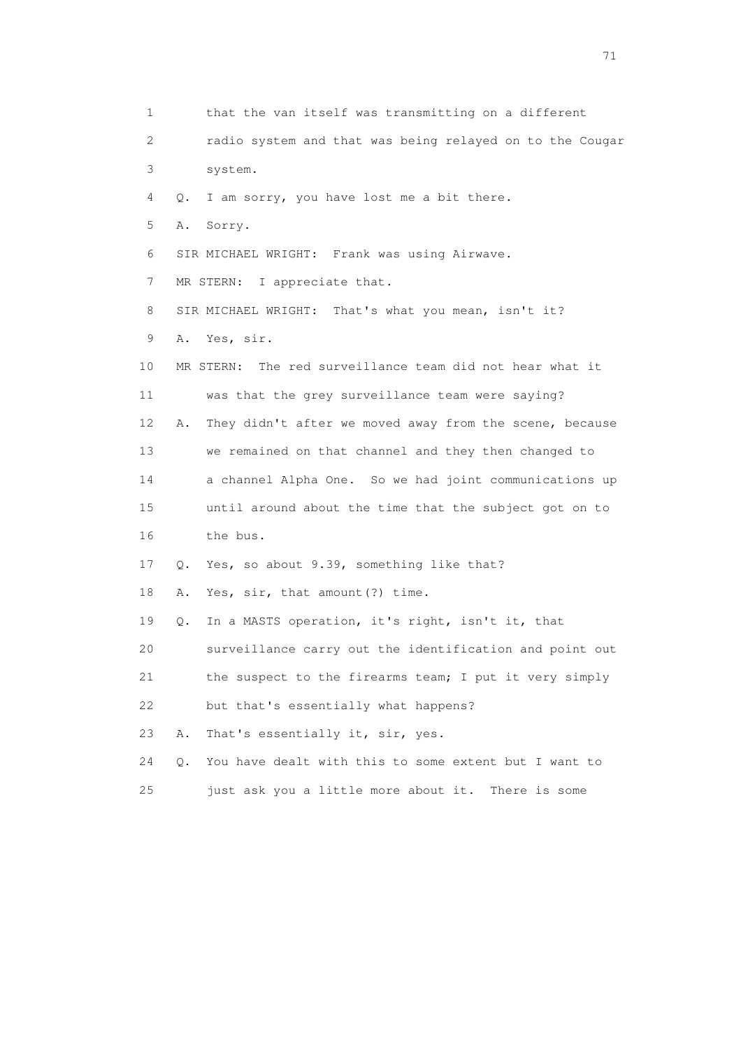1 that the van itself was transmitting on a different
2 radio system and that was being relayed on to the Cougar
3 system.
4 Q. I am sorry, you have lost me a bit there.
5 A. Sorry.
6 SIR MICHAEL WRIGHT: Frank was using Airwave.
7 MR STERN: I appreciate that.
8 SIR MICHAEL WRIGHT: That's what you mean, isn't it?
9 A. Yes, sir.
10 MR STERN: The red surveillance team did not hear what it
11 was that the grey surveillance team were saying?
12 A. They didn't after we moved away from the scene, because
13 we remained on that channel and they then changed to
14 a channel Alpha One. So we had joint communications up
15 until around about the time that the subject got on to
16 the bus.
17 Q. Yes, so about 9.39, something like that?
18 A. Yes, sir, that amount(?) time.
19 Q. In a MASTS operation, it's right, isn't it, that
20 surveillance carry out the identification and point out
21 the suspect to the firearms team; I put it very simply
22 but that's essentially what happens?
23 A. That's essentially it, sir, yes.
24 Q. You have dealt with this to some extent but I want to
25 just ask you a little more about it. There is some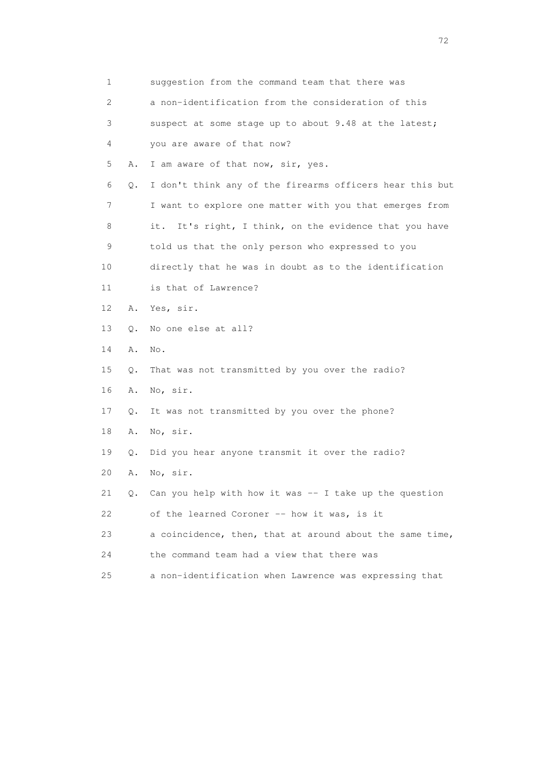1 suggestion from the command team that there was
2 a non-identification from the consideration of this
3 suspect at some stage up to about 9.48 at the latest;
4 you are aware of that now?
5 A. I am aware of that now, sir, yes.
6 Q. I don't think any of the firearms officers hear this but
7 I want to explore one matter with you that emerges from
8 it. It's right, I think, on the evidence that you have
9 told us that the only person who expressed to you
10 directly that he was in doubt as to the identification
11 is that of Lawrence?
12 A. Yes, sir.
13 Q. No one else at all?
14 A. No.
15 Q. That was not transmitted by you over the radio?
16 A. No, sir.
17 Q. It was not transmitted by you over the phone?
18 A. No, sir.
19 Q. Did you hear anyone transmit it over the radio?
20 A. No, sir.
21 Q. Can you help with how it was -- I take up the question
22 of the learned Coroner -- how it was, is it
23 a coincidence, then, that at around about the same time,
24 the command team had a view that there was
25 a non-identification when Lawrence was expressing that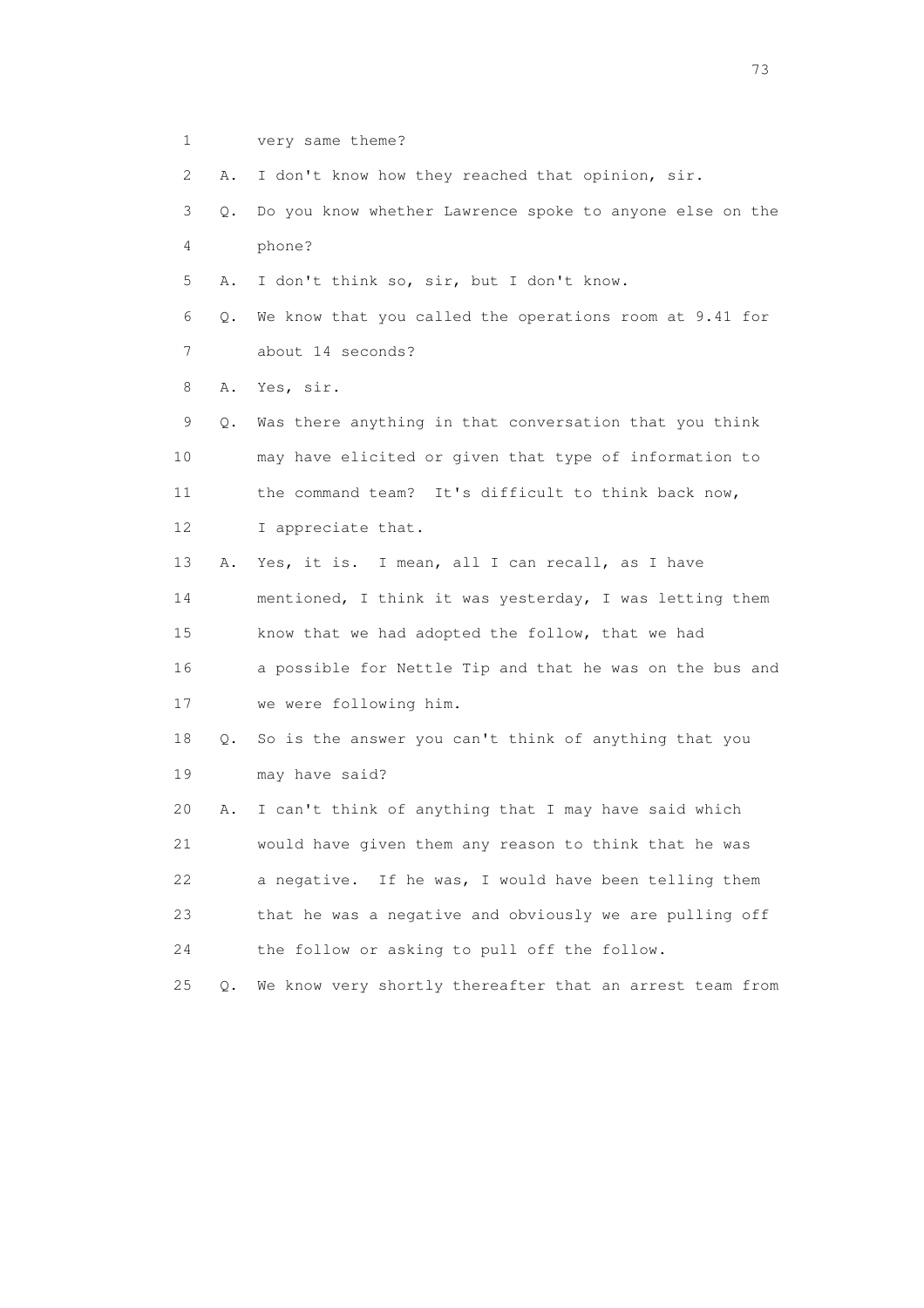1 very same theme?

2 A. I don't know how they reached that opinion, sir.

3 Q. Do you know whether Lawrence spoke to anyone else on the

4 phone?

5 A. I don't think so, sir, but I don't know.

6 Q. We know that you called the operations room at 9.41 for

7 about 14 seconds?

8 A. Yes, sir.

9 Q. Was there anything in that conversation that you think

10 may have elicited or given that type of information to

11 the command team? It's difficult to think back now,

12 I appreciate that.

13 A. Yes, it is. I mean, all I can recall, as I have

14 mentioned, I think it was yesterday, I was letting them

15 know that we had adopted the follow, that we had

16 a possible for Nettle Tip and that he was on the bus and

17 we were following him.

18 Q. So is the answer you can't think of anything that you

19 may have said?

20 A. I can't think of anything that I may have said which

21 would have given them any reason to think that he was

22 a negative. If he was, I would have been telling them

23 that he was a negative and obviously we are pulling off

24 the follow or asking to pull off the follow.

25 Q. We know very shortly thereafter that an arrest team from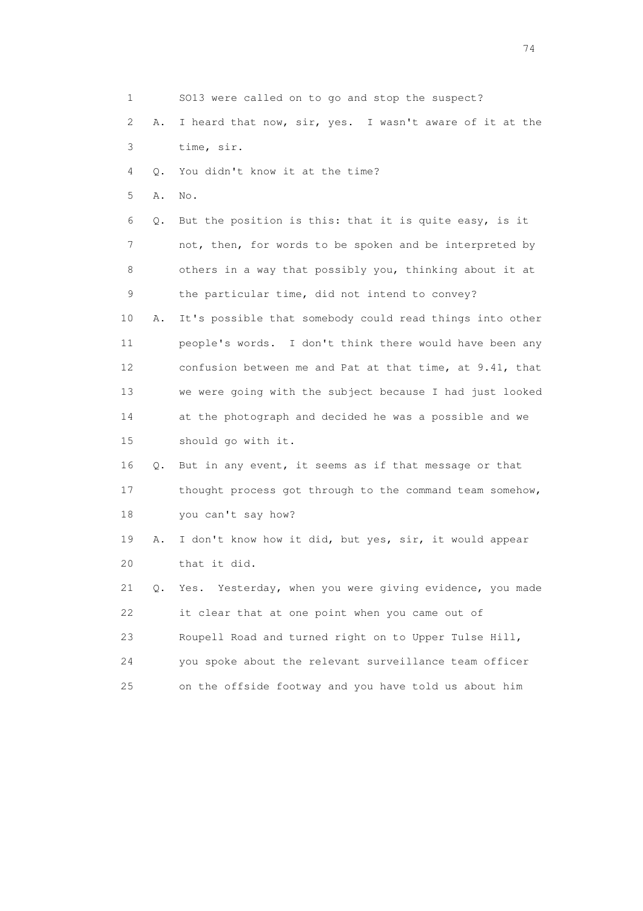1 SO13 were called on to go and stop the suspect?

2 A. I heard that now, sir, yes. I wasn't aware of it at the

3 time, sir.

4 Q. You didn't know it at the time?

5 A. No.

6 Q. But the position is this: that it is quite easy, is it

7 not, then, for words to be spoken and be interpreted by

8 others in a way that possibly you, thinking about it at

9 the particular time, did not intend to convey?

10 A. It's possible that somebody could read things into other

11 people's words. I don't think there would have been any

12 confusion between me and Pat at that time, at 9.41, that

13 we were going with the subject because I had just looked

14 at the photograph and decided he was a possible and we

15 should go with it.

16 Q. But in any event, it seems as if that message or that

17 thought process got through to the command team somehow,

18 you can't say how?

19 A. I don't know how it did, but yes, sir, it would appear

20 that it did.

21 Q. Yes. Yesterday, when you were giving evidence, you made

22 it clear that at one point when you came out of

23 Roupell Road and turned right on to Upper Tulse Hill,

24 you spoke about the relevant surveillance team officer

25 on the offside footway and you have told us about him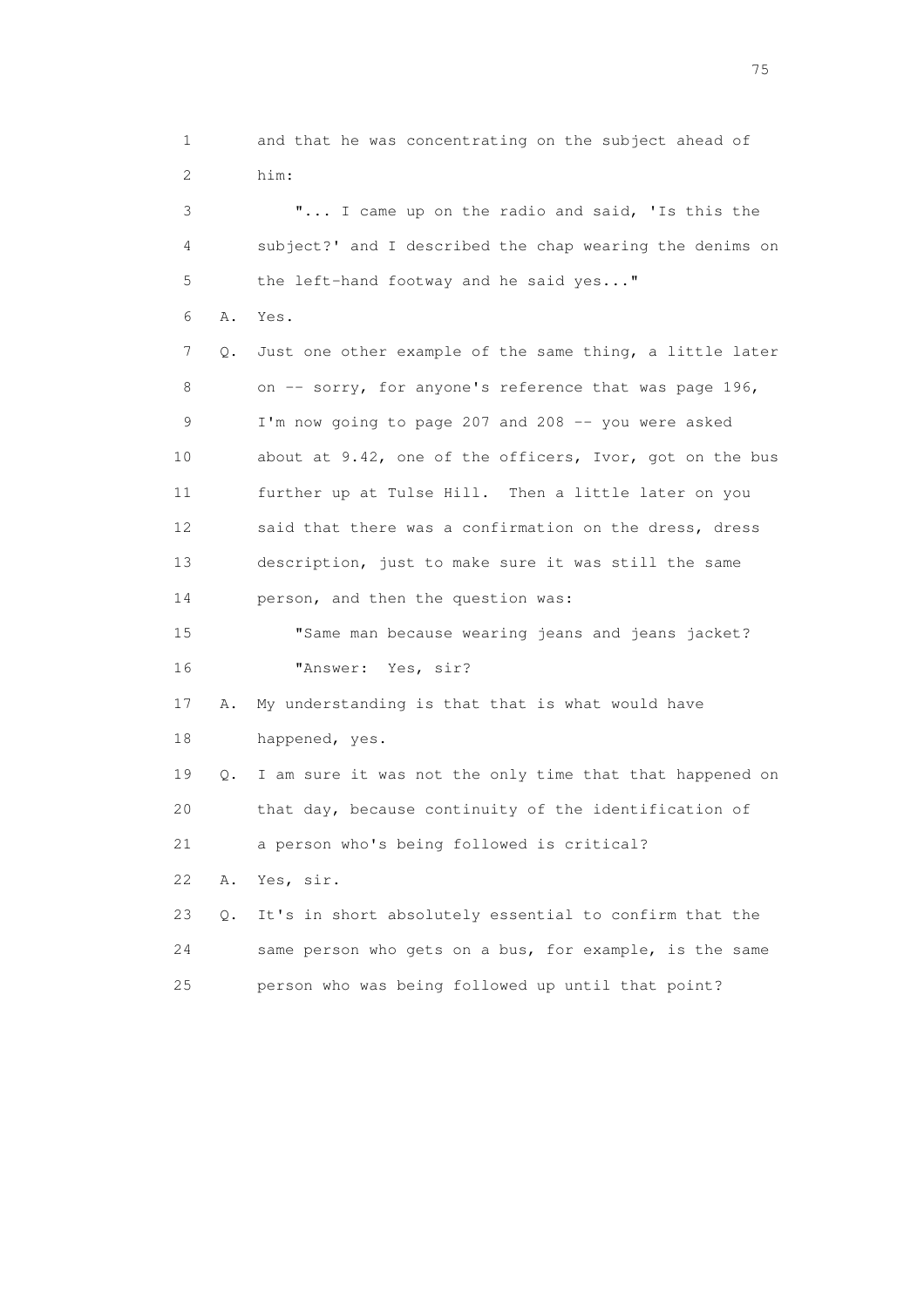1 and that he was concentrating on the subject ahead of
2 him:

3 "... I came up on the radio and said, 'Is this the
4 subject?' and I described the chap wearing the denims on
5 the left-hand footway and he said yes..."

6 A. Yes.

7 Q. Just one other example of the same thing, a little later
8 on -- sorry, for anyone's reference that was page 196,
9 I'm now going to page 207 and 208 -- you were asked
10 about at 9.42, one of the officers, Ivor, got on the bus
11 further up at Tulse Hill. Then a little later on you
12 said that there was a confirmation on the dress, dress
13 description, just to make sure it was still the same
14 person, and then the question was:

15 "Same man because wearing jeans and jeans jacket?
16 "Answer: Yes, sir?

17 A. My understanding is that that is what would have
18 happened, yes.

19 Q. I am sure it was not the only time that that happened on
20 that day, because continuity of the identification of
21 a person who's being followed is critical?

22 A. Yes, sir.

23 Q. It's in short absolutely essential to confirm that the
24 same person who gets on a bus, for example, is the same
25 person who was being followed up until that point?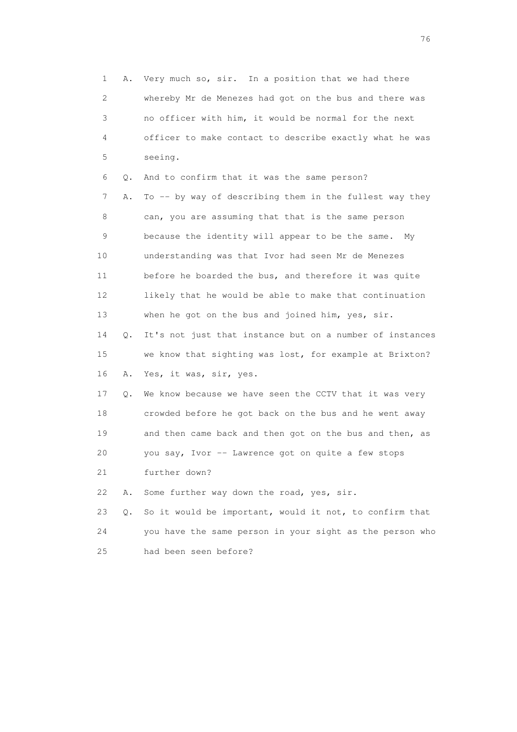1 A. Very much so, sir. In a position that we had there
2 whereby Mr de Menezes had got on the bus and there was
3 no officer with him, it would be normal for the next
4 officer to make contact to describe exactly what he was
5 seeing.

6 Q. And to confirm that it was the same person?

7 A. To -- by way of describing them in the fullest way they
8 can, you are assuming that that is the same person
9 because the identity will appear to be the same. My
10 understanding was that Ivor had seen Mr de Menezes
11 before he boarded the bus, and therefore it was quite
12 likely that he would be able to make that continuation
13 when he got on the bus and joined him, yes, sir.

14 Q. It's not just that instance but on a number of instances
15 we know that sighting was lost, for example at Brixton?

16 A. Yes, it was, sir, yes.

17 Q. We know because we have seen the CCTV that it was very
18 crowded before he got back on the bus and he went away
19 and then came back and then got on the bus and then, as
20 you say, Ivor -- Lawrence got on quite a few stops
21 further down?

22 A. Some further way down the road, yes, sir.

23 Q. So it would be important, would it not, to confirm that
24 you have the same person in your sight as the person who
25 had been seen before?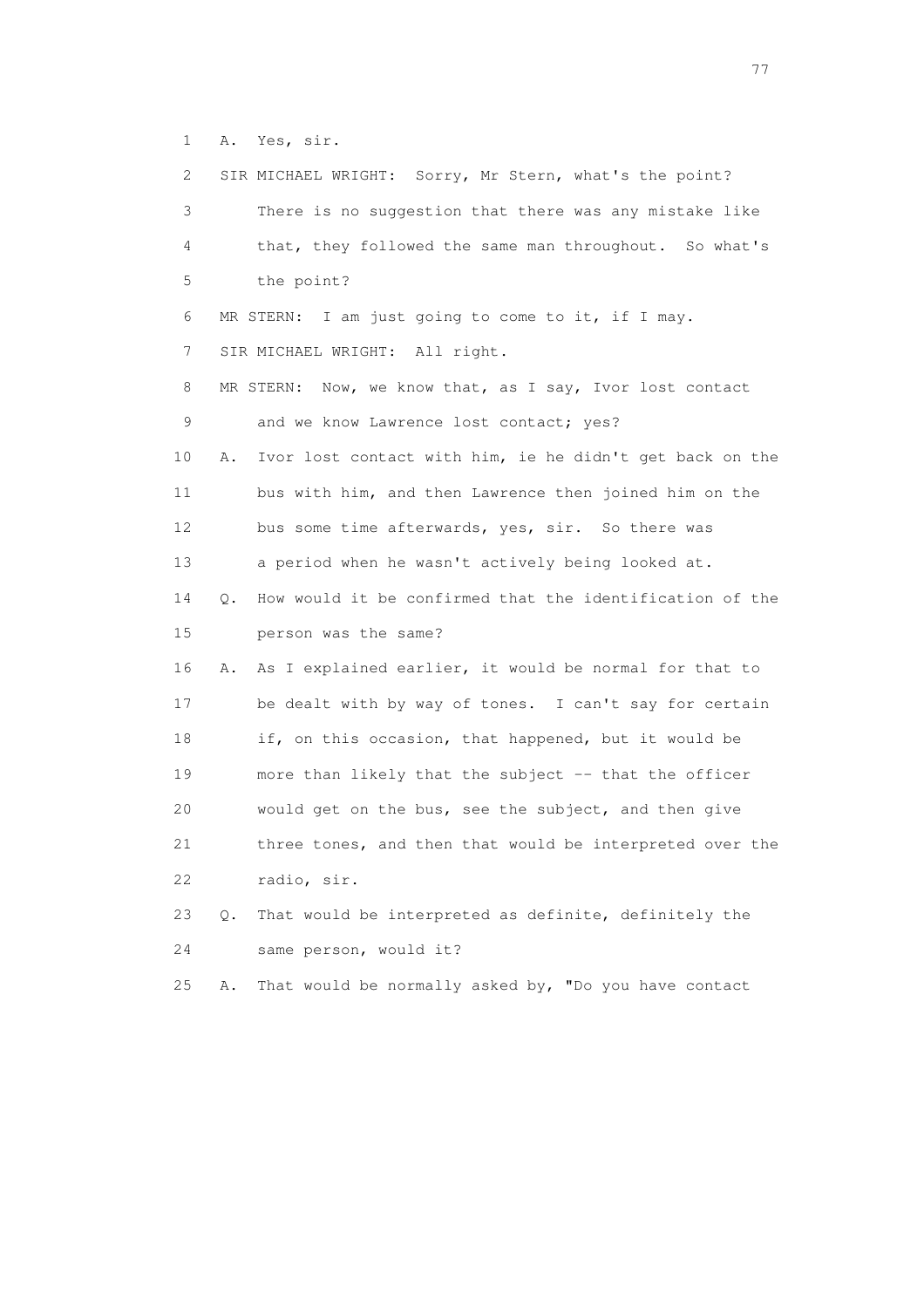1 A. Yes, sir.

2 SIR MICHAEL WRIGHT: Sorry, Mr Stern, what's the point?

3 There is no suggestion that there was any mistake like

4 that, they followed the same man throughout. So what's

5 the point?

6 MR STERN: I am just going to come to it, if I may.

7 SIR MICHAEL WRIGHT: All right.

8 MR STERN: Now, we know that, as I say, Ivor lost contact

9 and we know Lawrence lost contact; yes?

10 A. Ivor lost contact with him, ie he didn't get back on the

11 bus with him, and then Lawrence then joined him on the

12 bus some time afterwards, yes, sir. So there was

13 a period when he wasn't actively being looked at.

14 Q. How would it be confirmed that the identification of the

15 person was the same?

16 A. As I explained earlier, it would be normal for that to

17 be dealt with by way of tones. I can't say for certain

18 if, on this occasion, that happened, but it would be

19 more than likely that the subject -- that the officer

20 would get on the bus, see the subject, and then give

21 three tones, and then that would be interpreted over the

22 radio, sir.

23 Q. That would be interpreted as definite, definitely the

24 same person, would it?

25 A. That would be normally asked by, "Do you have contact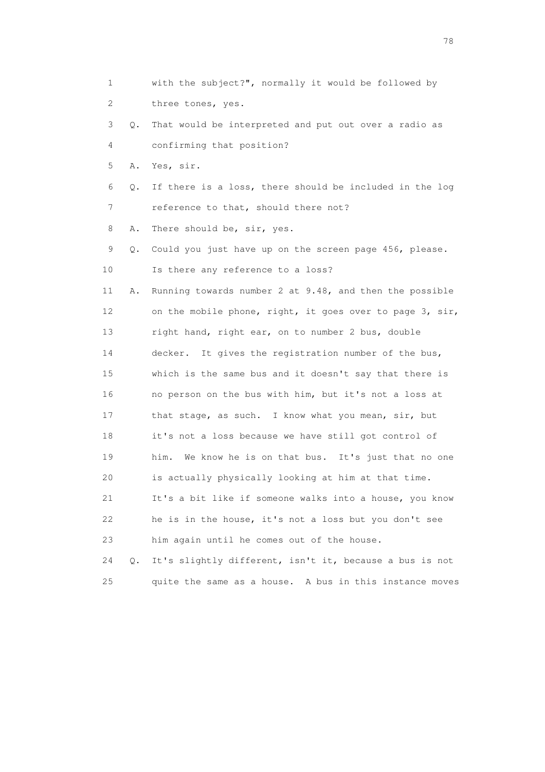1 with the subject?", normally it would be followed by
2 three tones, yes.
3 Q. That would be interpreted and put out over a radio as
4 confirming that position?
5 A. Yes, sir.
6 Q. If there is a loss, there should be included in the log
7 reference to that, should there not?
8 A. There should be, sir, yes.
9 Q. Could you just have up on the screen page 456, please.
10 Is there any reference to a loss?
11 A. Running towards number 2 at 9.48, and then the possible
12 on the mobile phone, right, it goes over to page 3, sir,
13 right hand, right ear, on to number 2 bus, double
14 decker. It gives the registration number of the bus,
15 which is the same bus and it doesn't say that there is
16 no person on the bus with him, but it's not a loss at
17 that stage, as such. I know what you mean, sir, but
18 it's not a loss because we have still got control of
19 him. We know he is on that bus. It's just that no one
20 is actually physically looking at him at that time.
21 It's a bit like if someone walks into a house, you know
22 he is in the house, it's not a loss but you don't see
23 him again until he comes out of the house.
24 Q. It's slightly different, isn't it, because a bus is not
25 quite the same as a house. A bus in this instance moves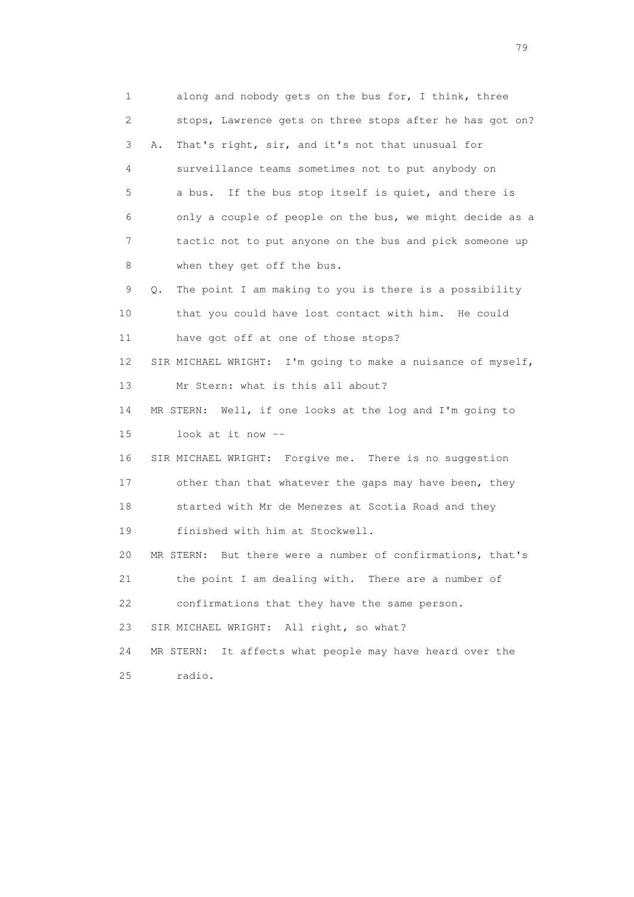1 along and nobody gets on the bus for, I think, three
2 stops, Lawrence gets on three stops after he has got on?
3 A. That's right, sir, and it's not that unusual for
4 surveillance teams sometimes not to put anybody on
5 a bus. If the bus stop itself is quiet, and there is
6 only a couple of people on the bus, we might decide as a
7 tactic not to put anyone on the bus and pick someone up
8 when they get off the bus.
9 Q. The point I am making to you is there is a possibility
10 that you could have lost contact with him. He could
11 have got off at one of those stops?
12 SIR MICHAEL WRIGHT: I'm going to make a nuisance of myself,
13 Mr Stern: what is this all about?
14 MR STERN: Well, if one looks at the log and I'm going to
15 look at it now --
16 SIR MICHAEL WRIGHT: Forgive me. There is no suggestion
17 other than that whatever the gaps may have been, they
18 started with Mr de Menezes at Scotia Road and they
19 finished with him at Stockwell.
20 MR STERN: But there were a number of confirmations, that's
21 the point I am dealing with. There are a number of
22 confirmations that they have the same person.
23 SIR MICHAEL WRIGHT: All right, so what?
24 MR STERN: It affects what people may have heard over the
25 radio.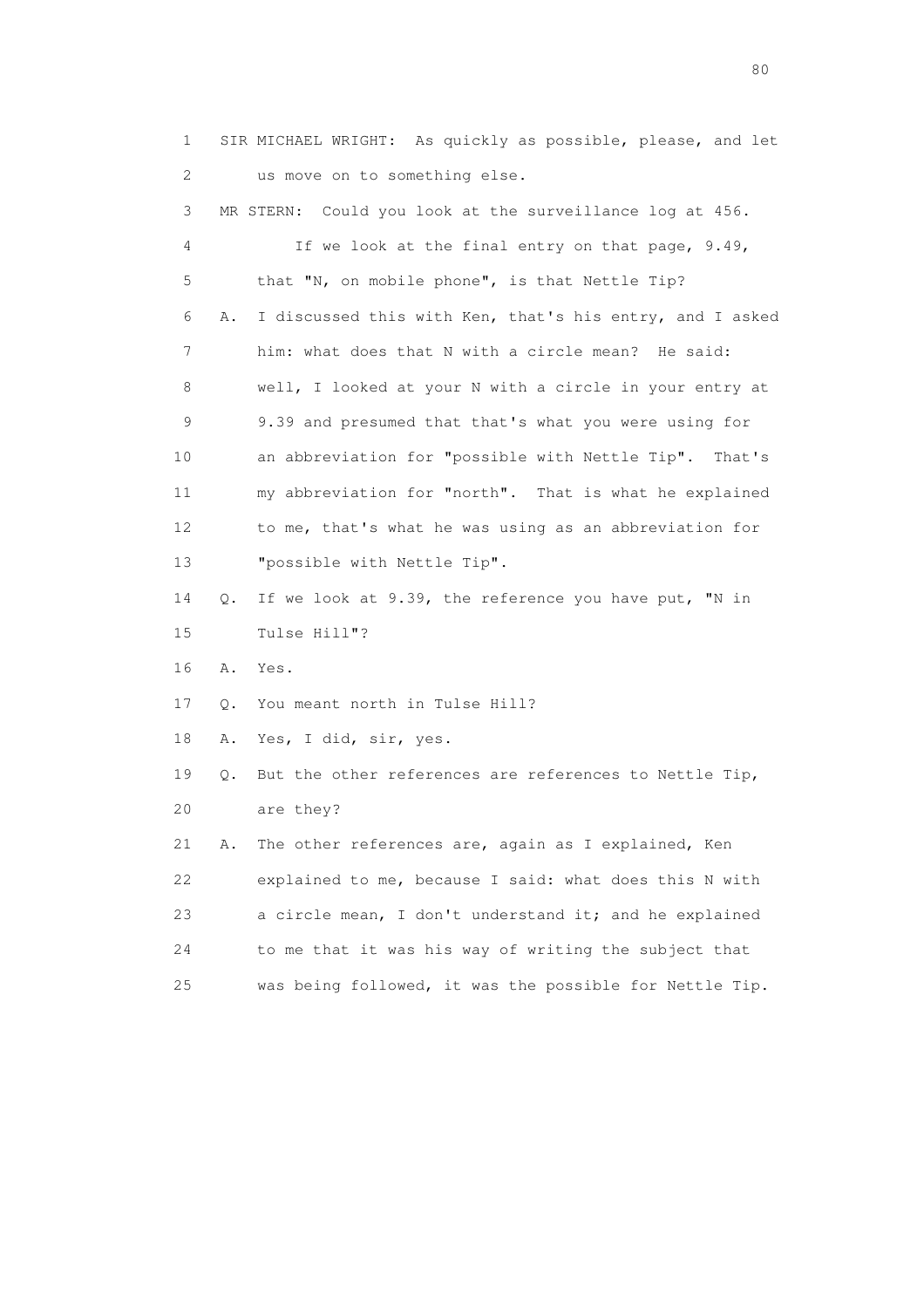1 SIR MICHAEL WRIGHT: As quickly as possible, please, and let
2 us move on to something else.
3 MR STERN: Could you look at the surveillance log at 456.
4 If we look at the final entry on that page, 9.49,
5 that "N, on mobile phone", is that Nettle Tip?
6 A. I discussed this with Ken, that's his entry, and I asked
7 him: what does that N with a circle mean? He said:
8 well, I looked at your N with a circle in your entry at
9 9.39 and presumed that that's what you were using for
10 an abbreviation for "possible with Nettle Tip". That's
11 my abbreviation for "north". That is what he explained
12 to me, that's what he was using as an abbreviation for
13 "possible with Nettle Tip".
14 Q. If we look at 9.39, the reference you have put, "N in
15 Tulse Hill"?
16 A. Yes.
17 Q. You meant north in Tulse Hill?
18 A. Yes, I did, sir, yes.
19 Q. But the other references are references to Nettle Tip,
20 are they?
21 A. The other references are, again as I explained, Ken
22 explained to me, because I said: what does this N with
23 a circle mean, I don't understand it; and he explained
24 to me that it was his way of writing the subject that
25 was being followed, it was the possible for Nettle Tip.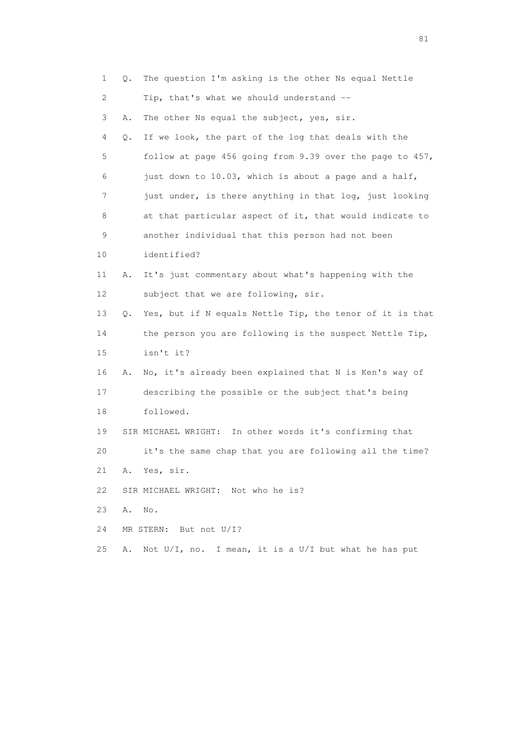1 Q. The question I'm asking is the other Ns equal Nettle
2 Tip, that's what we should understand --
3 A. The other Ns equal the subject, yes, sir.
4 Q. If we look, the part of the log that deals with the
5 follow at page 456 going from 9.39 over the page to 457,
6 just down to 10.03, which is about a page and a half,
7 just under, is there anything in that log, just looking
8 at that particular aspect of it, that would indicate to
9 another individual that this person had not been
10 identified?
11 A. It's just commentary about what's happening with the
12 subject that we are following, sir.
13 Q. Yes, but if N equals Nettle Tip, the tenor of it is that
14 the person you are following is the suspect Nettle Tip,
15 isn't it?
16 A. No, it's already been explained that N is Ken's way of
17 describing the possible or the subject that's being
18 followed.
19 SIR MICHAEL WRIGHT: In other words it's confirming that
20 it's the same chap that you are following all the time?
21 A. Yes, sir.
22 SIR MICHAEL WRIGHT: Not who he is?
23 A. No.
24 MR STERN: But not U/I?
25 A. Not U/I, no. I mean, it is a U/I but what he has put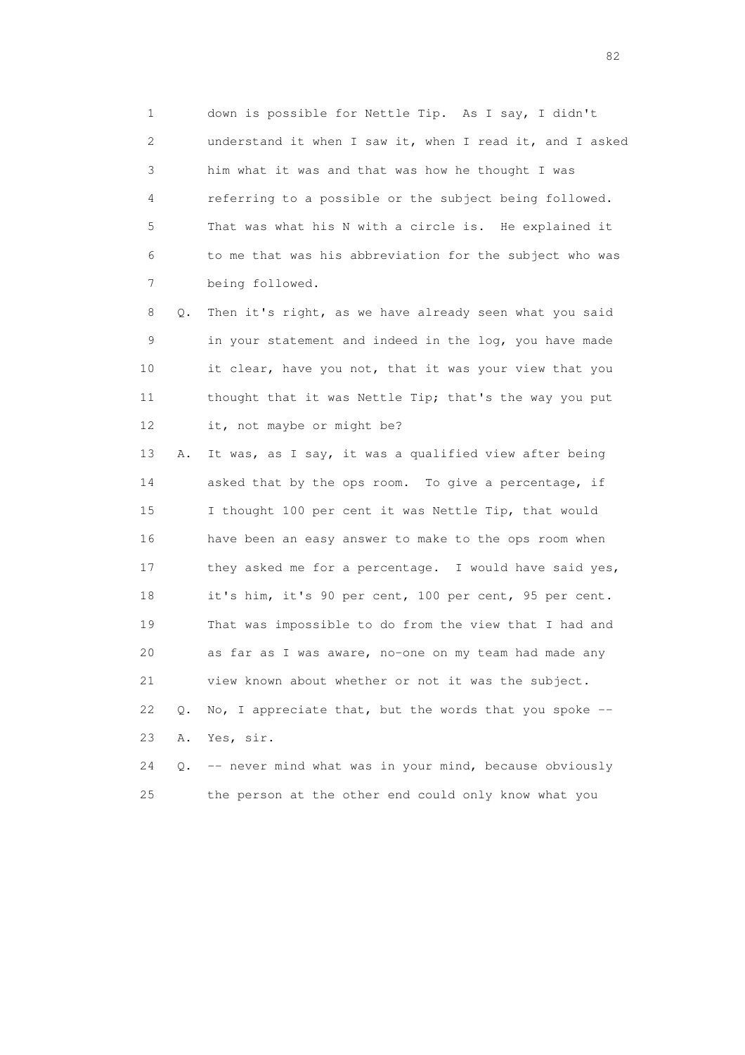1 down is possible for Nettle Tip. As I say, I didn't
2 understand it when I saw it, when I read it, and I asked
3 him what it was and that was how he thought I was
4 referring to a possible or the subject being followed.
5 That was what his N with a circle is. He explained it
6 to me that was his abbreviation for the subject who was
7 being followed.

8 Q. Then it's right, as we have already seen what you said
9 in your statement and indeed in the log, you have made
10 it clear, have you not, that it was your view that you
11 thought that it was Nettle Tip; that's the way you put
12 it, not maybe or might be?

13 A. It was, as I say, it was a qualified view after being
14 asked that by the ops room. To give a percentage, if
15 I thought 100 per cent it was Nettle Tip, that would
16 have been an easy answer to make to the ops room when
17 they asked me for a percentage. I would have said yes,
18 it's him, it's 90 per cent, 100 per cent, 95 per cent.
19 That was impossible to do from the view that I had and
20 as far as I was aware, no-one on my team had made any
21 view known about whether or not it was the subject.

22 Q. No, I appreciate that, but the words that you spoke --

23 A. Yes, sir.

24 Q. -- never mind what was in your mind, because obviously
25 the person at the other end could only know what you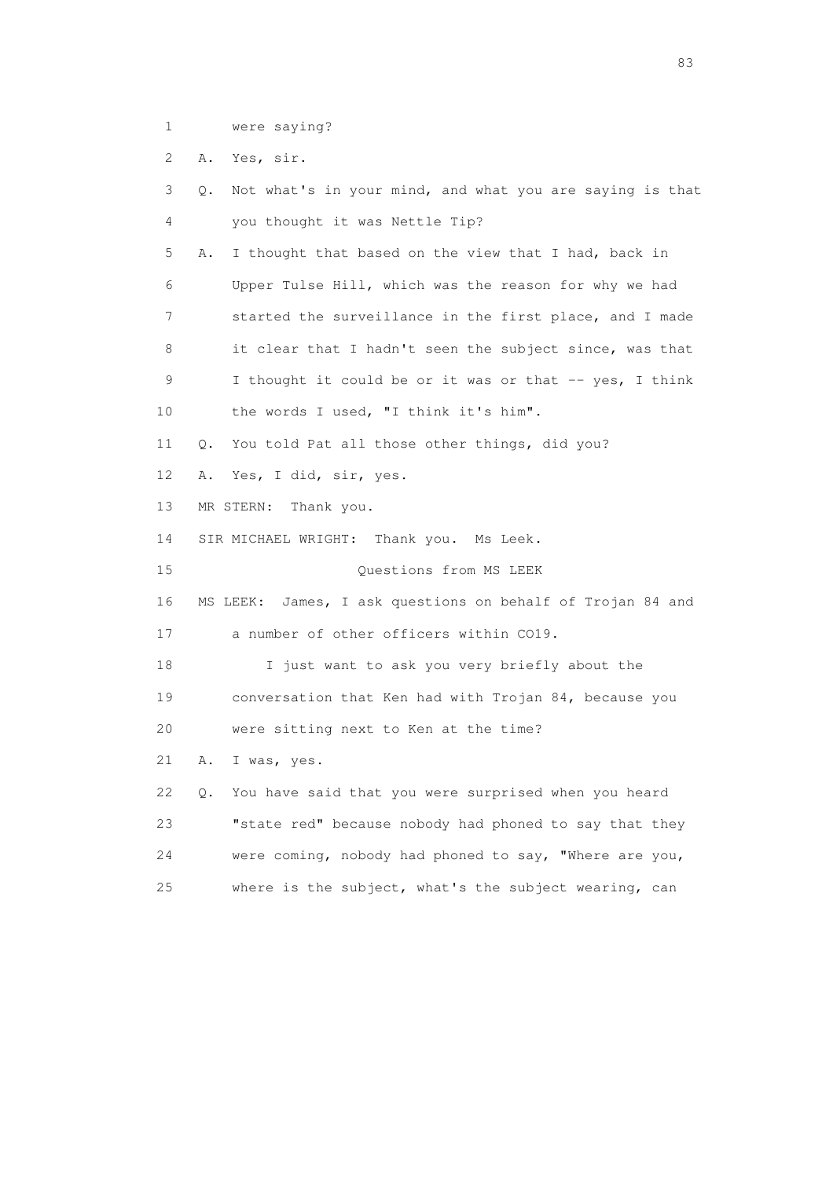1 were saying?

2 A. Yes, sir.

3 Q. Not what's in your mind, and what you are saying is that

4 you thought it was Nettle Tip?

5 A. I thought that based on the view that I had, back in

6 Upper Tulse Hill, which was the reason for why we had

7 started the surveillance in the first place, and I made

8 it clear that I hadn't seen the subject since, was that

9 I thought it could be or it was or that -- yes, I think

10 the words I used, "I think it's him".

11 Q. You told Pat all those other things, did you?

12 A. Yes, I did, sir, yes.

13 MR STERN: Thank you.

14 SIR MICHAEL WRIGHT: Thank you. Ms Leek.

15 Questions from MS LEEK

16 MS LEEK: James, I ask questions on behalf of Trojan 84 and

17 a number of other officers within CO19.

18 I just want to ask you very briefly about the

19 conversation that Ken had with Trojan 84, because you

20 were sitting next to Ken at the time?

21 A. I was, yes.

22 Q. You have said that you were surprised when you heard

23 "state red" because nobody had phoned to say that they

24 were coming, nobody had phoned to say, "Where are you,

25 where is the subject, what's the subject wearing, can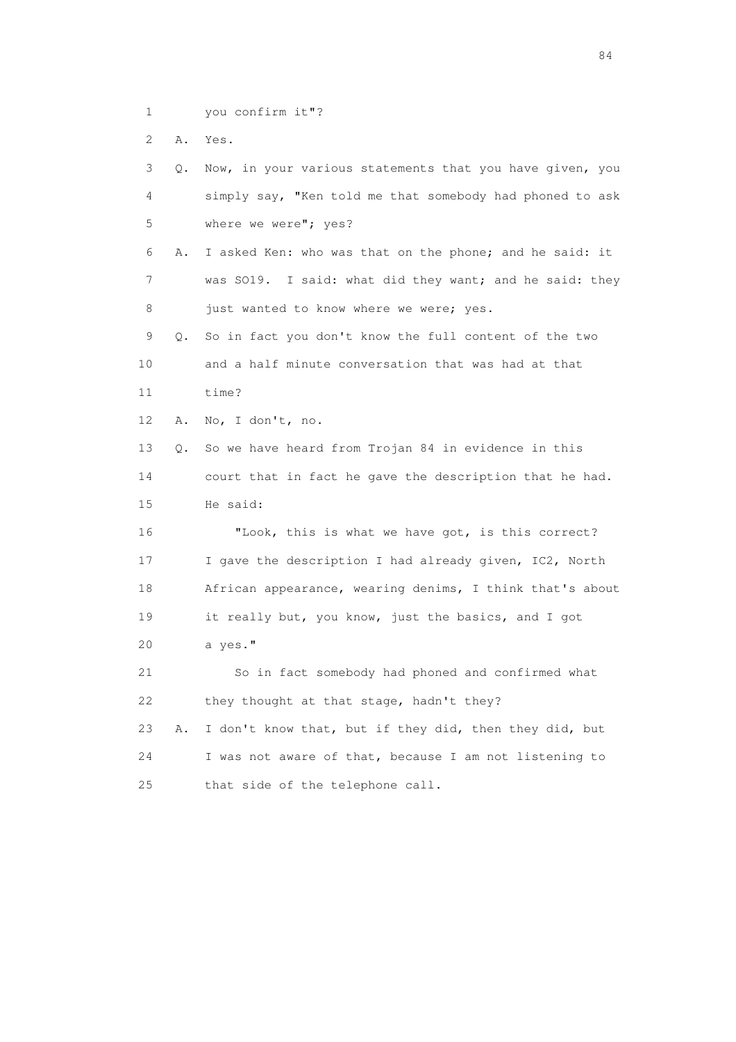1 you confirm it"?

2 A. Yes.

3 Q. Now, in your various statements that you have given, you
4 simply say, "Ken told me that somebody had phoned to ask
5 where we were"; yes?

6 A. I asked Ken: who was that on the phone; and he said: it
7 was SO19. I said: what did they want; and he said: they
8 just wanted to know where we were; yes.

9 Q. So in fact you don't know the full content of the two
10 and a half minute conversation that was had at that
11 time?

12 A. No, I don't, no.

13 Q. So we have heard from Trojan 84 in evidence in this
14 court that in fact he gave the description that he had.
15 He said:

16 "Look, this is what we have got, is this correct?
17 I gave the description I had already given, IC2, North
18 African appearance, wearing denims, I think that's about
19 it really but, you know, just the basics, and I got
20 a yes."

21 So in fact somebody had phoned and confirmed what
22 they thought at that stage, hadn't they?

23 A. I don't know that, but if they did, then they did, but
24 I was not aware of that, because I am not listening to
25 that side of the telephone call.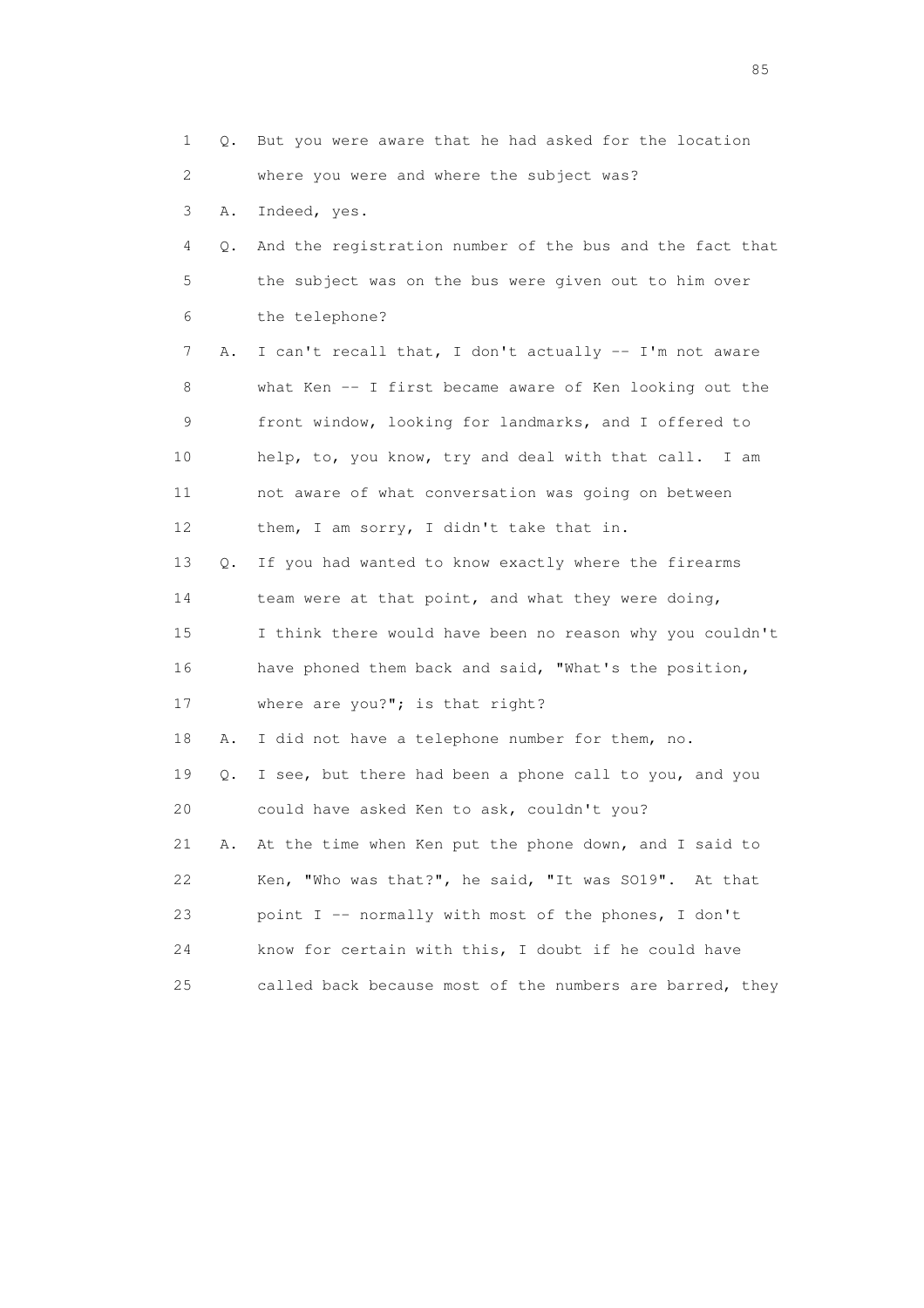1 Q. But you were aware that he had asked for the location
2 where you were and where the subject was?
3 A. Indeed, yes.
4 Q. And the registration number of the bus and the fact that
5 the subject was on the bus were given out to him over
6 the telephone?
7 A. I can't recall that, I don't actually -- I'm not aware
8 what Ken -- I first became aware of Ken looking out the
9 front window, looking for landmarks, and I offered to
10 help, to, you know, try and deal with that call. I am
11 not aware of what conversation was going on between
12 them, I am sorry, I didn't take that in.
13 Q. If you had wanted to know exactly where the firearms
14 team were at that point, and what they were doing,
15 I think there would have been no reason why you couldn't
16 have phoned them back and said, "What's the position,
17 where are you?"; is that right?
18 A. I did not have a telephone number for them, no.
19 Q. I see, but there had been a phone call to you, and you
20 could have asked Ken to ask, couldn't you?
21 A. At the time when Ken put the phone down, and I said to
22 Ken, "Who was that?", he said, "It was SO19". At that
23 point I -- normally with most of the phones, I don't
24 know for certain with this, I doubt if he could have
25 called back because most of the numbers are barred, they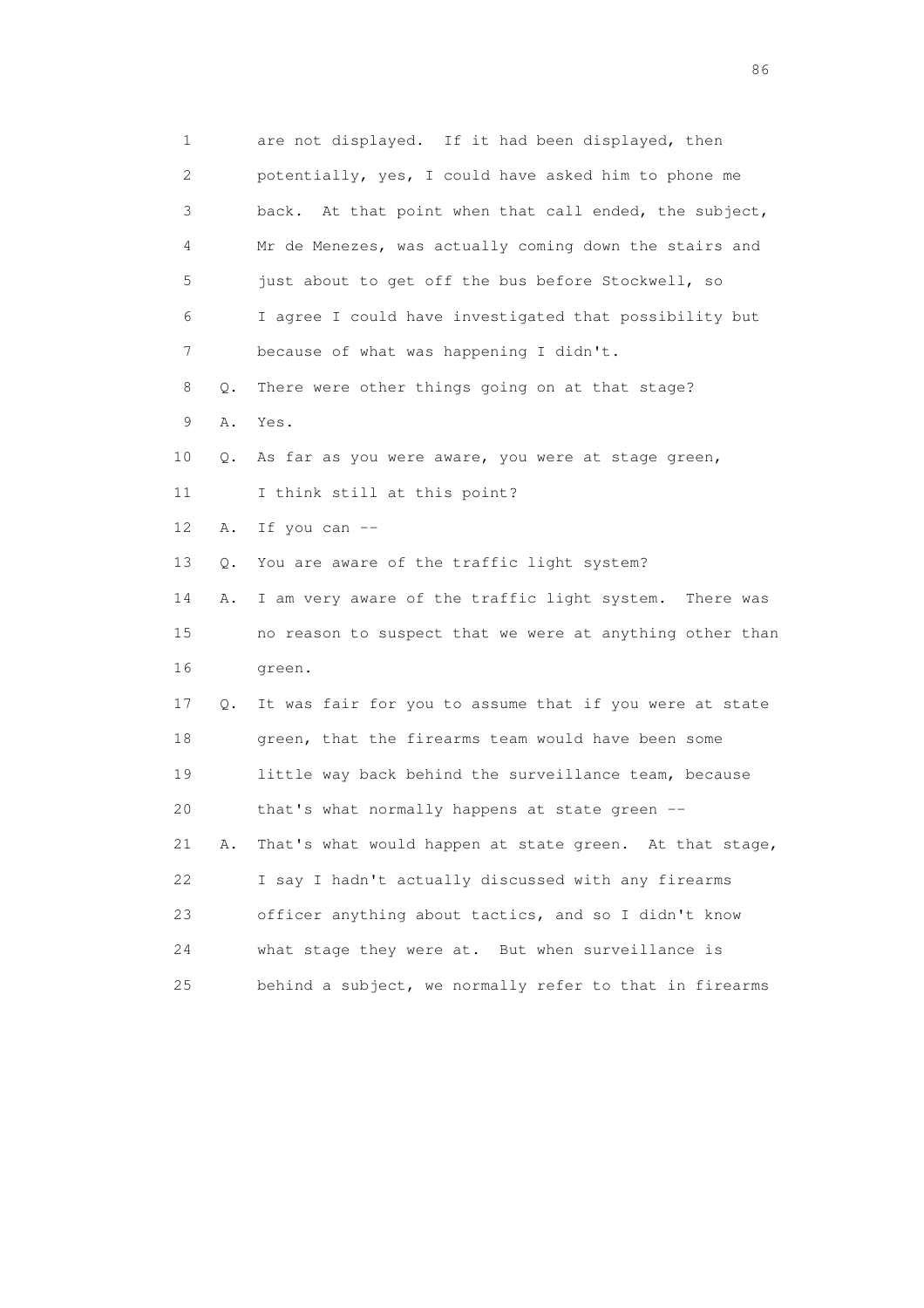1 are not displayed. If it had been displayed, then
2 potentially, yes, I could have asked him to phone me
3 back. At that point when that call ended, the subject,
4 Mr de Menezes, was actually coming down the stairs and
5 just about to get off the bus before Stockwell, so
6 I agree I could have investigated that possibility but
7 because of what was happening I didn't.

8 Q. There were other things going on at that stage?

9 A. Yes.

10 Q. As far as you were aware, you were at stage green,
11 I think still at this point?

12 A. If you can --

13 Q. You are aware of the traffic light system?

14 A. I am very aware of the traffic light system. There was
15 no reason to suspect that we were at anything other than
16 green.

17 Q. It was fair for you to assume that if you were at state
18 green, that the firearms team would have been some
19 little way back behind the surveillance team, because
20 that's what normally happens at state green --

21 A. That's what would happen at state green. At that stage,
22 I say I hadn't actually discussed with any firearms
23 officer anything about tactics, and so I didn't know
24 what stage they were at. But when surveillance is
25 behind a subject, we normally refer to that in firearms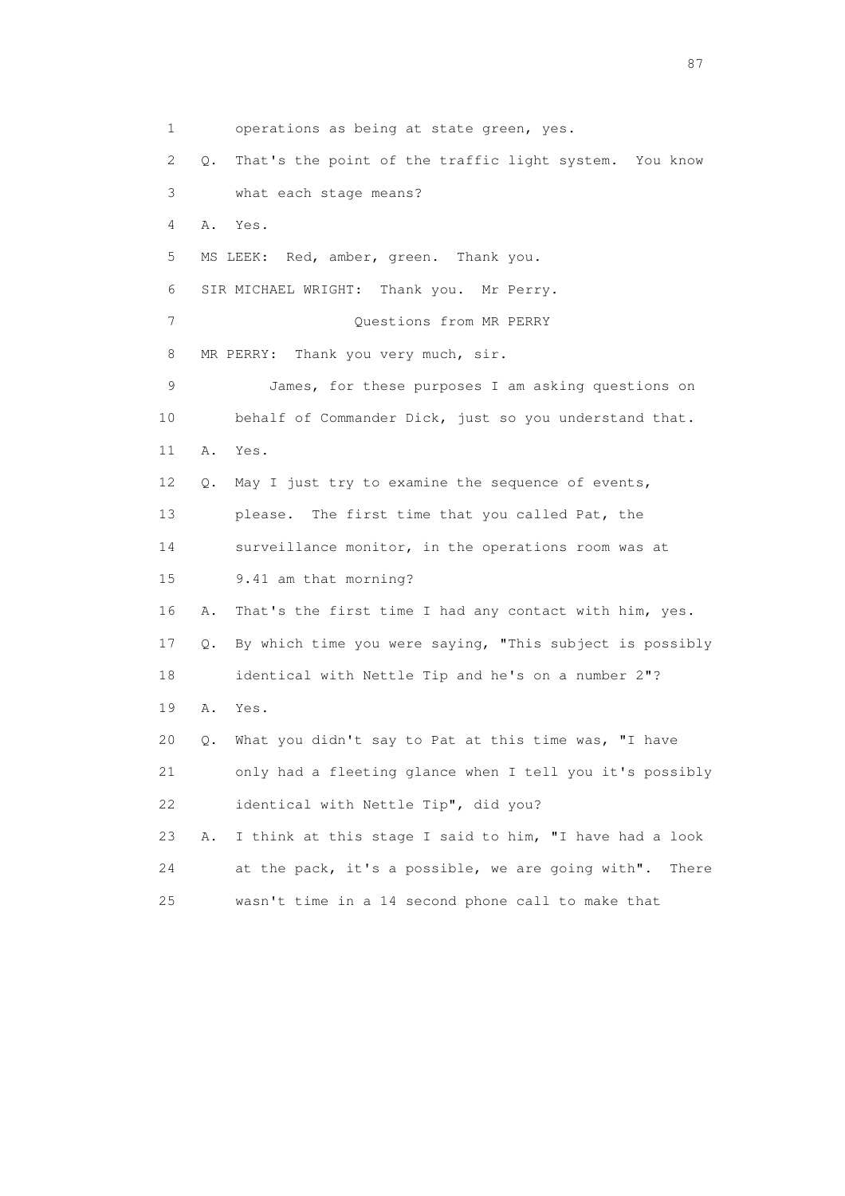1 operations as being at state green, yes.

2 Q. That's the point of the traffic light system. You know

3 what each stage means?

4 A. Yes.

5 MS LEEK: Red, amber, green. Thank you.

6 SIR MICHAEL WRIGHT: Thank you. Mr Perry.

7 Questions from MR PERRY

8 MR PERRY: Thank you very much, sir.

9 James, for these purposes I am asking questions on

10 behalf of Commander Dick, just so you understand that.

11 A. Yes.

12 Q. May I just try to examine the sequence of events,

13 please. The first time that you called Pat, the

14 surveillance monitor, in the operations room was at

15 9.41 am that morning?

16 A. That's the first time I had any contact with him, yes.

17 Q. By which time you were saying, "This subject is possibly

18 identical with Nettle Tip and he's on a number 2"?

19 A. Yes.

20 Q. What you didn't say to Pat at this time was, "I have

21 only had a fleeting glance when I tell you it's possibly

22 identical with Nettle Tip", did you?

23 A. I think at this stage I said to him, "I have had a look

24 at the pack, it's a possible, we are going with". There

25 wasn't time in a 14 second phone call to make that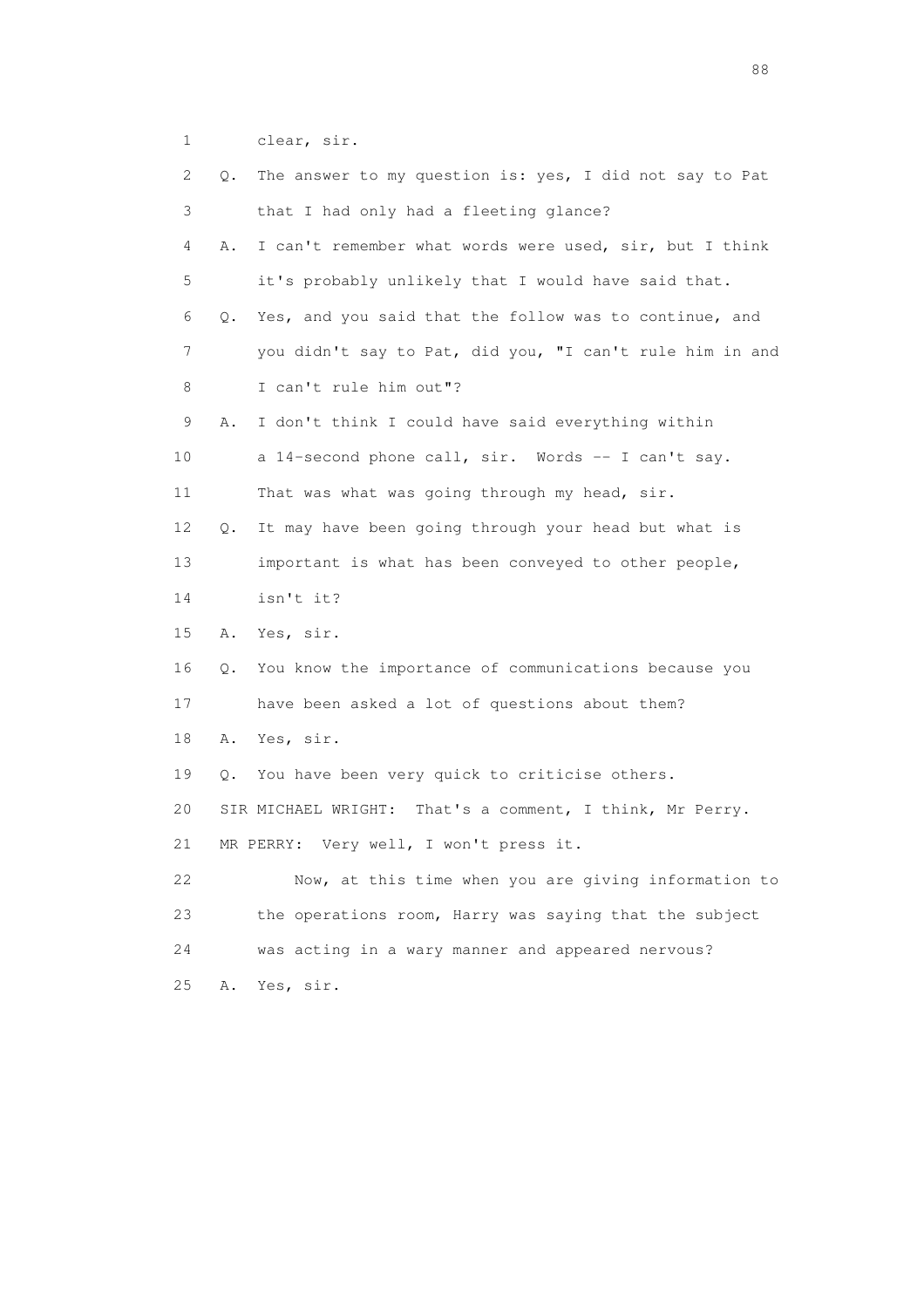1 clear, sir.

2 Q. The answer to my question is: yes, I did not say to Pat

3 that I had only had a fleeting glance?

4 A. I can't remember what words were used, sir, but I think

5 it's probably unlikely that I would have said that.

6 Q. Yes, and you said that the follow was to continue, and

7 you didn't say to Pat, did you, "I can't rule him in and

8 I can't rule him out"?

9 A. I don't think I could have said everything within

10 a 14-second phone call, sir. Words -- I can't say.

11 That was what was going through my head, sir.

12 Q. It may have been going through your head but what is

13 important is what has been conveyed to other people,

14 isn't it?

15 A. Yes, sir.

16 Q. You know the importance of communications because you

17 have been asked a lot of questions about them?

18 A. Yes, sir.

19 Q. You have been very quick to criticise others.

20 SIR MICHAEL WRIGHT: That's a comment, I think, Mr Perry.

21 MR PERRY: Very well, I won't press it.

22 Now, at this time when you are giving information to

23 the operations room, Harry was saying that the subject

24 was acting in a wary manner and appeared nervous?

25 A. Yes, sir.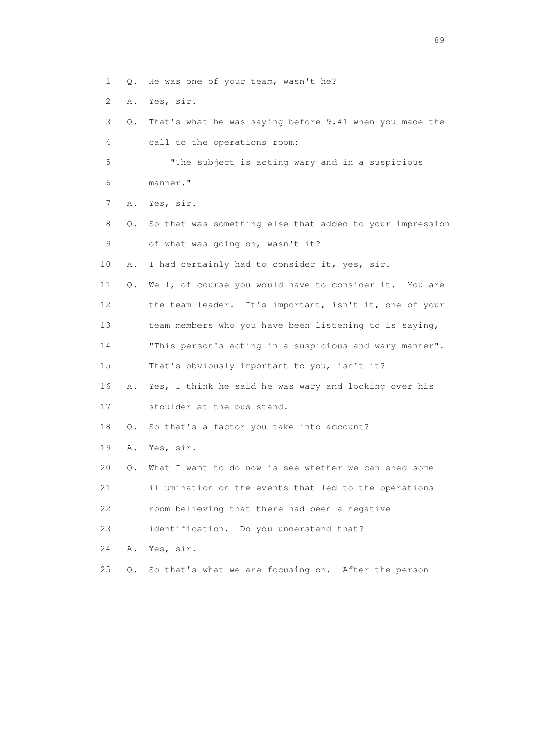1 Q. He was one of your team, wasn't he?

2 A. Yes, sir.

3 Q. That's what he was saying before 9.41 when you made the

4 call to the operations room:

5 "The subject is acting wary and in a suspicious

6 manner."

7 A. Yes, sir.

8 Q. So that was something else that added to your impression

9 of what was going on, wasn't it?

10 A. I had certainly had to consider it, yes, sir.

11 Q. Well, of course you would have to consider it. You are

12 the team leader. It's important, isn't it, one of your

13 team members who you have been listening to is saying,

14 "This person's acting in a suspicious and wary manner".

15 That's obviously important to you, isn't it?

16 A. Yes, I think he said he was wary and looking over his

17 shoulder at the bus stand.

18 Q. So that's a factor you take into account?

19 A. Yes, sir.

20 Q. What I want to do now is see whether we can shed some

21 illumination on the events that led to the operations

22 room believing that there had been a negative

23 identification. Do you understand that?

24 A. Yes, sir.

25 Q. So that's what we are focusing on. After the person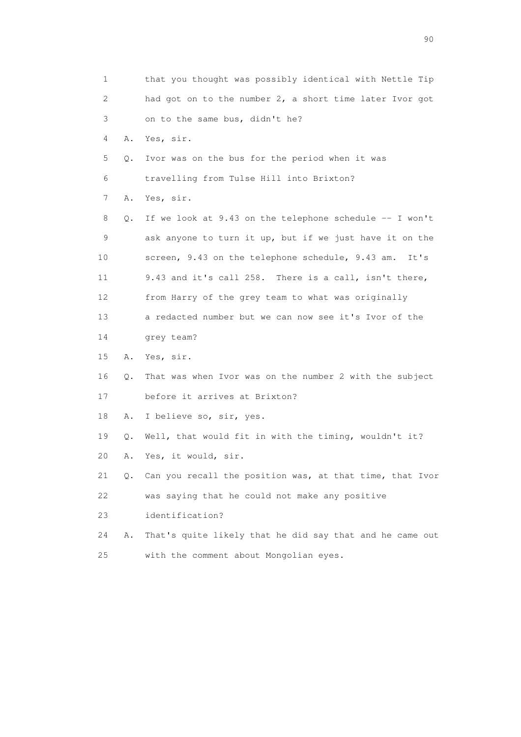1 that you thought was possibly identical with Nettle Tip
2 had got on to the number 2, a short time later Ivor got
3 on to the same bus, didn't he?

4 A. Yes, sir.

5 Q. Ivor was on the bus for the period when it was
6 travelling from Tulse Hill into Brixton?

7 A. Yes, sir.

8 Q. If we look at 9.43 on the telephone schedule -- I won't
9 ask anyone to turn it up, but if we just have it on the
10 screen, 9.43 on the telephone schedule, 9.43 am. It's
11 9.43 and it's call 258. There is a call, isn't there,
12 from Harry of the grey team to what was originally
13 a redacted number but we can now see it's Ivor of the
14 grey team?

15 A. Yes, sir.

16 Q. That was when Ivor was on the number 2 with the subject
17 before it arrives at Brixton?

18 A. I believe so, sir, yes.

19 Q. Well, that would fit in with the timing, wouldn't it?

20 A. Yes, it would, sir.

21 Q. Can you recall the position was, at that time, that Ivor
22 was saying that he could not make any positive
23 identification?

24 A. That's quite likely that he did say that and he came out
25 with the comment about Mongolian eyes.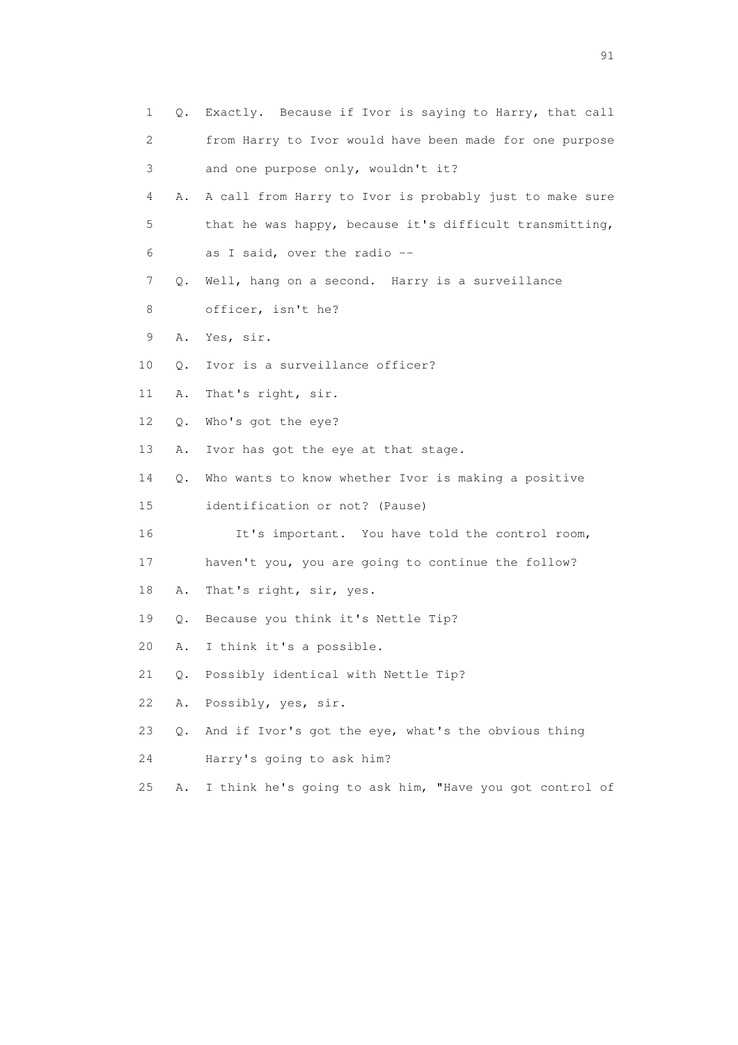1 Q. Exactly. Because if Ivor is saying to Harry, that call
2 from Harry to Ivor would have been made for one purpose
3 and one purpose only, wouldn't it?
4 A. A call from Harry to Ivor is probably just to make sure
5 that he was happy, because it's difficult transmitting,
6 as I said, over the radio --
7 Q. Well, hang on a second. Harry is a surveillance
8 officer, isn't he?
9 A. Yes, sir.
10 Q. Ivor is a surveillance officer?
11 A. That's right, sir.
12 Q. Who's got the eye?
13 A. Ivor has got the eye at that stage.
14 Q. Who wants to know whether Ivor is making a positive
15 identification or not? (Pause)
16 It's important. You have told the control room,
17 haven't you, you are going to continue the follow?
18 A. That's right, sir, yes.
19 Q. Because you think it's Nettle Tip?
20 A. I think it's a possible.
21 Q. Possibly identical with Nettle Tip?
22 A. Possibly, yes, sir.
23 Q. And if Ivor's got the eye, what's the obvious thing
24 Harry's going to ask him?
25 A. I think he's going to ask him, "Have you got control of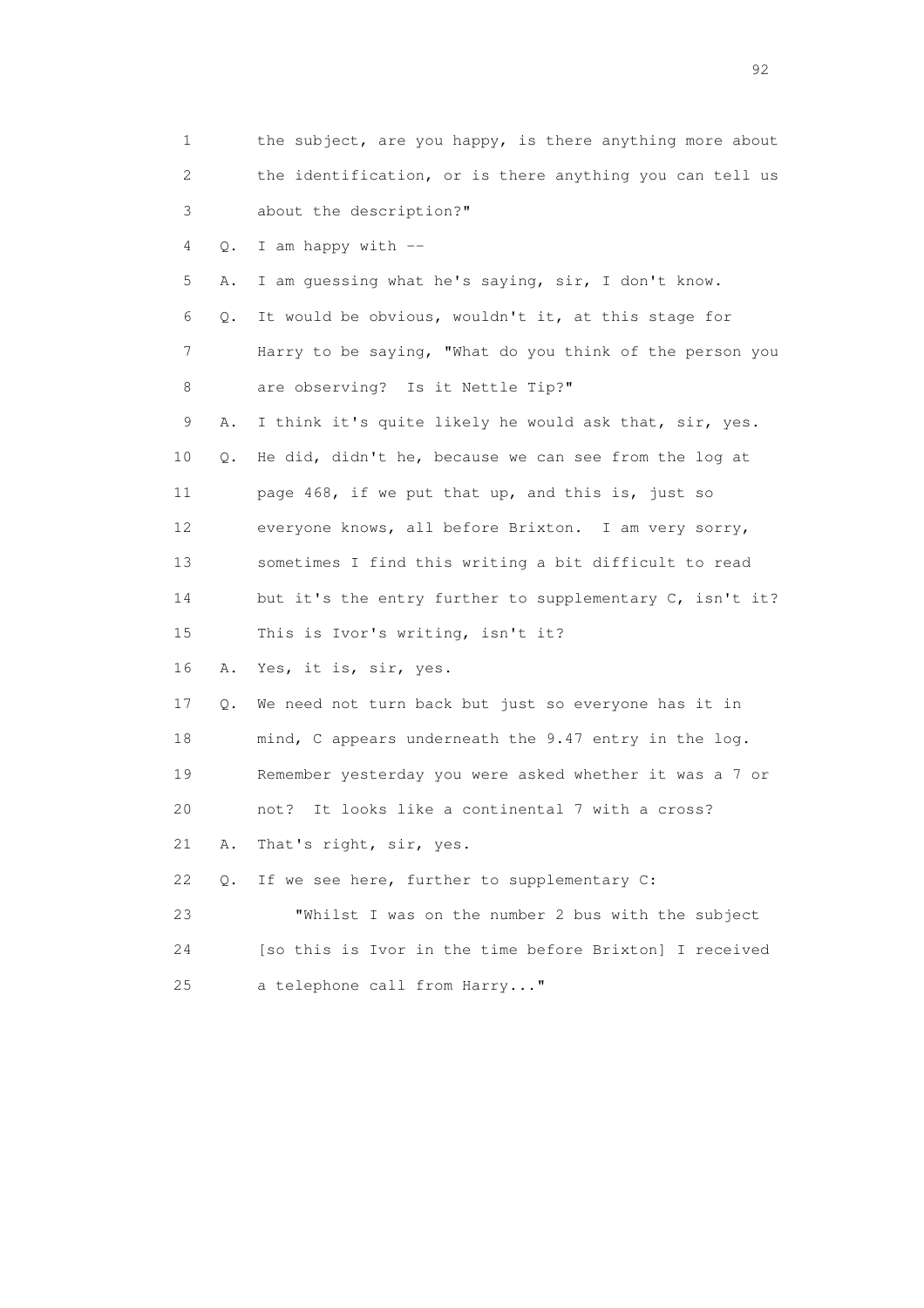1 the subject, are you happy, is there anything more about
2 the identification, or is there anything you can tell us
3 about the description?"

4 Q. I am happy with --

5 A. I am guessing what he's saying, sir, I don't know.

6 Q. It would be obvious, wouldn't it, at this stage for
7 Harry to be saying, "What do you think of the person you
8 are observing? Is it Nettle Tip?"

9 A. I think it's quite likely he would ask that, sir, yes.

10 Q. He did, didn't he, because we can see from the log at
11 page 468, if we put that up, and this is, just so
12 everyone knows, all before Brixton. I am very sorry,
13 sometimes I find this writing a bit difficult to read
14 but it's the entry further to supplementary C, isn't it?
15 This is Ivor's writing, isn't it?

16 A. Yes, it is, sir, yes.

17 Q. We need not turn back but just so everyone has it in
18 mind, C appears underneath the 9.47 entry in the log.
19 Remember yesterday you were asked whether it was a 7 or
20 not? It looks like a continental 7 with a cross?

21 A. That's right, sir, yes.

22 Q. If we see here, further to supplementary C:

23 "Whilst I was on the number 2 bus with the subject
24 [so this is Ivor in the time before Brixton] I received
25 a telephone call from Harry..."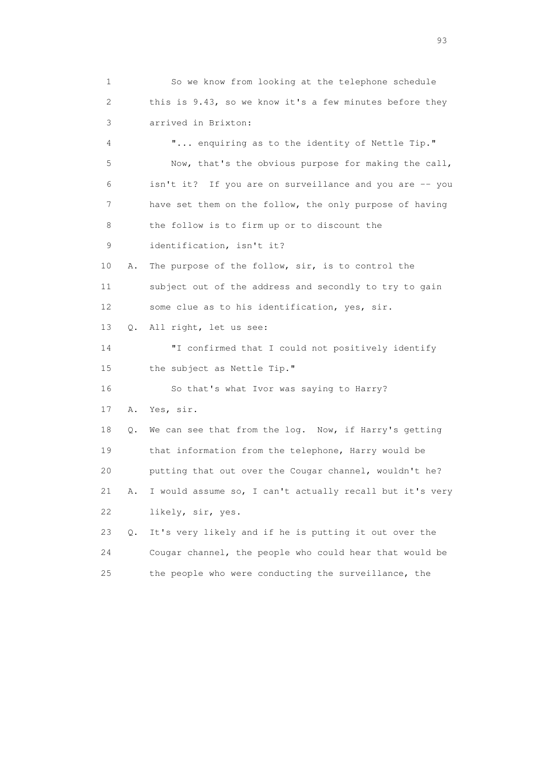1 So we know from looking at the telephone schedule
2 this is 9.43, so we know it's a few minutes before they
3 arrived in Brixton:
4 "... enquiring as to the identity of Nettle Tip."
5 Now, that's the obvious purpose for making the call,
6 isn't it? If you are on surveillance and you are -- you
7 have set them on the follow, the only purpose of having
8 the follow is to firm up or to discount the
9 identification, isn't it?
10 A. The purpose of the follow, sir, is to control the
11 subject out of the address and secondly to try to gain
12 some clue as to his identification, yes, sir.
13 Q. All right, let us see:
14 "I confirmed that I could not positively identify
15 the subject as Nettle Tip."
16 So that's what Ivor was saying to Harry?
17 A. Yes, sir.
18 Q. We can see that from the log. Now, if Harry's getting
19 that information from the telephone, Harry would be
20 putting that out over the Cougar channel, wouldn't he?
21 A. I would assume so, I can't actually recall but it's very
22 likely, sir, yes.
23 Q. It's very likely and if he is putting it out over the
24 Cougar channel, the people who could hear that would be
25 the people who were conducting the surveillance, the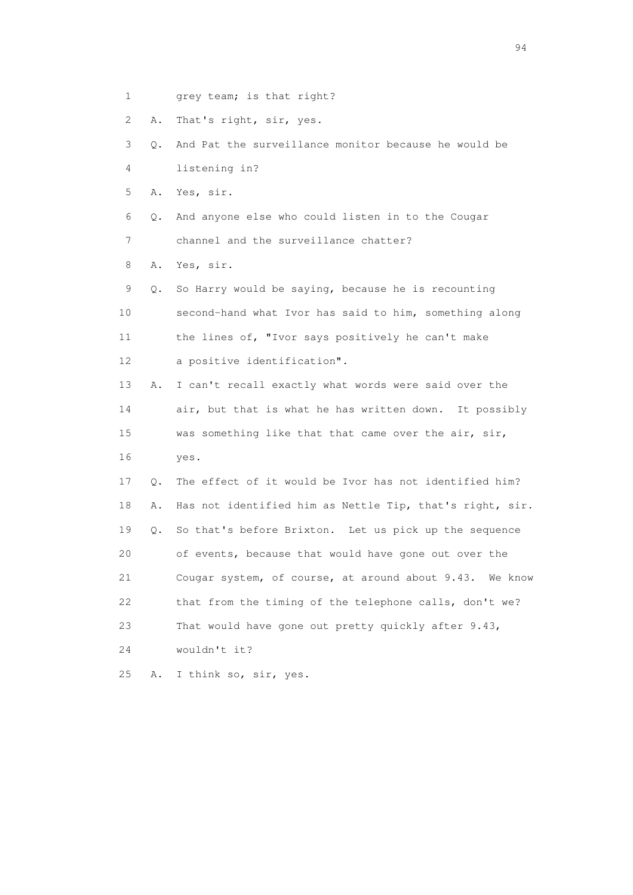1 grey team; is that right?

2 A. That's right, sir, yes.

3 Q. And Pat the surveillance monitor because he would be

4 listening in?

5 A. Yes, sir.

6 Q. And anyone else who could listen in to the Cougar

7 channel and the surveillance chatter?

8 A. Yes, sir.

9 Q. So Harry would be saying, because he is recounting

10 second-hand what Ivor has said to him, something along

11 the lines of, "Ivor says positively he can't make

12 a positive identification".

13 A. I can't recall exactly what words were said over the

14 air, but that is what he has written down. It possibly

15 was something like that that came over the air, sir,

16 yes.

17 Q. The effect of it would be Ivor has not identified him?

18 A. Has not identified him as Nettle Tip, that's right, sir.

19 Q. So that's before Brixton. Let us pick up the sequence

20 of events, because that would have gone out over the

21 Cougar system, of course, at around about 9.43. We know

22 that from the timing of the telephone calls, don't we?

23 That would have gone out pretty quickly after 9.43,

24 wouldn't it?

25 A. I think so, sir, yes.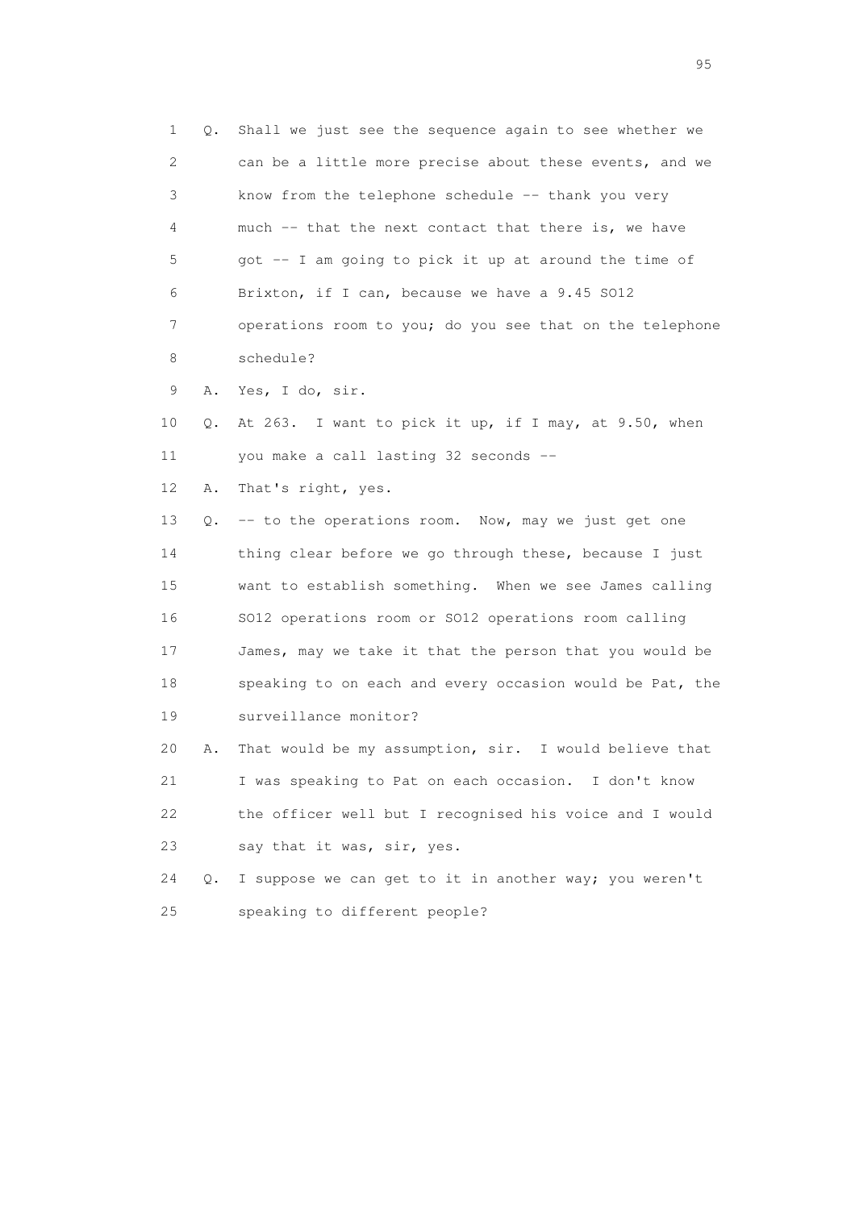1 Q. Shall we just see the sequence again to see whether we
2 can be a little more precise about these events, and we
3 know from the telephone schedule -- thank you very
4 much -- that the next contact that there is, we have
5 got -- I am going to pick it up at around the time of
6 Brixton, if I can, because we have a 9.45 SO12
7 operations room to you; do you see that on the telephone
8 schedule?
9 A. Yes, I do, sir.
10 Q. At 263. I want to pick it up, if I may, at 9.50, when
11 you make a call lasting 32 seconds --
12 A. That's right, yes.
13 Q. -- to the operations room. Now, may we just get one
14 thing clear before we go through these, because I just
15 want to establish something. When we see James calling
16 SO12 operations room or SO12 operations room calling
17 James, may we take it that the person that you would be
18 speaking to on each and every occasion would be Pat, the
19 surveillance monitor?
20 A. That would be my assumption, sir. I would believe that
21 I was speaking to Pat on each occasion. I don't know
22 the officer well but I recognised his voice and I would
23 say that it was, sir, yes.
24 Q. I suppose we can get to it in another way; you weren't
25 speaking to different people?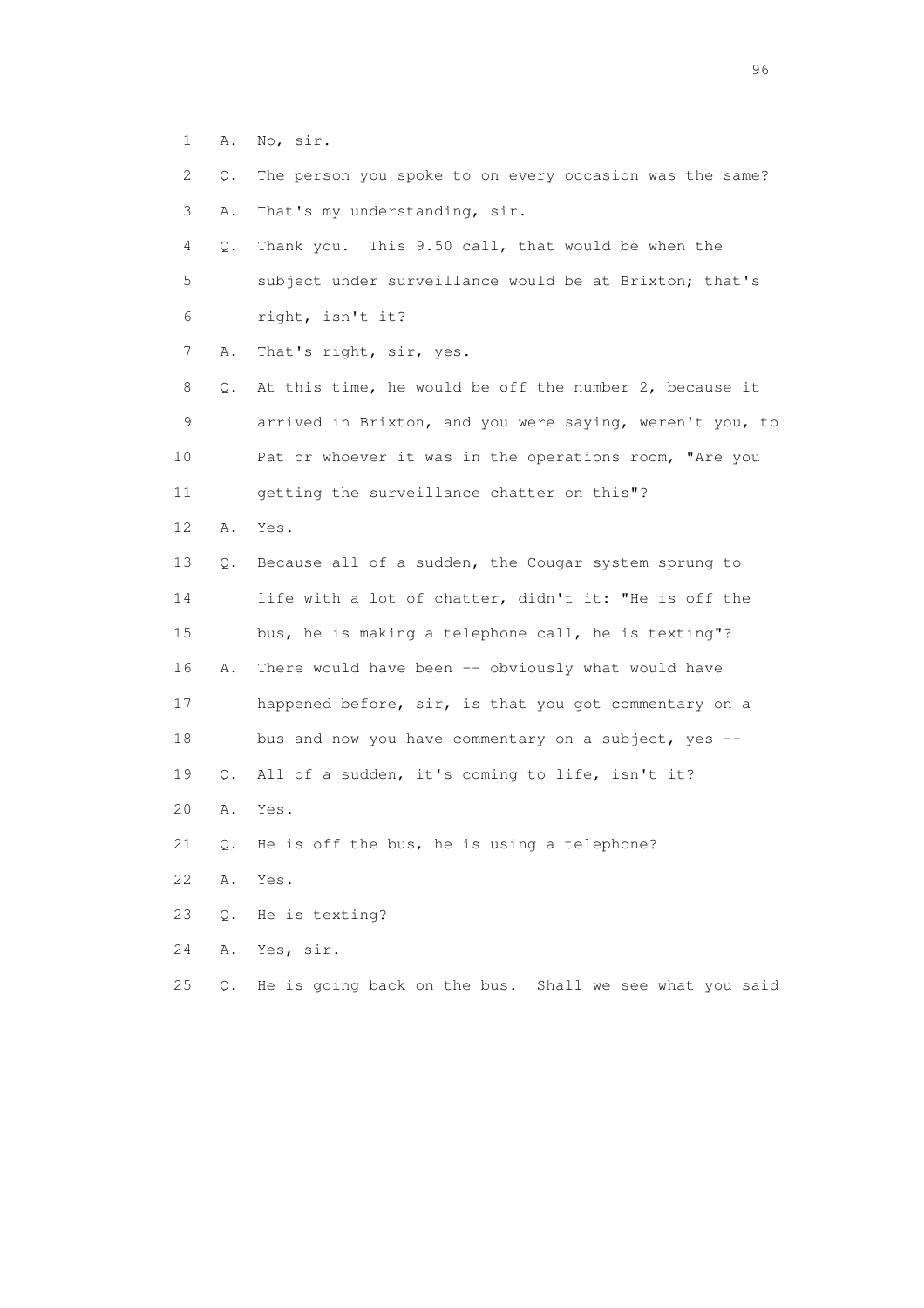1 A. No, sir.

2 Q. The person you spoke to on every occasion was the same?

3 A. That's my understanding, sir.

4 Q. Thank you. This 9.50 call, that would be when the

5 subject under surveillance would be at Brixton; that's

6 right, isn't it?

7 A. That's right, sir, yes.

8 Q. At this time, he would be off the number 2, because it

9 arrived in Brixton, and you were saying, weren't you, to

10 Pat or whoever it was in the operations room, "Are you

11 getting the surveillance chatter on this"?

12 A. Yes.

13 Q. Because all of a sudden, the Cougar system sprung to

14 life with a lot of chatter, didn't it: "He is off the

15 bus, he is making a telephone call, he is texting"?

16 A. There would have been -- obviously what would have

17 happened before, sir, is that you got commentary on a

18 bus and now you have commentary on a subject, yes --

19 Q. All of a sudden, it's coming to life, isn't it?

20 A. Yes.

21 Q. He is off the bus, he is using a telephone?

22 A. Yes.

23 Q. He is texting?

24 A. Yes, sir.

25 Q. He is going back on the bus. Shall we see what you said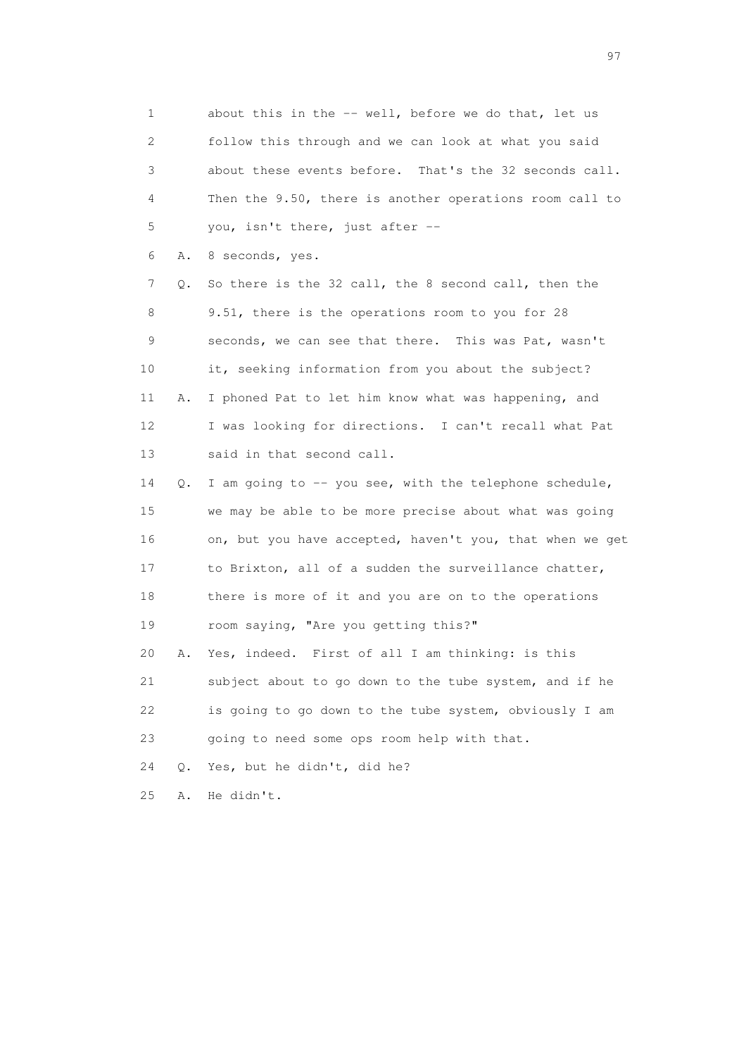1 about this in the -- well, before we do that, let us
2 follow this through and we can look at what you said
3 about these events before. That's the 32 seconds call.
4 Then the 9.50, there is another operations room call to
5 you, isn't there, just after --
6 A. 8 seconds, yes.
7 Q. So there is the 32 call, the 8 second call, then the
8 9.51, there is the operations room to you for 28
9 seconds, we can see that there. This was Pat, wasn't
10 it, seeking information from you about the subject?
11 A. I phoned Pat to let him know what was happening, and
12 I was looking for directions. I can't recall what Pat
13 said in that second call.
14 Q. I am going to -- you see, with the telephone schedule,
15 we may be able to be more precise about what was going
16 on, but you have accepted, haven't you, that when we get
17 to Brixton, all of a sudden the surveillance chatter,
18 there is more of it and you are on to the operations
19 room saying, "Are you getting this?"
20 A. Yes, indeed. First of all I am thinking: is this
21 subject about to go down to the tube system, and if he
22 is going to go down to the tube system, obviously I am
23 going to need some ops room help with that.
24 Q. Yes, but he didn't, did he?
25 A. He didn't.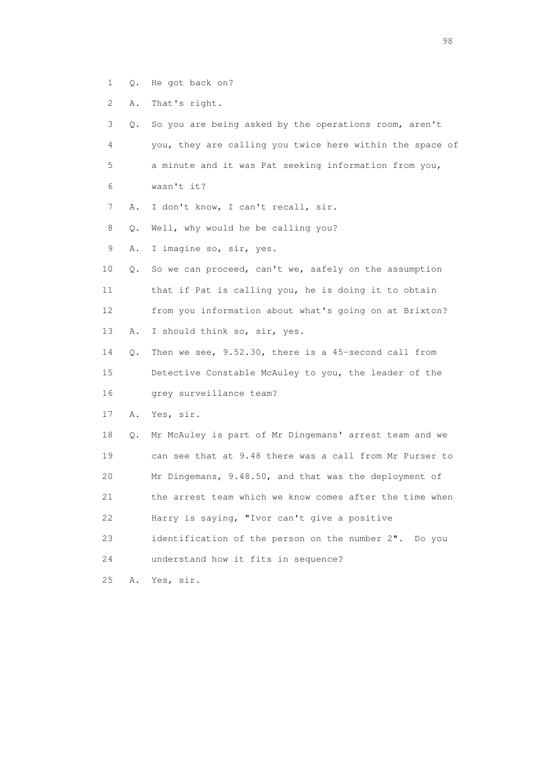1 Q. He got back on?

2 A. That's right.

3 Q. So you are being asked by the operations room, aren't

4 you, they are calling you twice here within the space of

5 a minute and it was Pat seeking information from you,

6 wasn't it?

7 A. I don't know, I can't recall, sir.

8 Q. Well, why would he be calling you?

9 A. I imagine so, sir, yes.

10 Q. So we can proceed, can't we, safely on the assumption

11 that if Pat is calling you, he is doing it to obtain

12 from you information about what's going on at Brixton?

13 A. I should think so, sir, yes.

14 Q. Then we see, 9.52.30, there is a 45-second call from

15 Detective Constable McAuley to you, the leader of the

16 grey surveillance team?

17 A. Yes, sir.

18 Q. Mr McAuley is part of Mr Dingemans' arrest team and we

19 can see that at 9.48 there was a call from Mr Purser to

20 Mr Dingemans, 9.48.50, and that was the deployment of

21 the arrest team which we know comes after the time when

22 Harry is saying, "Ivor can't give a positive

23 identification of the person on the number 2". Do you

24 understand how it fits in sequence?

25 A. Yes, sir.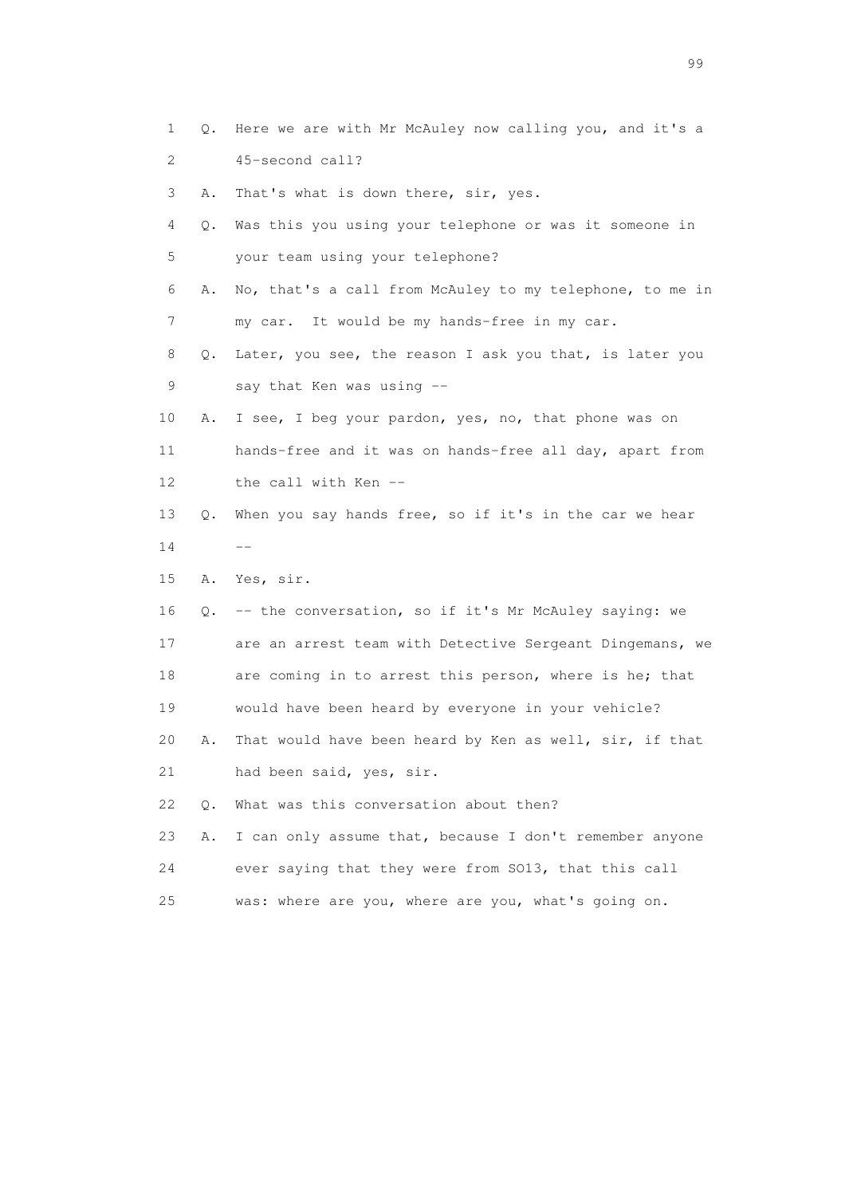1 Q. Here we are with Mr McAuley now calling you, and it's a
2 45-second call?
3 A. That's what is down there, sir, yes.
4 Q. Was this you using your telephone or was it someone in
5 your team using your telephone?
6 A. No, that's a call from McAuley to my telephone, to me in
7 my car. It would be my hands-free in my car.
8 Q. Later, you see, the reason I ask you that, is later you
9 say that Ken was using --
10 A. I see, I beg your pardon, yes, no, that phone was on
11 hands-free and it was on hands-free all day, apart from
12 the call with Ken --
13 Q. When you say hands free, so if it's in the car we hear
14 --
15 A. Yes, sir.
16 Q. -- the conversation, so if it's Mr McAuley saying: we
17 are an arrest team with Detective Sergeant Dingemans, we
18 are coming in to arrest this person, where is he; that
19 would have been heard by everyone in your vehicle?
20 A. That would have been heard by Ken as well, sir, if that
21 had been said, yes, sir.
22 Q. What was this conversation about then?
23 A. I can only assume that, because I don't remember anyone
24 ever saying that they were from SO13, that this call
25 was: where are you, where are you, what's going on.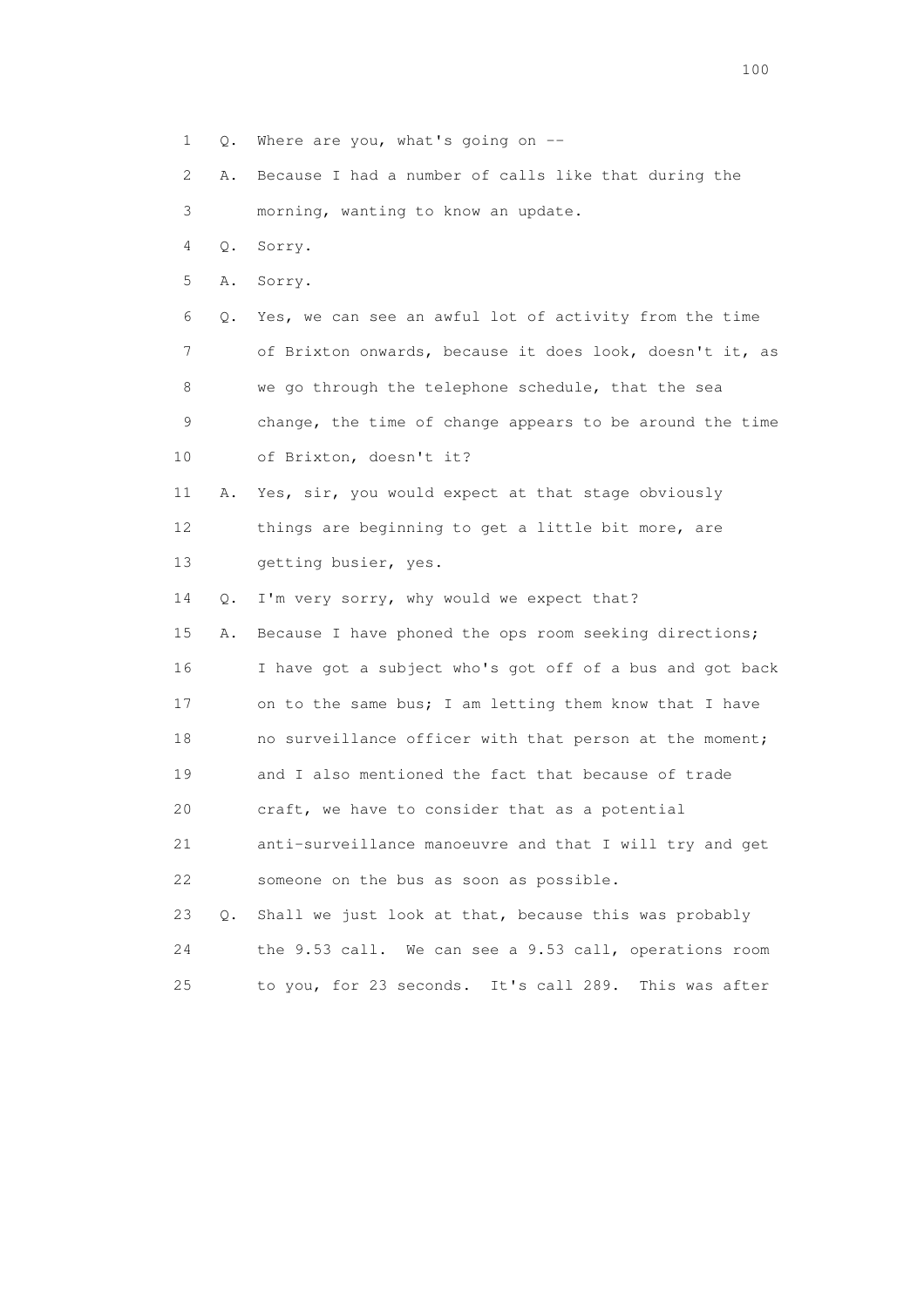1 Q. Where are you, what's going on --

2 A. Because I had a number of calls like that during the

3 morning, wanting to know an update.

4 Q. Sorry.

5 A. Sorry.

6 Q. Yes, we can see an awful lot of activity from the time

7 of Brixton onwards, because it does look, doesn't it, as

8 we go through the telephone schedule, that the sea

9 change, the time of change appears to be around the time

10 of Brixton, doesn't it?

11 A. Yes, sir, you would expect at that stage obviously

12 things are beginning to get a little bit more, are

13 getting busier, yes.

14 Q. I'm very sorry, why would we expect that?

15 A. Because I have phoned the ops room seeking directions;

16 I have got a subject who's got off of a bus and got back

17 on to the same bus; I am letting them know that I have

18 no surveillance officer with that person at the moment;

19 and I also mentioned the fact that because of trade

20 craft, we have to consider that as a potential

21 anti-surveillance manoeuvre and that I will try and get

22 someone on the bus as soon as possible.

23 Q. Shall we just look at that, because this was probably

24 the 9.53 call. We can see a 9.53 call, operations room

25 to you, for 23 seconds. It's call 289. This was after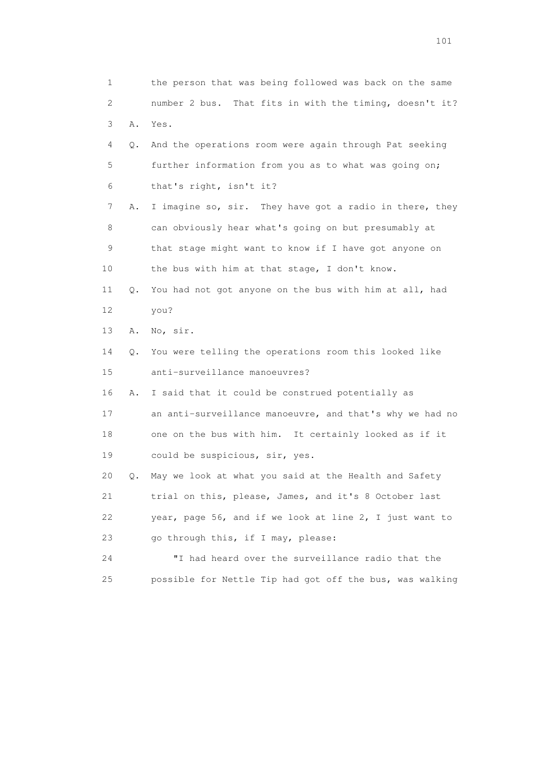1 the person that was being followed was back on the same
2 number 2 bus. That fits in with the timing, doesn't it?
3 A. Yes.
4 Q. And the operations room were again through Pat seeking
5 further information from you as to what was going on;
6 that's right, isn't it?
7 A. I imagine so, sir. They have got a radio in there, they
8 can obviously hear what's going on but presumably at
9 that stage might want to know if I have got anyone on
10 the bus with him at that stage, I don't know.
11 Q. You had not got anyone on the bus with him at all, had
12 you?
13 A. No, sir.
14 Q. You were telling the operations room this looked like
15 anti-surveillance manoeuvres?
16 A. I said that it could be construed potentially as
17 an anti-surveillance manoeuvre, and that's why we had no
18 one on the bus with him. It certainly looked as if it
19 could be suspicious, sir, yes.
20 Q. May we look at what you said at the Health and Safety
21 trial on this, please, James, and it's 8 October last
22 year, page 56, and if we look at line 2, I just want to
23 go through this, if I may, please:
24 "I had heard over the surveillance radio that the
25 possible for Nettle Tip had got off the bus, was walking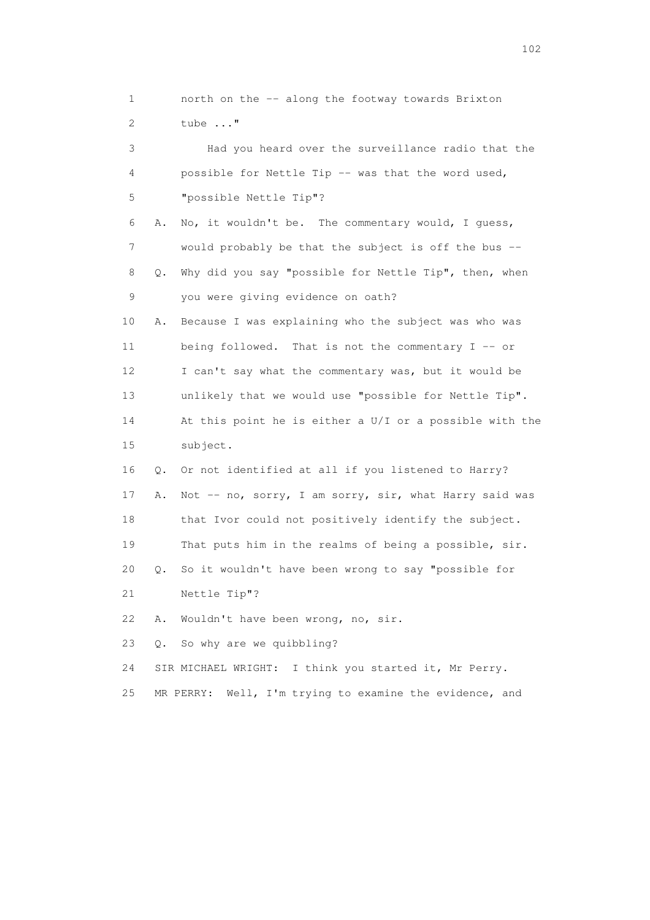1 north on the -- along the footway towards Brixton
2 tube ..."

3 Had you heard over the surveillance radio that the
4 possible for Nettle Tip -- was that the word used,
5 "possible Nettle Tip"?

6 A. No, it wouldn't be. The commentary would, I guess,
7 would probably be that the subject is off the bus --

8 Q. Why did you say "possible for Nettle Tip", then, when
9 you were giving evidence on oath?

10 A. Because I was explaining who the subject was who was
11 being followed. That is not the commentary I -- or
12 I can't say what the commentary was, but it would be
13 unlikely that we would use "possible for Nettle Tip".
14 At this point he is either a U/I or a possible with the
15 subject.

16 Q. Or not identified at all if you listened to Harry?

17 A. Not -- no, sorry, I am sorry, sir, what Harry said was
18 that Ivor could not positively identify the subject.
19 That puts him in the realms of being a possible, sir.

20 Q. So it wouldn't have been wrong to say "possible for
21 Nettle Tip"?

22 A. Wouldn't have been wrong, no, sir.

23 Q. So why are we quibbling?

24 SIR MICHAEL WRIGHT: I think you started it, Mr Perry.

25 MR PERRY: Well, I'm trying to examine the evidence, and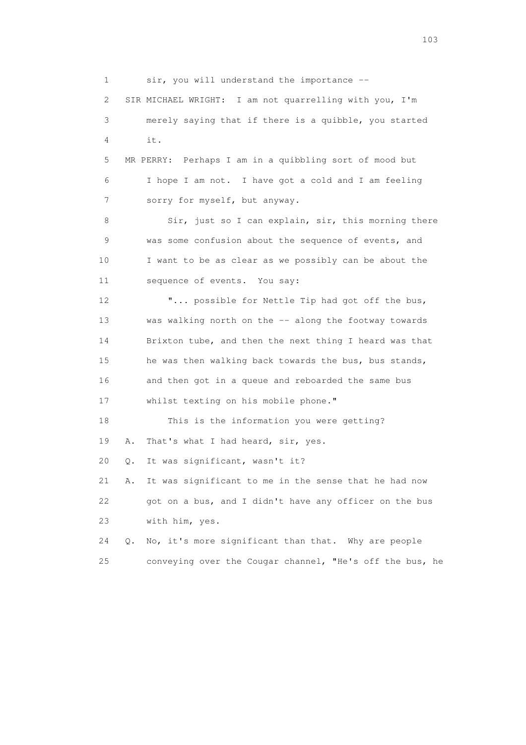1 sir, you will understand the importance --

2 SIR MICHAEL WRIGHT: I am not quarrelling with you, I'm

3 merely saying that if there is a quibble, you started

4 it.

5 MR PERRY: Perhaps I am in a quibbling sort of mood but

6 I hope I am not. I have got a cold and I am feeling

7 sorry for myself, but anyway.

8 Sir, just so I can explain, sir, this morning there

9 was some confusion about the sequence of events, and

10 I want to be as clear as we possibly can be about the

11 sequence of events. You say:

12 "... possible for Nettle Tip had got off the bus,

13 was walking north on the -- along the footway towards

14 Brixton tube, and then the next thing I heard was that

15 he was then walking back towards the bus, bus stands,

16 and then got in a queue and reboarded the same bus

17 whilst texting on his mobile phone."

18 This is the information you were getting?

19 A. That's what I had heard, sir, yes.

20 Q. It was significant, wasn't it?

21 A. It was significant to me in the sense that he had now

22 got on a bus, and I didn't have any officer on the bus

23 with him, yes.

24 Q. No, it's more significant than that. Why are people

25 conveying over the Cougar channel, "He's off the bus, he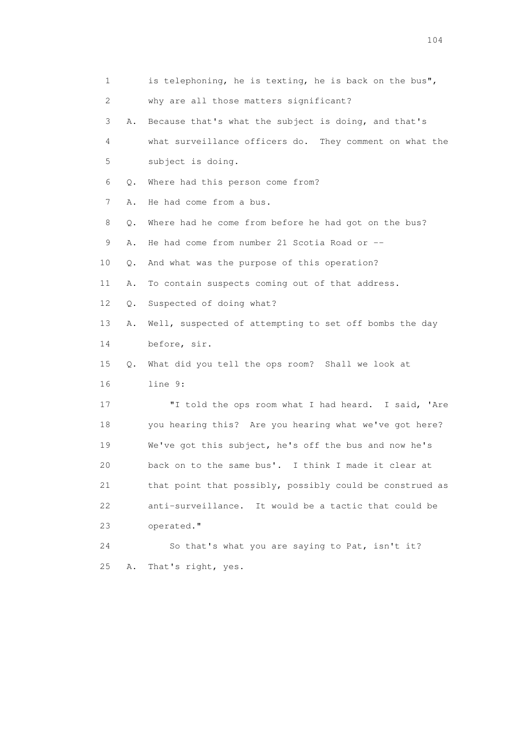1 is telephoning, he is texting, he is back on the bus",

2 why are all those matters significant?

3 A. Because that's what the subject is doing, and that's

4 what surveillance officers do. They comment on what the

5 subject is doing.

6 Q. Where had this person come from?

7 A. He had come from a bus.

8 Q. Where had he come from before he had got on the bus?

9 A. He had come from number 21 Scotia Road or --

10 Q. And what was the purpose of this operation?

11 A. To contain suspects coming out of that address.

12 Q. Suspected of doing what?

13 A. Well, suspected of attempting to set off bombs the day

14 before, sir.

15 Q. What did you tell the ops room? Shall we look at

16 line 9:

17 "I told the ops room what I had heard. I said, 'Are

18 you hearing this? Are you hearing what we've got here?

19 We've got this subject, he's off the bus and now he's

20 back on to the same bus'. I think I made it clear at

21 that point that possibly, possibly could be construed as

22 anti-surveillance. It would be a tactic that could be

23 operated."

24 So that's what you are saying to Pat, isn't it?

25 A. That's right, yes.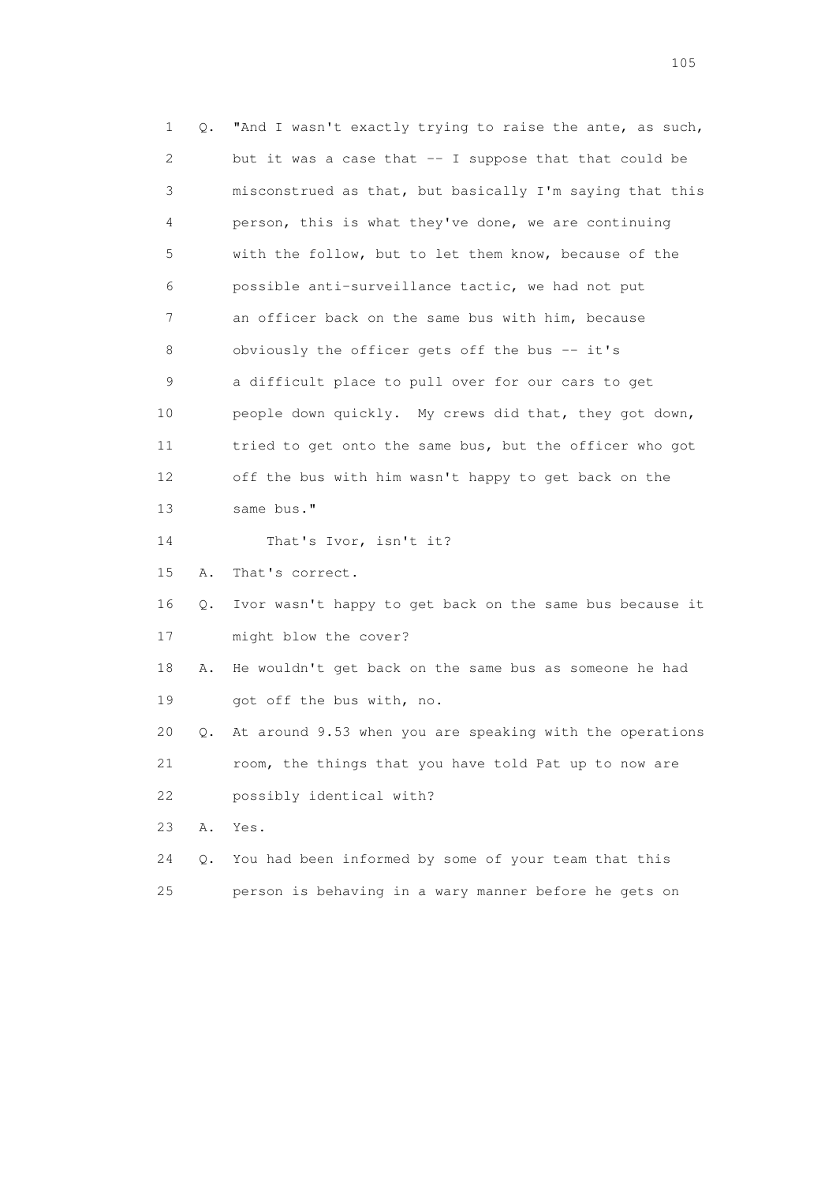1 Q. "And I wasn't exactly trying to raise the ante, as such,
2 but it was a case that -- I suppose that that could be
3 misconstrued as that, but basically I'm saying that this
4 person, this is what they've done, we are continuing
5 with the follow, but to let them know, because of the
6 possible anti-surveillance tactic, we had not put
7 an officer back on the same bus with him, because
8 obviously the officer gets off the bus -- it's
9 a difficult place to pull over for our cars to get
10 people down quickly. My crews did that, they got down,
11 tried to get onto the same bus, but the officer who got
12 off the bus with him wasn't happy to get back on the
13 same bus."
14 That's Ivor, isn't it?
15 A. That's correct.
16 Q. Ivor wasn't happy to get back on the same bus because it
17 might blow the cover?
18 A. He wouldn't get back on the same bus as someone he had
19 got off the bus with, no.
20 Q. At around 9.53 when you are speaking with the operations
21 room, the things that you have told Pat up to now are
22 possibly identical with?
23 A. Yes.
24 Q. You had been informed by some of your team that this
25 person is behaving in a wary manner before he gets on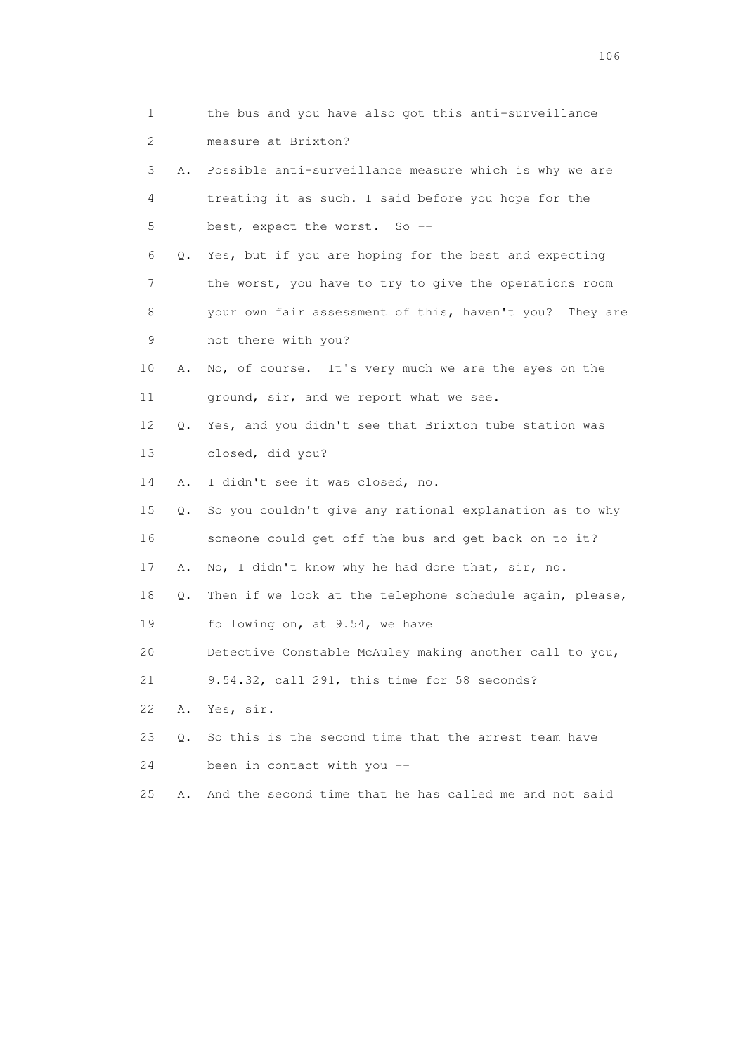1 the bus and you have also got this anti-surveillance
2 measure at Brixton?
3 A. Possible anti-surveillance measure which is why we are
4 treating it as such. I said before you hope for the
5 best, expect the worst. So --
6 Q. Yes, but if you are hoping for the best and expecting
7 the worst, you have to try to give the operations room
8 your own fair assessment of this, haven't you? They are
9 not there with you?
10 A. No, of course. It's very much we are the eyes on the
11 ground, sir, and we report what we see.
12 Q. Yes, and you didn't see that Brixton tube station was
13 closed, did you?
14 A. I didn't see it was closed, no.
15 Q. So you couldn't give any rational explanation as to why
16 someone could get off the bus and get back on to it?
17 A. No, I didn't know why he had done that, sir, no.
18 Q. Then if we look at the telephone schedule again, please,
19 following on, at 9.54, we have
20 Detective Constable McAuley making another call to you,
21 9.54.32, call 291, this time for 58 seconds?
22 A. Yes, sir.
23 Q. So this is the second time that the arrest team have
24 been in contact with you --
25 A. And the second time that he has called me and not said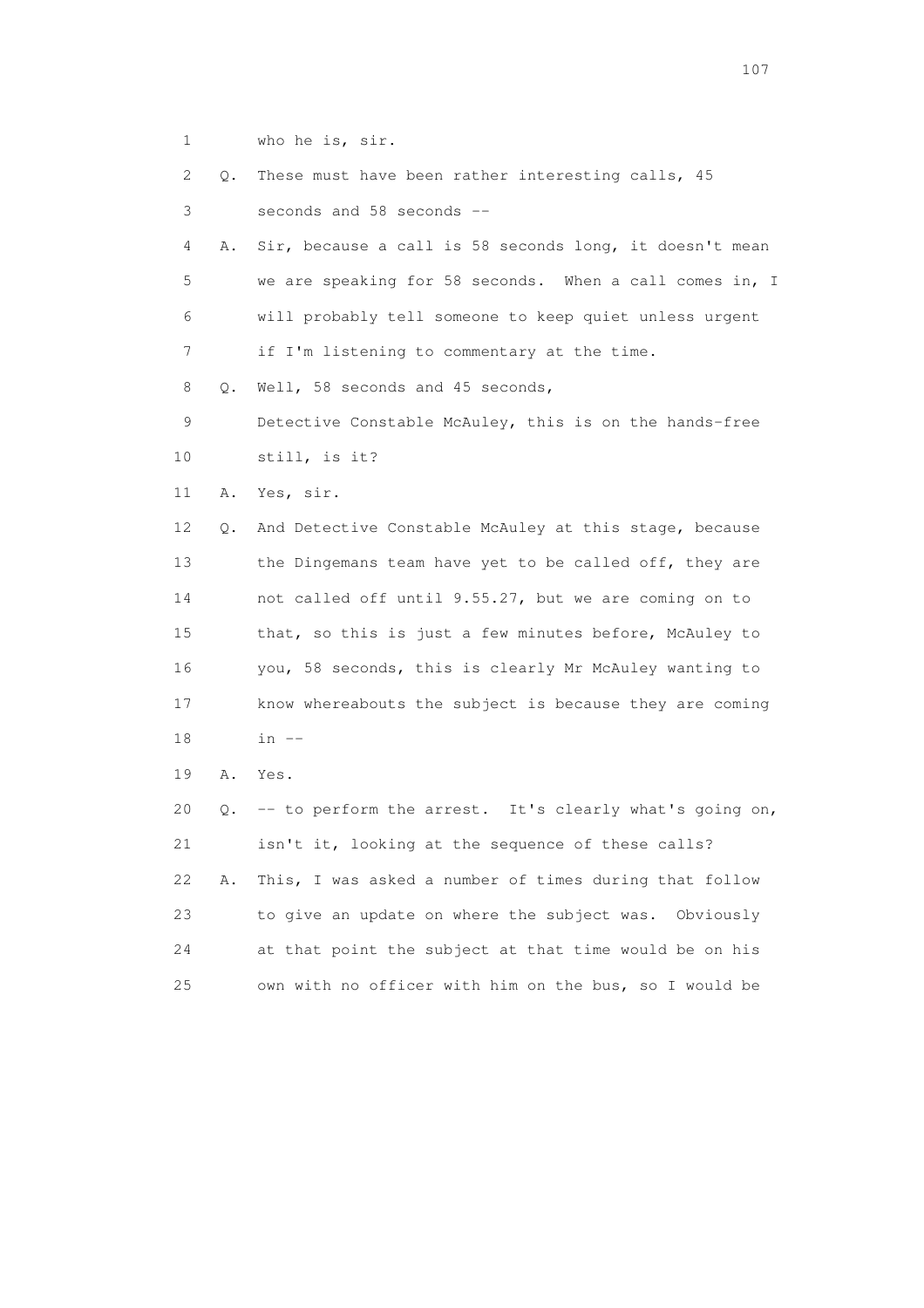1 who he is, sir.

2 Q. These must have been rather interesting calls, 45

3 seconds and 58 seconds --

4 A. Sir, because a call is 58 seconds long, it doesn't mean

5 we are speaking for 58 seconds. When a call comes in, I

6 will probably tell someone to keep quiet unless urgent

7 if I'm listening to commentary at the time.

8 Q. Well, 58 seconds and 45 seconds,

9 Detective Constable McAuley, this is on the hands-free

10 still, is it?

11 A. Yes, sir.

12 Q. And Detective Constable McAuley at this stage, because

13 the Dingemans team have yet to be called off, they are

14 not called off until 9.55.27, but we are coming on to

15 that, so this is just a few minutes before, McAuley to

16 you, 58 seconds, this is clearly Mr McAuley wanting to

17 know whereabouts the subject is because they are coming

18 in --

19 A. Yes.

20 Q. -- to perform the arrest. It's clearly what's going on,

21 isn't it, looking at the sequence of these calls?

22 A. This, I was asked a number of times during that follow

23 to give an update on where the subject was. Obviously

24 at that point the subject at that time would be on his

25 own with no officer with him on the bus, so I would be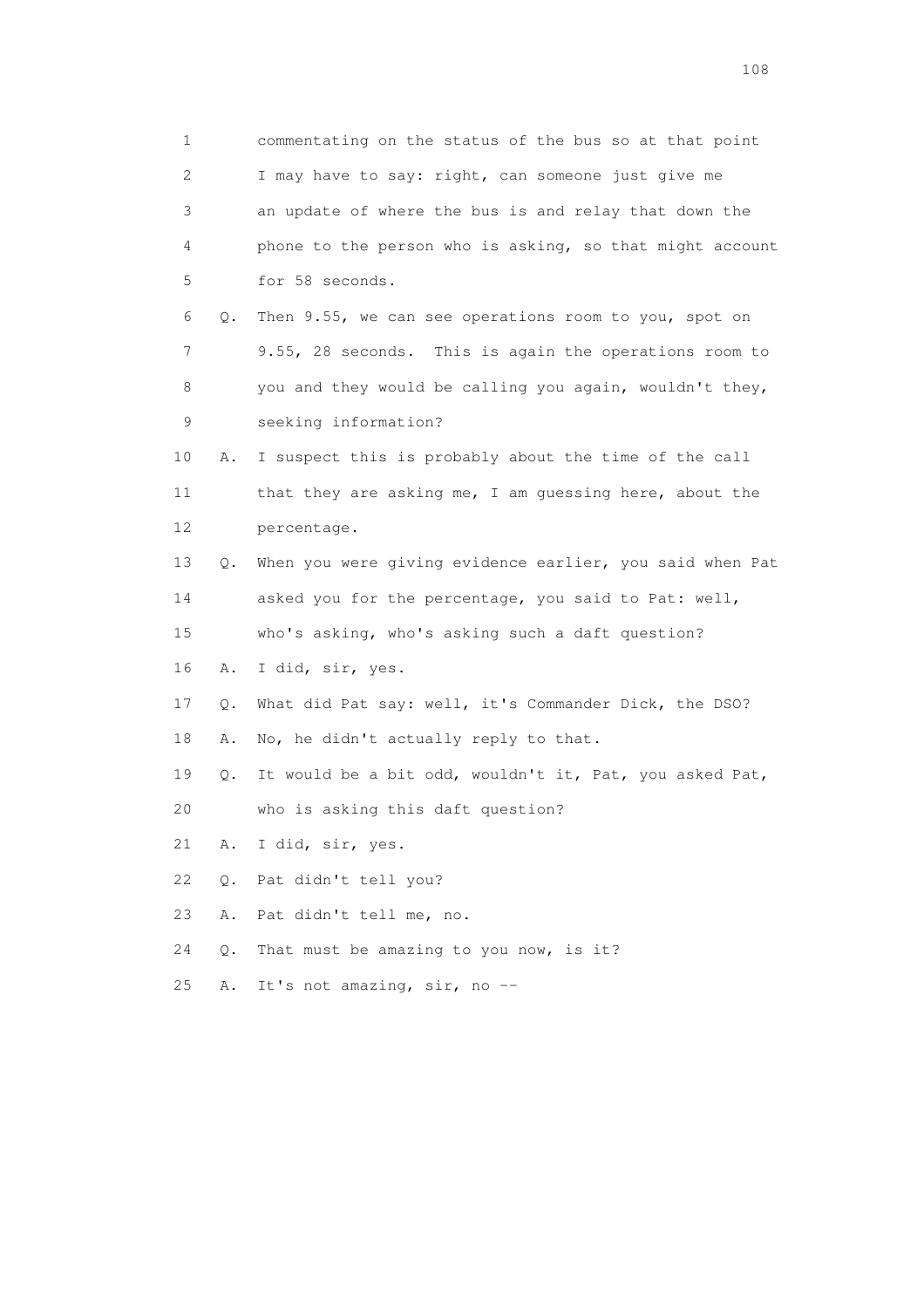1 commentating on the status of the bus so at that point
2 I may have to say: right, can someone just give me
3 an update of where the bus is and relay that down the
4 phone to the person who is asking, so that might account
5 for 58 seconds.

6 Q. Then 9.55, we can see operations room to you, spot on
7 9.55, 28 seconds. This is again the operations room to
8 you and they would be calling you again, wouldn't they,
9 seeking information?

10 A. I suspect this is probably about the time of the call
11 that they are asking me, I am guessing here, about the
12 percentage.

13 Q. When you were giving evidence earlier, you said when Pat
14 asked you for the percentage, you said to Pat: well,
15 who's asking, who's asking such a daft question?

16 A. I did, sir, yes.

17 Q. What did Pat say: well, it's Commander Dick, the DSO?

18 A. No, he didn't actually reply to that.

19 Q. It would be a bit odd, wouldn't it, Pat, you asked Pat,
20 who is asking this daft question?

21 A. I did, sir, yes.

22 Q. Pat didn't tell you?

23 A. Pat didn't tell me, no.

24 Q. That must be amazing to you now, is it?

25 A. It's not amazing, sir, no --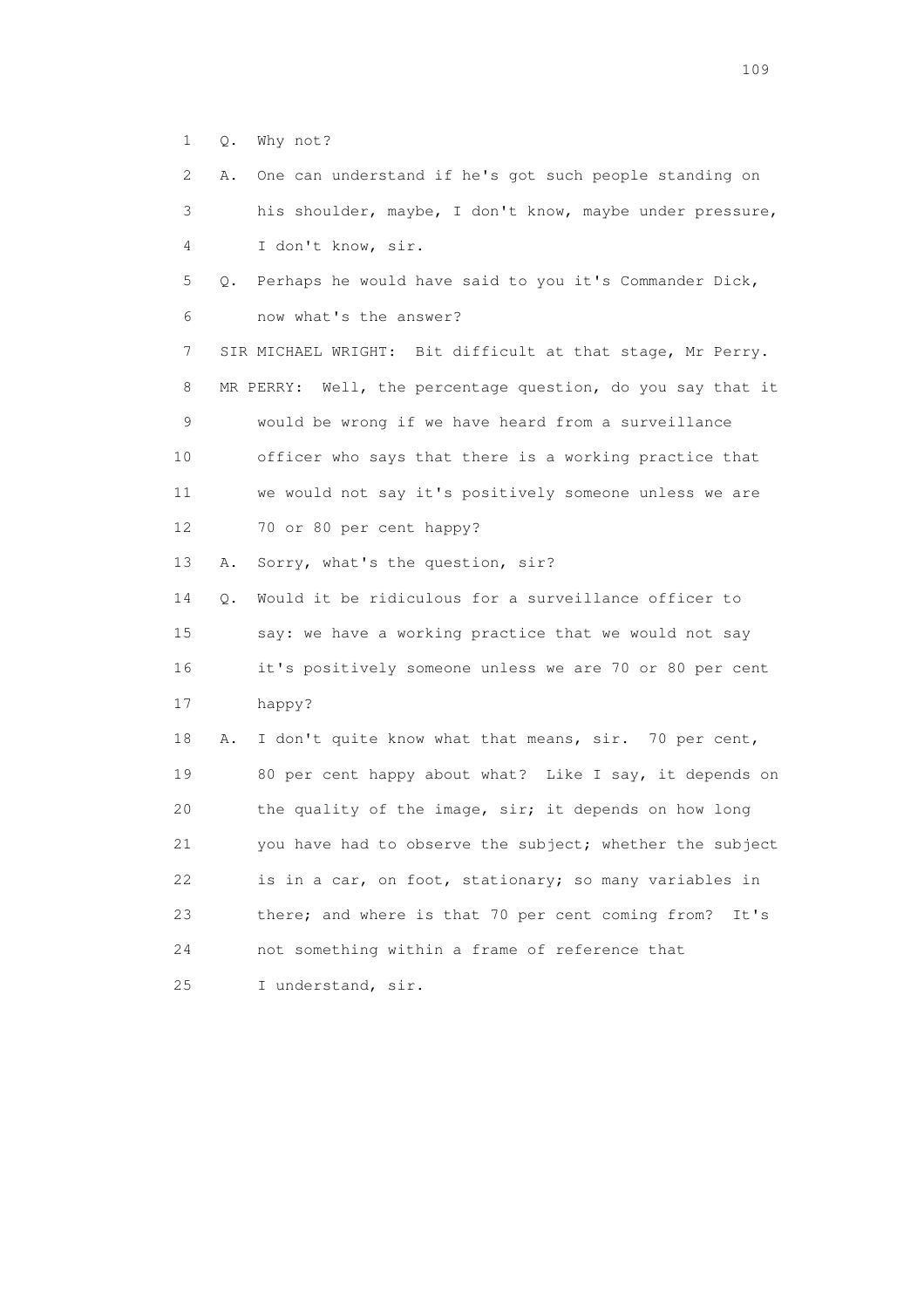1 Q. Why not?

2 A. One can understand if he's got such people standing on

3 his shoulder, maybe, I don't know, maybe under pressure,

4 I don't know, sir.

5 Q. Perhaps he would have said to you it's Commander Dick,

6 now what's the answer?

7 SIR MICHAEL WRIGHT: Bit difficult at that stage, Mr Perry.

8 MR PERRY: Well, the percentage question, do you say that it

9 would be wrong if we have heard from a surveillance

10 officer who says that there is a working practice that

11 we would not say it's positively someone unless we are

12 70 or 80 per cent happy?

13 A. Sorry, what's the question, sir?

14 Q. Would it be ridiculous for a surveillance officer to

15 say: we have a working practice that we would not say

16 it's positively someone unless we are 70 or 80 per cent

17 happy?

18 A. I don't quite know what that means, sir. 70 per cent,

19 80 per cent happy about what? Like I say, it depends on

20 the quality of the image, sir; it depends on how long

21 you have had to observe the subject; whether the subject

22 is in a car, on foot, stationary; so many variables in

23 there; and where is that 70 per cent coming from? It's

24 not something within a frame of reference that

25 I understand, sir.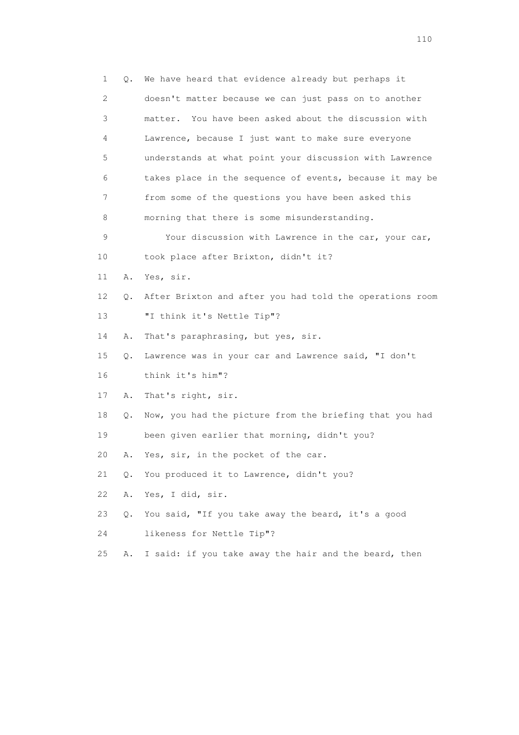1 Q. We have heard that evidence already but perhaps it
2 doesn't matter because we can just pass on to another
3 matter. You have been asked about the discussion with
4 Lawrence, because I just want to make sure everyone
5 understands at what point your discussion with Lawrence
6 takes place in the sequence of events, because it may be
7 from some of the questions you have been asked this
8 morning that there is some misunderstanding.

9 Your discussion with Lawrence in the car, your car,
10 took place after Brixton, didn't it?

11 A. Yes, sir.

12 Q. After Brixton and after you had told the operations room
13 "I think it's Nettle Tip"?

14 A. That's paraphrasing, but yes, sir.

15 Q. Lawrence was in your car and Lawrence said, "I don't
16 think it's him"?

17 A. That's right, sir.

18 Q. Now, you had the picture from the briefing that you had
19 been given earlier that morning, didn't you?

20 A. Yes, sir, in the pocket of the car.

21 Q. You produced it to Lawrence, didn't you?

22 A. Yes, I did, sir.

23 Q. You said, "If you take away the beard, it's a good
24 likeness for Nettle Tip"?

25 A. I said: if you take away the hair and the beard, then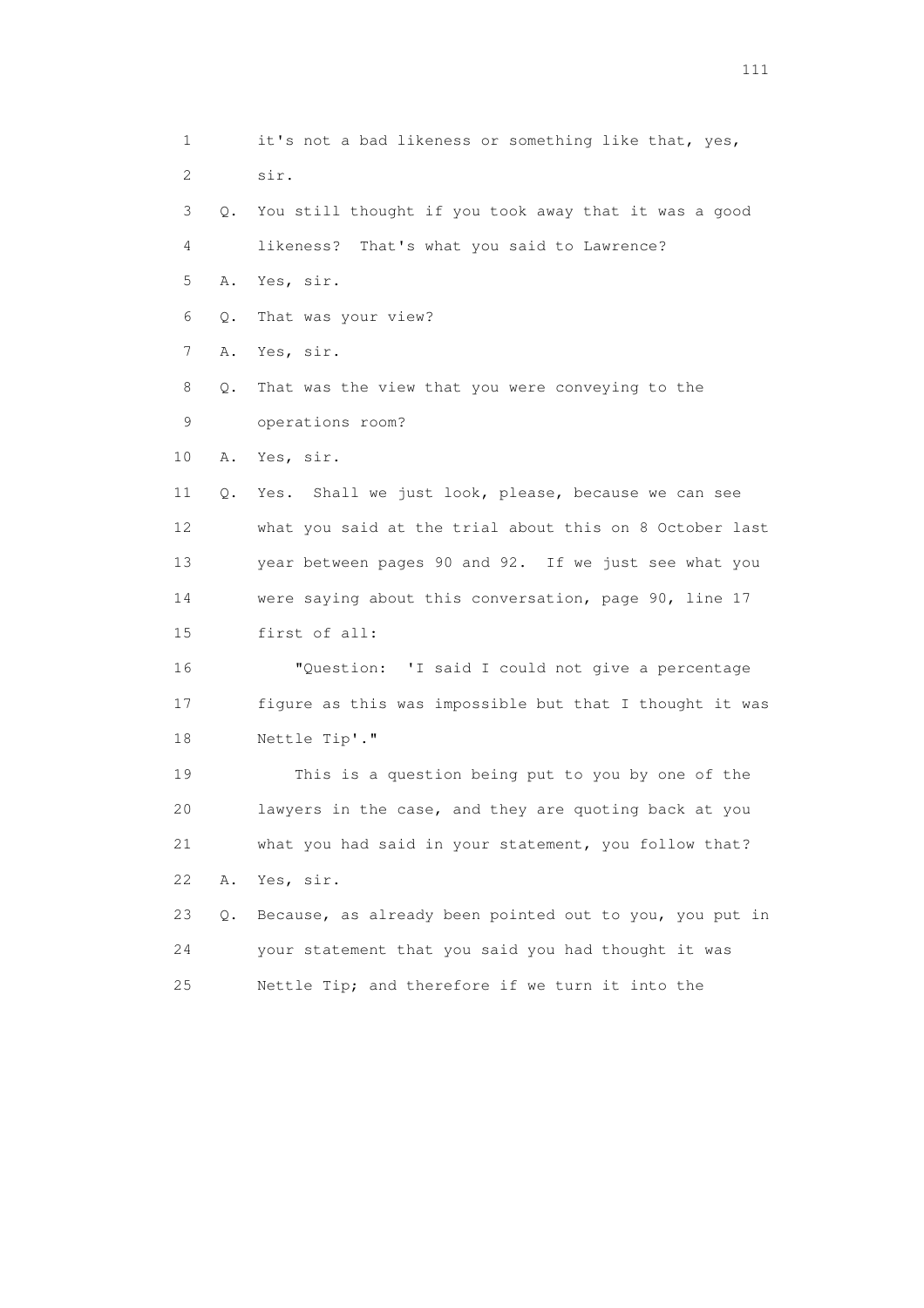1 it's not a bad likeness or something like that, yes,
2 sir.
3 Q. You still thought if you took away that it was a good
4 likeness? That's what you said to Lawrence?
5 A. Yes, sir.
6 Q. That was your view?
7 A. Yes, sir.
8 Q. That was the view that you were conveying to the
9 operations room?
10 A. Yes, sir.
11 Q. Yes. Shall we just look, please, because we can see
12 what you said at the trial about this on 8 October last
13 year between pages 90 and 92. If we just see what you
14 were saying about this conversation, page 90, line 17
15 first of all:
16 "Question: 'I said I could not give a percentage
17 figure as this was impossible but that I thought it was
18 Nettle Tip'."
19 This is a question being put to you by one of the
20 lawyers in the case, and they are quoting back at you
21 what you had said in your statement, you follow that?
22 A. Yes, sir.
23 Q. Because, as already been pointed out to you, you put in
24 your statement that you said you had thought it was
25 Nettle Tip; and therefore if we turn it into the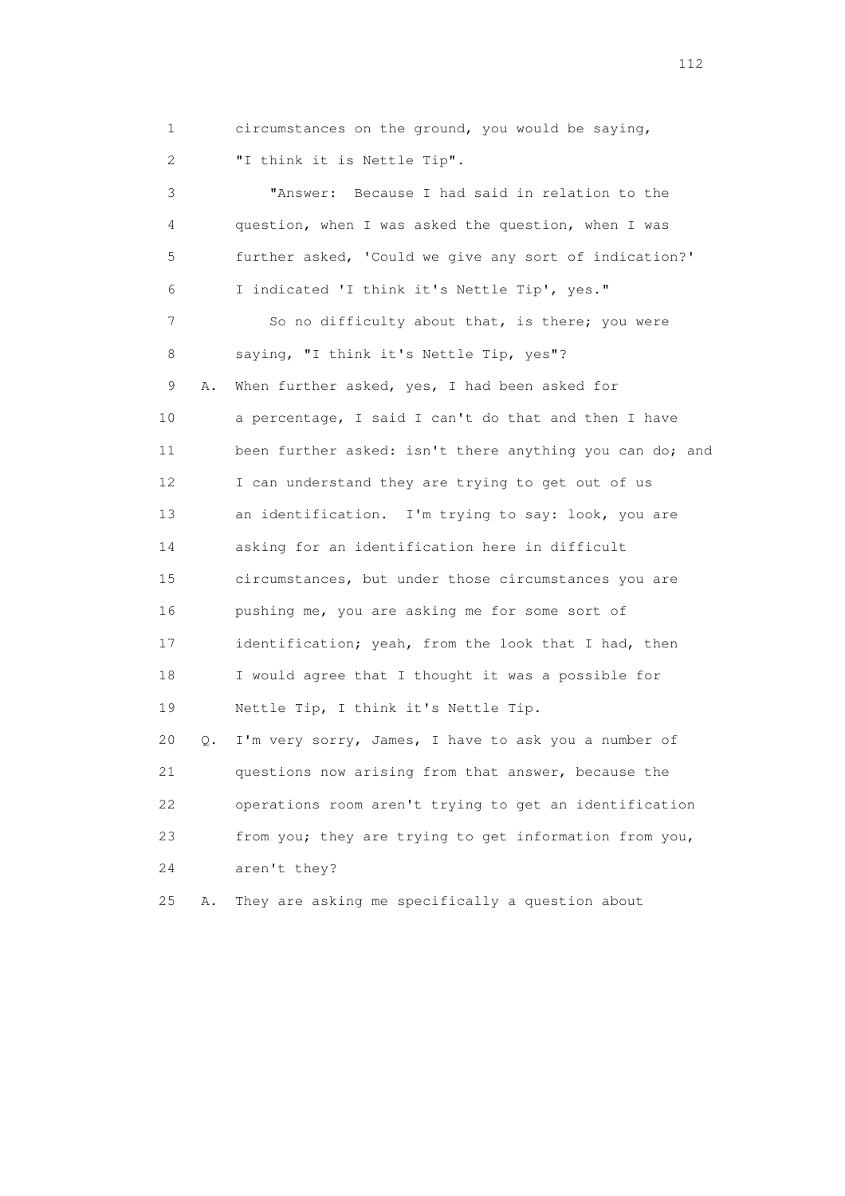1 circumstances on the ground, you would be saying,

2 "I think it is Nettle Tip".

3 "Answer: Because I had said in relation to the

4 question, when I was asked the question, when I was

5 further asked, 'Could we give any sort of indication?'

6 I indicated 'I think it's Nettle Tip', yes."

7 So no difficulty about that, is there; you were

8 saying, "I think it's Nettle Tip, yes"?

9 A. When further asked, yes, I had been asked for

10 a percentage, I said I can't do that and then I have

11 been further asked: isn't there anything you can do; and

12 I can understand they are trying to get out of us

13 an identification. I'm trying to say: look, you are

14 asking for an identification here in difficult

15 circumstances, but under those circumstances you are

16 pushing me, you are asking me for some sort of

17 identification; yeah, from the look that I had, then

18 I would agree that I thought it was a possible for

19 Nettle Tip, I think it's Nettle Tip.

20 Q. I'm very sorry, James, I have to ask you a number of

21 questions now arising from that answer, because the

22 operations room aren't trying to get an identification

23 from you; they are trying to get information from you,

24 aren't they?

25 A. They are asking me specifically a question about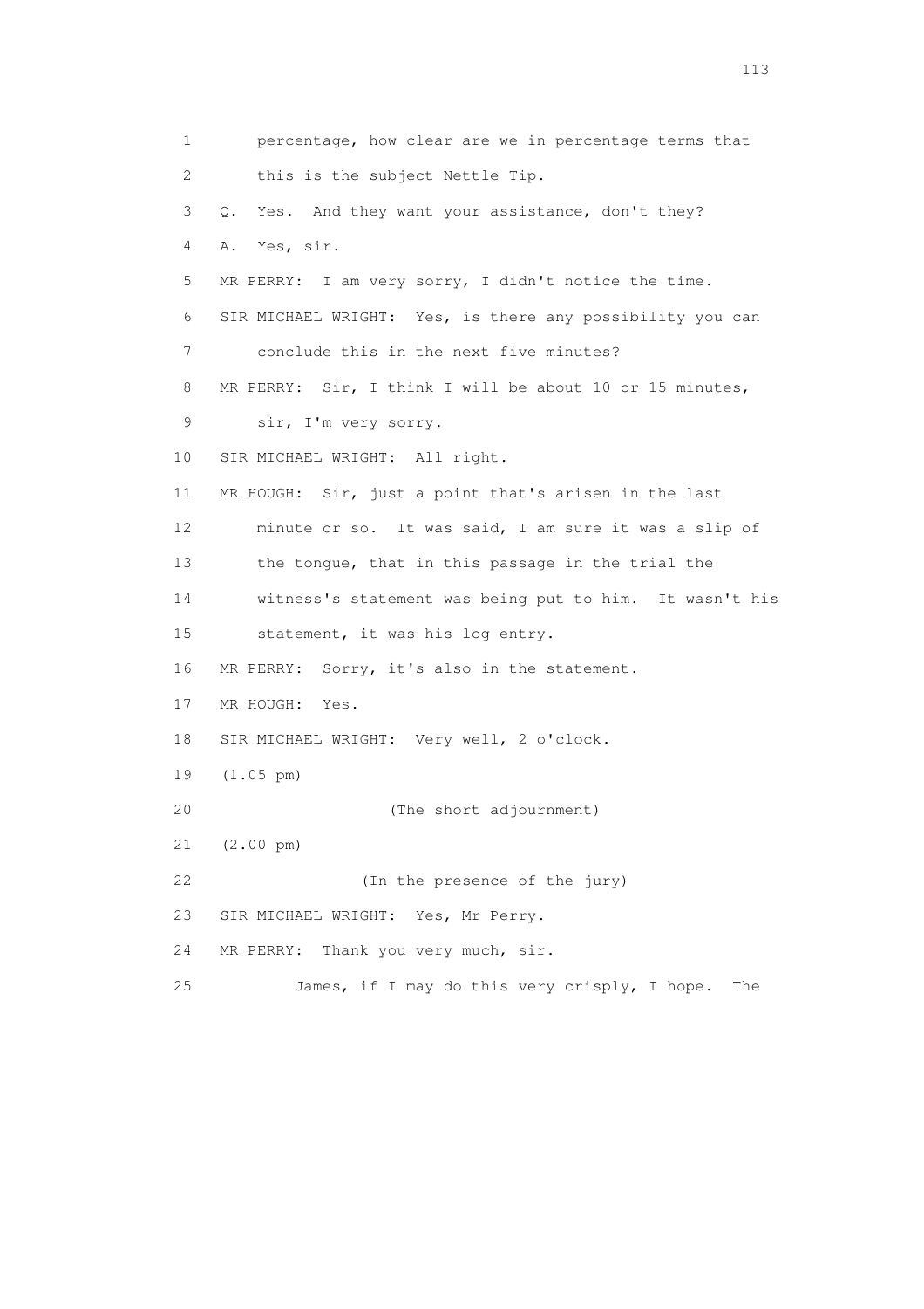1 percentage, how clear are we in percentage terms that
2 this is the subject Nettle Tip.
3 Q. Yes. And they want your assistance, don't they?
4 A. Yes, sir.
5 MR PERRY: I am very sorry, I didn't notice the time.
6 SIR MICHAEL WRIGHT: Yes, is there any possibility you can
7 conclude this in the next five minutes?
8 MR PERRY: Sir, I think I will be about 10 or 15 minutes,
9 sir, I'm very sorry.
10 SIR MICHAEL WRIGHT: All right.
11 MR HOUGH: Sir, just a point that's arisen in the last
12 minute or so. It was said, I am sure it was a slip of
13 the tongue, that in this passage in the trial the
14 witness's statement was being put to him. It wasn't his
15 statement, it was his log entry.
16 MR PERRY: Sorry, it's also in the statement.
17 MR HOUGH: Yes.
18 SIR MICHAEL WRIGHT: Very well, 2 o'clock.
19 (1.05 pm)
20 (The short adjournment)
21 (2.00 pm)
22 (In the presence of the jury)
23 SIR MICHAEL WRIGHT: Yes, Mr Perry.
24 MR PERRY: Thank you very much, sir.
25 James, if I may do this very crisply, I hope. The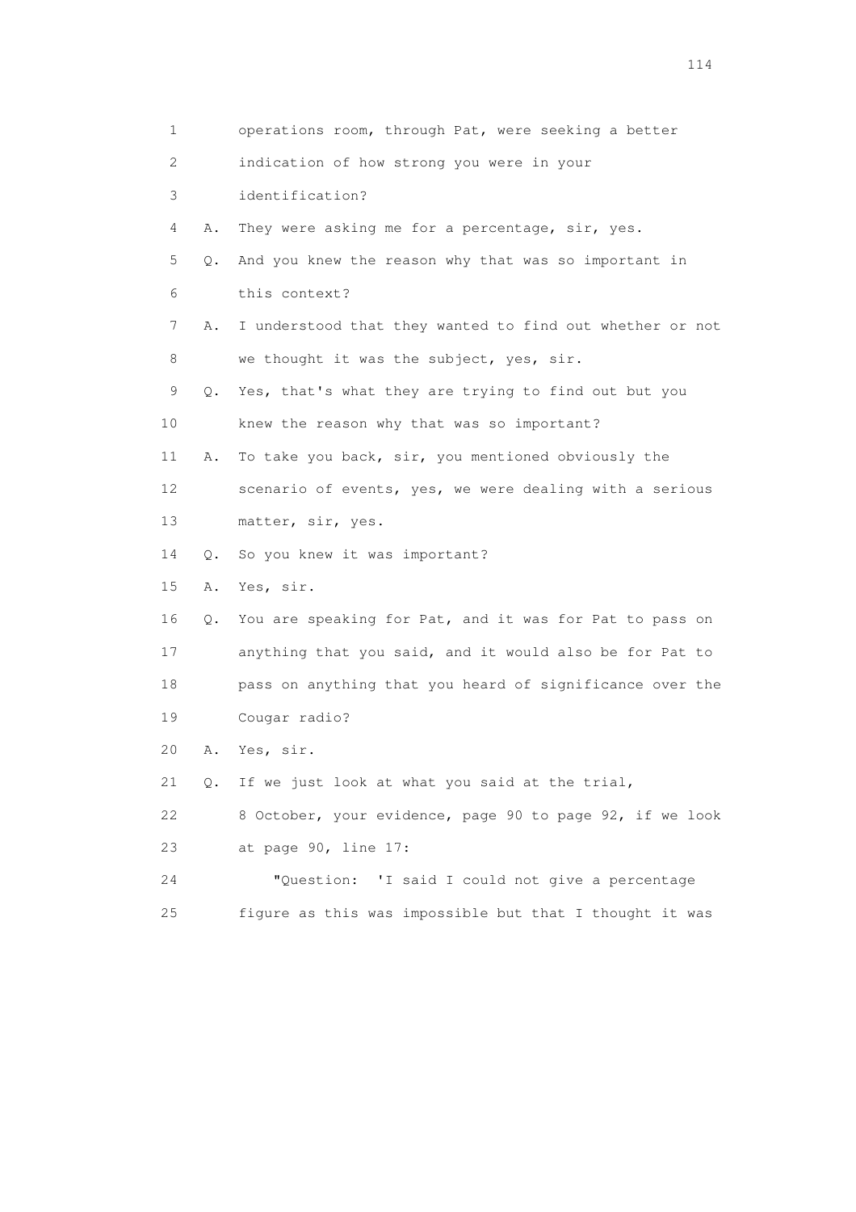1 operations room, through Pat, were seeking a better
2 indication of how strong you were in your
3 identification?
4 A. They were asking me for a percentage, sir, yes.
5 Q. And you knew the reason why that was so important in
6 this context?
7 A. I understood that they wanted to find out whether or not
8 we thought it was the subject, yes, sir.
9 Q. Yes, that's what they are trying to find out but you
10 knew the reason why that was so important?
11 A. To take you back, sir, you mentioned obviously the
12 scenario of events, yes, we were dealing with a serious
13 matter, sir, yes.
14 Q. So you knew it was important?
15 A. Yes, sir.
16 Q. You are speaking for Pat, and it was for Pat to pass on
17 anything that you said, and it would also be for Pat to
18 pass on anything that you heard of significance over the
19 Cougar radio?
20 A. Yes, sir.
21 Q. If we just look at what you said at the trial,
22 8 October, your evidence, page 90 to page 92, if we look
23 at page 90, line 17:
24 "Question: 'I said I could not give a percentage
25 figure as this was impossible but that I thought it was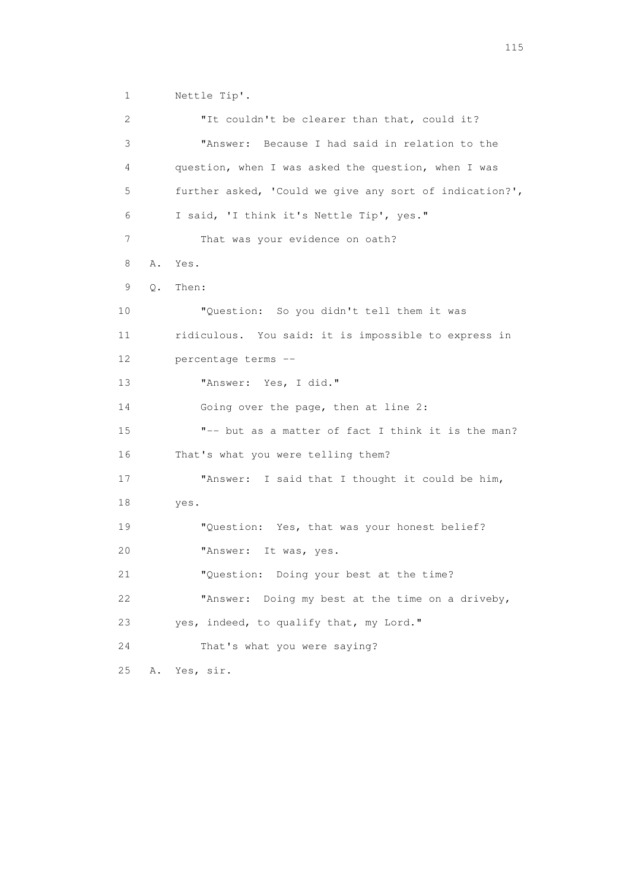1 Nettle Tip'.

2 "It couldn't be clearer than that, could it?

3 "Answer: Because I had said in relation to the

4 question, when I was asked the question, when I was

5 further asked, 'Could we give any sort of indication?',

6 I said, 'I think it's Nettle Tip', yes."

7 That was your evidence on oath?

8 A. Yes.

9 Q. Then:

10 "Question: So you didn't tell them it was

11 ridiculous. You said: it is impossible to express in

12 percentage terms --

13 "Answer: Yes, I did."

14 Going over the page, then at line 2:

15 "-- but as a matter of fact I think it is the man?

16 That's what you were telling them?

17 "Answer: I said that I thought it could be him,

18 yes.

19 "Question: Yes, that was your honest belief?

20 "Answer: It was, yes.

21 "Question: Doing your best at the time?

22 "Answer: Doing my best at the time on a driveby,

23 yes, indeed, to qualify that, my Lord."

24 That's what you were saying?

25 A. Yes, sir.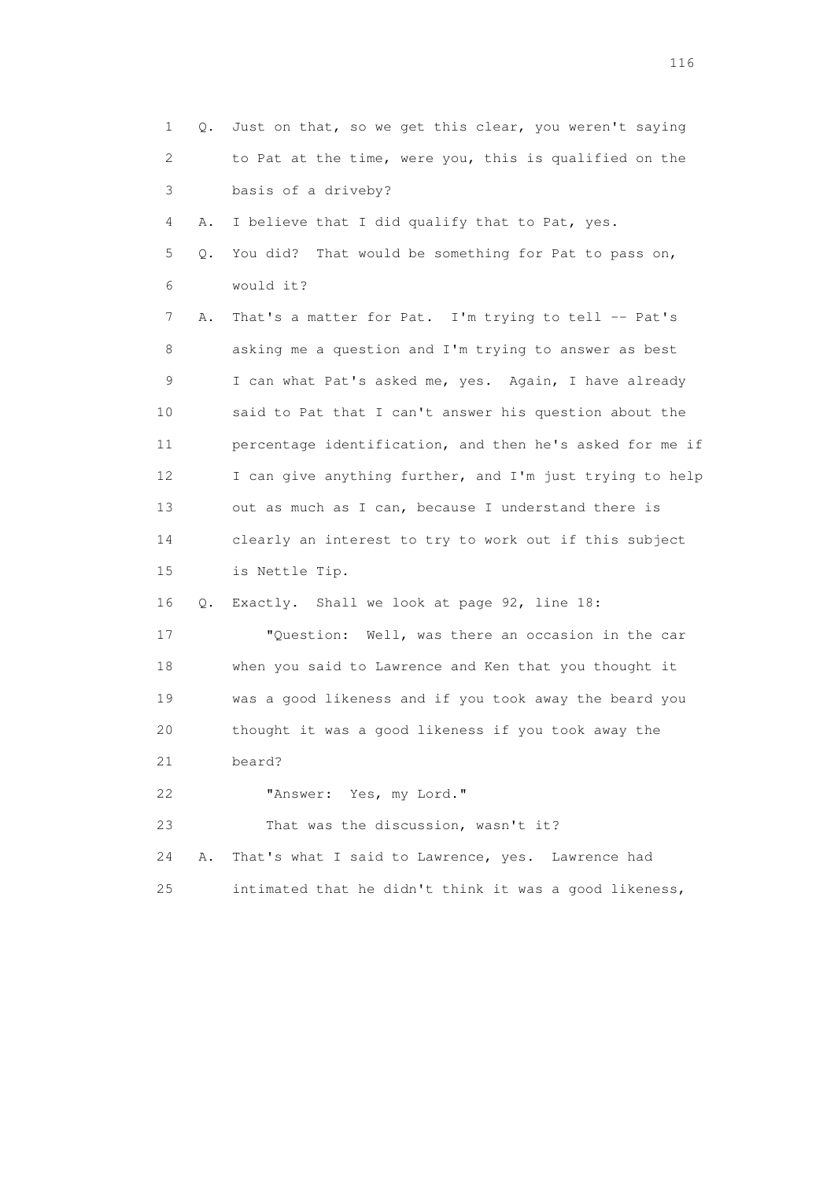1 Q. Just on that, so we get this clear, you weren't saying
2 to Pat at the time, were you, this is qualified on the
3 basis of a driveby?
4 A. I believe that I did qualify that to Pat, yes.
5 Q. You did? That would be something for Pat to pass on,
6 would it?
7 A. That's a matter for Pat. I'm trying to tell -- Pat's
8 asking me a question and I'm trying to answer as best
9 I can what Pat's asked me, yes. Again, I have already
10 said to Pat that I can't answer his question about the
11 percentage identification, and then he's asked for me if
12 I can give anything further, and I'm just trying to help
13 out as much as I can, because I understand there is
14 clearly an interest to try to work out if this subject
15 is Nettle Tip.
16 Q. Exactly. Shall we look at page 92, line 18:
17 "Question: Well, was there an occasion in the car
18 when you said to Lawrence and Ken that you thought it
19 was a good likeness and if you took away the beard you
20 thought it was a good likeness if you took away the
21 beard?
22 "Answer: Yes, my Lord."
23 That was the discussion, wasn't it?
24 A. That's what I said to Lawrence, yes. Lawrence had
25 intimated that he didn't think it was a good likeness,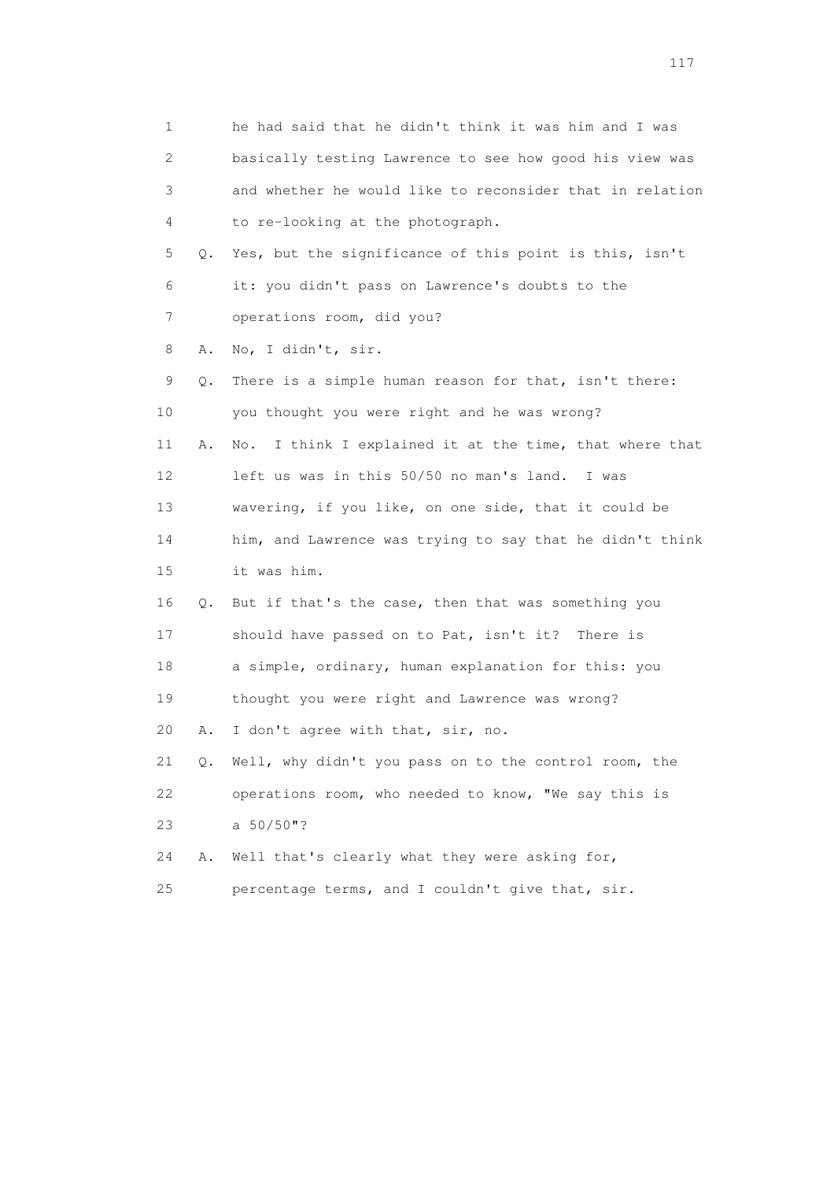1 he had said that he didn't think it was him and I was
2 basically testing Lawrence to see how good his view was
3 and whether he would like to reconsider that in relation
4 to re-looking at the photograph.

5 Q. Yes, but the significance of this point is this, isn't
6 it: you didn't pass on Lawrence's doubts to the
7 operations room, did you?

8 A. No, I didn't, sir.

9 Q. There is a simple human reason for that, isn't there:
10 you thought you were right and he was wrong?

11 A. No. I think I explained it at the time, that where that
12 left us was in this 50/50 no man's land. I was
13 wavering, if you like, on one side, that it could be
14 him, and Lawrence was trying to say that he didn't think
15 it was him.

16 Q. But if that's the case, then that was something you
17 should have passed on to Pat, isn't it? There is
18 a simple, ordinary, human explanation for this: you
19 thought you were right and Lawrence was wrong?

20 A. I don't agree with that, sir, no.

21 Q. Well, why didn't you pass on to the control room, the
22 operations room, who needed to know, "We say this is
23 a 50/50"?

24 A. Well that's clearly what they were asking for,
25 percentage terms, and I couldn't give that, sir.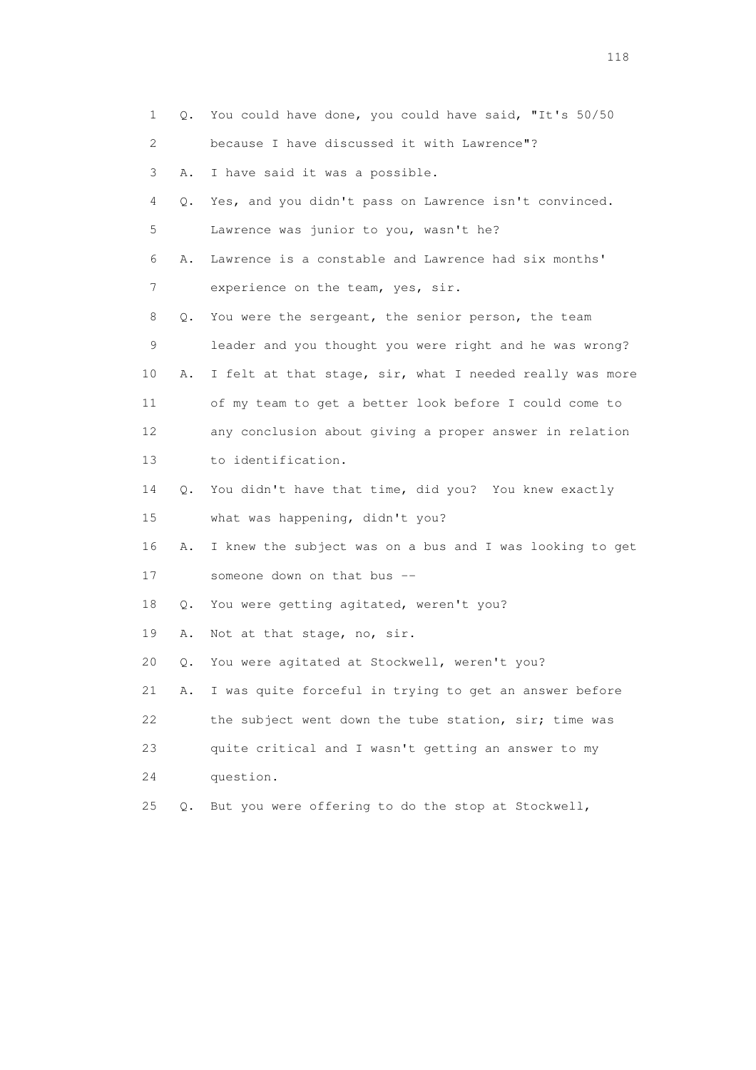1 Q. You could have done, you could have said, "It's 50/50
2 because I have discussed it with Lawrence"?
3 A. I have said it was a possible.
4 Q. Yes, and you didn't pass on Lawrence isn't convinced.
5 Lawrence was junior to you, wasn't he?
6 A. Lawrence is a constable and Lawrence had six months'
7 experience on the team, yes, sir.
8 Q. You were the sergeant, the senior person, the team
9 leader and you thought you were right and he was wrong?
10 A. I felt at that stage, sir, what I needed really was more
11 of my team to get a better look before I could come to
12 any conclusion about giving a proper answer in relation
13 to identification.
14 Q. You didn't have that time, did you? You knew exactly
15 what was happening, didn't you?
16 A. I knew the subject was on a bus and I was looking to get
17 someone down on that bus --
18 Q. You were getting agitated, weren't you?
19 A. Not at that stage, no, sir.
20 Q. You were agitated at Stockwell, weren't you?
21 A. I was quite forceful in trying to get an answer before
22 the subject went down the tube station, sir; time was
23 quite critical and I wasn't getting an answer to my
24 question.
25 Q. But you were offering to do the stop at Stockwell,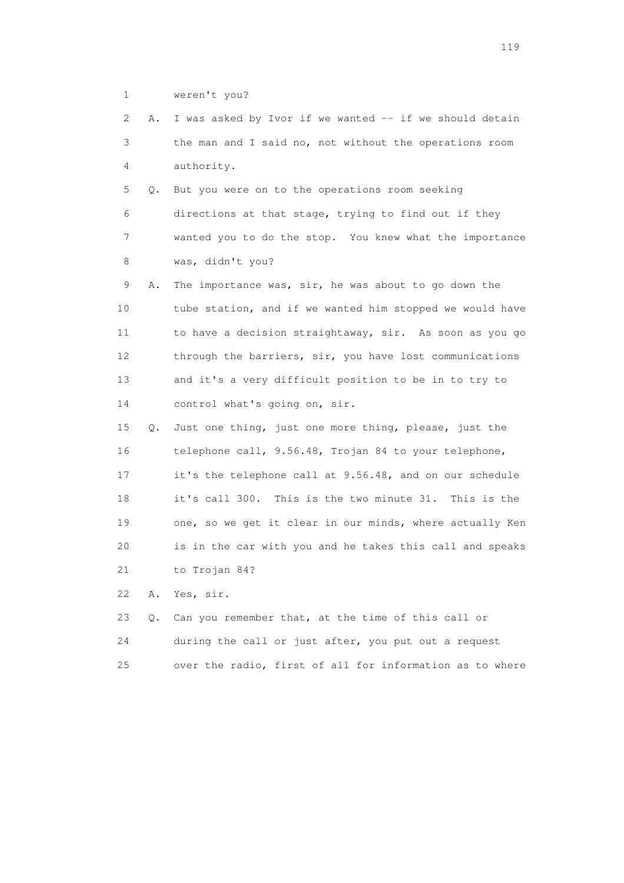1 weren't you?

2 A. I was asked by Ivor if we wanted -- if we should detain

3 the man and I said no, not without the operations room

4 authority.

5 Q. But you were on to the operations room seeking

6 directions at that stage, trying to find out if they

7 wanted you to do the stop. You knew what the importance

8 was, didn't you?

9 A. The importance was, sir, he was about to go down the

10 tube station, and if we wanted him stopped we would have

11 to have a decision straightaway, sir. As soon as you go

12 through the barriers, sir, you have lost communications

13 and it's a very difficult position to be in to try to

14 control what's going on, sir.

15 Q. Just one thing, just one more thing, please, just the

16 telephone call, 9.56.48, Trojan 84 to your telephone,

17 it's the telephone call at 9.56.48, and on our schedule

18 it's call 300. This is the two minute 31. This is the

19 one, so we get it clear in our minds, where actually Ken

20 is in the car with you and he takes this call and speaks

21 to Trojan 84?

22 A. Yes, sir.

23 Q. Can you remember that, at the time of this call or

24 during the call or just after, you put out a request

25 over the radio, first of all for information as to where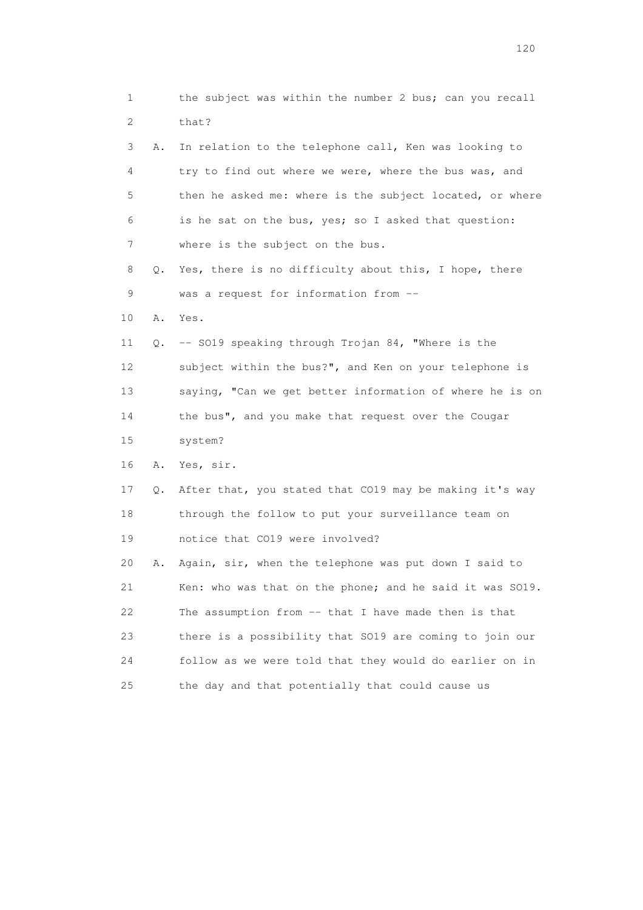1 the subject was within the number 2 bus; can you recall
2 that?

3 A. In relation to the telephone call, Ken was looking to
4 try to find out where we were, where the bus was, and
5 then he asked me: where is the subject located, or where
6 is he sat on the bus, yes; so I asked that question:
7 where is the subject on the bus.

8 Q. Yes, there is no difficulty about this, I hope, there
9 was a request for information from --

10 A. Yes.

11 Q. -- SO19 speaking through Trojan 84, "Where is the
12 subject within the bus?", and Ken on your telephone is
13 saying, "Can we get better information of where he is on
14 the bus", and you make that request over the Cougar
15 system?

16 A. Yes, sir.

17 Q. After that, you stated that CO19 may be making it's way
18 through the follow to put your surveillance team on
19 notice that CO19 were involved?

20 A. Again, sir, when the telephone was put down I said to
21 Ken: who was that on the phone; and he said it was SO19.
22 The assumption from -- that I have made then is that
23 there is a possibility that SO19 are coming to join our
24 follow as we were told that they would do earlier on in
25 the day and that potentially that could cause us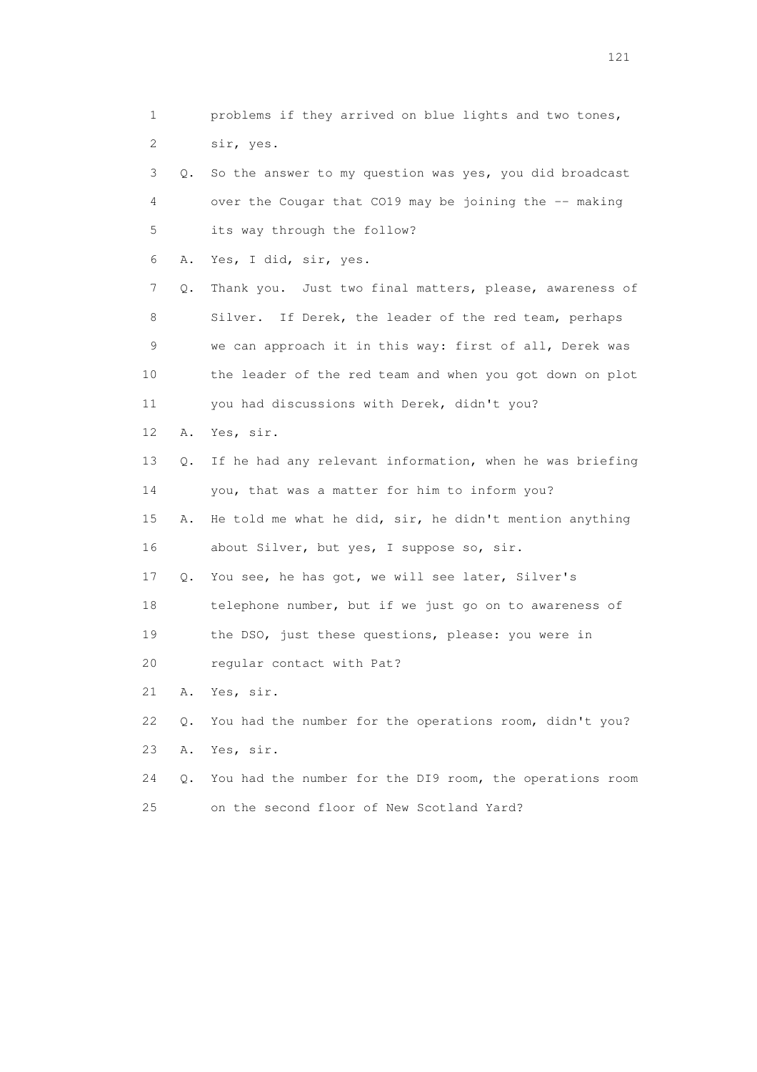1 problems if they arrived on blue lights and two tones,
2 sir, yes.

3 Q. So the answer to my question was yes, you did broadcast
4 over the Cougar that CO19 may be joining the -- making
5 its way through the follow?

6 A. Yes, I did, sir, yes.

7 Q. Thank you. Just two final matters, please, awareness of
8 Silver. If Derek, the leader of the red team, perhaps
9 we can approach it in this way: first of all, Derek was
10 the leader of the red team and when you got down on plot
11 you had discussions with Derek, didn't you?

12 A. Yes, sir.

13 Q. If he had any relevant information, when he was briefing
14 you, that was a matter for him to inform you?

15 A. He told me what he did, sir, he didn't mention anything
16 about Silver, but yes, I suppose so, sir.

17 Q. You see, he has got, we will see later, Silver's
18 telephone number, but if we just go on to awareness of
19 the DSO, just these questions, please: you were in
20 regular contact with Pat?

21 A. Yes, sir.

22 Q. You had the number for the operations room, didn't you?

23 A. Yes, sir.

24 Q. You had the number for the DI9 room, the operations room
25 on the second floor of New Scotland Yard?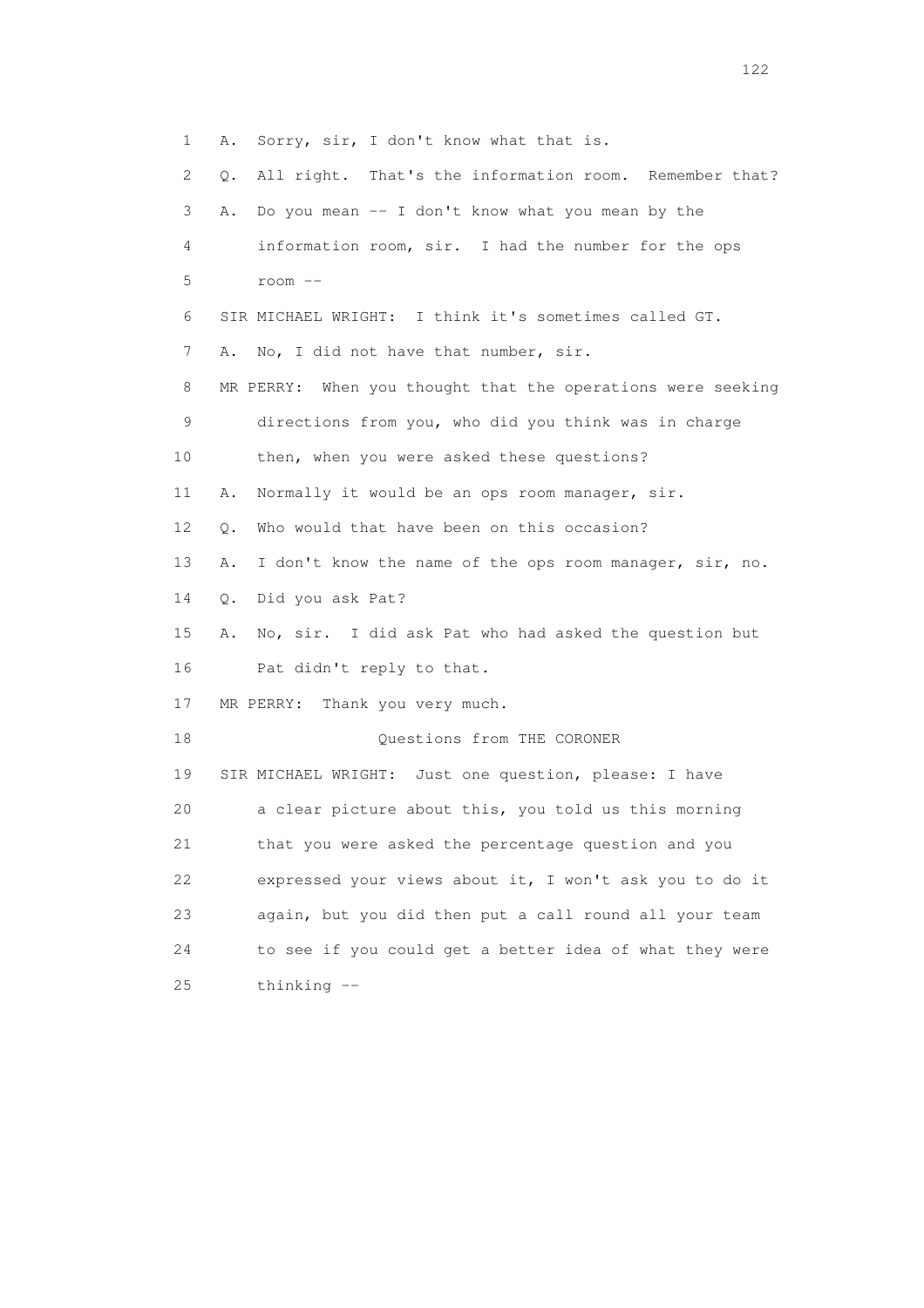1 A. Sorry, sir, I don't know what that is.

2 Q. All right. That's the information room. Remember that?

3 A. Do you mean -- I don't know what you mean by the

4 information room, sir. I had the number for the ops

5 room --

6 SIR MICHAEL WRIGHT: I think it's sometimes called GT.

7 A. No, I did not have that number, sir.

8 MR PERRY: When you thought that the operations were seeking

9 directions from you, who did you think was in charge

10 then, when you were asked these questions?

11 A. Normally it would be an ops room manager, sir.

12 Q. Who would that have been on this occasion?

13 A. I don't know the name of the ops room manager, sir, no.

14 Q. Did you ask Pat?

15 A. No, sir. I did ask Pat who had asked the question but

16 Pat didn't reply to that.

17 MR PERRY: Thank you very much.

18 Questions from THE CORONER

19 SIR MICHAEL WRIGHT: Just one question, please: I have

20 a clear picture about this, you told us this morning

21 that you were asked the percentage question and you

22 expressed your views about it, I won't ask you to do it

23 again, but you did then put a call round all your team

24 to see if you could get a better idea of what they were

25 thinking --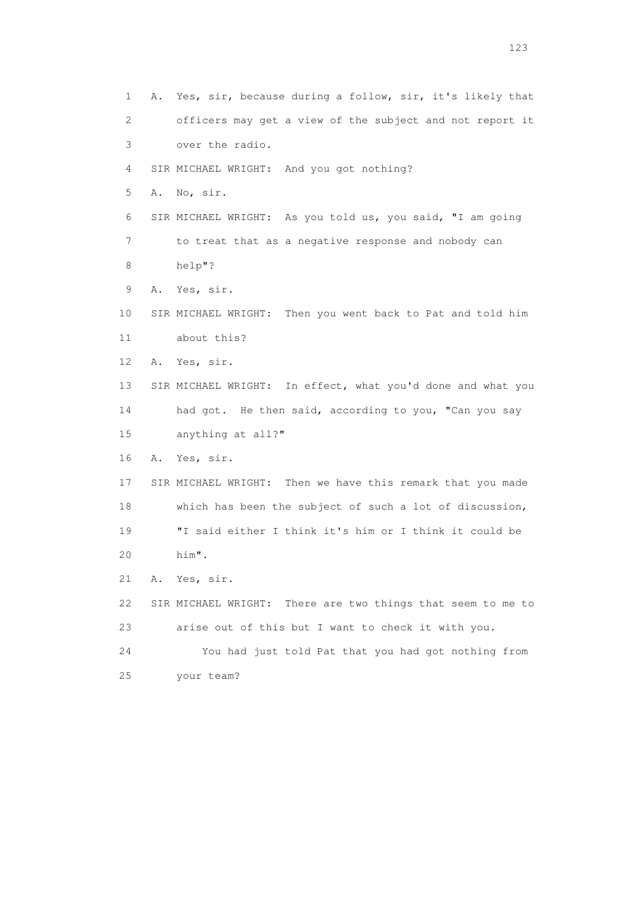1 A. Yes, sir, because during a follow, sir, it's likely that
2 officers may get a view of the subject and not report it
3 over the radio.
4 SIR MICHAEL WRIGHT: And you got nothing?
5 A. No, sir.
6 SIR MICHAEL WRIGHT: As you told us, you said, "I am going
7 to treat that as a negative response and nobody can
8 help"?
9 A. Yes, sir.
10 SIR MICHAEL WRIGHT: Then you went back to Pat and told him
11 about this?
12 A. Yes, sir.
13 SIR MICHAEL WRIGHT: In effect, what you'd done and what you
14 had got. He then said, according to you, "Can you say
15 anything at all?"
16 A. Yes, sir.
17 SIR MICHAEL WRIGHT: Then we have this remark that you made
18 which has been the subject of such a lot of discussion,
19 "I said either I think it's him or I think it could be
20 him".
21 A. Yes, sir.
22 SIR MICHAEL WRIGHT: There are two things that seem to me to
23 arise out of this but I want to check it with you.
24 You had just told Pat that you had got nothing from
25 your team?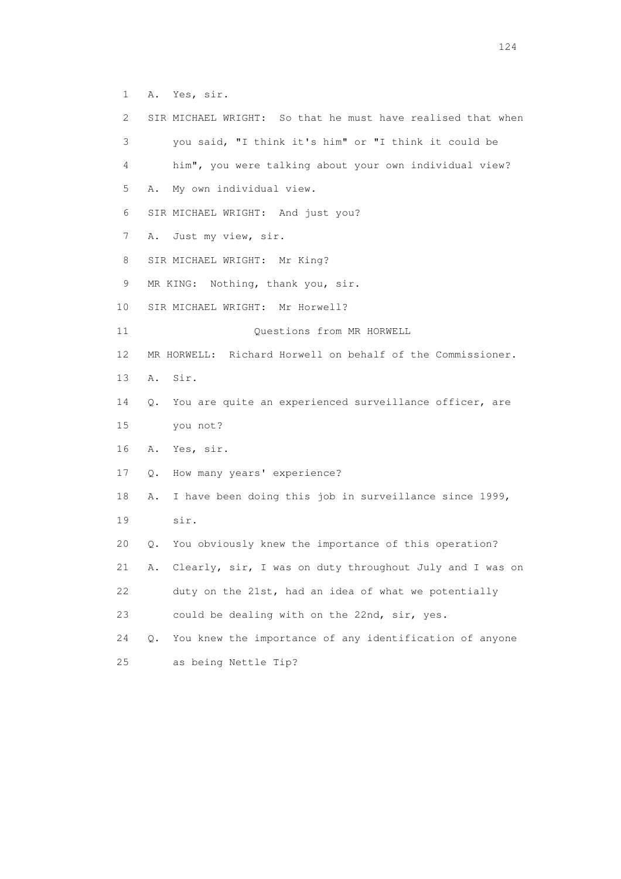1 A. Yes, sir.

2 SIR MICHAEL WRIGHT: So that he must have realised that when

3 you said, "I think it's him" or "I think it could be

4 him", you were talking about your own individual view?

5 A. My own individual view.

6 SIR MICHAEL WRIGHT: And just you?

7 A. Just my view, sir.

8 SIR MICHAEL WRIGHT: Mr King?

9 MR KING: Nothing, thank you, sir.

10 SIR MICHAEL WRIGHT: Mr Horwell?

11 Questions from MR HORWELL

12 MR HORWELL: Richard Horwell on behalf of the Commissioner.

13 A. Sir.

14 Q. You are quite an experienced surveillance officer, are

15 you not?

16 A. Yes, sir.

17 Q. How many years' experience?

18 A. I have been doing this job in surveillance since 1999,

19 sir.

20 Q. You obviously knew the importance of this operation?

21 A. Clearly, sir, I was on duty throughout July and I was on

22 duty on the 21st, had an idea of what we potentially

23 could be dealing with on the 22nd, sir, yes.

24 Q. You knew the importance of any identification of anyone

25 as being Nettle Tip?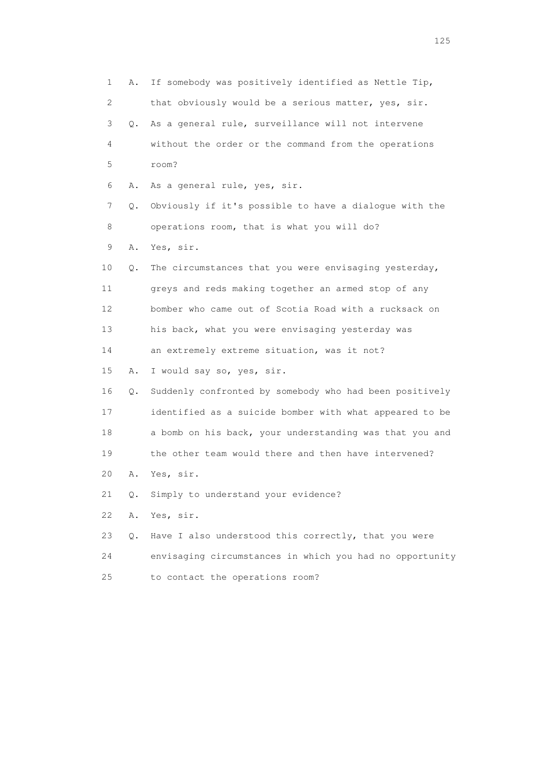1 A. If somebody was positively identified as Nettle Tip,
2 that obviously would be a serious matter, yes, sir.
3 Q. As a general rule, surveillance will not intervene
4 without the order or the command from the operations
5 room?
6 A. As a general rule, yes, sir.
7 Q. Obviously if it's possible to have a dialogue with the
8 operations room, that is what you will do?
9 A. Yes, sir.
10 Q. The circumstances that you were envisaging yesterday,
11 greys and reds making together an armed stop of any
12 bomber who came out of Scotia Road with a rucksack on
13 his back, what you were envisaging yesterday was
14 an extremely extreme situation, was it not?
15 A. I would say so, yes, sir.
16 Q. Suddenly confronted by somebody who had been positively
17 identified as a suicide bomber with what appeared to be
18 a bomb on his back, your understanding was that you and
19 the other team would there and then have intervened?
20 A. Yes, sir.
21 Q. Simply to understand your evidence?
22 A. Yes, sir.
23 Q. Have I also understood this correctly, that you were
24 envisaging circumstances in which you had no opportunity
25 to contact the operations room?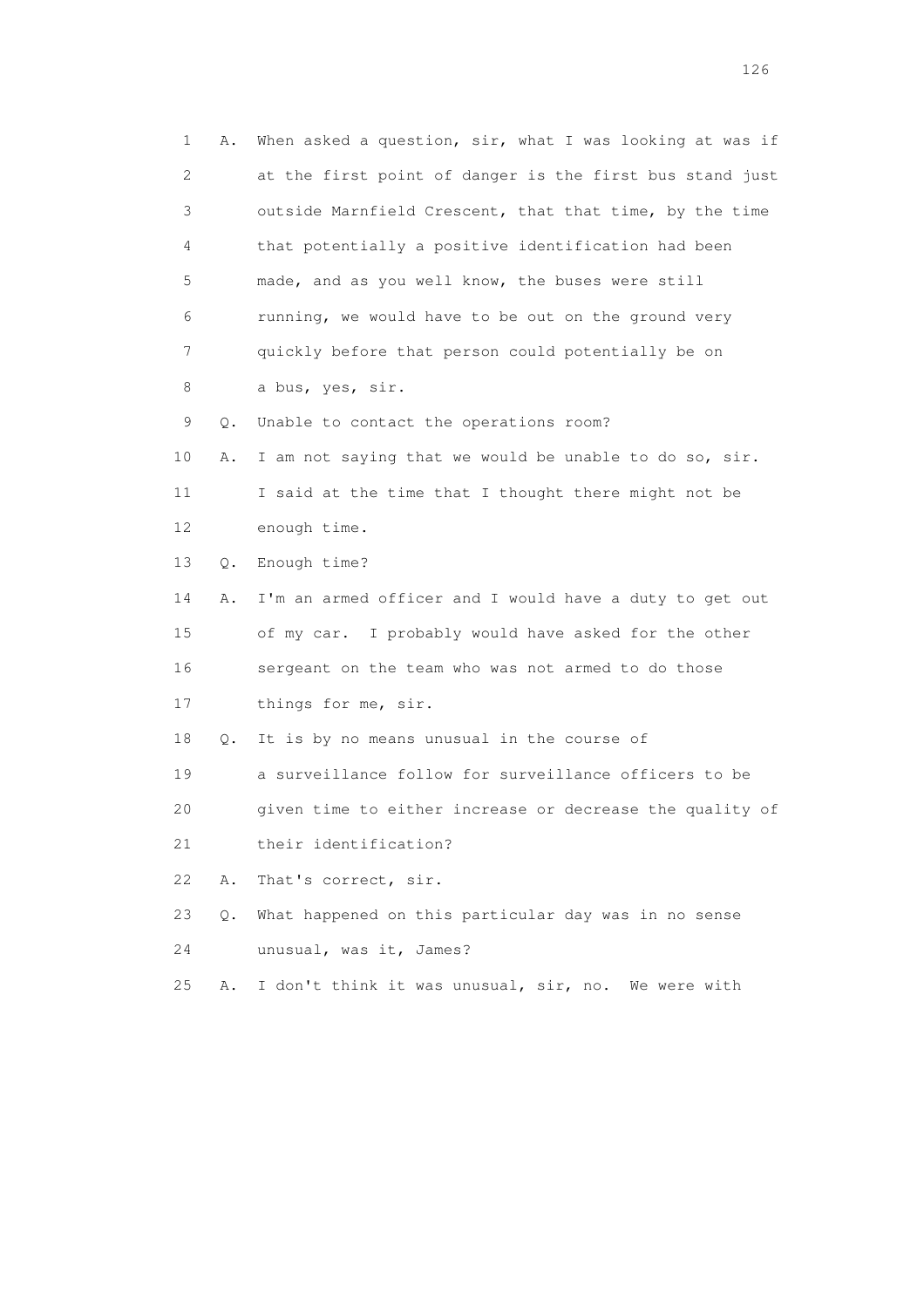1 A. When asked a question, sir, what I was looking at was if
2 at the first point of danger is the first bus stand just
3 outside Marnfield Crescent, that that time, by the time
4 that potentially a positive identification had been
5 made, and as you well know, the buses were still
6 running, we would have to be out on the ground very
7 quickly before that person could potentially be on
8 a bus, yes, sir.

9 Q. Unable to contact the operations room?

10 A. I am not saying that we would be unable to do so, sir.
11 I said at the time that I thought there might not be
12 enough time.

13 Q. Enough time?

14 A. I'm an armed officer and I would have a duty to get out
15 of my car. I probably would have asked for the other
16 sergeant on the team who was not armed to do those
17 things for me, sir.

18 Q. It is by no means unusual in the course of
19 a surveillance follow for surveillance officers to be
20 given time to either increase or decrease the quality of
21 their identification?

22 A. That's correct, sir.

23 Q. What happened on this particular day was in no sense
24 unusual, was it, James?

25 A. I don't think it was unusual, sir, no. We were with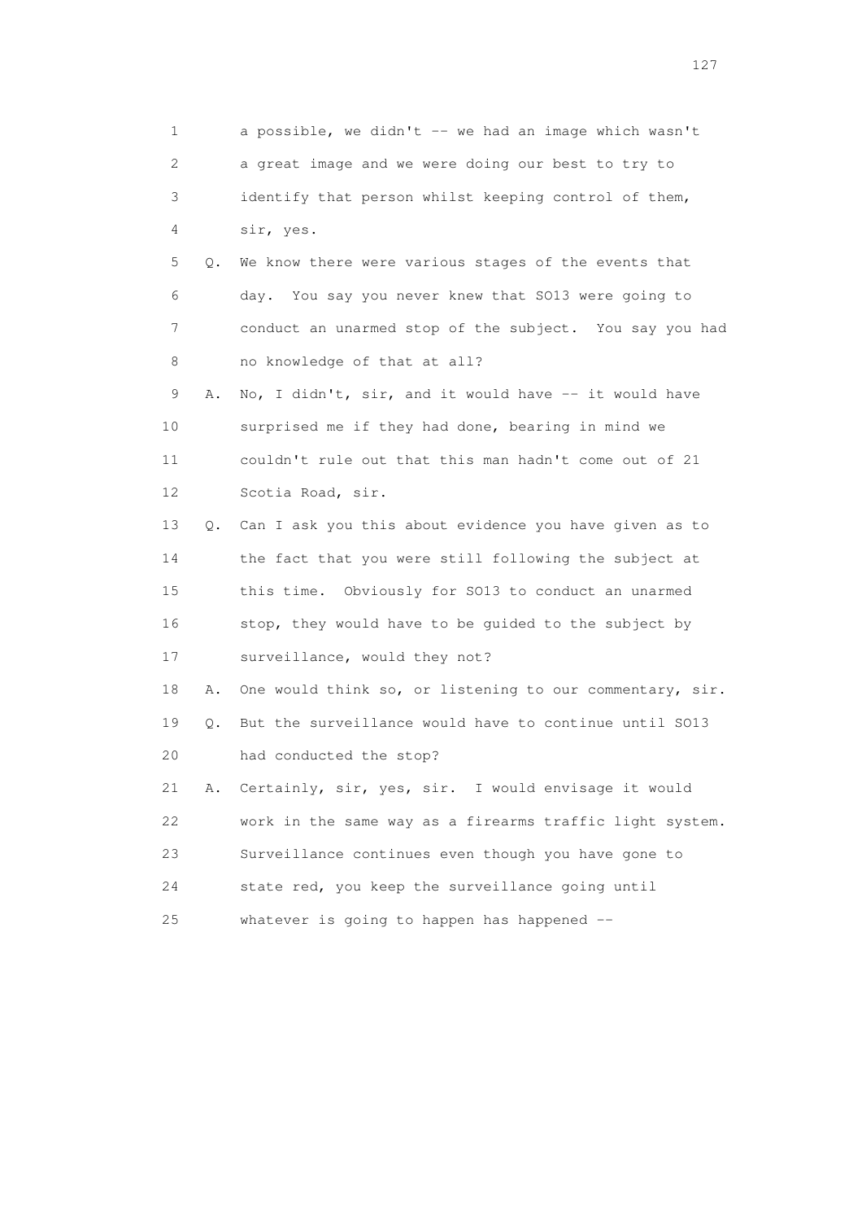1 a possible, we didn't -- we had an image which wasn't
2 a great image and we were doing our best to try to
3 identify that person whilst keeping control of them,
4 sir, yes.

5 Q. We know there were various stages of the events that
6 day. You say you never knew that SO13 were going to
7 conduct an unarmed stop of the subject. You say you had
8 no knowledge of that at all?

9 A. No, I didn't, sir, and it would have -- it would have
10 surprised me if they had done, bearing in mind we
11 couldn't rule out that this man hadn't come out of 21
12 Scotia Road, sir.

13 Q. Can I ask you this about evidence you have given as to
14 the fact that you were still following the subject at
15 this time. Obviously for SO13 to conduct an unarmed
16 stop, they would have to be guided to the subject by
17 surveillance, would they not?

18 A. One would think so, or listening to our commentary, sir.

19 Q. But the surveillance would have to continue until SO13
20 had conducted the stop?

21 A. Certainly, sir, yes, sir. I would envisage it would
22 work in the same way as a firearms traffic light system.
23 Surveillance continues even though you have gone to
24 state red, you keep the surveillance going until
25 whatever is going to happen has happened --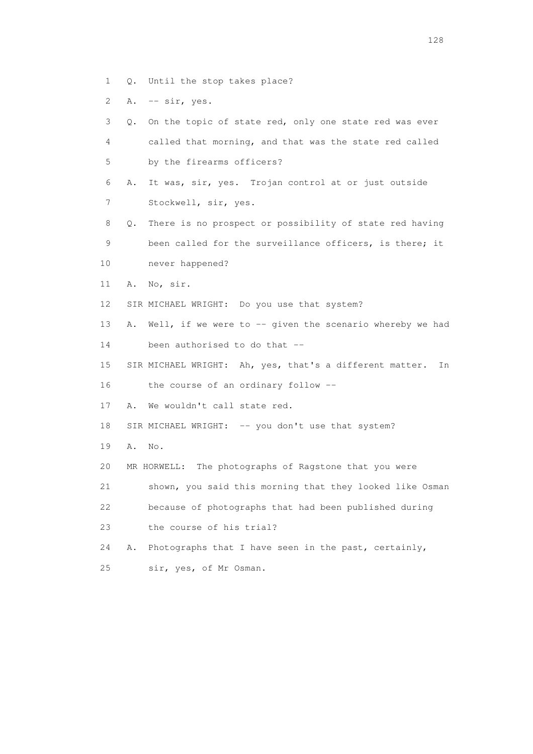1 Q. Until the stop takes place?

2 A. -- sir, yes.

3 Q. On the topic of state red, only one state red was ever

4 called that morning, and that was the state red called

5 by the firearms officers?

6 A. It was, sir, yes. Trojan control at or just outside

7 Stockwell, sir, yes.

8 Q. There is no prospect or possibility of state red having

9 been called for the surveillance officers, is there; it

10 never happened?

11 A. No, sir.

12 SIR MICHAEL WRIGHT: Do you use that system?

13 A. Well, if we were to -- given the scenario whereby we had

14 been authorised to do that --

15 SIR MICHAEL WRIGHT: Ah, yes, that's a different matter. In

16 the course of an ordinary follow --

17 A. We wouldn't call state red.

18 SIR MICHAEL WRIGHT: -- you don't use that system?

19 A. No.

20 MR HORWELL: The photographs of Ragstone that you were

21 shown, you said this morning that they looked like Osman

22 because of photographs that had been published during

23 the course of his trial?

24 A. Photographs that I have seen in the past, certainly,

25 sir, yes, of Mr Osman.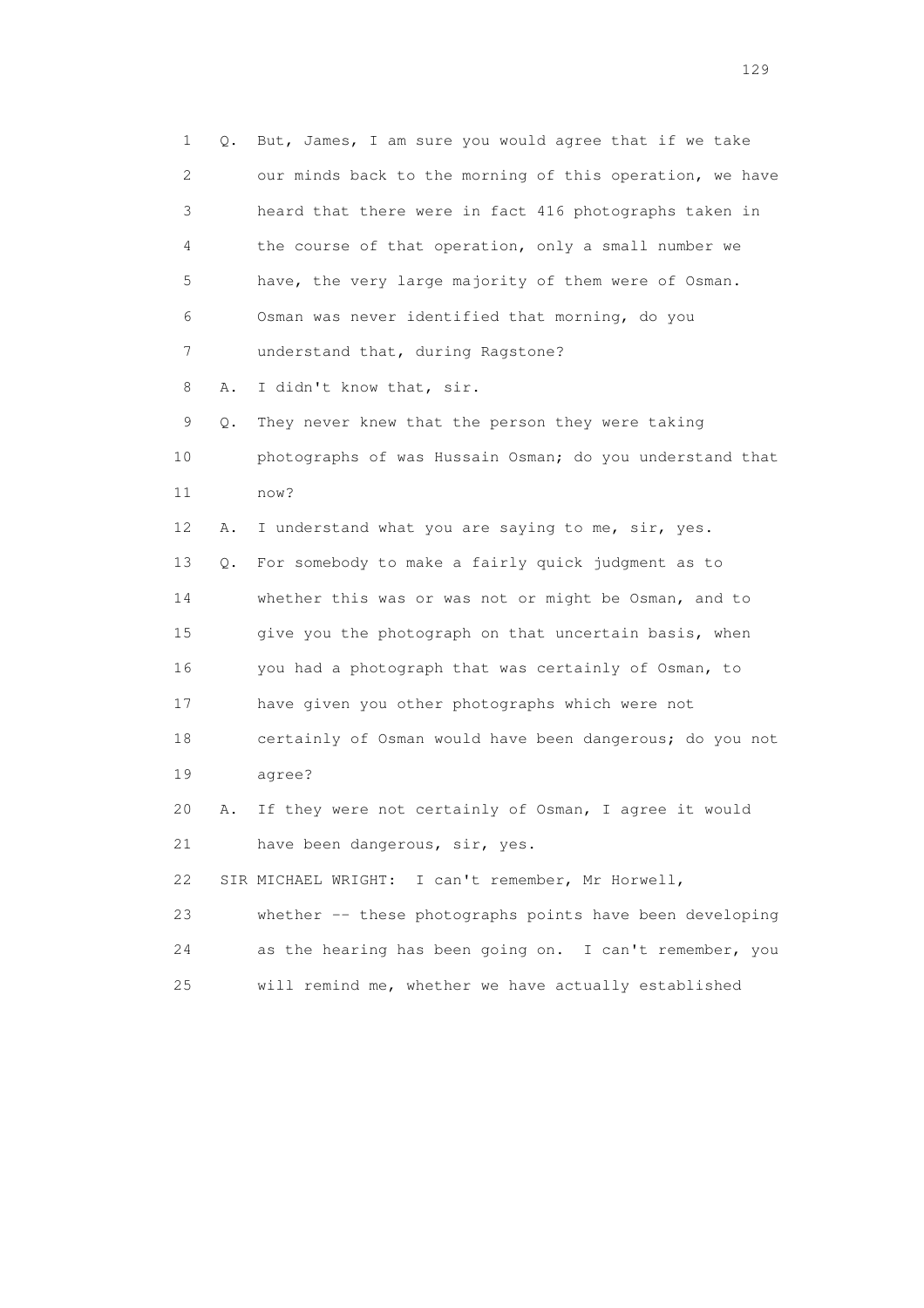1 Q. But, James, I am sure you would agree that if we take
2 our minds back to the morning of this operation, we have
3 heard that there were in fact 416 photographs taken in
4 the course of that operation, only a small number we
5 have, the very large majority of them were of Osman.
6 Osman was never identified that morning, do you
7 understand that, during Ragstone?
8 A. I didn't know that, sir.
9 Q. They never knew that the person they were taking
10 photographs of was Hussain Osman; do you understand that
11 now?
12 A. I understand what you are saying to me, sir, yes.
13 Q. For somebody to make a fairly quick judgment as to
14 whether this was or was not or might be Osman, and to
15 give you the photograph on that uncertain basis, when
16 you had a photograph that was certainly of Osman, to
17 have given you other photographs which were not
18 certainly of Osman would have been dangerous; do you not
19 agree?
20 A. If they were not certainly of Osman, I agree it would
21 have been dangerous, sir, yes.
22 SIR MICHAEL WRIGHT: I can't remember, Mr Horwell,
23 whether -- these photographs points have been developing
24 as the hearing has been going on. I can't remember, you
25 will remind me, whether we have actually established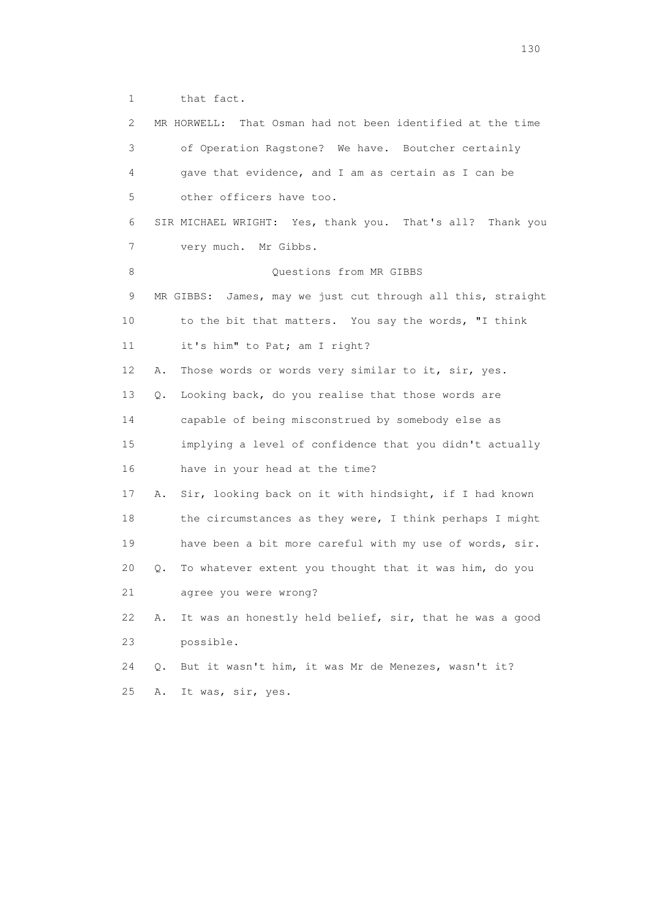1 that fact.

2 MR HORWELL: That Osman had not been identified at the time

3 of Operation Ragstone? We have. Boutcher certainly

4 gave that evidence, and I am as certain as I can be

5 other officers have too.

6 SIR MICHAEL WRIGHT: Yes, thank you. That's all? Thank you

7 very much. Mr Gibbs.

8 Questions from MR GIBBS

9 MR GIBBS: James, may we just cut through all this, straight

10 to the bit that matters. You say the words, "I think

11 it's him" to Pat; am I right?

12 A. Those words or words very similar to it, sir, yes.

13 Q. Looking back, do you realise that those words are

14 capable of being misconstrued by somebody else as

15 implying a level of confidence that you didn't actually

16 have in your head at the time?

17 A. Sir, looking back on it with hindsight, if I had known

18 the circumstances as they were, I think perhaps I might

19 have been a bit more careful with my use of words, sir.

20 Q. To whatever extent you thought that it was him, do you

21 agree you were wrong?

22 A. It was an honestly held belief, sir, that he was a good

23 possible.

24 Q. But it wasn't him, it was Mr de Menezes, wasn't it?

25 A. It was, sir, yes.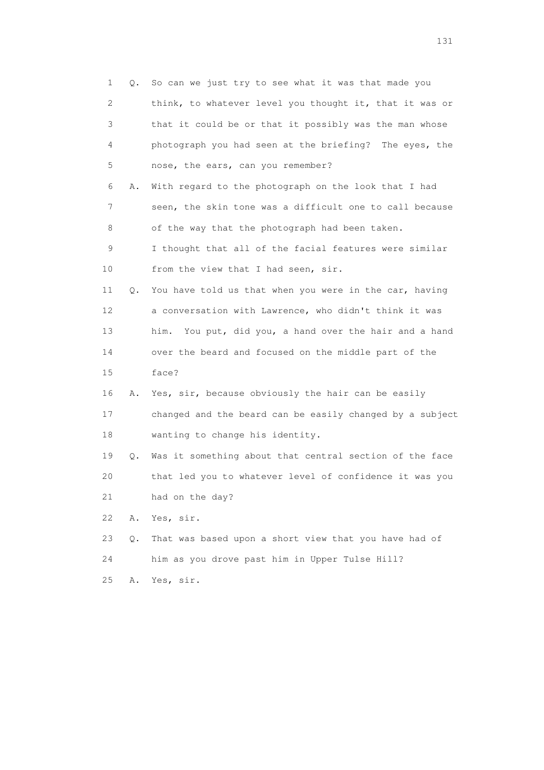1 Q. So can we just try to see what it was that made you
2 think, to whatever level you thought it, that it was or
3 that it could be or that it possibly was the man whose
4 photograph you had seen at the briefing? The eyes, the
5 nose, the ears, can you remember?
6 A. With regard to the photograph on the look that I had
7 seen, the skin tone was a difficult one to call because
8 of the way that the photograph had been taken.
9 I thought that all of the facial features were similar
10 from the view that I had seen, sir.
11 Q. You have told us that when you were in the car, having
12 a conversation with Lawrence, who didn't think it was
13 him. You put, did you, a hand over the hair and a hand
14 over the beard and focused on the middle part of the
15 face?
16 A. Yes, sir, because obviously the hair can be easily
17 changed and the beard can be easily changed by a subject
18 wanting to change his identity.
19 Q. Was it something about that central section of the face
20 that led you to whatever level of confidence it was you
21 had on the day?
22 A. Yes, sir.
23 Q. That was based upon a short view that you have had of
24 him as you drove past him in Upper Tulse Hill?
25 A. Yes, sir.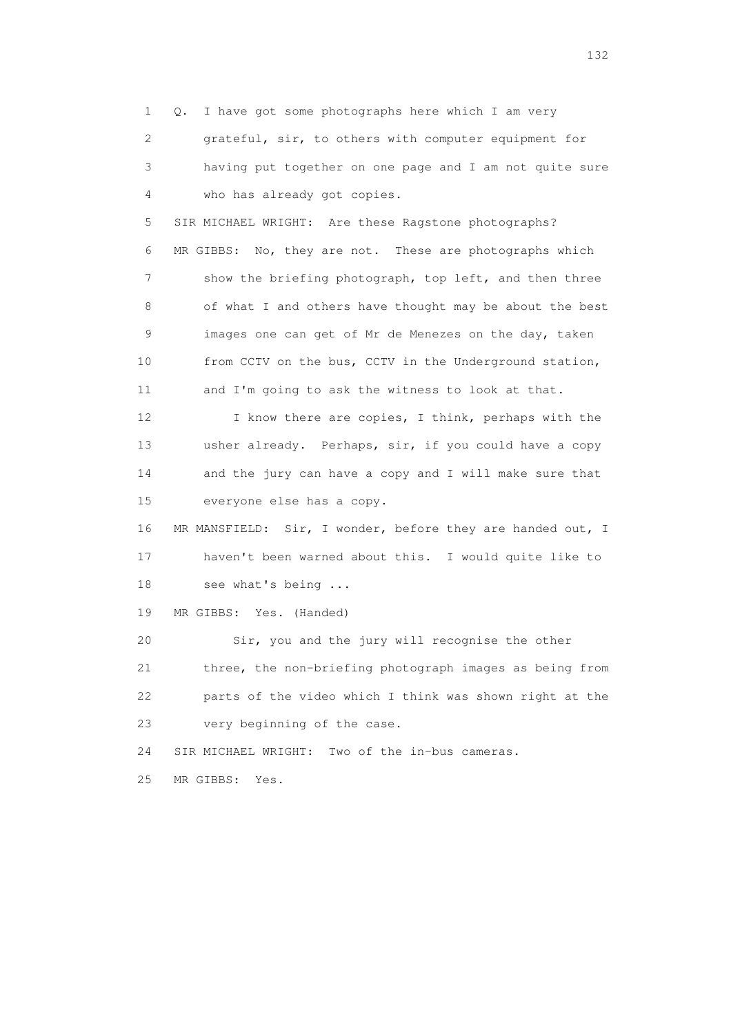1 Q. I have got some photographs here which I am very
2 grateful, sir, to others with computer equipment for
3 having put together on one page and I am not quite sure
4 who has already got copies.

5 SIR MICHAEL WRIGHT: Are these Ragstone photographs?

6 MR GIBBS: No, they are not. These are photographs which
7 show the briefing photograph, top left, and then three
8 of what I and others have thought may be about the best
9 images one can get of Mr de Menezes on the day, taken
10 from CCTV on the bus, CCTV in the Underground station,
11 and I'm going to ask the witness to look at that.

12 I know there are copies, I think, perhaps with the
13 usher already. Perhaps, sir, if you could have a copy
14 and the jury can have a copy and I will make sure that
15 everyone else has a copy.

16 MR MANSFIELD: Sir, I wonder, before they are handed out, I
17 haven't been warned about this. I would quite like to
18 see what's being ...

19 MR GIBBS: Yes. (Handed)

20 Sir, you and the jury will recognise the other
21 three, the non-briefing photograph images as being from
22 parts of the video which I think was shown right at the
23 very beginning of the case.

24 SIR MICHAEL WRIGHT: Two of the in-bus cameras.

25 MR GIBBS: Yes.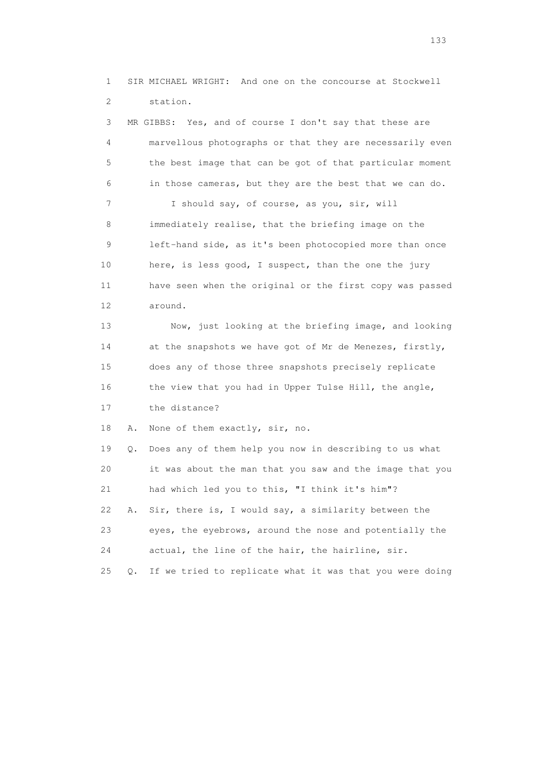1 SIR MICHAEL WRIGHT: And one on the concourse at Stockwell
2 station.

3 MR GIBBS: Yes, and of course I don't say that these are
4 marvellous photographs or that they are necessarily even
5 the best image that can be got of that particular moment
6 in those cameras, but they are the best that we can do.

7 I should say, of course, as you, sir, will
8 immediately realise, that the briefing image on the
9 left-hand side, as it's been photocopied more than once
10 here, is less good, I suspect, than the one the jury
11 have seen when the original or the first copy was passed
12 around.

13 Now, just looking at the briefing image, and looking
14 at the snapshots we have got of Mr de Menezes, firstly,
15 does any of those three snapshots precisely replicate
16 the view that you had in Upper Tulse Hill, the angle,
17 the distance?

18 A. None of them exactly, sir, no.

19 Q. Does any of them help you now in describing to us what
20 it was about the man that you saw and the image that you
21 had which led you to this, "I think it's him"?

22 A. Sir, there is, I would say, a similarity between the
23 eyes, the eyebrows, around the nose and potentially the
24 actual, the line of the hair, the hairline, sir.

25 Q. If we tried to replicate what it was that you were doing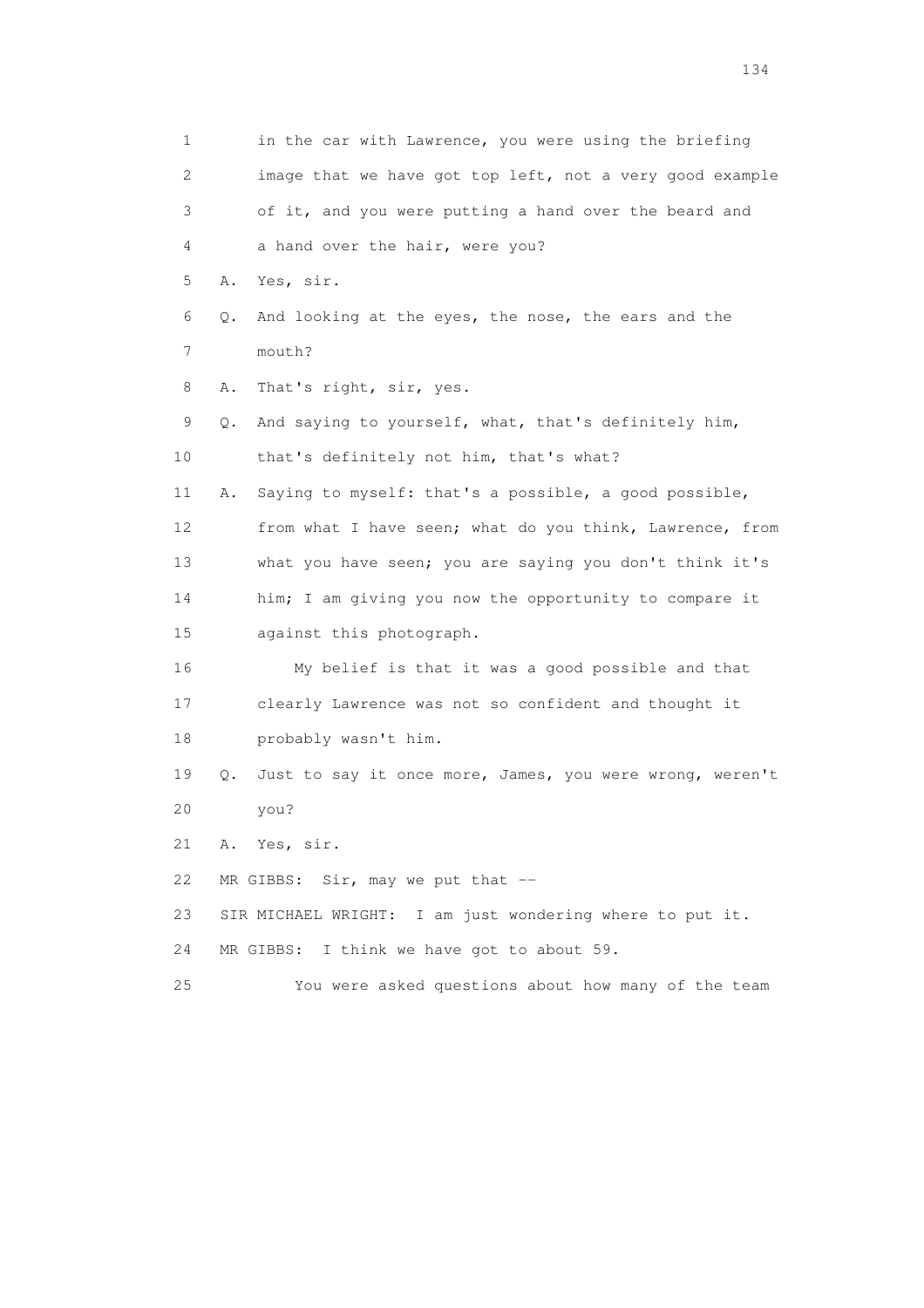1 in the car with Lawrence, you were using the briefing
2 image that we have got top left, not a very good example
3 of it, and you were putting a hand over the beard and
4 a hand over the hair, were you?

5 A. Yes, sir.

6 Q. And looking at the eyes, the nose, the ears and the
7 mouth?

8 A. That's right, sir, yes.

9 Q. And saying to yourself, what, that's definitely him,
10 that's definitely not him, that's what?

11 A. Saying to myself: that's a possible, a good possible,
12 from what I have seen; what do you think, Lawrence, from
13 what you have seen; you are saying you don't think it's
14 him; I am giving you now the opportunity to compare it
15 against this photograph.

16 My belief is that it was a good possible and that
17 clearly Lawrence was not so confident and thought it
18 probably wasn't him.

19 Q. Just to say it once more, James, you were wrong, weren't
20 you?

21 A. Yes, sir.

22 MR GIBBS: Sir, may we put that --

23 SIR MICHAEL WRIGHT: I am just wondering where to put it.

24 MR GIBBS: I think we have got to about 59.

25 You were asked questions about how many of the team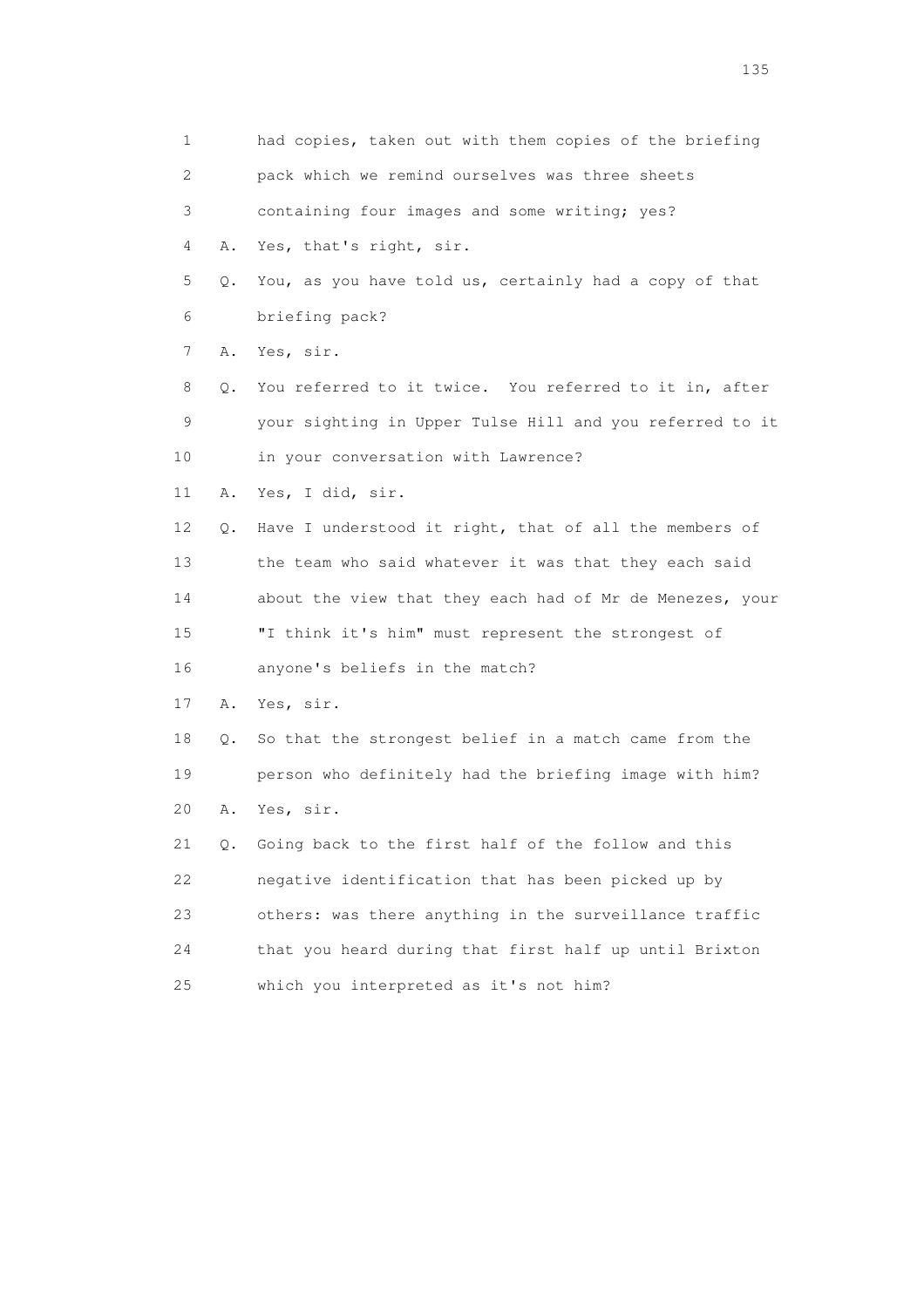1 had copies, taken out with them copies of the briefing
2 pack which we remind ourselves was three sheets
3 containing four images and some writing; yes?
4 A. Yes, that's right, sir.
5 Q. You, as you have told us, certainly had a copy of that
6 briefing pack?
7 A. Yes, sir.
8 Q. You referred to it twice. You referred to it in, after
9 your sighting in Upper Tulse Hill and you referred to it
10 in your conversation with Lawrence?
11 A. Yes, I did, sir.
12 Q. Have I understood it right, that of all the members of
13 the team who said whatever it was that they each said
14 about the view that they each had of Mr de Menezes, your
15 "I think it's him" must represent the strongest of
16 anyone's beliefs in the match?
17 A. Yes, sir.
18 Q. So that the strongest belief in a match came from the
19 person who definitely had the briefing image with him?
20 A. Yes, sir.
21 Q. Going back to the first half of the follow and this
22 negative identification that has been picked up by
23 others: was there anything in the surveillance traffic
24 that you heard during that first half up until Brixton
25 which you interpreted as it's not him?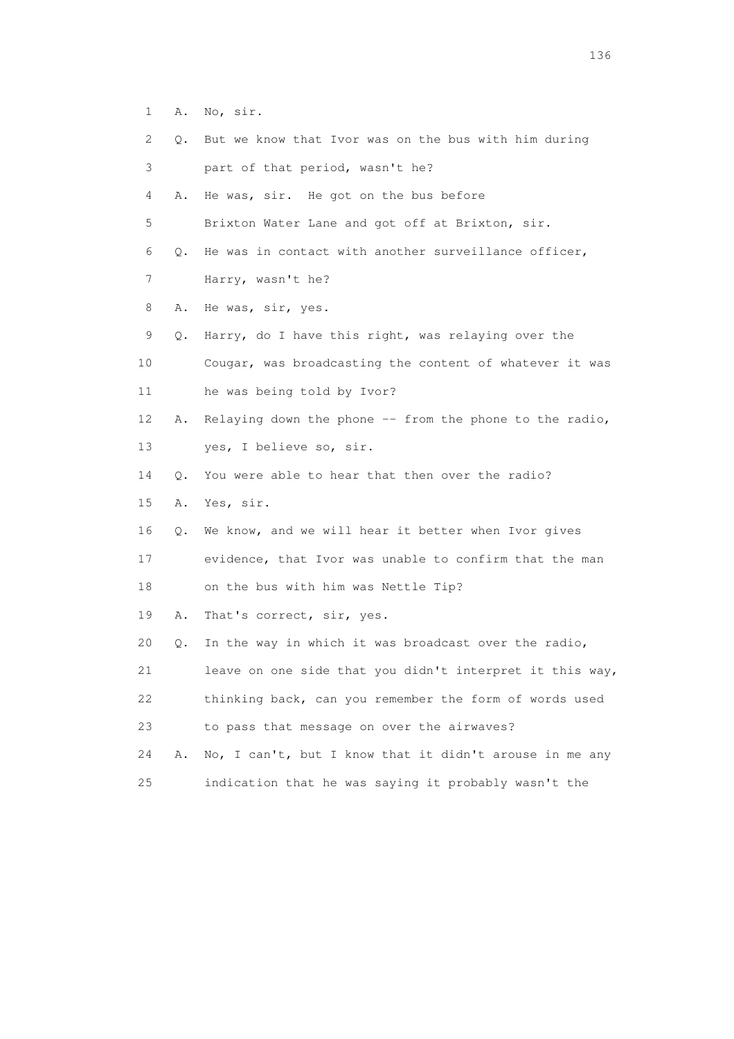1 A. No, sir.

2 Q. But we know that Ivor was on the bus with him during

3 part of that period, wasn't he?

4 A. He was, sir. He got on the bus before

5 Brixton Water Lane and got off at Brixton, sir.

6 Q. He was in contact with another surveillance officer,

7 Harry, wasn't he?

8 A. He was, sir, yes.

9 Q. Harry, do I have this right, was relaying over the

10 Cougar, was broadcasting the content of whatever it was

11 he was being told by Ivor?

12 A. Relaying down the phone -- from the phone to the radio,

13 yes, I believe so, sir.

14 Q. You were able to hear that then over the radio?

15 A. Yes, sir.

16 Q. We know, and we will hear it better when Ivor gives

17 evidence, that Ivor was unable to confirm that the man

18 on the bus with him was Nettle Tip?

19 A. That's correct, sir, yes.

20 Q. In the way in which it was broadcast over the radio,

21 leave on one side that you didn't interpret it this way,

22 thinking back, can you remember the form of words used

23 to pass that message on over the airwaves?

24 A. No, I can't, but I know that it didn't arouse in me any

25 indication that he was saying it probably wasn't the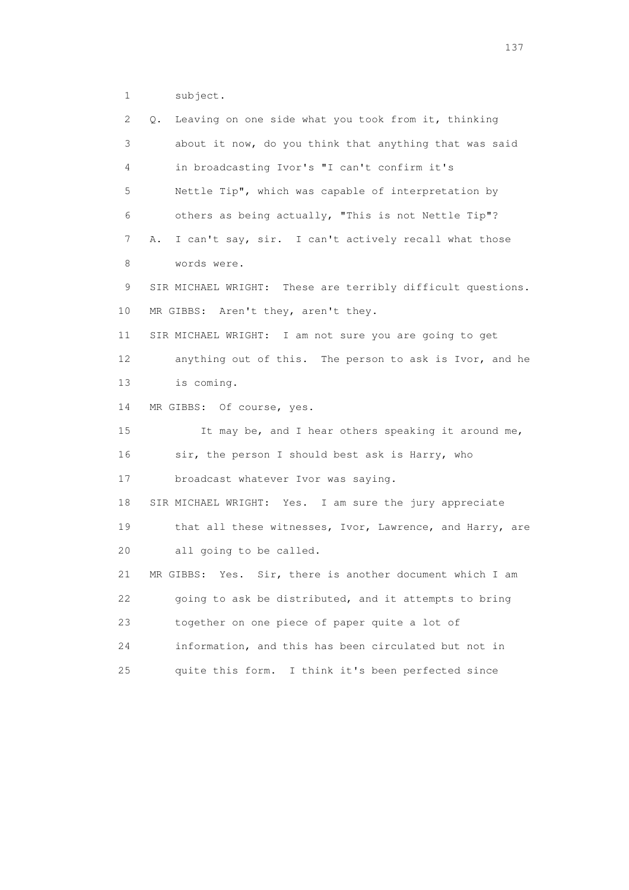1 subject.

2 Q. Leaving on one side what you took from it, thinking

3 about it now, do you think that anything that was said

4 in broadcasting Ivor's "I can't confirm it's

5 Nettle Tip", which was capable of interpretation by

6 others as being actually, "This is not Nettle Tip"?

7 A. I can't say, sir. I can't actively recall what those

8 words were.

9 SIR MICHAEL WRIGHT: These are terribly difficult questions.

10 MR GIBBS: Aren't they, aren't they.

11 SIR MICHAEL WRIGHT: I am not sure you are going to get

12 anything out of this. The person to ask is Ivor, and he

13 is coming.

14 MR GIBBS: Of course, yes.

15 It may be, and I hear others speaking it around me,

16 sir, the person I should best ask is Harry, who

17 broadcast whatever Ivor was saying.

18 SIR MICHAEL WRIGHT: Yes. I am sure the jury appreciate

19 that all these witnesses, Ivor, Lawrence, and Harry, are

20 all going to be called.

21 MR GIBBS: Yes. Sir, there is another document which I am

22 going to ask be distributed, and it attempts to bring

23 together on one piece of paper quite a lot of

24 information, and this has been circulated but not in

25 quite this form. I think it's been perfected since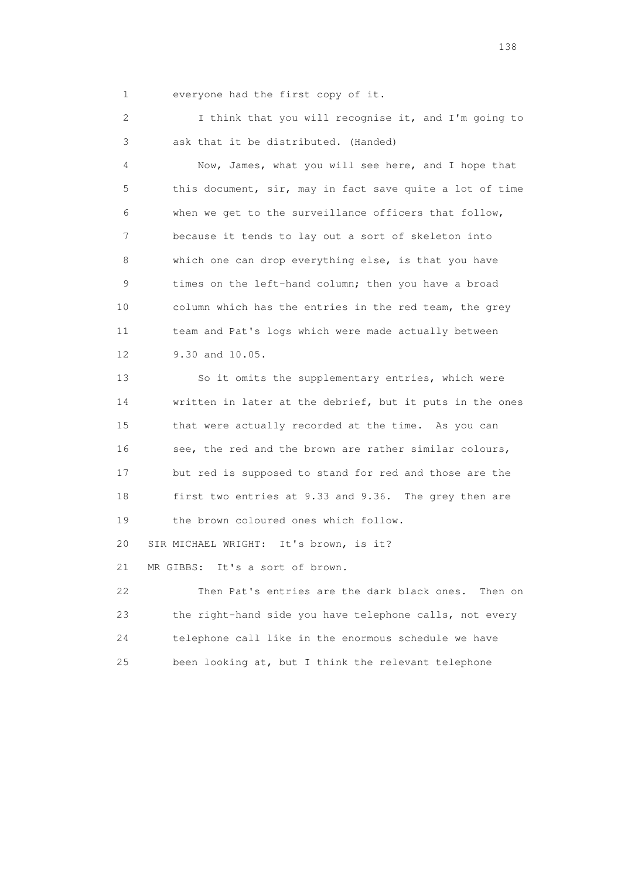1 everyone had the first copy of it.

2 I think that you will recognise it, and I'm going to
3 ask that it be distributed. (Handed)

4 Now, James, what you will see here, and I hope that
5 this document, sir, may in fact save quite a lot of time
6 when we get to the surveillance officers that follow,
7 because it tends to lay out a sort of skeleton into
8 which one can drop everything else, is that you have
9 times on the left-hand column; then you have a broad
10 column which has the entries in the red team, the grey
11 team and Pat's logs which were made actually between
12 9.30 and 10.05.

13 So it omits the supplementary entries, which were
14 written in later at the debrief, but it puts in the ones
15 that were actually recorded at the time. As you can
16 see, the red and the brown are rather similar colours,
17 but red is supposed to stand for red and those are the
18 first two entries at 9.33 and 9.36. The grey then are
19 the brown coloured ones which follow.

20 SIR MICHAEL WRIGHT: It's brown, is it?

21 MR GIBBS: It's a sort of brown.

22 Then Pat's entries are the dark black ones. Then on
23 the right-hand side you have telephone calls, not every
24 telephone call like in the enormous schedule we have
25 been looking at, but I think the relevant telephone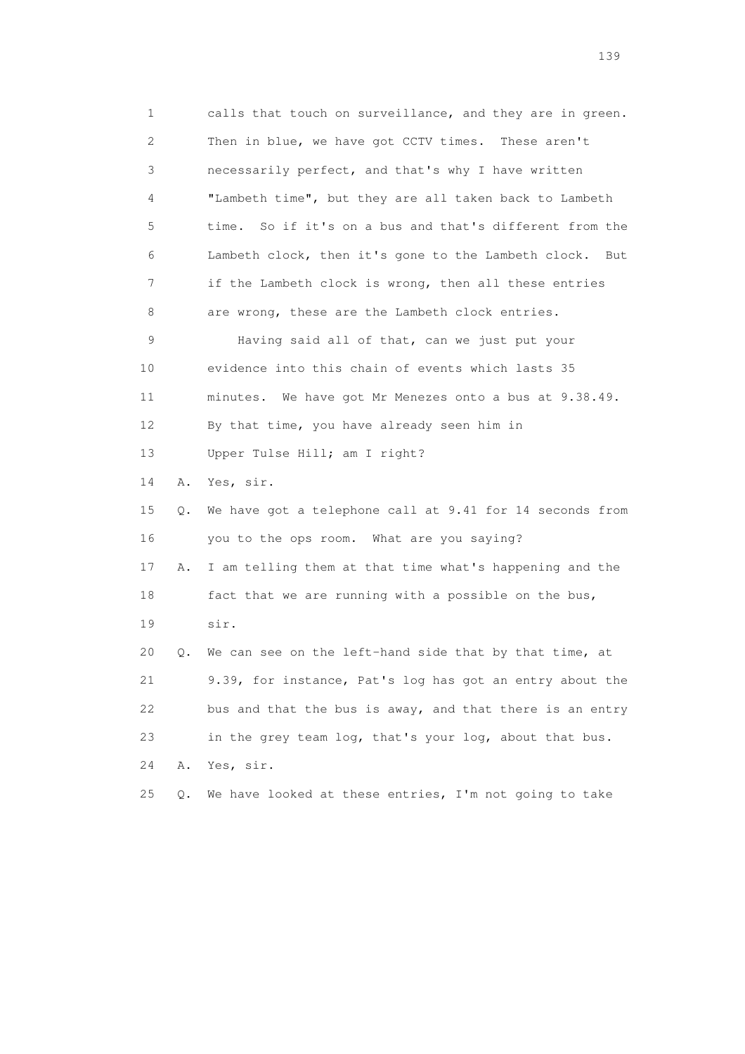1 calls that touch on surveillance, and they are in green.
2 Then in blue, we have got CCTV times. These aren't
3 necessarily perfect, and that's why I have written
4 "Lambeth time", but they are all taken back to Lambeth
5 time. So if it's on a bus and that's different from the
6 Lambeth clock, then it's gone to the Lambeth clock. But
7 if the Lambeth clock is wrong, then all these entries
8 are wrong, these are the Lambeth clock entries.
9 Having said all of that, can we just put your
10 evidence into this chain of events which lasts 35
11 minutes. We have got Mr Menezes onto a bus at 9.38.49.
12 By that time, you have already seen him in
13 Upper Tulse Hill; am I right?
14 A. Yes, sir.
15 Q. We have got a telephone call at 9.41 for 14 seconds from
16 you to the ops room. What are you saying?
17 A. I am telling them at that time what's happening and the
18 fact that we are running with a possible on the bus,
19 sir.
20 Q. We can see on the left-hand side that by that time, at
21 9.39, for instance, Pat's log has got an entry about the
22 bus and that the bus is away, and that there is an entry
23 in the grey team log, that's your log, about that bus.
24 A. Yes, sir.
25 Q. We have looked at these entries, I'm not going to take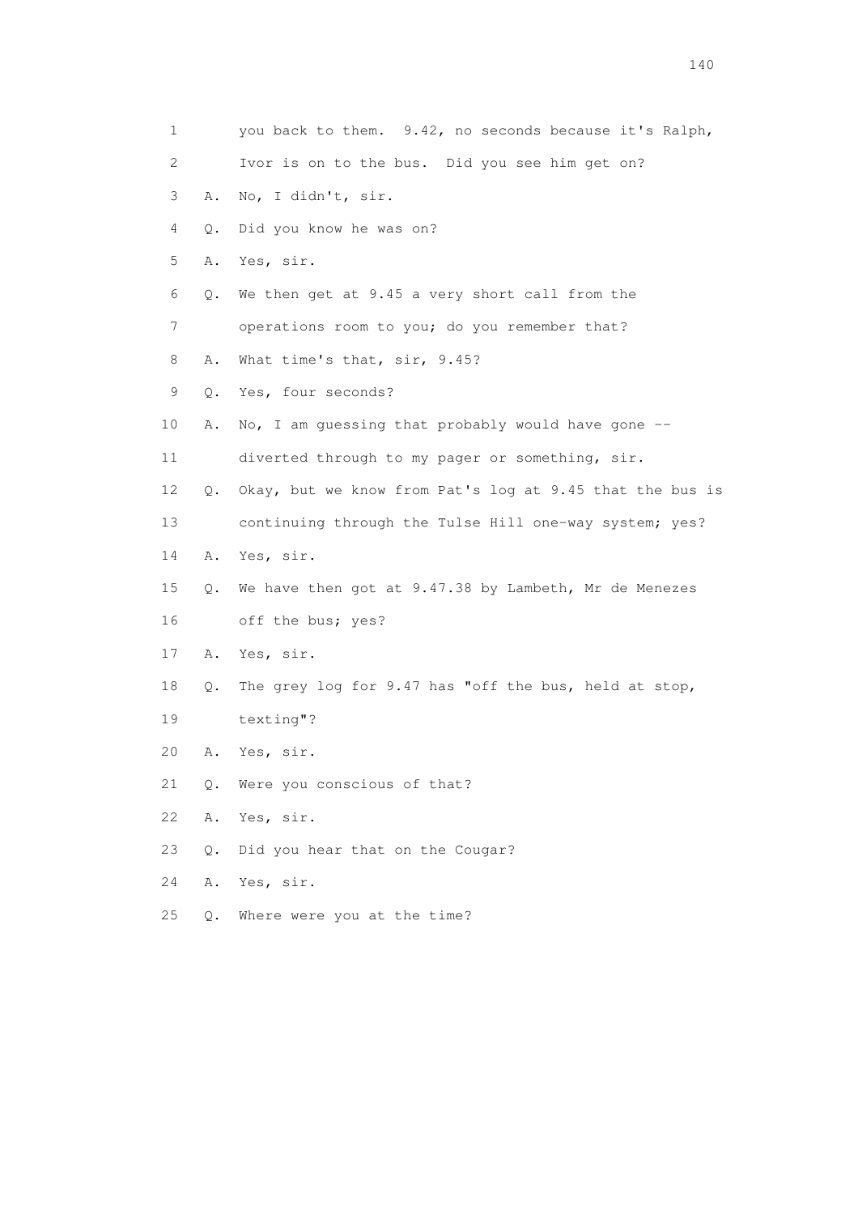1 you back to them. 9.42, no seconds because it's Ralph,

2 Ivor is on to the bus. Did you see him get on?

3 A. No, I didn't, sir.

4 Q. Did you know he was on?

5 A. Yes, sir.

6 Q. We then get at 9.45 a very short call from the

7 operations room to you; do you remember that?

8 A. What time's that, sir, 9.45?

9 Q. Yes, four seconds?

10 A. No, I am guessing that probably would have gone --

11 diverted through to my pager or something, sir.

12 Q. Okay, but we know from Pat's log at 9.45 that the bus is

13 continuing through the Tulse Hill one-way system; yes?

14 A. Yes, sir.

15 Q. We have then got at 9.47.38 by Lambeth, Mr de Menezes

16 off the bus; yes?

17 A. Yes, sir.

18 Q. The grey log for 9.47 has "off the bus, held at stop,

19 texting"?

20 A. Yes, sir.

21 Q. Were you conscious of that?

22 A. Yes, sir.

23 Q. Did you hear that on the Cougar?

24 A. Yes, sir.

25 Q. Where were you at the time?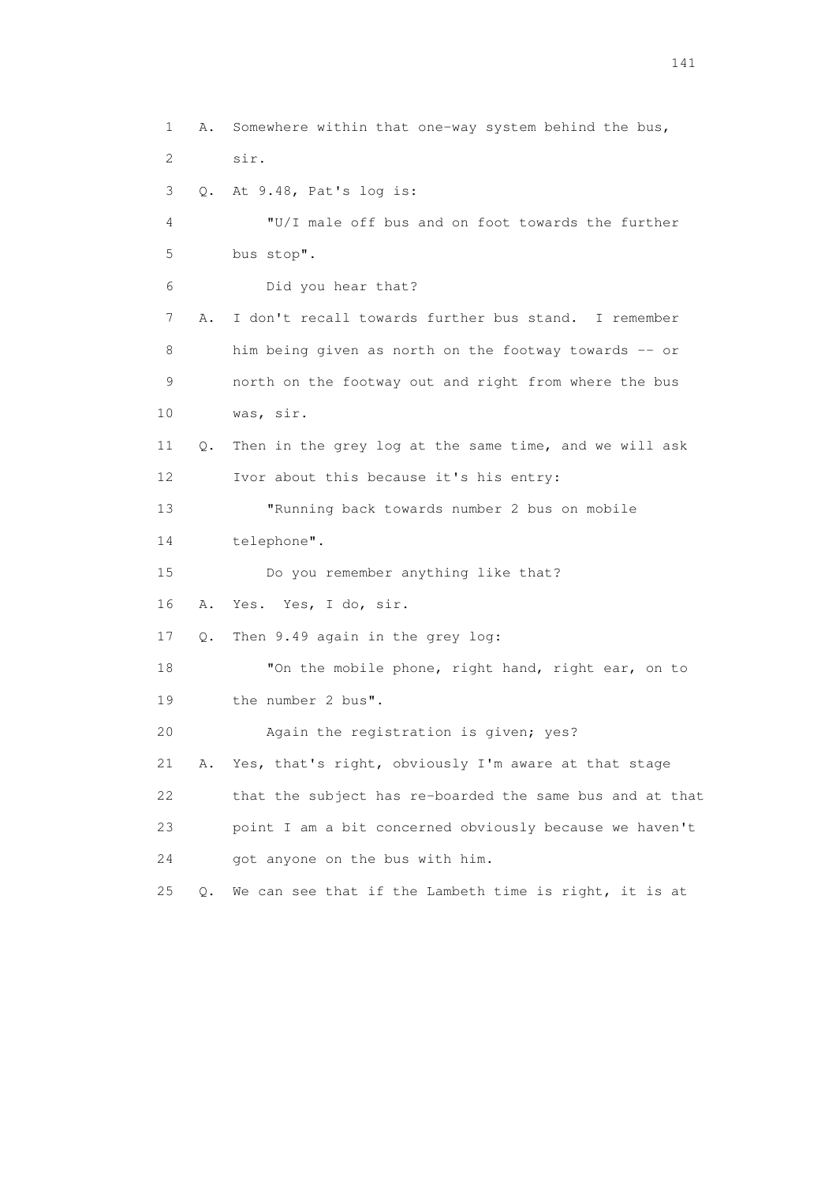1 A. Somewhere within that one-way system behind the bus,
2 sir.
3 Q. At 9.48, Pat's log is:
4 "U/I male off bus and on foot towards the further
5 bus stop".
6 Did you hear that?
7 A. I don't recall towards further bus stand. I remember
8 him being given as north on the footway towards -- or
9 north on the footway out and right from where the bus
10 was, sir.
11 Q. Then in the grey log at the same time, and we will ask
12 Ivor about this because it's his entry:
13 "Running back towards number 2 bus on mobile
14 telephone".
15 Do you remember anything like that?
16 A. Yes. Yes, I do, sir.
17 Q. Then 9.49 again in the grey log:
18 "On the mobile phone, right hand, right ear, on to
19 the number 2 bus".
20 Again the registration is given; yes?
21 A. Yes, that's right, obviously I'm aware at that stage
22 that the subject has re-boarded the same bus and at that
23 point I am a bit concerned obviously because we haven't
24 got anyone on the bus with him.
25 Q. We can see that if the Lambeth time is right, it is at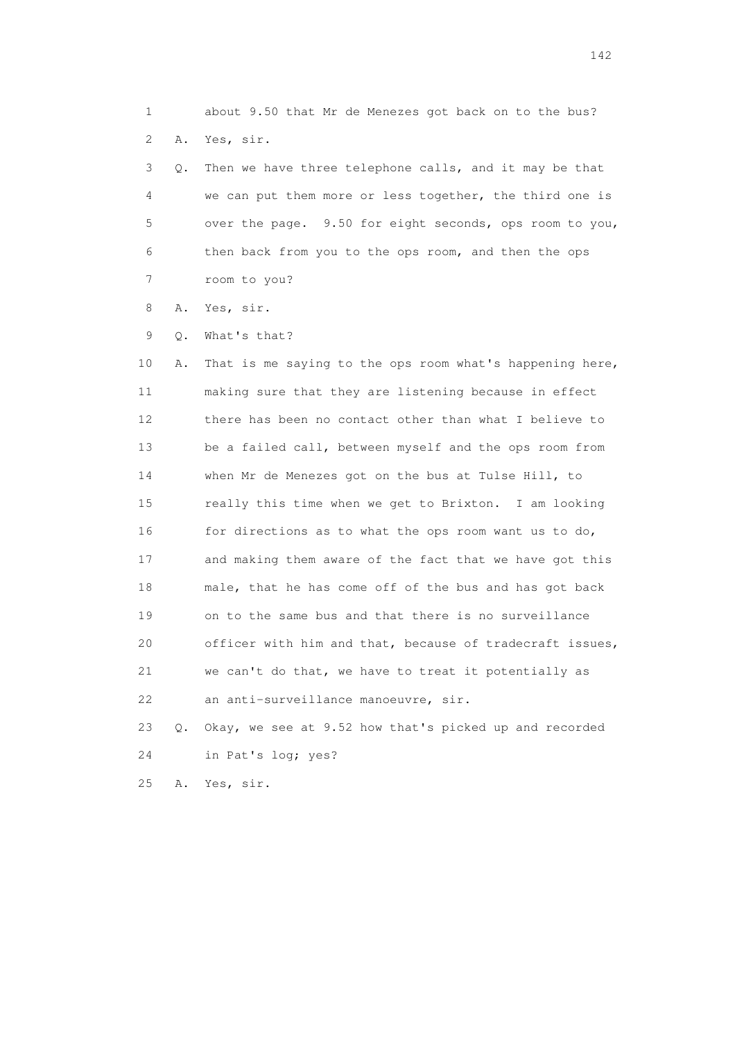1 about 9.50 that Mr de Menezes got back on to the bus?

2 A. Yes, sir.

3 Q. Then we have three telephone calls, and it may be that

4 we can put them more or less together, the third one is

5 over the page. 9.50 for eight seconds, ops room to you,

6 then back from you to the ops room, and then the ops

7 room to you?

8 A. Yes, sir.

9 Q. What's that?

10 A. That is me saying to the ops room what's happening here,

11 making sure that they are listening because in effect

12 there has been no contact other than what I believe to

13 be a failed call, between myself and the ops room from

14 when Mr de Menezes got on the bus at Tulse Hill, to

15 really this time when we get to Brixton. I am looking

16 for directions as to what the ops room want us to do,

17 and making them aware of the fact that we have got this

18 male, that he has come off of the bus and has got back

19 on to the same bus and that there is no surveillance

20 officer with him and that, because of tradecraft issues,

21 we can't do that, we have to treat it potentially as

22 an anti-surveillance manoeuvre, sir.

23 Q. Okay, we see at 9.52 how that's picked up and recorded

24 in Pat's log; yes?

25 A. Yes, sir.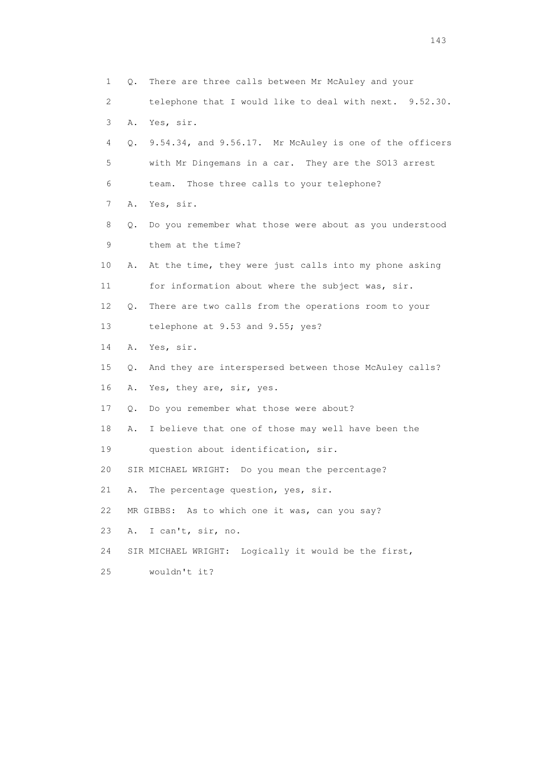1 Q. There are three calls between Mr McAuley and your
2 telephone that I would like to deal with next. 9.52.30.
3 A. Yes, sir.
4 Q. 9.54.34, and 9.56.17. Mr McAuley is one of the officers
5 with Mr Dingemans in a car. They are the SO13 arrest
6 team. Those three calls to your telephone?
7 A. Yes, sir.
8 Q. Do you remember what those were about as you understood
9 them at the time?
10 A. At the time, they were just calls into my phone asking
11 for information about where the subject was, sir.
12 Q. There are two calls from the operations room to your
13 telephone at 9.53 and 9.55; yes?
14 A. Yes, sir.
15 Q. And they are interspersed between those McAuley calls?
16 A. Yes, they are, sir, yes.
17 Q. Do you remember what those were about?
18 A. I believe that one of those may well have been the
19 question about identification, sir.
20 SIR MICHAEL WRIGHT: Do you mean the percentage?
21 A. The percentage question, yes, sir.
22 MR GIBBS: As to which one it was, can you say?
23 A. I can't, sir, no.
24 SIR MICHAEL WRIGHT: Logically it would be the first,
25 wouldn't it?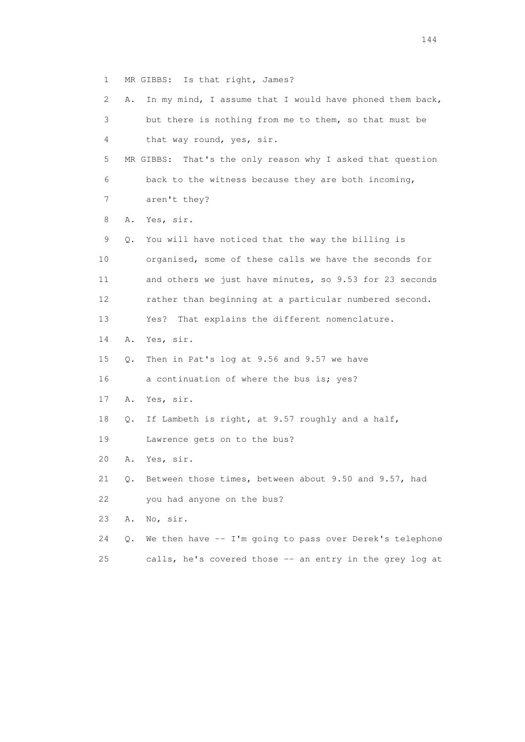1 MR GIBBS: Is that right, James?

2 A. In my mind, I assume that I would have phoned them back,

3 but there is nothing from me to them, so that must be

4 that way round, yes, sir.

5 MR GIBBS: That's the only reason why I asked that question

6 back to the witness because they are both incoming,

7 aren't they?

8 A. Yes, sir.

9 Q. You will have noticed that the way the billing is

10 organised, some of these calls we have the seconds for

11 and others we just have minutes, so 9.53 for 23 seconds

12 rather than beginning at a particular numbered second.

13 Yes? That explains the different nomenclature.

14 A. Yes, sir.

15 Q. Then in Pat's log at 9.56 and 9.57 we have

16 a continuation of where the bus is; yes?

17 A. Yes, sir.

18 Q. If Lambeth is right, at 9.57 roughly and a half,

19 Lawrence gets on to the bus?

20 A. Yes, sir.

21 Q. Between those times, between about 9.50 and 9.57, had

22 you had anyone on the bus?

23 A. No, sir.

24 Q. We then have -- I'm going to pass over Derek's telephone

25 calls, he's covered those -- an entry in the grey log at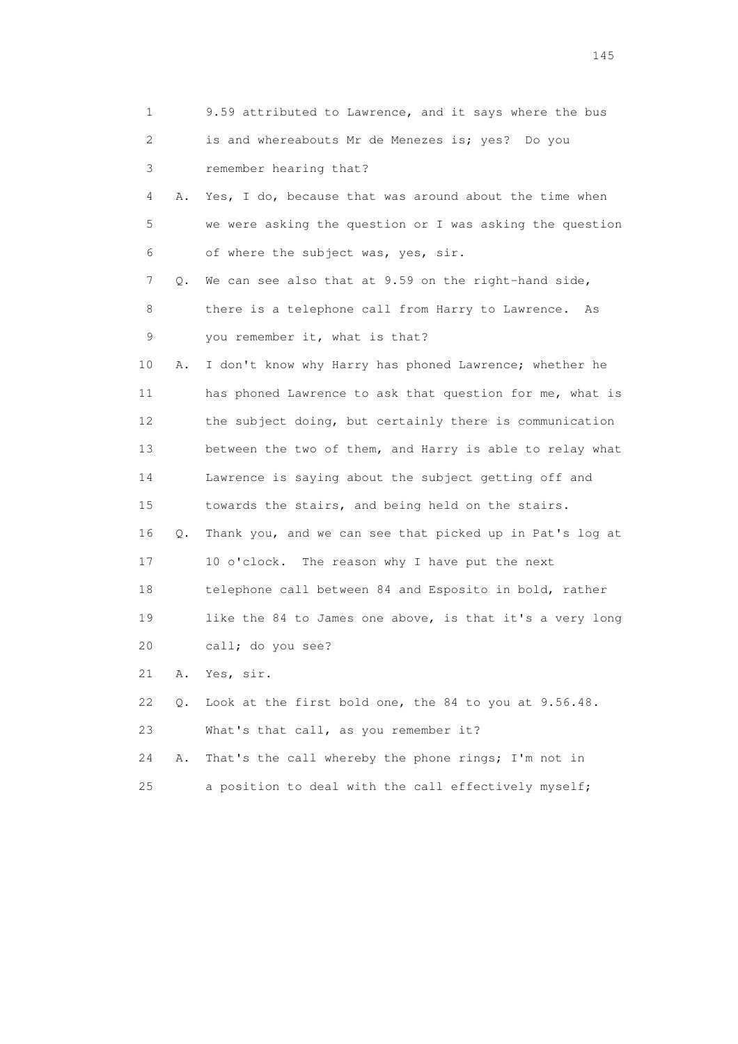1 9.59 attributed to Lawrence, and it says where the bus
2 is and whereabouts Mr de Menezes is; yes? Do you
3 remember hearing that?

4 A. Yes, I do, because that was around about the time when
5 we were asking the question or I was asking the question
6 of where the subject was, yes, sir.

7 Q. We can see also that at 9.59 on the right-hand side,
8 there is a telephone call from Harry to Lawrence. As
9 you remember it, what is that?

10 A. I don't know why Harry has phoned Lawrence; whether he
11 has phoned Lawrence to ask that question for me, what is
12 the subject doing, but certainly there is communication
13 between the two of them, and Harry is able to relay what
14 Lawrence is saying about the subject getting off and
15 towards the stairs, and being held on the stairs.

16 Q. Thank you, and we can see that picked up in Pat's log at
17 10 o'clock. The reason why I have put the next
18 telephone call between 84 and Esposito in bold, rather
19 like the 84 to James one above, is that it's a very long
20 call; do you see?

21 A. Yes, sir.

22 Q. Look at the first bold one, the 84 to you at 9.56.48.
23 What's that call, as you remember it?

24 A. That's the call whereby the phone rings; I'm not in
25 a position to deal with the call effectively myself;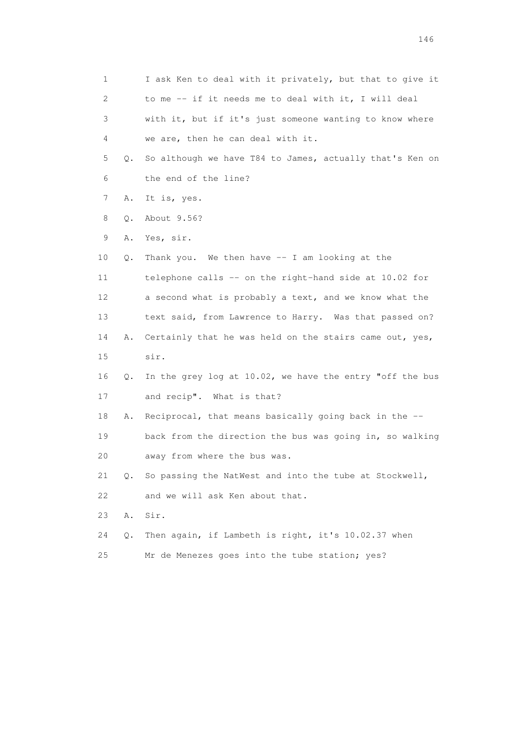1        I ask Ken to deal with it privately, but that to give it
2        to me -- if it needs me to deal with it, I will deal
3        with it, but if it's just someone wanting to know where
4        we are, then he can deal with it.
5    Q.  So although we have T84 to James, actually that's Ken on
6        the end of the line?
7    A.  It is, yes.
8    Q.  About 9.56?
9    A.  Yes, sir.
10   Q.  Thank you.  We then have -- I am looking at the
11       telephone calls -- on the right-hand side at 10.02 for
12       a second what is probably a text, and we know what the
13       text said, from Lawrence to Harry.  Was that passed on?
14   A.  Certainly that he was held on the stairs came out, yes,
15       sir.
16   Q.  In the grey log at 10.02, we have the entry "off the bus
17       and recip".  What is that?
18   A.  Reciprocal, that means basically going back in the --
19       back from the direction the bus was going in, so walking
20       away from where the bus was.
21   Q.  So passing the NatWest and into the tube at Stockwell,
22       and we will ask Ken about that.
23   A.  Sir.
24   Q.  Then again, if Lambeth is right, it's 10.02.37 when
25       Mr de Menezes goes into the tube station; yes?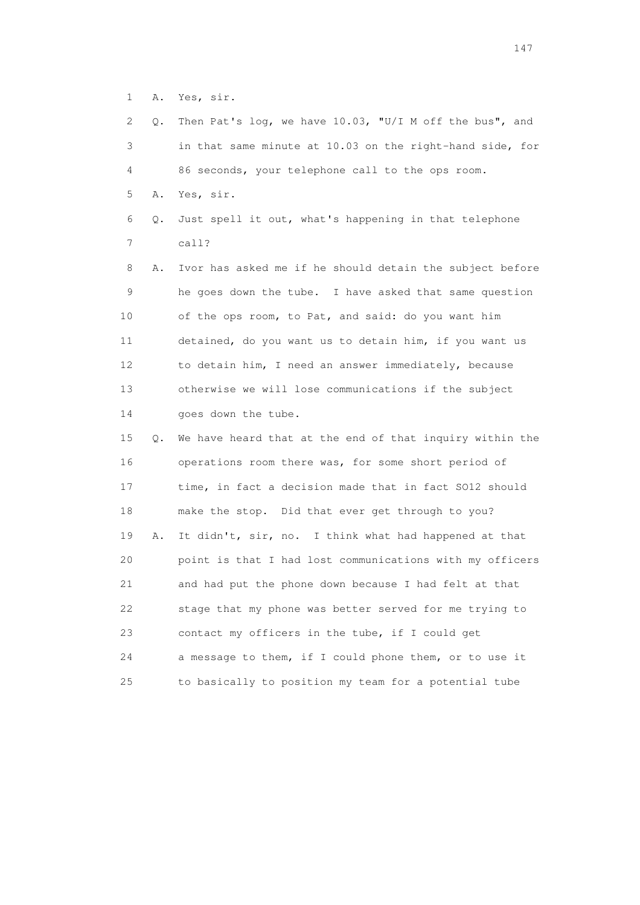1 A. Yes, sir.

2 Q. Then Pat's log, we have 10.03, "U/I M off the bus", and

3 in that same minute at 10.03 on the right-hand side, for

4 86 seconds, your telephone call to the ops room.

5 A. Yes, sir.

6 Q. Just spell it out, what's happening in that telephone

7 call?

8 A. Ivor has asked me if he should detain the subject before

9 he goes down the tube. I have asked that same question

10 of the ops room, to Pat, and said: do you want him

11 detained, do you want us to detain him, if you want us

12 to detain him, I need an answer immediately, because

13 otherwise we will lose communications if the subject

14 goes down the tube.

15 Q. We have heard that at the end of that inquiry within the

16 operations room there was, for some short period of

17 time, in fact a decision made that in fact SO12 should

18 make the stop. Did that ever get through to you?

19 A. It didn't, sir, no. I think what had happened at that

20 point is that I had lost communications with my officers

21 and had put the phone down because I had felt at that

22 stage that my phone was better served for me trying to

23 contact my officers in the tube, if I could get

24 a message to them, if I could phone them, or to use it

25 to basically to position my team for a potential tube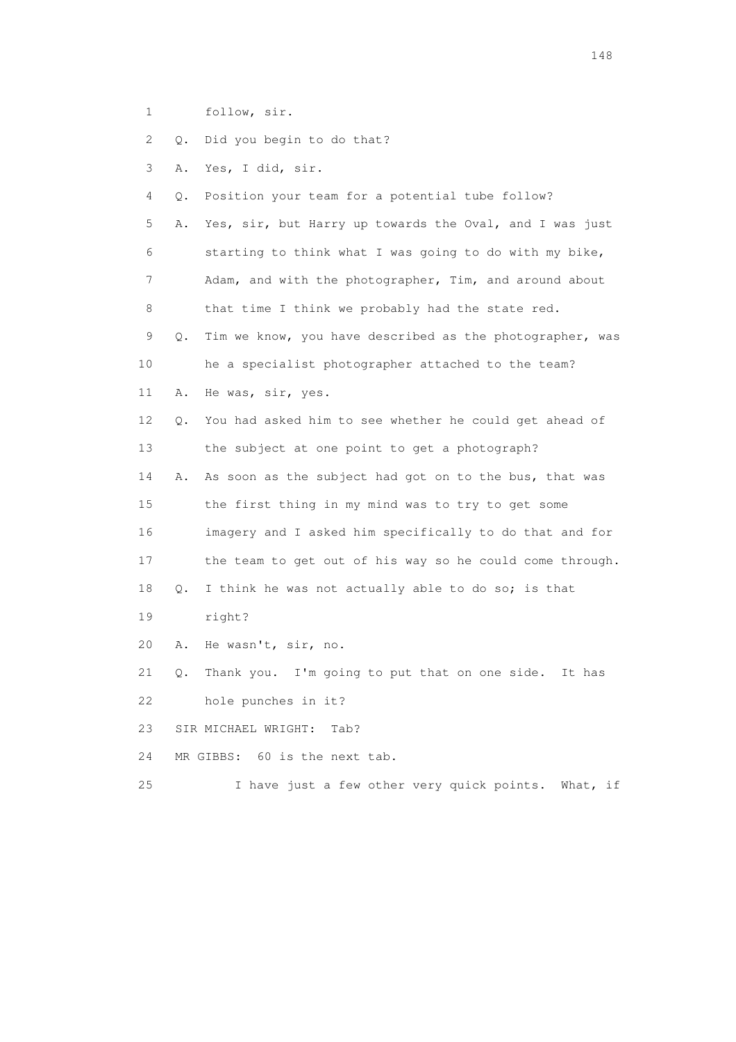1 follow, sir.

2 Q. Did you begin to do that?

3 A. Yes, I did, sir.

4 Q. Position your team for a potential tube follow?

5 A. Yes, sir, but Harry up towards the Oval, and I was just

6 starting to think what I was going to do with my bike,

7 Adam, and with the photographer, Tim, and around about

8 that time I think we probably had the state red.

9 Q. Tim we know, you have described as the photographer, was

10 he a specialist photographer attached to the team?

11 A. He was, sir, yes.

12 Q. You had asked him to see whether he could get ahead of

13 the subject at one point to get a photograph?

14 A. As soon as the subject had got on to the bus, that was

15 the first thing in my mind was to try to get some

16 imagery and I asked him specifically to do that and for

17 the team to get out of his way so he could come through.

18 Q. I think he was not actually able to do so; is that

19 right?

20 A. He wasn't, sir, no.

21 Q. Thank you. I'm going to put that on one side. It has

22 hole punches in it?

23 SIR MICHAEL WRIGHT: Tab?

24 MR GIBBS: 60 is the next tab.

25 I have just a few other very quick points. What, if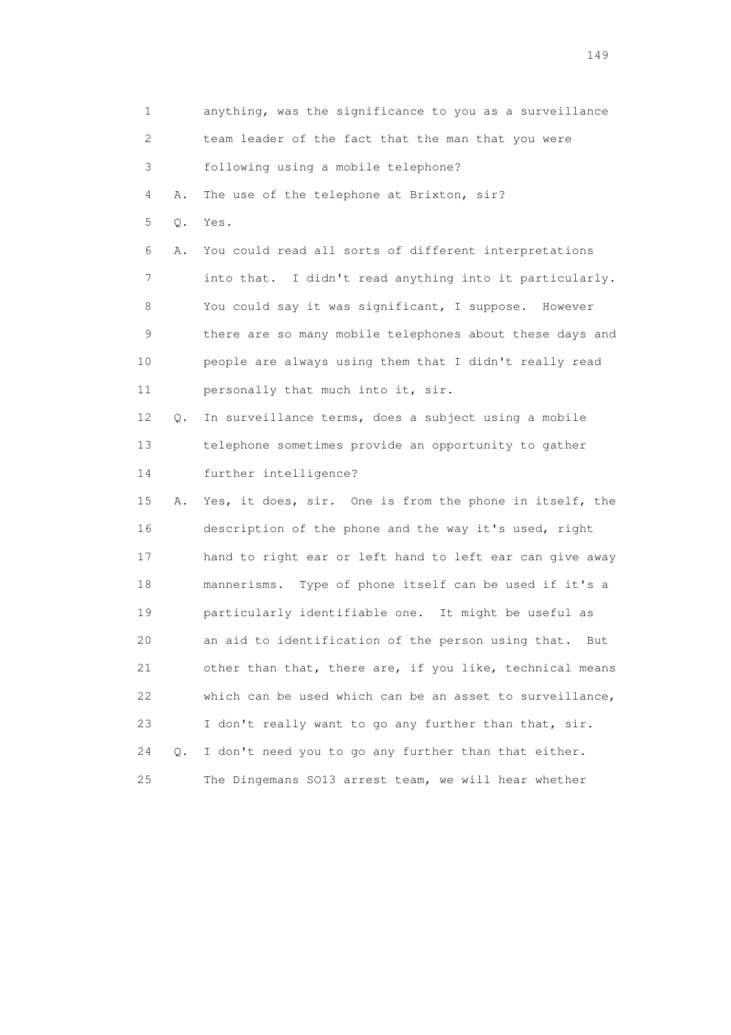1 anything, was the significance to you as a surveillance
2 team leader of the fact that the man that you were
3 following using a mobile telephone?
4 A. The use of the telephone at Brixton, sir?
5 Q. Yes.
6 A. You could read all sorts of different interpretations
7 into that. I didn't read anything into it particularly.
8 You could say it was significant, I suppose. However
9 there are so many mobile telephones about these days and
10 people are always using them that I didn't really read
11 personally that much into it, sir.
12 Q. In surveillance terms, does a subject using a mobile
13 telephone sometimes provide an opportunity to gather
14 further intelligence?
15 A. Yes, it does, sir. One is from the phone in itself, the
16 description of the phone and the way it's used, right
17 hand to right ear or left hand to left ear can give away
18 mannerisms. Type of phone itself can be used if it's a
19 particularly identifiable one. It might be useful as
20 an aid to identification of the person using that. But
21 other than that, there are, if you like, technical means
22 which can be used which can be an asset to surveillance,
23 I don't really want to go any further than that, sir.
24 Q. I don't need you to go any further than that either.
25 The Dingemans SO13 arrest team, we will hear whether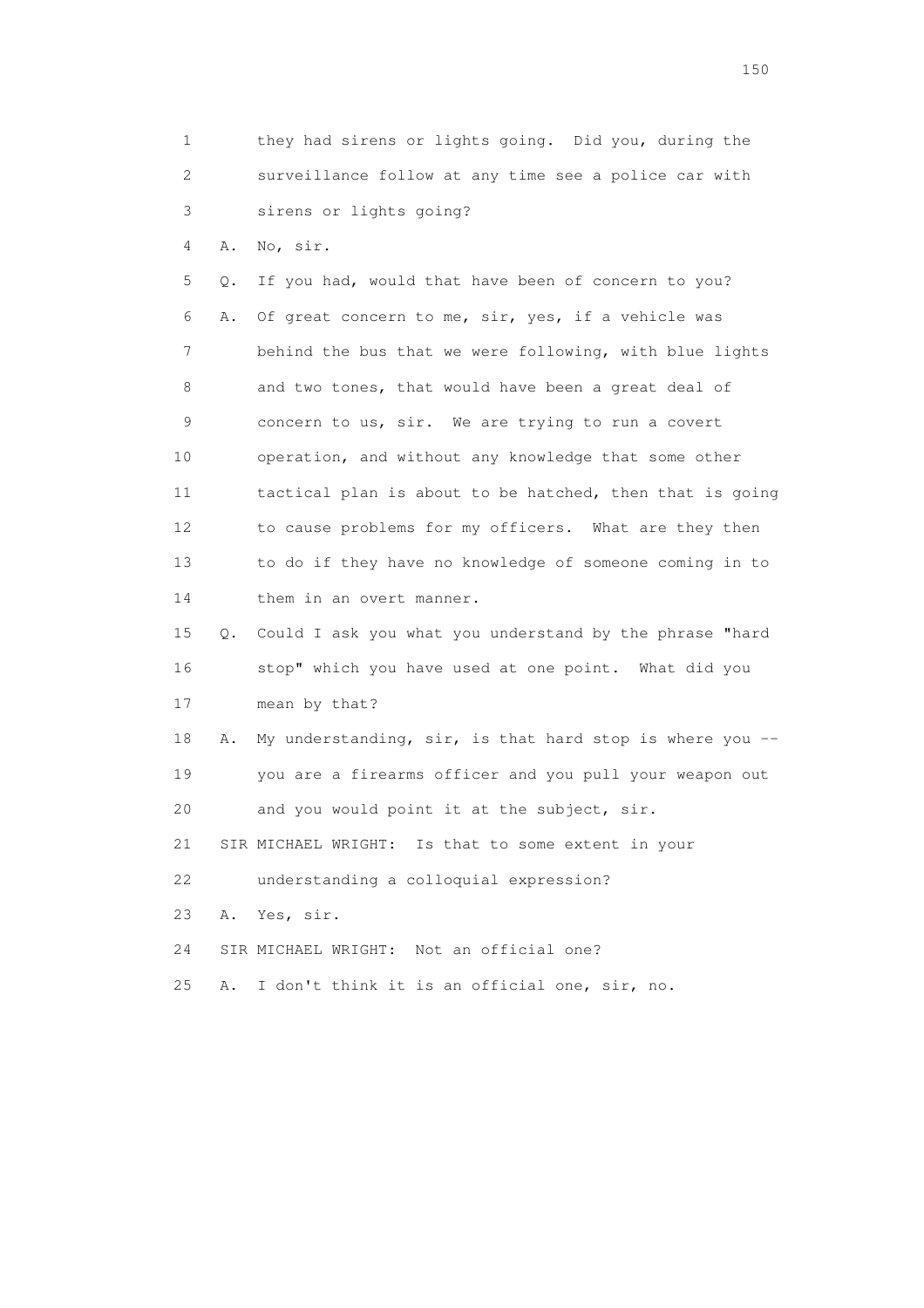1 they had sirens or lights going. Did you, during the
2 surveillance follow at any time see a police car with
3 sirens or lights going?

4 A. No, sir.

5 Q. If you had, would that have been of concern to you?

6 A. Of great concern to me, sir, yes, if a vehicle was
7 behind the bus that we were following, with blue lights
8 and two tones, that would have been a great deal of
9 concern to us, sir. We are trying to run a covert
10 operation, and without any knowledge that some other
11 tactical plan is about to be hatched, then that is going
12 to cause problems for my officers. What are they then
13 to do if they have no knowledge of someone coming in to
14 them in an overt manner.

15 Q. Could I ask you what you understand by the phrase "hard
16 stop" which you have used at one point. What did you
17 mean by that?

18 A. My understanding, sir, is that hard stop is where you --
19 you are a firearms officer and you pull your weapon out
20 and you would point it at the subject, sir.

21 SIR MICHAEL WRIGHT: Is that to some extent in your
22 understanding a colloquial expression?

23 A. Yes, sir.

24 SIR MICHAEL WRIGHT: Not an official one?

25 A. I don't think it is an official one, sir, no.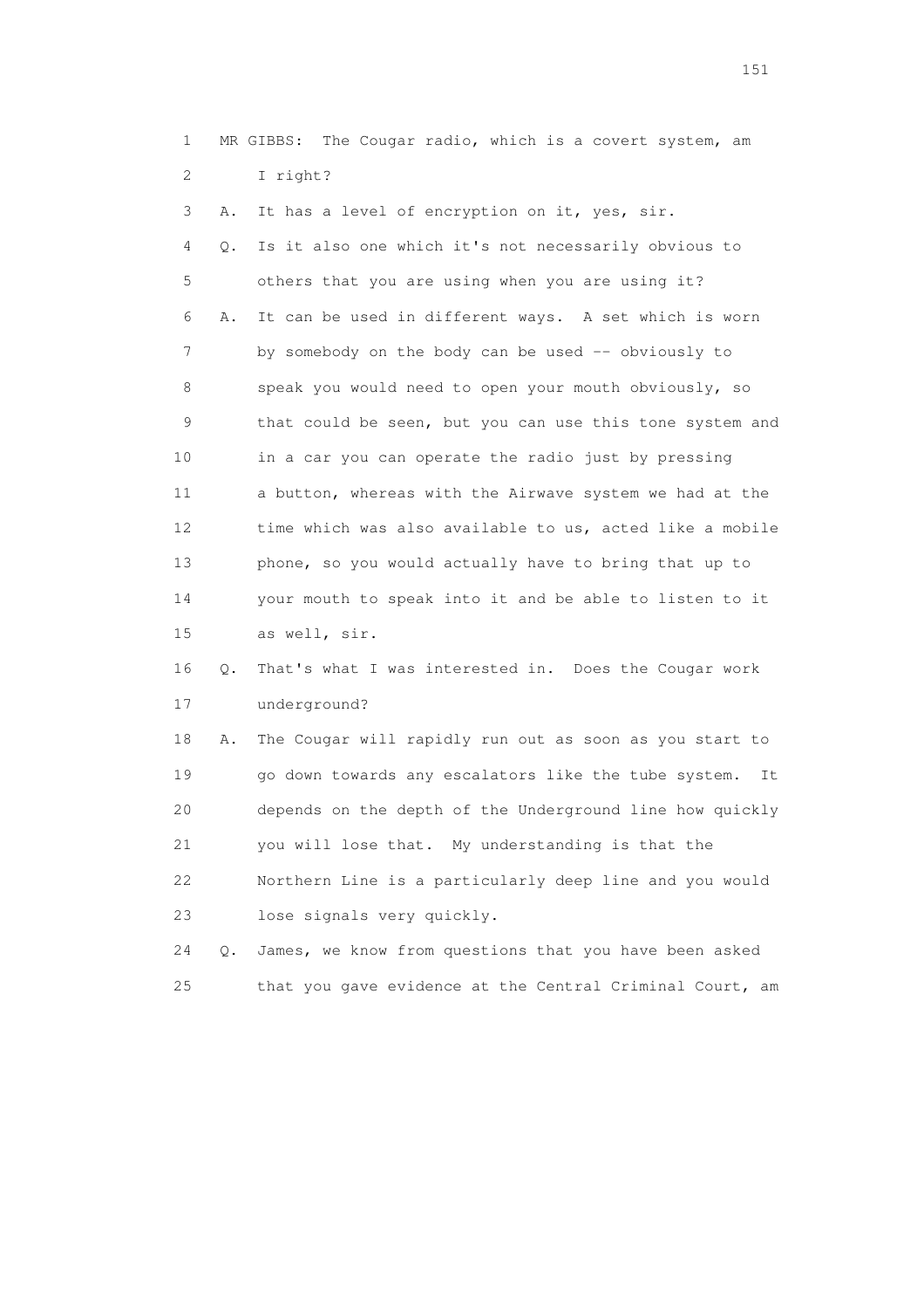1 MR GIBBS: The Cougar radio, which is a covert system, am
2 I right?

3 A. It has a level of encryption on it, yes, sir.

4 Q. Is it also one which it's not necessarily obvious to
5 others that you are using when you are using it?

6 A. It can be used in different ways. A set which is worn
7 by somebody on the body can be used -- obviously to
8 speak you would need to open your mouth obviously, so
9 that could be seen, but you can use this tone system and
10 in a car you can operate the radio just by pressing
11 a button, whereas with the Airwave system we had at the
12 time which was also available to us, acted like a mobile
13 phone, so you would actually have to bring that up to
14 your mouth to speak into it and be able to listen to it
15 as well, sir.

16 Q. That's what I was interested in. Does the Cougar work
17 underground?

18 A. The Cougar will rapidly run out as soon as you start to
19 go down towards any escalators like the tube system. It
20 depends on the depth of the Underground line how quickly
21 you will lose that. My understanding is that the
22 Northern Line is a particularly deep line and you would
23 lose signals very quickly.

24 Q. James, we know from questions that you have been asked
25 that you gave evidence at the Central Criminal Court, am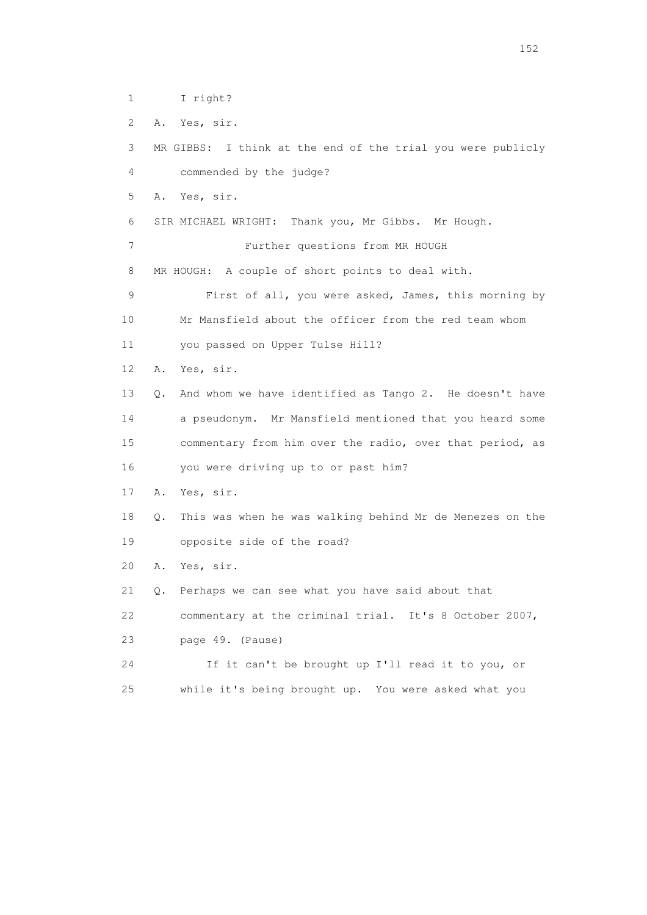1 I right?

2 A. Yes, sir.

3 MR GIBBS: I think at the end of the trial you were publicly

4 commended by the judge?

5 A. Yes, sir.

6 SIR MICHAEL WRIGHT: Thank you, Mr Gibbs. Mr Hough.

7 Further questions from MR HOUGH

8 MR HOUGH: A couple of short points to deal with.

9 First of all, you were asked, James, this morning by

10 Mr Mansfield about the officer from the red team whom

11 you passed on Upper Tulse Hill?

12 A. Yes, sir.

13 Q. And whom we have identified as Tango 2. He doesn't have

14 a pseudonym. Mr Mansfield mentioned that you heard some

15 commentary from him over the radio, over that period, as

16 you were driving up to or past him?

17 A. Yes, sir.

18 Q. This was when he was walking behind Mr de Menezes on the

19 opposite side of the road?

20 A. Yes, sir.

21 Q. Perhaps we can see what you have said about that

22 commentary at the criminal trial. It's 8 October 2007,

23 page 49. (Pause)

24 If it can't be brought up I'll read it to you, or

25 while it's being brought up. You were asked what you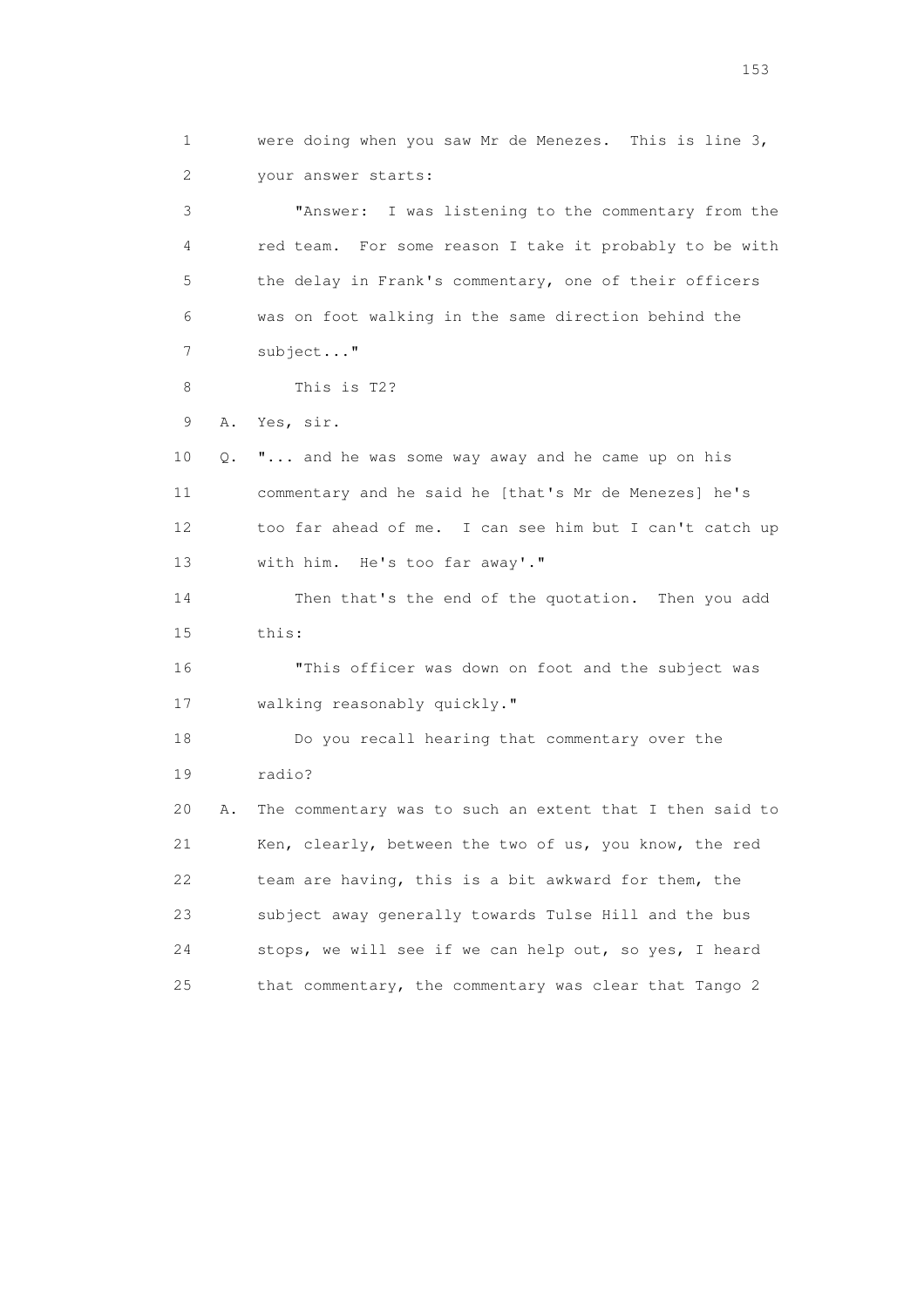1 were doing when you saw Mr de Menezes. This is line 3,
2 your answer starts:

3 "Answer: I was listening to the commentary from the
4 red team. For some reason I take it probably to be with
5 the delay in Frank's commentary, one of their officers
6 was on foot walking in the same direction behind the
7 subject..."

8 This is T2?

9 A. Yes, sir.

10 Q. "... and he was some way away and he came up on his
11 commentary and he said he [that's Mr de Menezes] he's
12 too far ahead of me. I can see him but I can't catch up
13 with him. He's too far away'."

14 Then that's the end of the quotation. Then you add
15 this:

16 "This officer was down on foot and the subject was
17 walking reasonably quickly."

18 Do you recall hearing that commentary over the
19 radio?

20 A. The commentary was to such an extent that I then said to
21 Ken, clearly, between the two of us, you know, the red
22 team are having, this is a bit awkward for them, the
23 subject away generally towards Tulse Hill and the bus
24 stops, we will see if we can help out, so yes, I heard
25 that commentary, the commentary was clear that Tango 2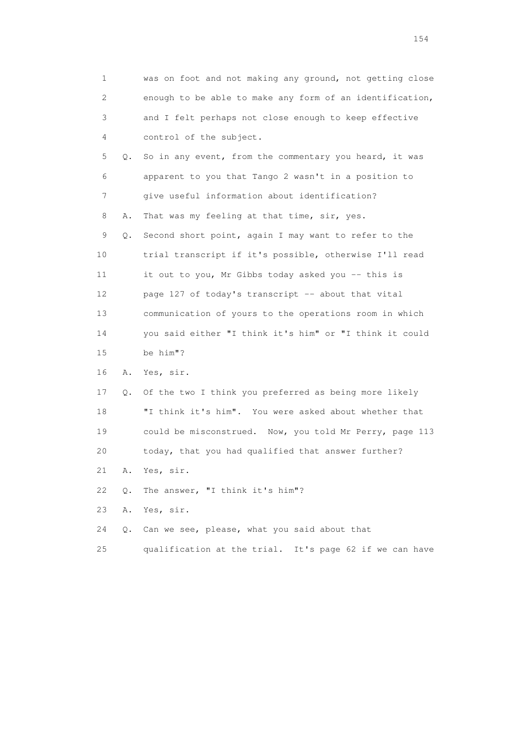1 was on foot and not making any ground, not getting close
2 enough to be able to make any form of an identification,
3 and I felt perhaps not close enough to keep effective
4 control of the subject.

5 Q. So in any event, from the commentary you heard, it was
6 apparent to you that Tango 2 wasn't in a position to
7 give useful information about identification?

8 A. That was my feeling at that time, sir, yes.

9 Q. Second short point, again I may want to refer to the
10 trial transcript if it's possible, otherwise I'll read
11 it out to you, Mr Gibbs today asked you -- this is
12 page 127 of today's transcript -- about that vital
13 communication of yours to the operations room in which
14 you said either "I think it's him" or "I think it could
15 be him"?

16 A. Yes, sir.

17 Q. Of the two I think you preferred as being more likely
18 "I think it's him". You were asked about whether that
19 could be misconstrued. Now, you told Mr Perry, page 113
20 today, that you had qualified that answer further?

21 A. Yes, sir.

22 Q. The answer, "I think it's him"?

23 A. Yes, sir.

24 Q. Can we see, please, what you said about that
25 qualification at the trial. It's page 62 if we can have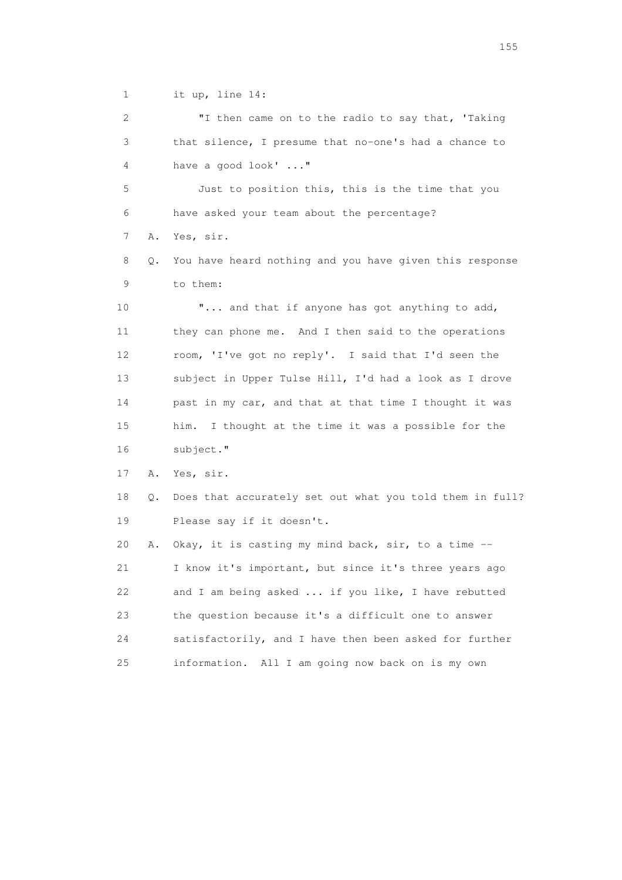1 it up, line 14:

2 "I then came on to the radio to say that, 'Taking

3 that silence, I presume that no-one's had a chance to

4 have a good look' ..."

5 Just to position this, this is the time that you

6 have asked your team about the percentage?

7 A. Yes, sir.

8 Q. You have heard nothing and you have given this response

9 to them:

10 "... and that if anyone has got anything to add,

11 they can phone me. And I then said to the operations

12 room, 'I've got no reply'. I said that I'd seen the

13 subject in Upper Tulse Hill, I'd had a look as I drove

14 past in my car, and that at that time I thought it was

15 him. I thought at the time it was a possible for the

16 subject."

17 A. Yes, sir.

18 Q. Does that accurately set out what you told them in full?

19 Please say if it doesn't.

20 A. Okay, it is casting my mind back, sir, to a time --

21 I know it's important, but since it's three years ago

22 and I am being asked ... if you like, I have rebutted

23 the question because it's a difficult one to answer

24 satisfactorily, and I have then been asked for further

25 information. All I am going now back on is my own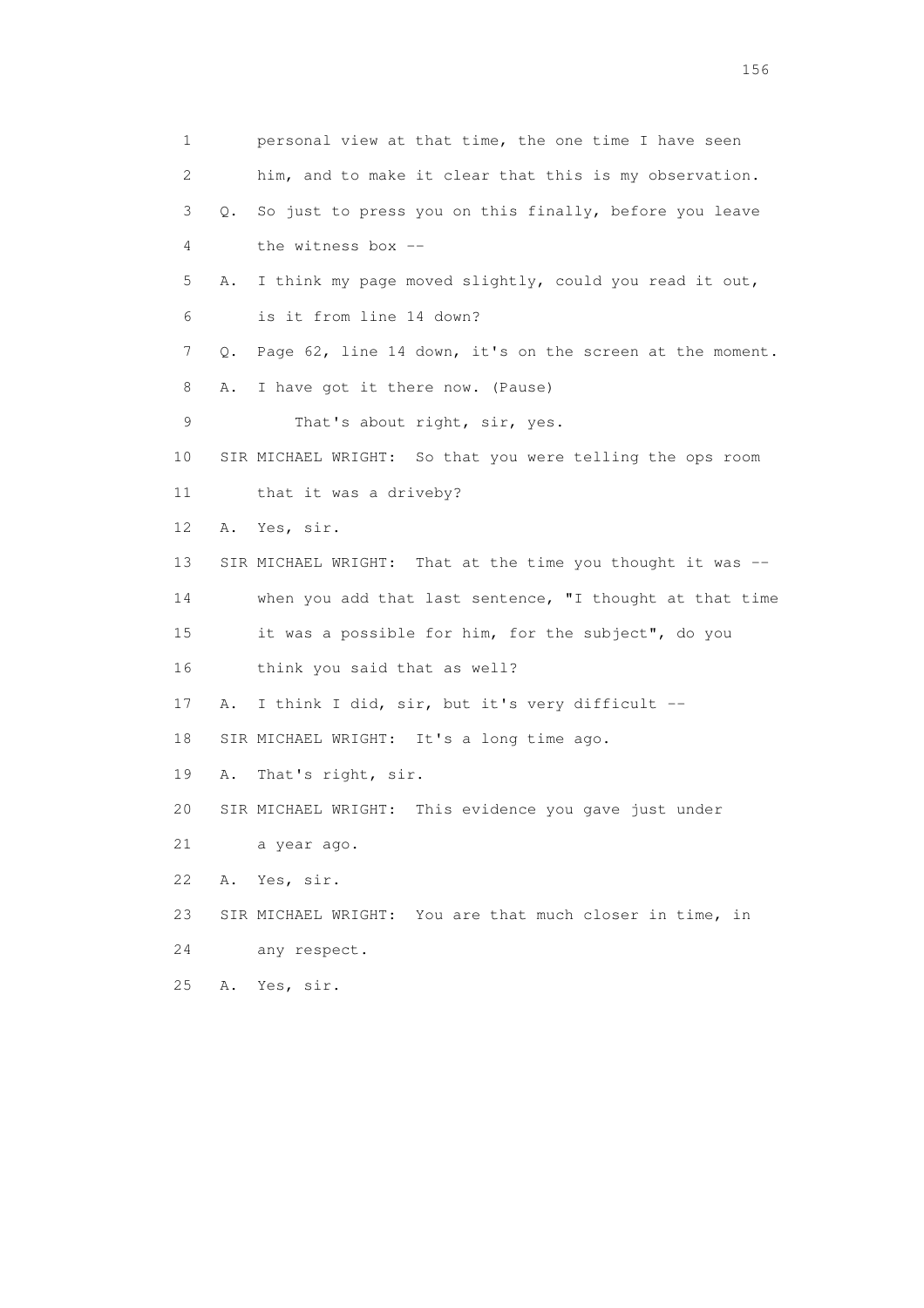1 personal view at that time, the one time I have seen
2 him, and to make it clear that this is my observation.
3 Q. So just to press you on this finally, before you leave
4 the witness box --
5 A. I think my page moved slightly, could you read it out,
6 is it from line 14 down?
7 Q. Page 62, line 14 down, it's on the screen at the moment.
8 A. I have got it there now. (Pause)
9 That's about right, sir, yes.
10 SIR MICHAEL WRIGHT: So that you were telling the ops room
11 that it was a driveby?
12 A. Yes, sir.
13 SIR MICHAEL WRIGHT: That at the time you thought it was --
14 when you add that last sentence, "I thought at that time
15 it was a possible for him, for the subject", do you
16 think you said that as well?
17 A. I think I did, sir, but it's very difficult --
18 SIR MICHAEL WRIGHT: It's a long time ago.
19 A. That's right, sir.
20 SIR MICHAEL WRIGHT: This evidence you gave just under
21 a year ago.
22 A. Yes, sir.
23 SIR MICHAEL WRIGHT: You are that much closer in time, in
24 any respect.
25 A. Yes, sir.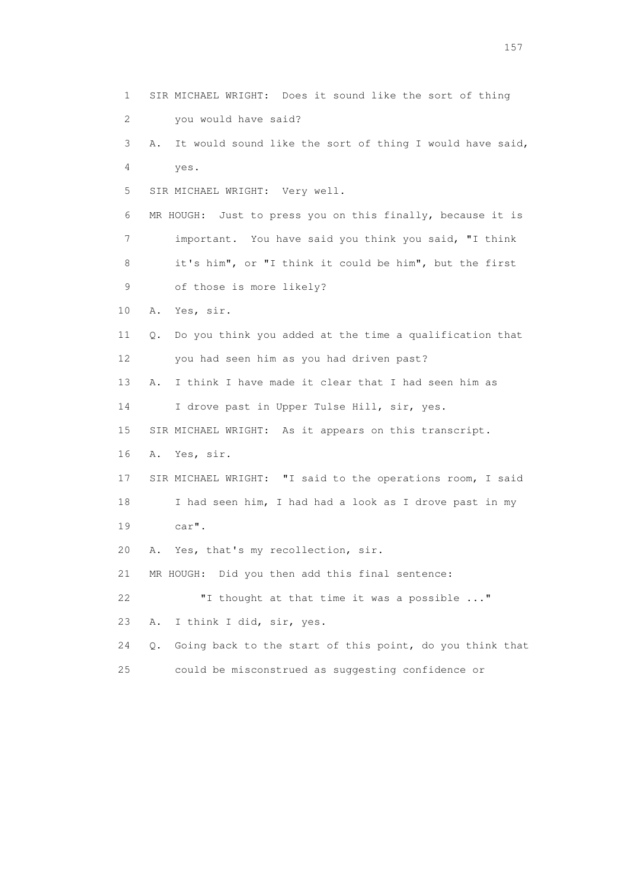1 SIR MICHAEL WRIGHT: Does it sound like the sort of thing
2 you would have said?
3 A. It would sound like the sort of thing I would have said,
4 yes.
5 SIR MICHAEL WRIGHT: Very well.
6 MR HOUGH: Just to press you on this finally, because it is
7 important. You have said you think you said, "I think
8 it's him", or "I think it could be him", but the first
9 of those is more likely?
10 A. Yes, sir.
11 Q. Do you think you added at the time a qualification that
12 you had seen him as you had driven past?
13 A. I think I have made it clear that I had seen him as
14 I drove past in Upper Tulse Hill, sir, yes.
15 SIR MICHAEL WRIGHT: As it appears on this transcript.
16 A. Yes, sir.
17 SIR MICHAEL WRIGHT: "I said to the operations room, I said
18 I had seen him, I had had a look as I drove past in my
19 car".
20 A. Yes, that's my recollection, sir.
21 MR HOUGH: Did you then add this final sentence:
22 "I thought at that time it was a possible ..."
23 A. I think I did, sir, yes.
24 Q. Going back to the start of this point, do you think that
25 could be misconstrued as suggesting confidence or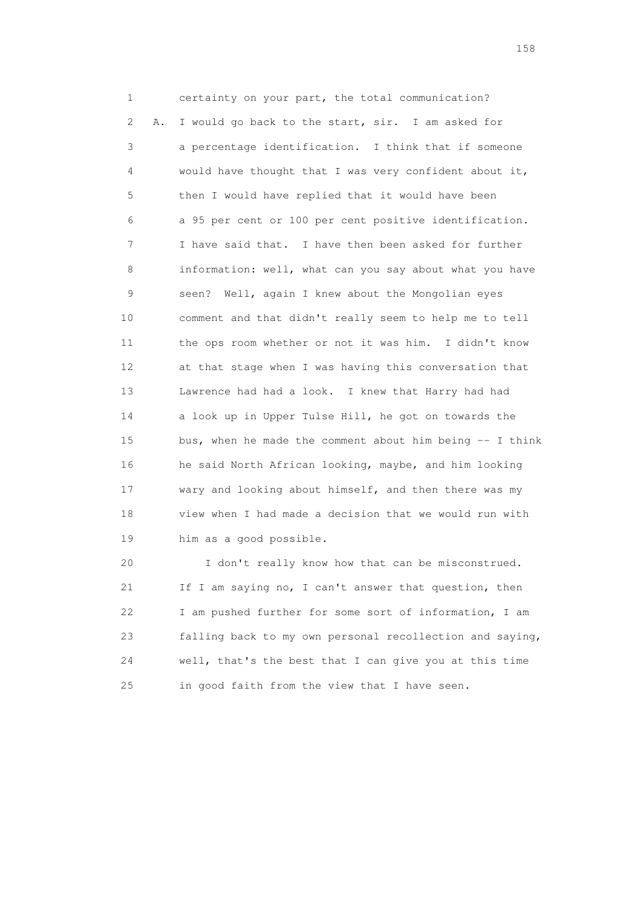1 certainty on your part, the total communication?

2 A. I would go back to the start, sir. I am asked for

3 a percentage identification. I think that if someone

4 would have thought that I was very confident about it,

5 then I would have replied that it would have been

6 a 95 per cent or 100 per cent positive identification.

7 I have said that. I have then been asked for further

8 information: well, what can you say about what you have

9 seen? Well, again I knew about the Mongolian eyes

10 comment and that didn't really seem to help me to tell

11 the ops room whether or not it was him. I didn't know

12 at that stage when I was having this conversation that

13 Lawrence had had a look. I knew that Harry had had

14 a look up in Upper Tulse Hill, he got on towards the

15 bus, when he made the comment about him being -- I think

16 he said North African looking, maybe, and him looking

17 wary and looking about himself, and then there was my

18 view when I had made a decision that we would run with

19 him as a good possible.

20 I don't really know how that can be misconstrued.

21 If I am saying no, I can't answer that question, then

22 I am pushed further for some sort of information, I am

23 falling back to my own personal recollection and saying,

24 well, that's the best that I can give you at this time

25 in good faith from the view that I have seen.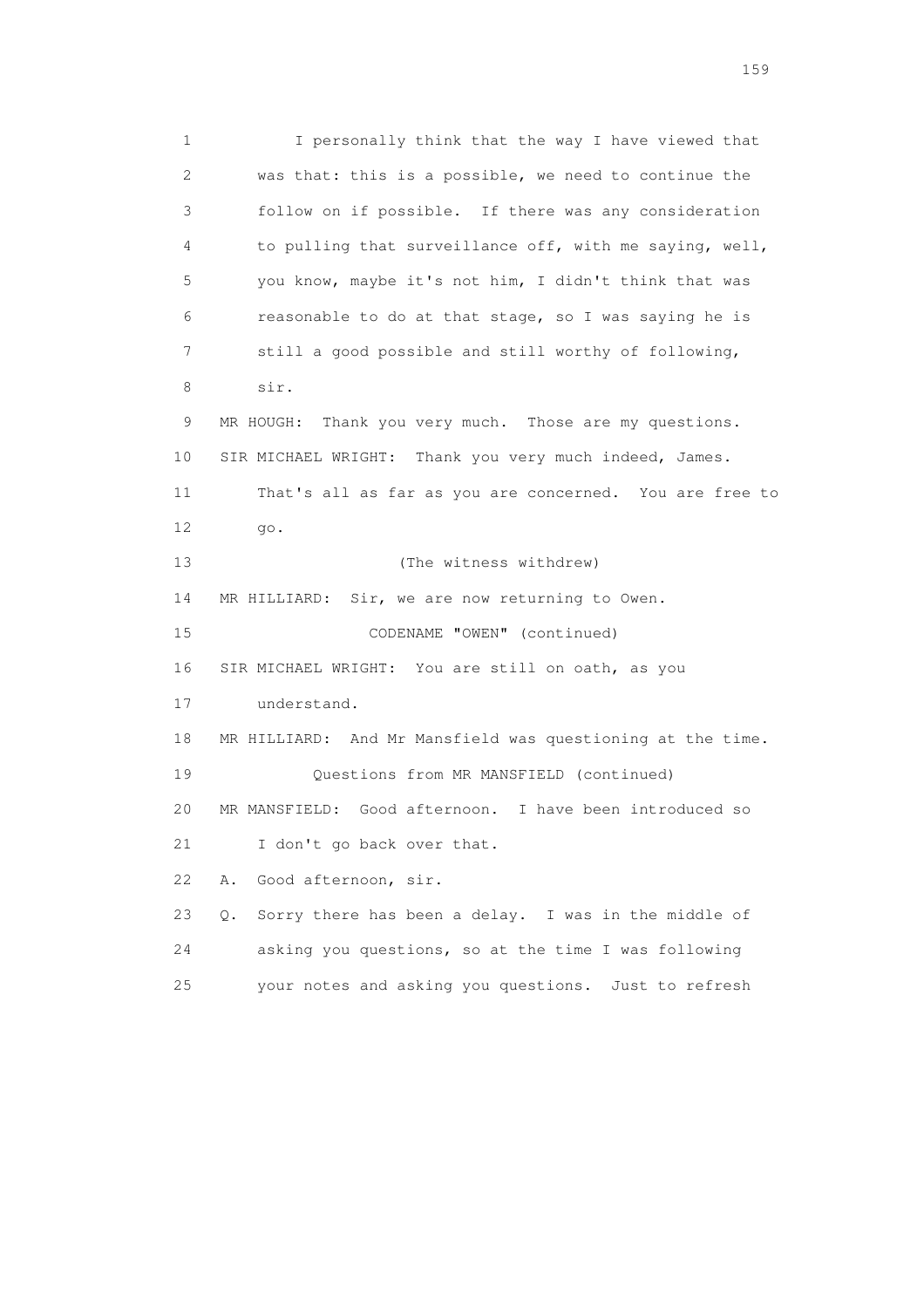1 I personally think that the way I have viewed that
2 was that: this is a possible, we need to continue the
3 follow on if possible. If there was any consideration
4 to pulling that surveillance off, with me saying, well,
5 you know, maybe it's not him, I didn't think that was
6 reasonable to do at that stage, so I was saying he is
7 still a good possible and still worthy of following,
8 sir.
9 MR HOUGH: Thank you very much. Those are my questions.
10 SIR MICHAEL WRIGHT: Thank you very much indeed, James.
11 That's all as far as you are concerned. You are free to
12 go.
13 (The witness withdrew)
14 MR HILLIARD: Sir, we are now returning to Owen.
15 CODENAME "OWEN" (continued)
16 SIR MICHAEL WRIGHT: You are still on oath, as you
17 understand.
18 MR HILLIARD: And Mr Mansfield was questioning at the time.
19 Questions from MR MANSFIELD (continued)
20 MR MANSFIELD: Good afternoon. I have been introduced so
21 I don't go back over that.
22 A. Good afternoon, sir.
23 Q. Sorry there has been a delay. I was in the middle of
24 asking you questions, so at the time I was following
25 your notes and asking you questions. Just to refresh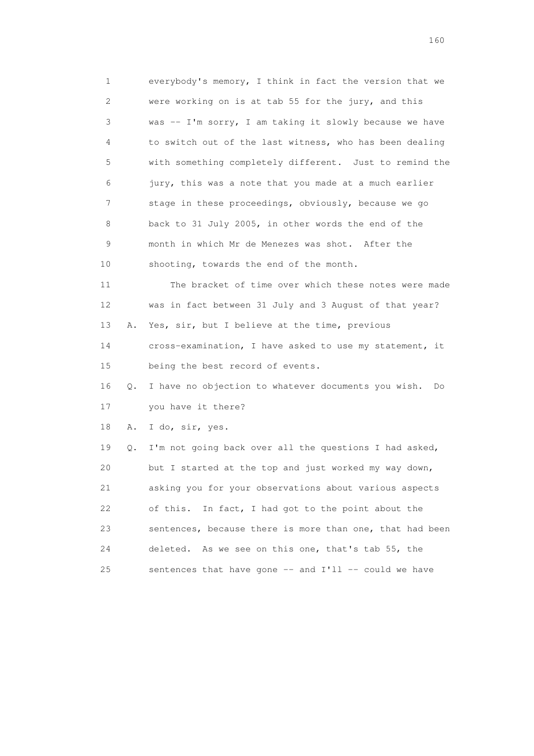1 everybody's memory, I think in fact the version that we
2 were working on is at tab 55 for the jury, and this
3 was -- I'm sorry, I am taking it slowly because we have
4 to switch out of the last witness, who has been dealing
5 with something completely different. Just to remind the
6 jury, this was a note that you made at a much earlier
7 stage in these proceedings, obviously, because we go
8 back to 31 July 2005, in other words the end of the
9 month in which Mr de Menezes was shot. After the
10 shooting, towards the end of the month.
11 The bracket of time over which these notes were made
12 was in fact between 31 July and 3 August of that year?
13 A. Yes, sir, but I believe at the time, previous
14 cross-examination, I have asked to use my statement, it
15 being the best record of events.
16 Q. I have no objection to whatever documents you wish. Do
17 you have it there?
18 A. I do, sir, yes.
19 Q. I'm not going back over all the questions I had asked,
20 but I started at the top and just worked my way down,
21 asking you for your observations about various aspects
22 of this. In fact, I had got to the point about the
23 sentences, because there is more than one, that had been
24 deleted. As we see on this one, that's tab 55, the
25 sentences that have gone -- and I'll -- could we have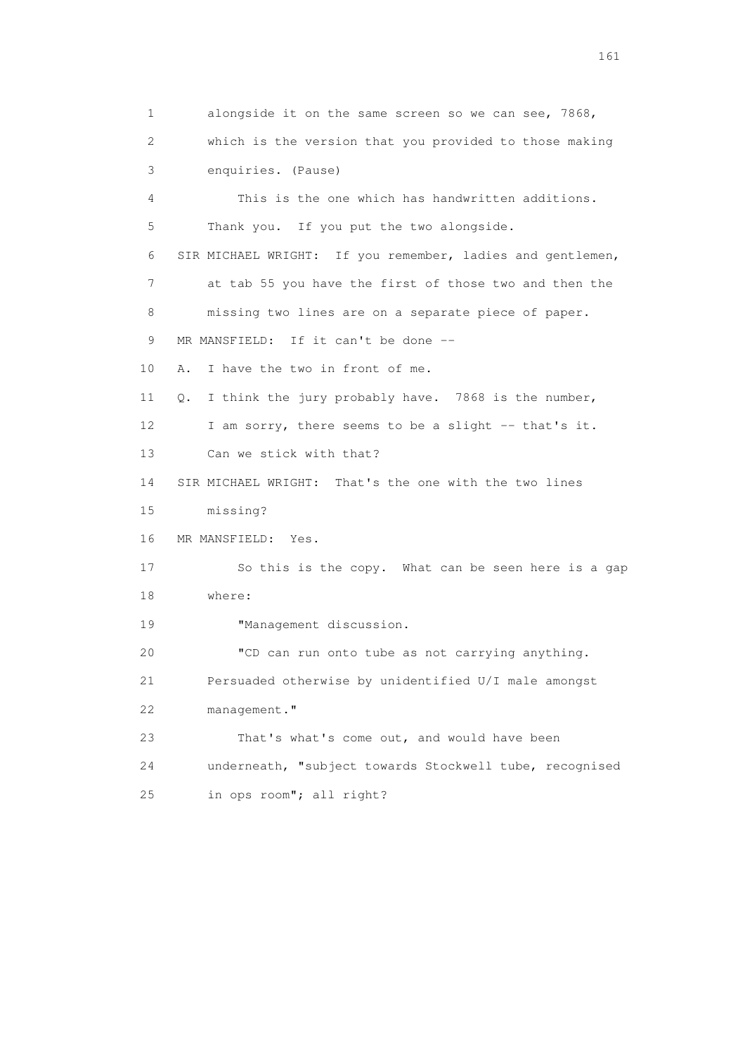1 alongside it on the same screen so we can see, 7868,

2 which is the version that you provided to those making

3 enquiries. (Pause)

4 This is the one which has handwritten additions.

5 Thank you. If you put the two alongside.

6 SIR MICHAEL WRIGHT: If you remember, ladies and gentlemen,

7 at tab 55 you have the first of those two and then the

8 missing two lines are on a separate piece of paper.

9 MR MANSFIELD: If it can't be done --

10 A. I have the two in front of me.

11 Q. I think the jury probably have. 7868 is the number,

12 I am sorry, there seems to be a slight -- that's it.

13 Can we stick with that?

14 SIR MICHAEL WRIGHT: That's the one with the two lines

15 missing?

16 MR MANSFIELD: Yes.

17 So this is the copy. What can be seen here is a gap

18 where:

19 "Management discussion.

20 "CD can run onto tube as not carrying anything.

21 Persuaded otherwise by unidentified U/I male amongst

22 management."

23 That's what's come out, and would have been

24 underneath, "subject towards Stockwell tube, recognised

25 in ops room"; all right?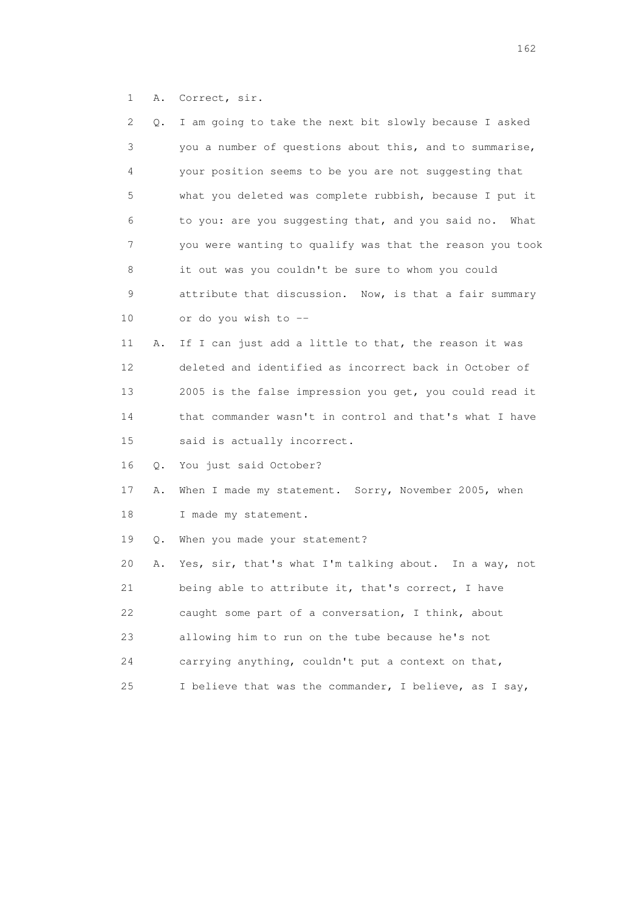1 A. Correct, sir.

2 Q. I am going to take the next bit slowly because I asked
3 you a number of questions about this, and to summarise,
4 your position seems to be you are not suggesting that
5 what you deleted was complete rubbish, because I put it
6 to you: are you suggesting that, and you said no. What
7 you were wanting to qualify was that the reason you took
8 it out was you couldn't be sure to whom you could
9 attribute that discussion. Now, is that a fair summary
10 or do you wish to --

11 A. If I can just add a little to that, the reason it was
12 deleted and identified as incorrect back in October of
13 2005 is the false impression you get, you could read it
14 that commander wasn't in control and that's what I have
15 said is actually incorrect.

16 Q. You just said October?

17 A. When I made my statement. Sorry, November 2005, when
18 I made my statement.

19 Q. When you made your statement?

20 A. Yes, sir, that's what I'm talking about. In a way, not
21 being able to attribute it, that's correct, I have
22 caught some part of a conversation, I think, about
23 allowing him to run on the tube because he's not
24 carrying anything, couldn't put a context on that,
25 I believe that was the commander, I believe, as I say,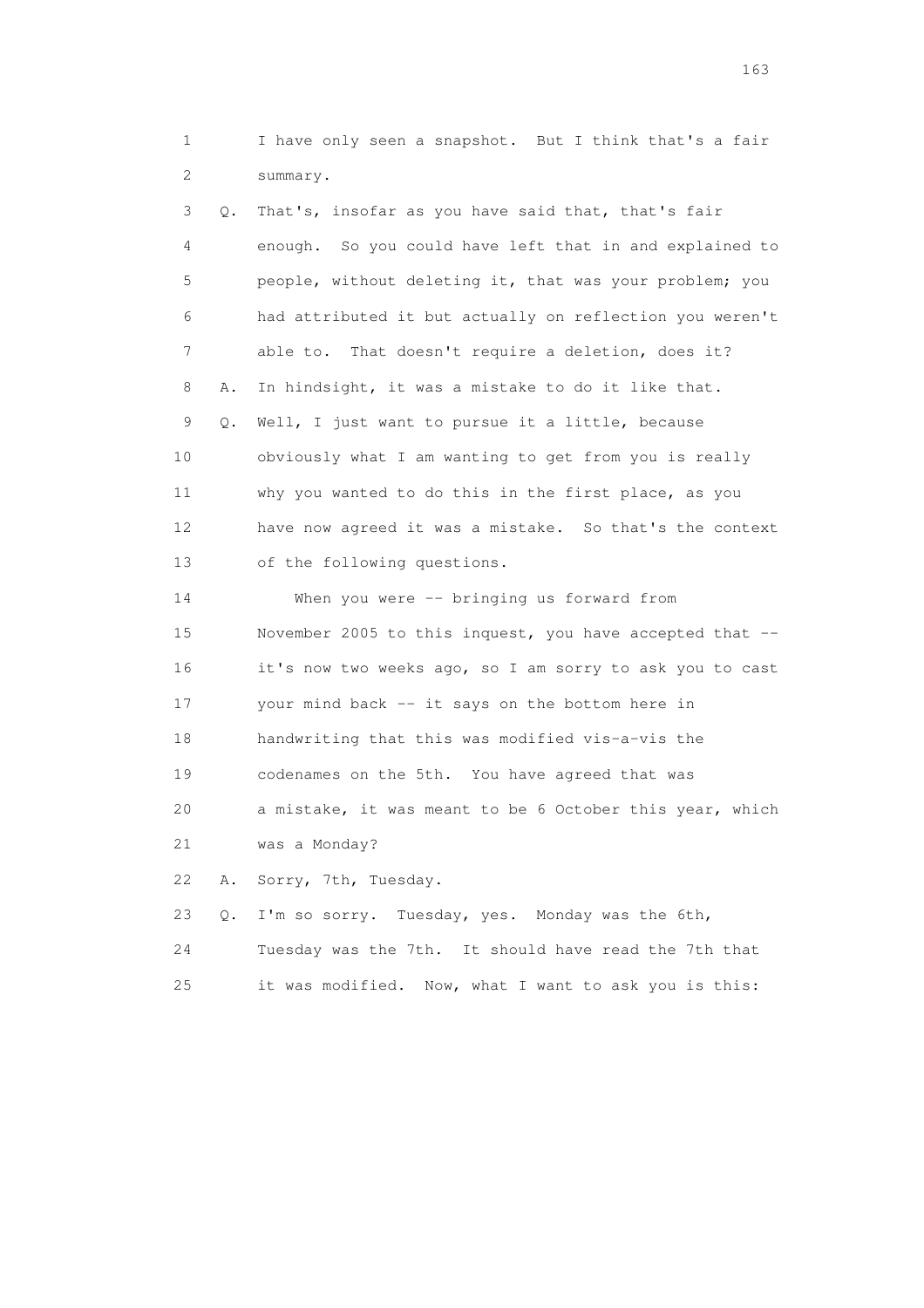1 I have only seen a snapshot. But I think that's a fair
2 summary.
3 Q. That's, insofar as you have said that, that's fair
4 enough. So you could have left that in and explained to
5 people, without deleting it, that was your problem; you
6 had attributed it but actually on reflection you weren't
7 able to. That doesn't require a deletion, does it?
8 A. In hindsight, it was a mistake to do it like that.
9 Q. Well, I just want to pursue it a little, because
10 obviously what I am wanting to get from you is really
11 why you wanted to do this in the first place, as you
12 have now agreed it was a mistake. So that's the context
13 of the following questions.
14 When you were -- bringing us forward from
15 November 2005 to this inquest, you have accepted that --
16 it's now two weeks ago, so I am sorry to ask you to cast
17 your mind back -- it says on the bottom here in
18 handwriting that this was modified vis-a-vis the
19 codenames on the 5th. You have agreed that was
20 a mistake, it was meant to be 6 October this year, which
21 was a Monday?
22 A. Sorry, 7th, Tuesday.
23 Q. I'm so sorry. Tuesday, yes. Monday was the 6th,
24 Tuesday was the 7th. It should have read the 7th that
25 it was modified. Now, what I want to ask you is this: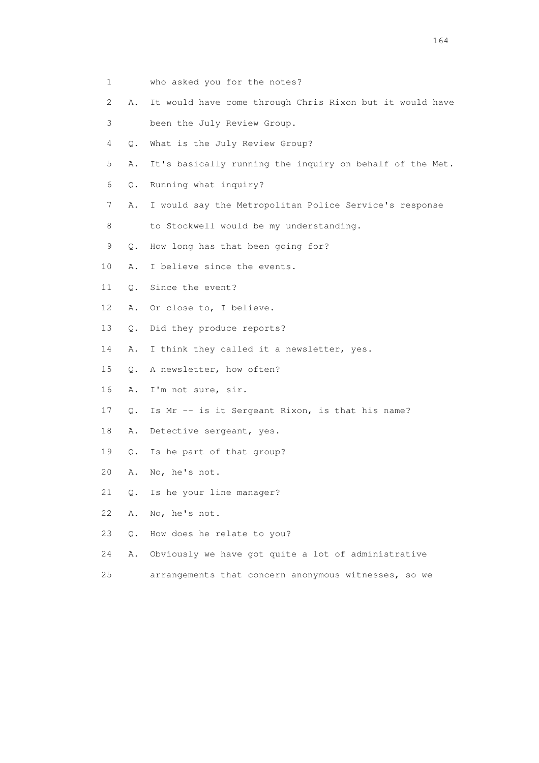1 who asked you for the notes?

2 A. It would have come through Chris Rixon but it would have

3 been the July Review Group.

4 Q. What is the July Review Group?

5 A. It's basically running the inquiry on behalf of the Met.

6 Q. Running what inquiry?

7 A. I would say the Metropolitan Police Service's response

8 to Stockwell would be my understanding.

9 Q. How long has that been going for?

10 A. I believe since the events.

11 Q. Since the event?

12 A. Or close to, I believe.

13 Q. Did they produce reports?

14 A. I think they called it a newsletter, yes.

15 Q. A newsletter, how often?

16 A. I'm not sure, sir.

17 Q. Is Mr -- is it Sergeant Rixon, is that his name?

18 A. Detective sergeant, yes.

19 Q. Is he part of that group?

20 A. No, he's not.

21 Q. Is he your line manager?

22 A. No, he's not.

23 Q. How does he relate to you?

24 A. Obviously we have got quite a lot of administrative

25 arrangements that concern anonymous witnesses, so we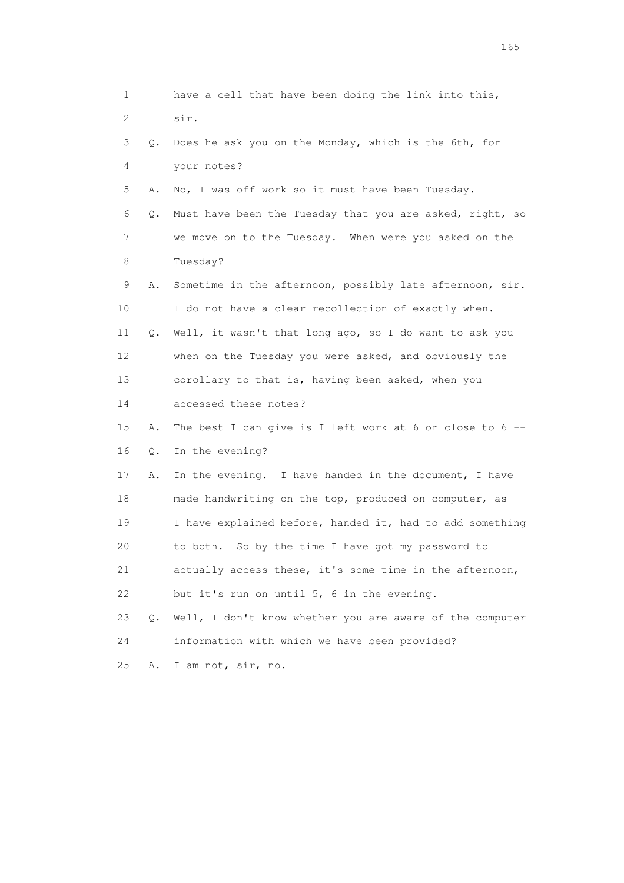1 have a cell that have been doing the link into this,
2 sir.
3 Q. Does he ask you on the Monday, which is the 6th, for
4 your notes?
5 A. No, I was off work so it must have been Tuesday.
6 Q. Must have been the Tuesday that you are asked, right, so
7 we move on to the Tuesday. When were you asked on the
8 Tuesday?
9 A. Sometime in the afternoon, possibly late afternoon, sir.
10 I do not have a clear recollection of exactly when.
11 Q. Well, it wasn't that long ago, so I do want to ask you
12 when on the Tuesday you were asked, and obviously the
13 corollary to that is, having been asked, when you
14 accessed these notes?
15 A. The best I can give is I left work at 6 or close to 6 --
16 Q. In the evening?
17 A. In the evening. I have handed in the document, I have
18 made handwriting on the top, produced on computer, as
19 I have explained before, handed it, had to add something
20 to both. So by the time I have got my password to
21 actually access these, it's some time in the afternoon,
22 but it's run on until 5, 6 in the evening.
23 Q. Well, I don't know whether you are aware of the computer
24 information with which we have been provided?
25 A. I am not, sir, no.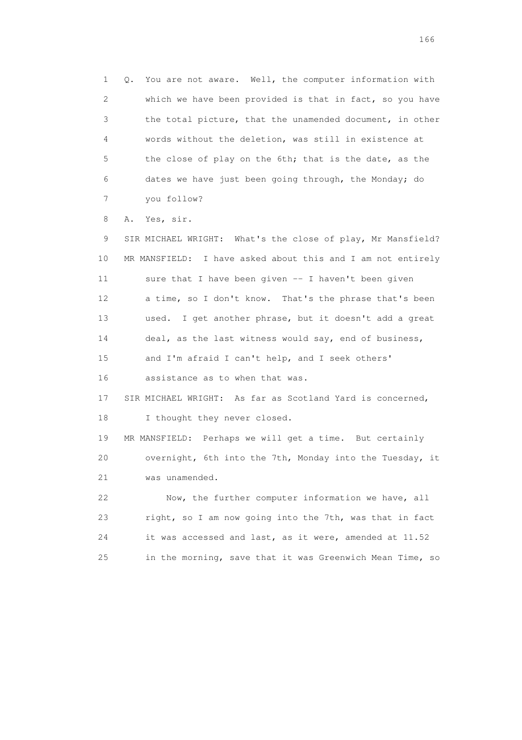1 Q. You are not aware. Well, the computer information with
2 which we have been provided is that in fact, so you have
3 the total picture, that the unamended document, in other
4 words without the deletion, was still in existence at
5 the close of play on the 6th; that is the date, as the
6 dates we have just been going through, the Monday; do
7 you follow?

8 A. Yes, sir.

9 SIR MICHAEL WRIGHT: What's the close of play, Mr Mansfield?

10 MR MANSFIELD: I have asked about this and I am not entirely
11 sure that I have been given -- I haven't been given
12 a time, so I don't know. That's the phrase that's been
13 used. I get another phrase, but it doesn't add a great
14 deal, as the last witness would say, end of business,
15 and I'm afraid I can't help, and I seek others'
16 assistance as to when that was.

17 SIR MICHAEL WRIGHT: As far as Scotland Yard is concerned,
18 I thought they never closed.

19 MR MANSFIELD: Perhaps we will get a time. But certainly
20 overnight, 6th into the 7th, Monday into the Tuesday, it
21 was unamended.

22 Now, the further computer information we have, all
23 right, so I am now going into the 7th, was that in fact
24 it was accessed and last, as it were, amended at 11.52
25 in the morning, save that it was Greenwich Mean Time, so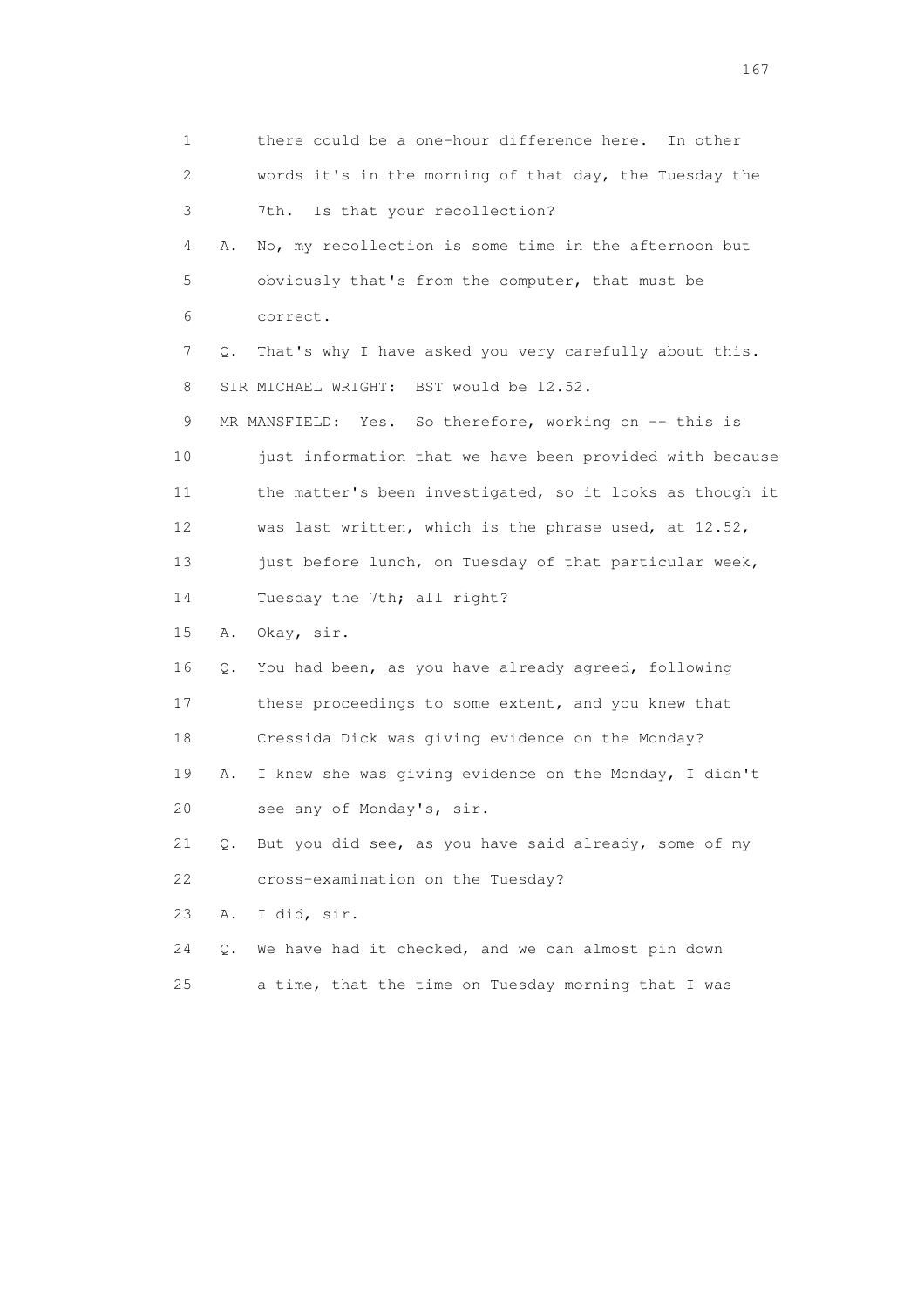1 there could be a one-hour difference here. In other
2 words it's in the morning of that day, the Tuesday the
3 7th. Is that your recollection?
4 A. No, my recollection is some time in the afternoon but
5 obviously that's from the computer, that must be
6 correct.
7 Q. That's why I have asked you very carefully about this.
8 SIR MICHAEL WRIGHT: BST would be 12.52.
9 MR MANSFIELD: Yes. So therefore, working on -- this is
10 just information that we have been provided with because
11 the matter's been investigated, so it looks as though it
12 was last written, which is the phrase used, at 12.52,
13 just before lunch, on Tuesday of that particular week,
14 Tuesday the 7th; all right?
15 A. Okay, sir.
16 Q. You had been, as you have already agreed, following
17 these proceedings to some extent, and you knew that
18 Cressida Dick was giving evidence on the Monday?
19 A. I knew she was giving evidence on the Monday, I didn't
20 see any of Monday's, sir.
21 Q. But you did see, as you have said already, some of my
22 cross-examination on the Tuesday?
23 A. I did, sir.
24 Q. We have had it checked, and we can almost pin down
25 a time, that the time on Tuesday morning that I was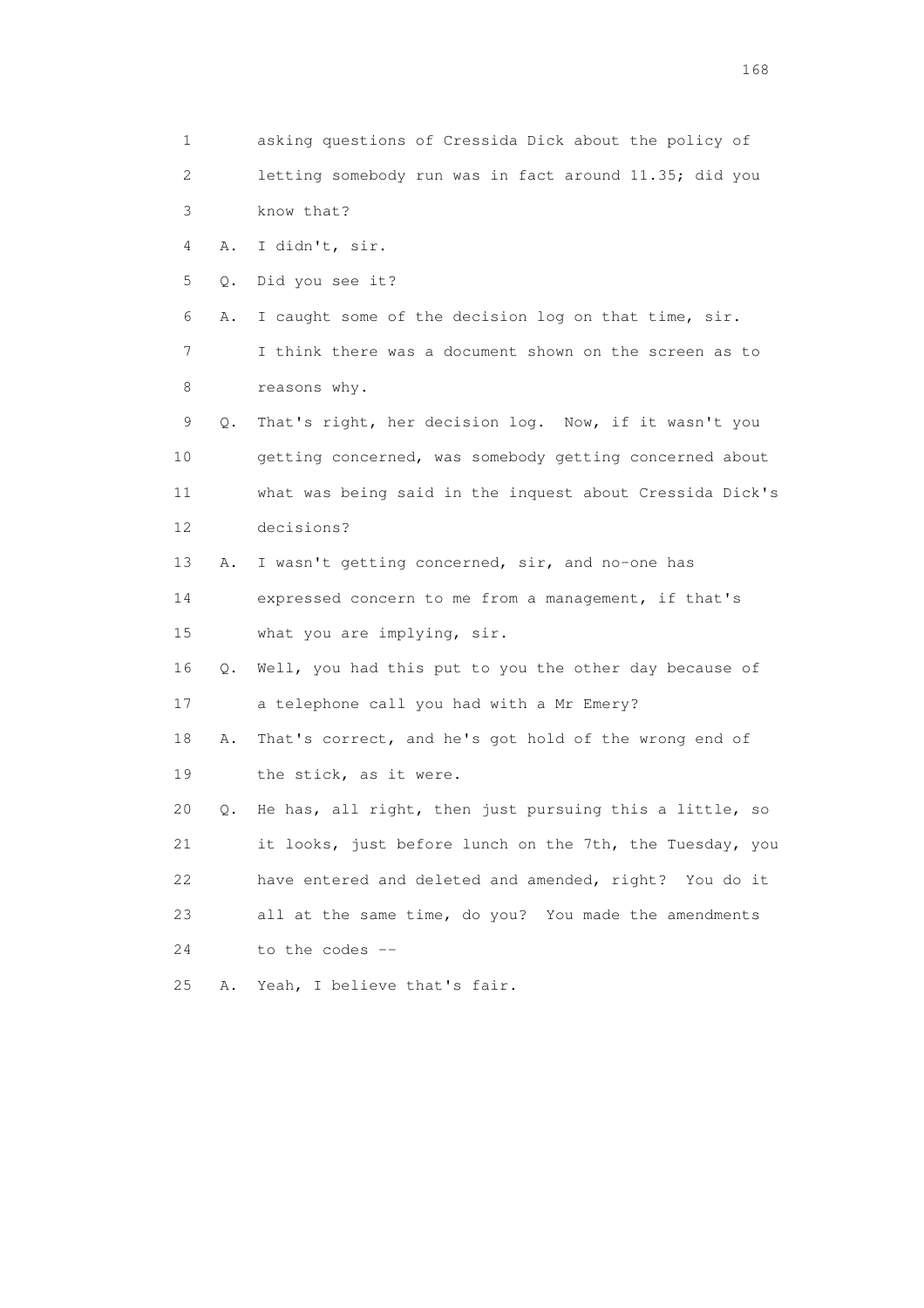1 asking questions of Cressida Dick about the policy of
2 letting somebody run was in fact around 11.35; did you
3 know that?
4 A. I didn't, sir.
5 Q. Did you see it?
6 A. I caught some of the decision log on that time, sir.
7 I think there was a document shown on the screen as to
8 reasons why.
9 Q. That's right, her decision log. Now, if it wasn't you
10 getting concerned, was somebody getting concerned about
11 what was being said in the inquest about Cressida Dick's
12 decisions?
13 A. I wasn't getting concerned, sir, and no-one has
14 expressed concern to me from a management, if that's
15 what you are implying, sir.
16 Q. Well, you had this put to you the other day because of
17 a telephone call you had with a Mr Emery?
18 A. That's correct, and he's got hold of the wrong end of
19 the stick, as it were.
20 Q. He has, all right, then just pursuing this a little, so
21 it looks, just before lunch on the 7th, the Tuesday, you
22 have entered and deleted and amended, right? You do it
23 all at the same time, do you? You made the amendments
24 to the codes --
25 A. Yeah, I believe that's fair.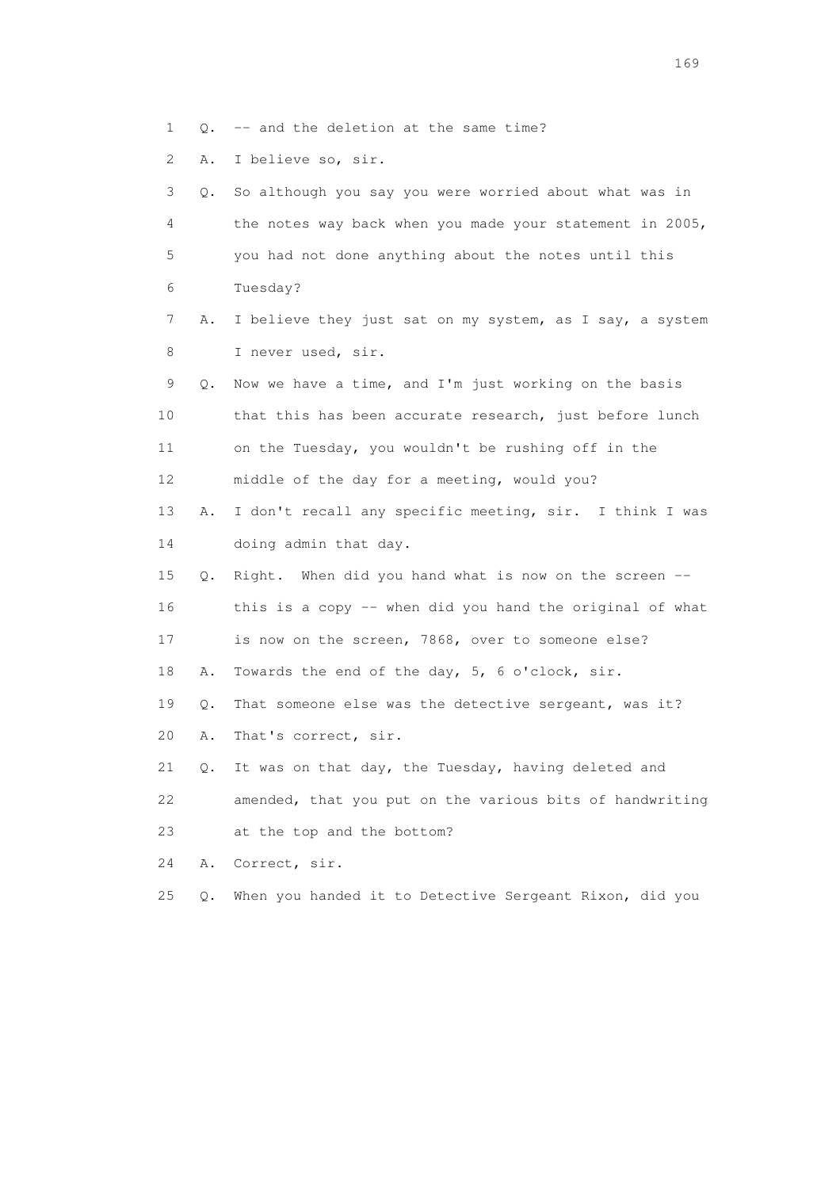1 Q. -- and the deletion at the same time?

2 A. I believe so, sir.

3 Q. So although you say you were worried about what was in
4 the notes way back when you made your statement in 2005,
5 you had not done anything about the notes until this
6 Tuesday?

7 A. I believe they just sat on my system, as I say, a system
8 I never used, sir.

9 Q. Now we have a time, and I'm just working on the basis
10 that this has been accurate research, just before lunch
11 on the Tuesday, you wouldn't be rushing off in the
12 middle of the day for a meeting, would you?

13 A. I don't recall any specific meeting, sir. I think I was
14 doing admin that day.

15 Q. Right. When did you hand what is now on the screen --
16 this is a copy -- when did you hand the original of what
17 is now on the screen, 7868, over to someone else?

18 A. Towards the end of the day, 5, 6 o'clock, sir.

19 Q. That someone else was the detective sergeant, was it?

20 A. That's correct, sir.

21 Q. It was on that day, the Tuesday, having deleted and
22 amended, that you put on the various bits of handwriting
23 at the top and the bottom?

24 A. Correct, sir.

25 Q. When you handed it to Detective Sergeant Rixon, did you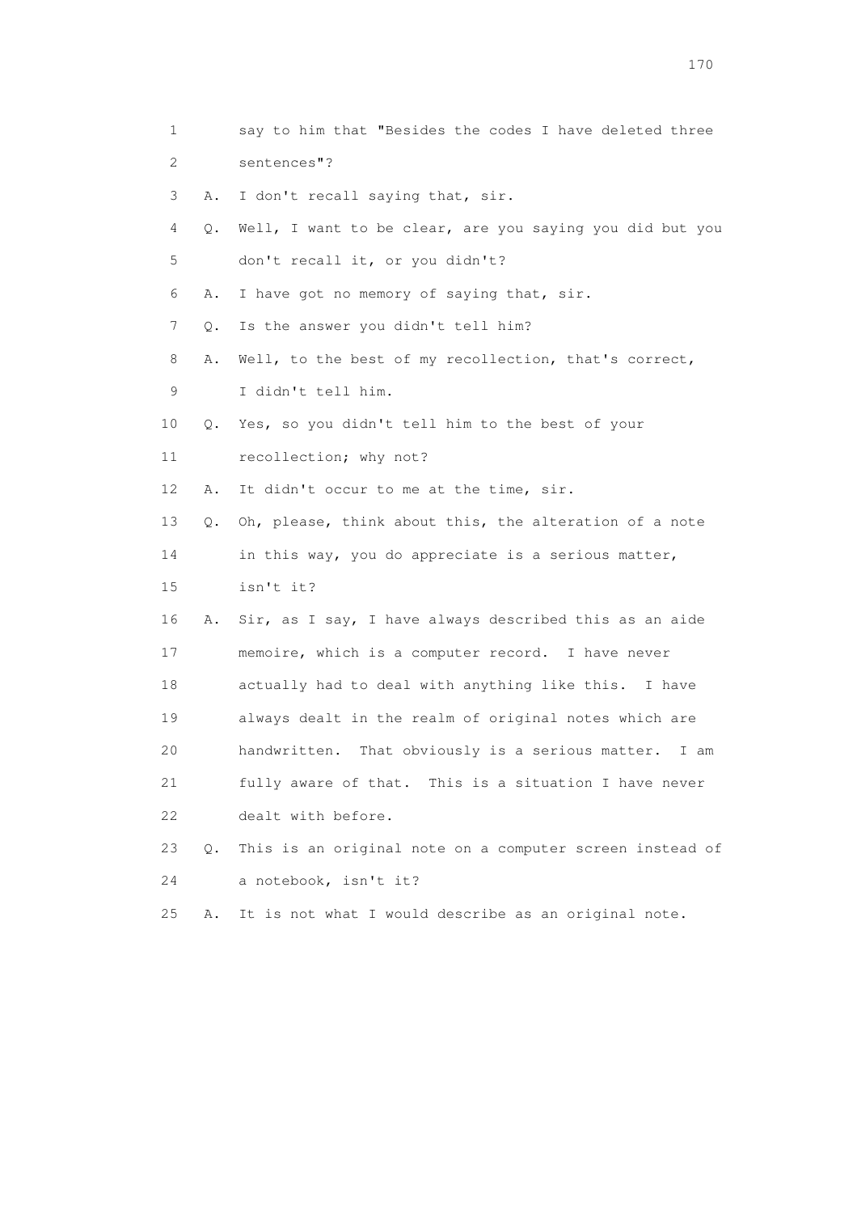1 say to him that "Besides the codes I have deleted three
2 sentences"?

3 A. I don't recall saying that, sir.

4 Q. Well, I want to be clear, are you saying you did but you
5 don't recall it, or you didn't?

6 A. I have got no memory of saying that, sir.

7 Q. Is the answer you didn't tell him?

8 A. Well, to the best of my recollection, that's correct,
9 I didn't tell him.

10 Q. Yes, so you didn't tell him to the best of your
11 recollection; why not?

12 A. It didn't occur to me at the time, sir.

13 Q. Oh, please, think about this, the alteration of a note
14 in this way, you do appreciate is a serious matter,
15 isn't it?

16 A. Sir, as I say, I have always described this as an aide
17 memoire, which is a computer record. I have never
18 actually had to deal with anything like this. I have
19 always dealt in the realm of original notes which are
20 handwritten. That obviously is a serious matter. I am
21 fully aware of that. This is a situation I have never
22 dealt with before.

23 Q. This is an original note on a computer screen instead of
24 a notebook, isn't it?

25 A. It is not what I would describe as an original note.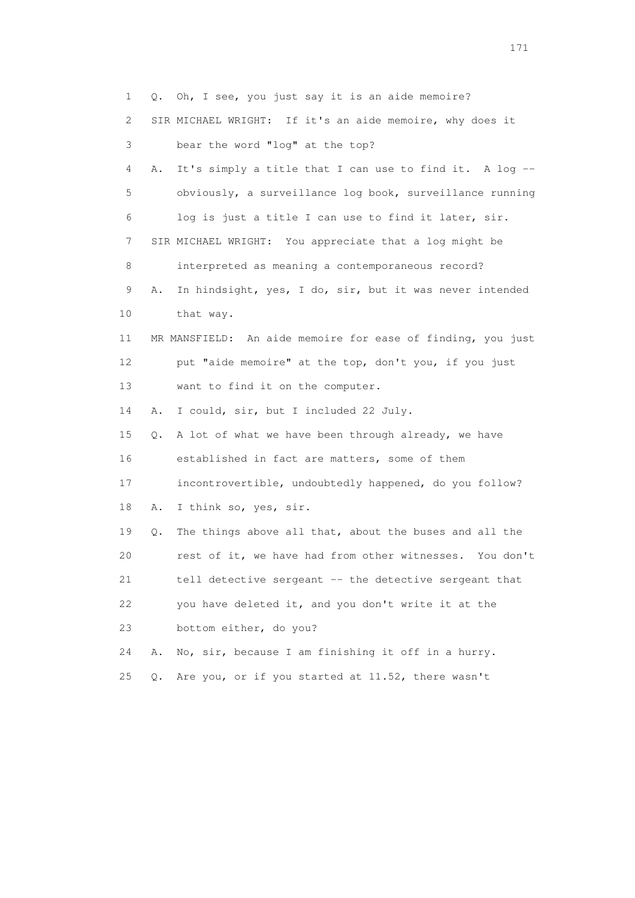1 Q. Oh, I see, you just say it is an aide memoire?

2 SIR MICHAEL WRIGHT: If it's an aide memoire, why does it

3 bear the word "log" at the top?

4 A. It's simply a title that I can use to find it. A log --

5 obviously, a surveillance log book, surveillance running

6 log is just a title I can use to find it later, sir.

7 SIR MICHAEL WRIGHT: You appreciate that a log might be

8 interpreted as meaning a contemporaneous record?

9 A. In hindsight, yes, I do, sir, but it was never intended

10 that way.

11 MR MANSFIELD: An aide memoire for ease of finding, you just

12 put "aide memoire" at the top, don't you, if you just

13 want to find it on the computer.

14 A. I could, sir, but I included 22 July.

15 Q. A lot of what we have been through already, we have

16 established in fact are matters, some of them

17 incontrovertible, undoubtedly happened, do you follow?

18 A. I think so, yes, sir.

19 Q. The things above all that, about the buses and all the

20 rest of it, we have had from other witnesses. You don't

21 tell detective sergeant -- the detective sergeant that

22 you have deleted it, and you don't write it at the

23 bottom either, do you?

24 A. No, sir, because I am finishing it off in a hurry.

25 Q. Are you, or if you started at 11.52, there wasn't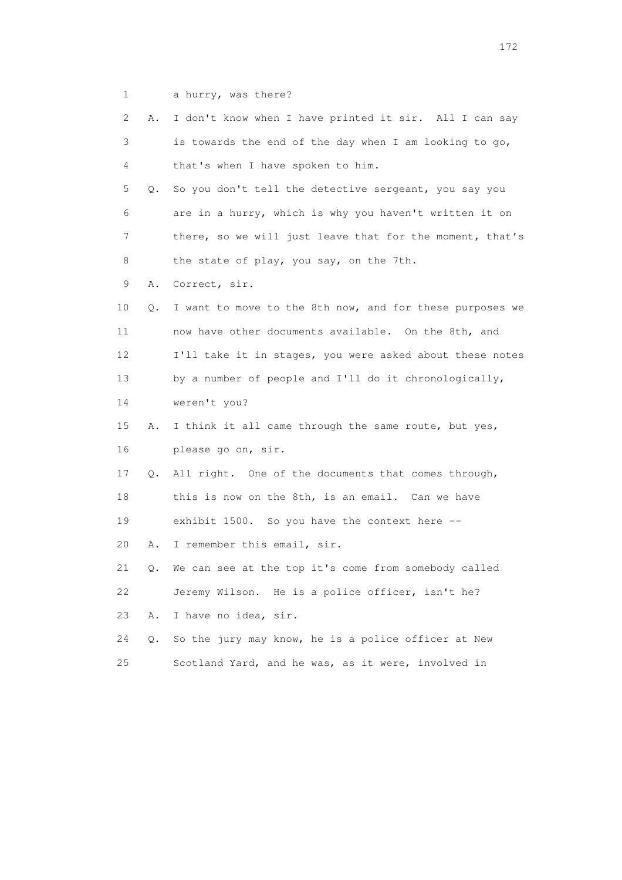1 a hurry, was there?

2 A. I don't know when I have printed it sir. All I can say

3 is towards the end of the day when I am looking to go,

4 that's when I have spoken to him.

5 Q. So you don't tell the detective sergeant, you say you

6 are in a hurry, which is why you haven't written it on

7 there, so we will just leave that for the moment, that's

8 the state of play, you say, on the 7th.

9 A. Correct, sir.

10 Q. I want to move to the 8th now, and for these purposes we

11 now have other documents available. On the 8th, and

12 I'll take it in stages, you were asked about these notes

13 by a number of people and I'll do it chronologically,

14 weren't you?

15 A. I think it all came through the same route, but yes,

16 please go on, sir.

17 Q. All right. One of the documents that comes through,

18 this is now on the 8th, is an email. Can we have

19 exhibit 1500. So you have the context here --

20 A. I remember this email, sir.

21 Q. We can see at the top it's come from somebody called

22 Jeremy Wilson. He is a police officer, isn't he?

23 A. I have no idea, sir.

24 Q. So the jury may know, he is a police officer at New

25 Scotland Yard, and he was, as it were, involved in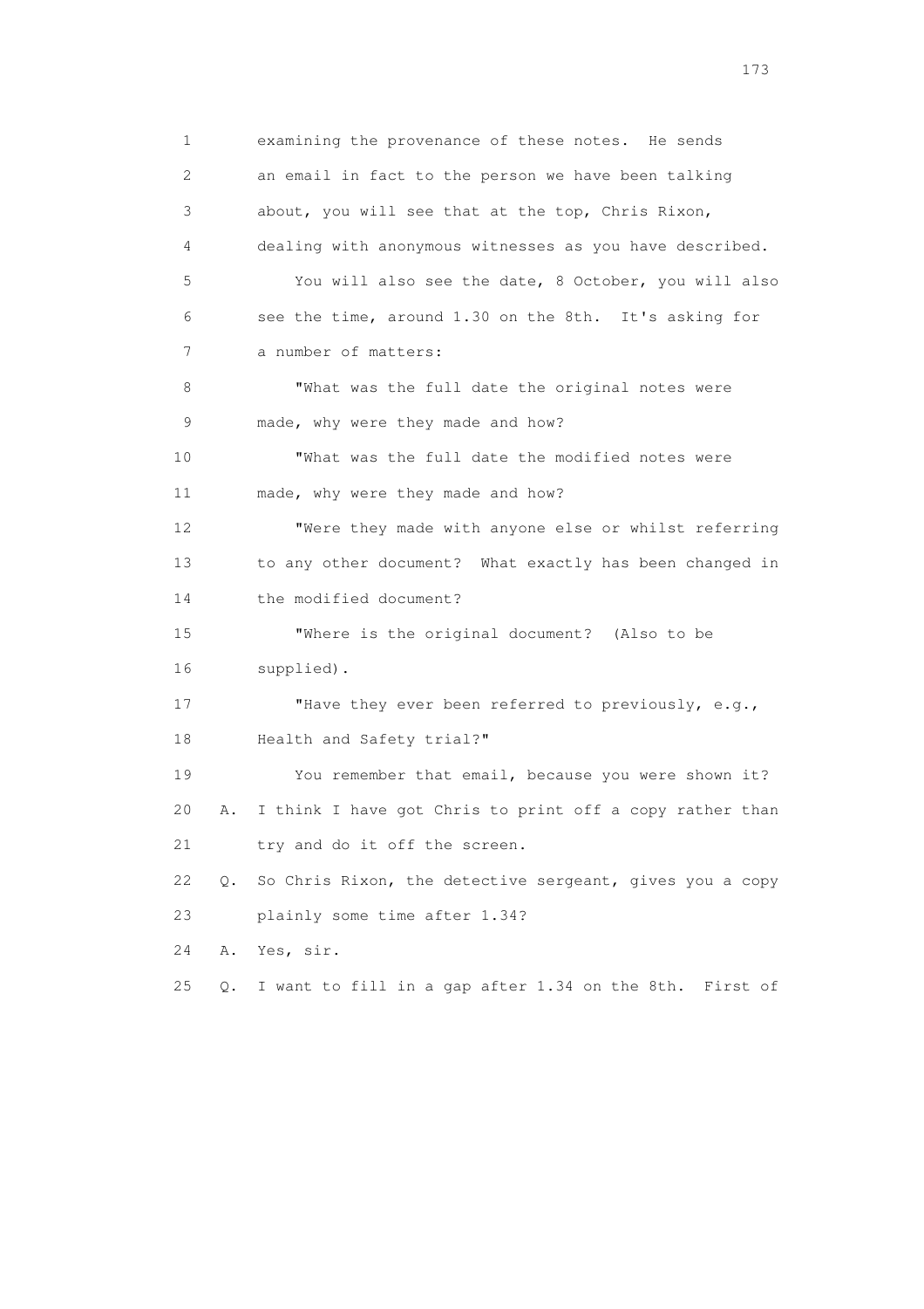1 examining the provenance of these notes. He sends
2 an email in fact to the person we have been talking
3 about, you will see that at the top, Chris Rixon,
4 dealing with anonymous witnesses as you have described.
5 You will also see the date, 8 October, you will also
6 see the time, around 1.30 on the 8th. It's asking for
7 a number of matters:
8 "What was the full date the original notes were
9 made, why were they made and how?
10 "What was the full date the modified notes were
11 made, why were they made and how?
12 "Were they made with anyone else or whilst referring
13 to any other document? What exactly has been changed in
14 the modified document?
15 "Where is the original document? (Also to be
16 supplied).
17 "Have they ever been referred to previously, e.g.,
18 Health and Safety trial?"
19 You remember that email, because you were shown it?
20 A. I think I have got Chris to print off a copy rather than
21 try and do it off the screen.
22 Q. So Chris Rixon, the detective sergeant, gives you a copy
23 plainly some time after 1.34?
24 A. Yes, sir.
25 Q. I want to fill in a gap after 1.34 on the 8th. First of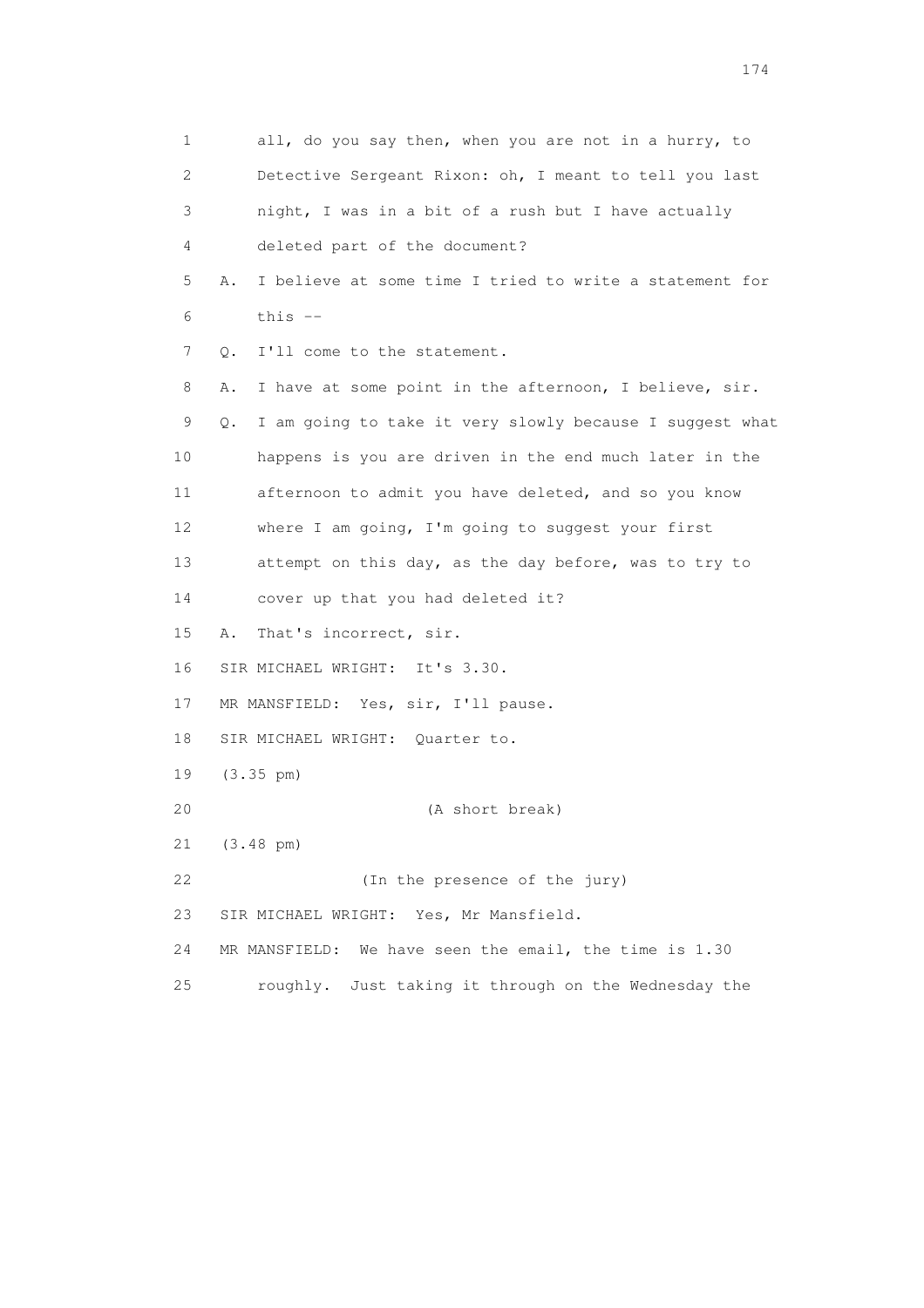1 all, do you say then, when you are not in a hurry, to
2 Detective Sergeant Rixon: oh, I meant to tell you last
3 night, I was in a bit of a rush but I have actually
4 deleted part of the document?

5 A. I believe at some time I tried to write a statement for
6 this --

7 Q. I'll come to the statement.

8 A. I have at some point in the afternoon, I believe, sir.

9 Q. I am going to take it very slowly because I suggest what
10 happens is you are driven in the end much later in the
11 afternoon to admit you have deleted, and so you know
12 where I am going, I'm going to suggest your first
13 attempt on this day, as the day before, was to try to
14 cover up that you had deleted it?

15 A. That's incorrect, sir.

16 SIR MICHAEL WRIGHT: It's 3.30.

17 MR MANSFIELD: Yes, sir, I'll pause.

18 SIR MICHAEL WRIGHT: Quarter to.

19 (3.35 pm)

20 (A short break)

21 (3.48 pm)

22 (In the presence of the jury)

23 SIR MICHAEL WRIGHT: Yes, Mr Mansfield.

24 MR MANSFIELD: We have seen the email, the time is 1.30
25 roughly. Just taking it through on the Wednesday the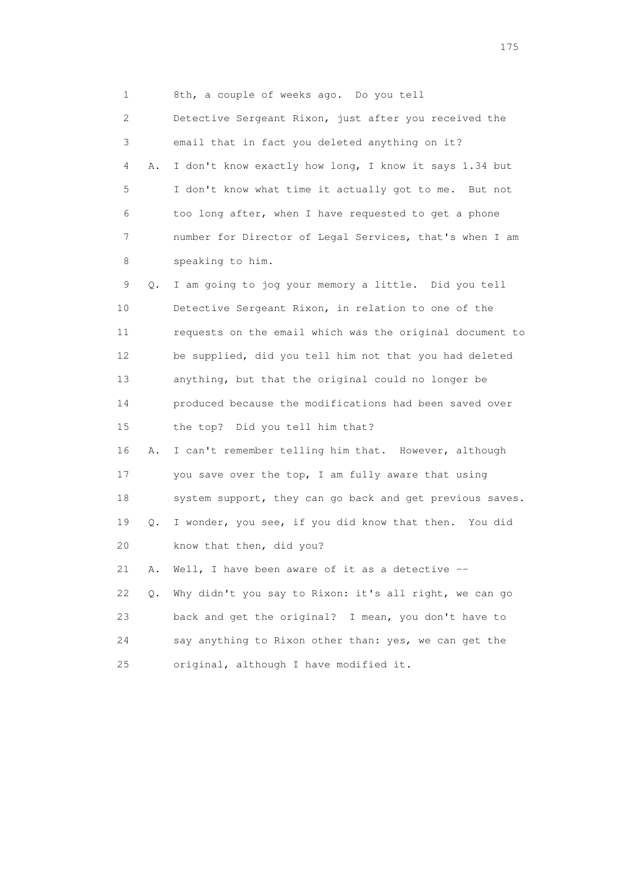1 8th, a couple of weeks ago. Do you tell
2 Detective Sergeant Rixon, just after you received the
3 email that in fact you deleted anything on it?
4 A. I don't know exactly how long, I know it says 1.34 but
5 I don't know what time it actually got to me. But not
6 too long after, when I have requested to get a phone
7 number for Director of Legal Services, that's when I am
8 speaking to him.
9 Q. I am going to jog your memory a little. Did you tell
10 Detective Sergeant Rixon, in relation to one of the
11 requests on the email which was the original document to
12 be supplied, did you tell him not that you had deleted
13 anything, but that the original could no longer be
14 produced because the modifications had been saved over
15 the top? Did you tell him that?
16 A. I can't remember telling him that. However, although
17 you save over the top, I am fully aware that using
18 system support, they can go back and get previous saves.
19 Q. I wonder, you see, if you did know that then. You did
20 know that then, did you?
21 A. Well, I have been aware of it as a detective --
22 Q. Why didn't you say to Rixon: it's all right, we can go
23 back and get the original? I mean, you don't have to
24 say anything to Rixon other than: yes, we can get the
25 original, although I have modified it.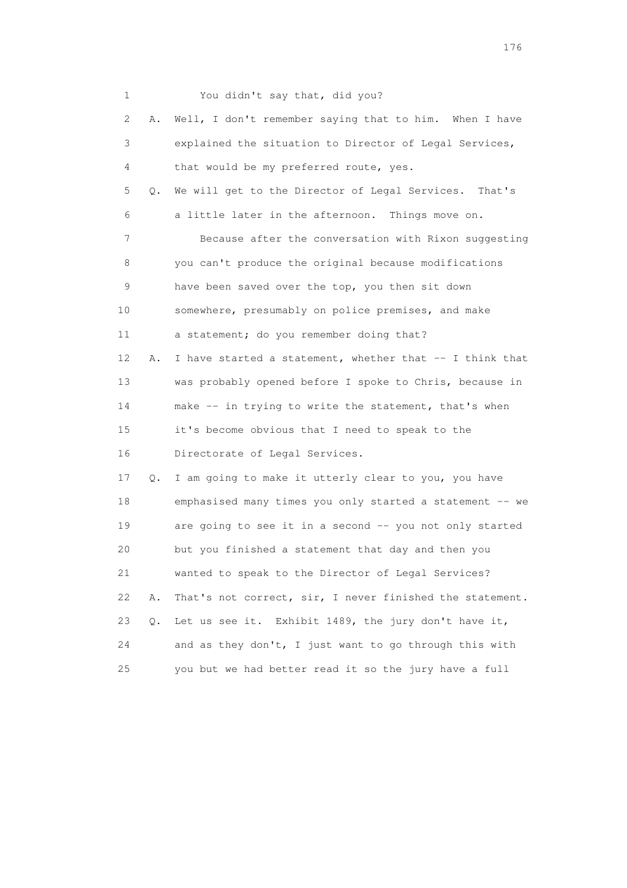1 You didn't say that, did you?

2 A. Well, I don't remember saying that to him. When I have

3 explained the situation to Director of Legal Services,

4 that would be my preferred route, yes.

5 Q. We will get to the Director of Legal Services. That's

6 a little later in the afternoon. Things move on.

7 Because after the conversation with Rixon suggesting

8 you can't produce the original because modifications

9 have been saved over the top, you then sit down

10 somewhere, presumably on police premises, and make

11 a statement; do you remember doing that?

12 A. I have started a statement, whether that -- I think that

13 was probably opened before I spoke to Chris, because in

14 make -- in trying to write the statement, that's when

15 it's become obvious that I need to speak to the

16 Directorate of Legal Services.

17 Q. I am going to make it utterly clear to you, you have

18 emphasised many times you only started a statement -- we

19 are going to see it in a second -- you not only started

20 but you finished a statement that day and then you

21 wanted to speak to the Director of Legal Services?

22 A. That's not correct, sir, I never finished the statement.

23 Q. Let us see it. Exhibit 1489, the jury don't have it,

24 and as they don't, I just want to go through this with

25 you but we had better read it so the jury have a full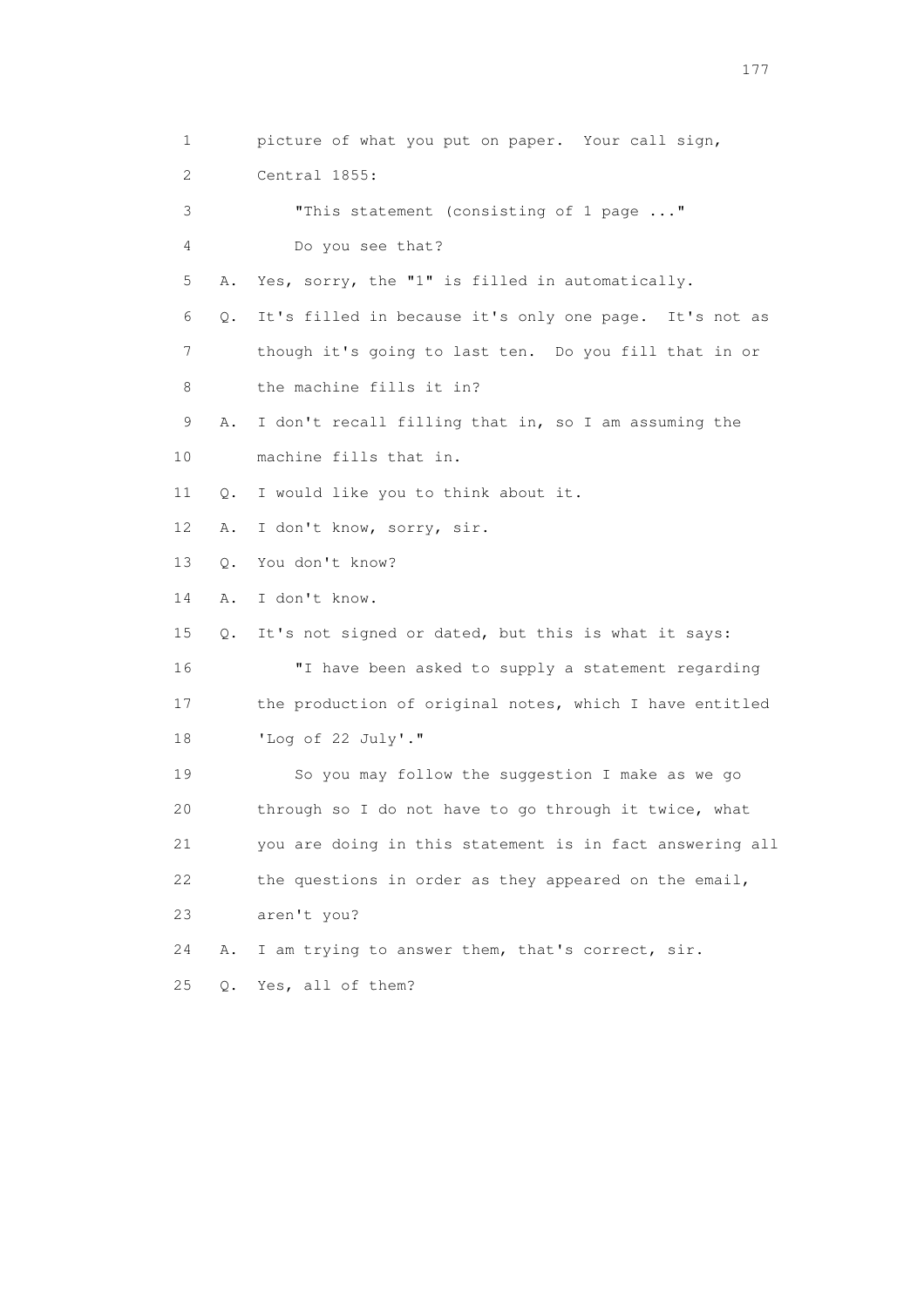1 picture of what you put on paper. Your call sign,
2 Central 1855:
3 "This statement (consisting of 1 page ..."
4 Do you see that?
5 A. Yes, sorry, the "1" is filled in automatically.
6 Q. It's filled in because it's only one page. It's not as
7 though it's going to last ten. Do you fill that in or
8 the machine fills it in?
9 A. I don't recall filling that in, so I am assuming the
10 machine fills that in.
11 Q. I would like you to think about it.
12 A. I don't know, sorry, sir.
13 Q. You don't know?
14 A. I don't know.
15 Q. It's not signed or dated, but this is what it says:
16 "I have been asked to supply a statement regarding
17 the production of original notes, which I have entitled
18 'Log of 22 July'."
19 So you may follow the suggestion I make as we go
20 through so I do not have to go through it twice, what
21 you are doing in this statement is in fact answering all
22 the questions in order as they appeared on the email,
23 aren't you?
24 A. I am trying to answer them, that's correct, sir.
25 Q. Yes, all of them?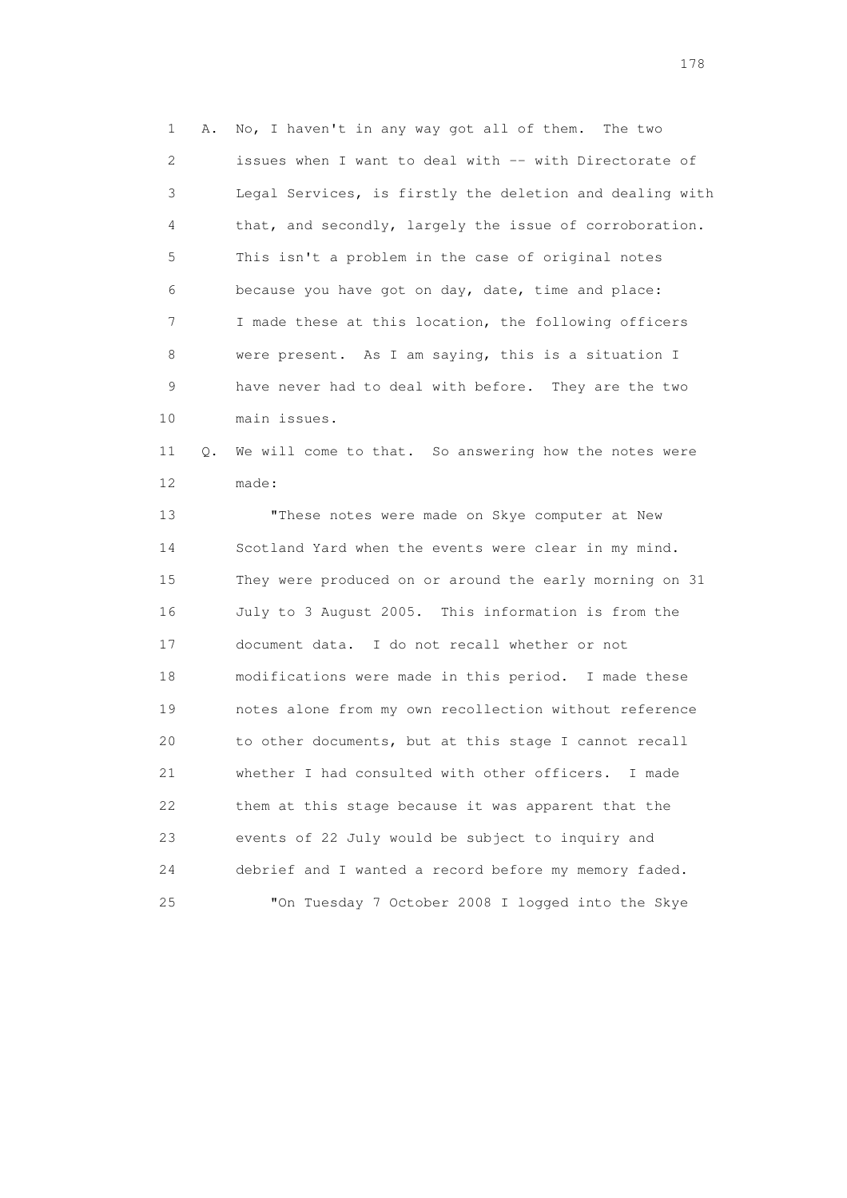1 A. No, I haven't in any way got all of them. The two
2 issues when I want to deal with -- with Directorate of
3 Legal Services, is firstly the deletion and dealing with
4 that, and secondly, largely the issue of corroboration.
5 This isn't a problem in the case of original notes
6 because you have got on day, date, time and place:
7 I made these at this location, the following officers
8 were present. As I am saying, this is a situation I
9 have never had to deal with before. They are the two
10 main issues.

11 Q. We will come to that. So answering how the notes were
12 made:

13 "These notes were made on Skye computer at New
14 Scotland Yard when the events were clear in my mind.
15 They were produced on or around the early morning on 31
16 July to 3 August 2005. This information is from the
17 document data. I do not recall whether or not
18 modifications were made in this period. I made these
19 notes alone from my own recollection without reference
20 to other documents, but at this stage I cannot recall
21 whether I had consulted with other officers. I made
22 them at this stage because it was apparent that the
23 events of 22 July would be subject to inquiry and
24 debrief and I wanted a record before my memory faded.

25 "On Tuesday 7 October 2008 I logged into the Skye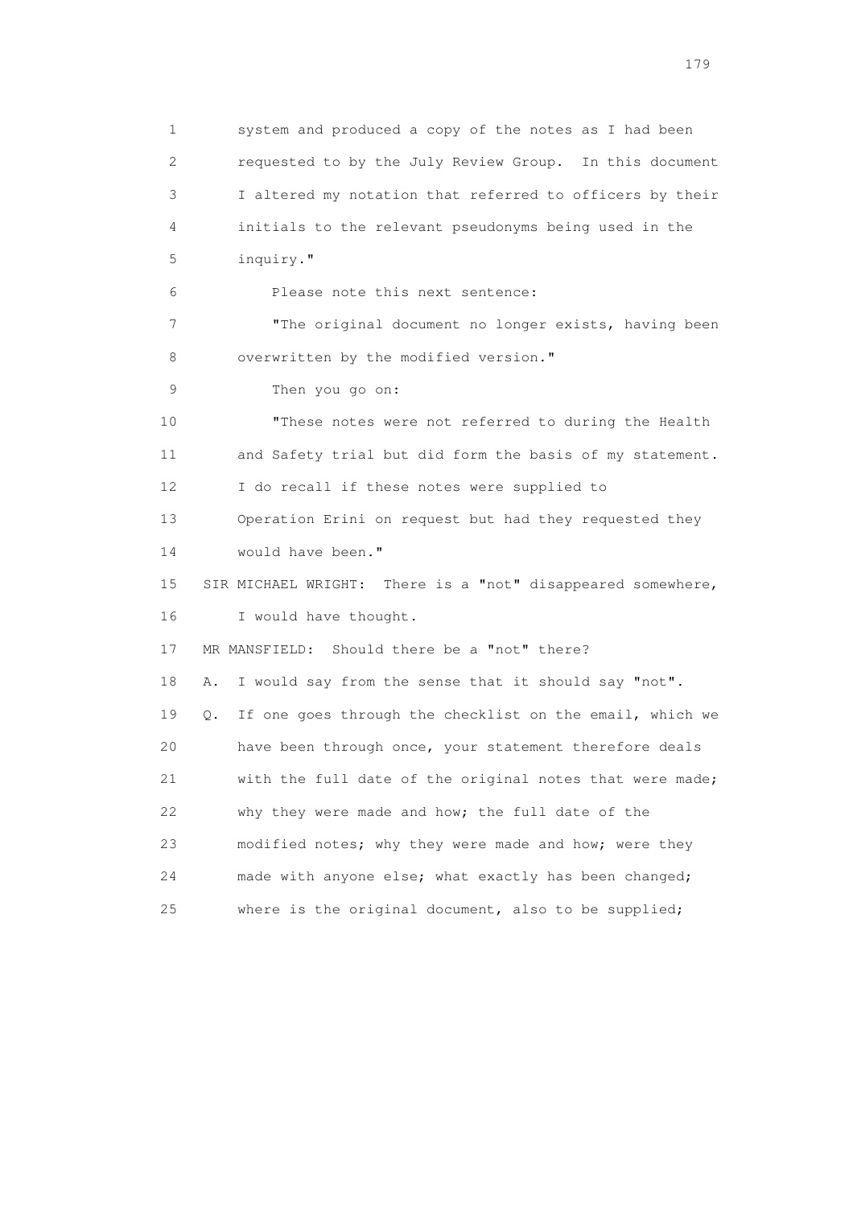1 system and produced a copy of the notes as I had been
2 requested to by the July Review Group. In this document
3 I altered my notation that referred to officers by their
4 initials to the relevant pseudonyms being used in the
5 inquiry."

6 Please note this next sentence:

7 "The original document no longer exists, having been
8 overwritten by the modified version."

9 Then you go on:

10 "These notes were not referred to during the Health
11 and Safety trial but did form the basis of my statement.
12 I do recall if these notes were supplied to
13 Operation Erini on request but had they requested they
14 would have been."

15 SIR MICHAEL WRIGHT: There is a "not" disappeared somewhere,
16 I would have thought.

17 MR MANSFIELD: Should there be a "not" there?

18 A. I would say from the sense that it should say "not".

19 Q. If one goes through the checklist on the email, which we
20 have been through once, your statement therefore deals
21 with the full date of the original notes that were made;
22 why they were made and how; the full date of the
23 modified notes; why they were made and how; were they
24 made with anyone else; what exactly has been changed;
25 where is the original document, also to be supplied;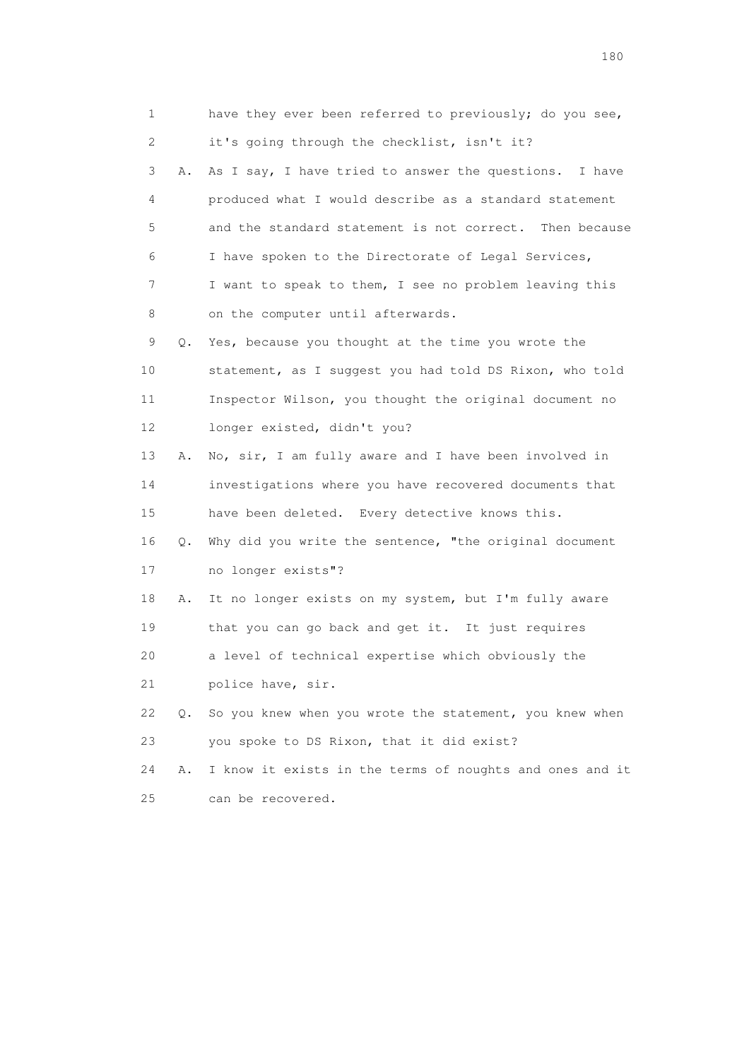1 have they ever been referred to previously; do you see,
2 it's going through the checklist, isn't it?
3 A. As I say, I have tried to answer the questions. I have
4 produced what I would describe as a standard statement
5 and the standard statement is not correct. Then because
6 I have spoken to the Directorate of Legal Services,
7 I want to speak to them, I see no problem leaving this
8 on the computer until afterwards.
9 Q. Yes, because you thought at the time you wrote the
10 statement, as I suggest you had told DS Rixon, who told
11 Inspector Wilson, you thought the original document no
12 longer existed, didn't you?
13 A. No, sir, I am fully aware and I have been involved in
14 investigations where you have recovered documents that
15 have been deleted. Every detective knows this.
16 Q. Why did you write the sentence, "the original document
17 no longer exists"?
18 A. It no longer exists on my system, but I'm fully aware
19 that you can go back and get it. It just requires
20 a level of technical expertise which obviously the
21 police have, sir.
22 Q. So you knew when you wrote the statement, you knew when
23 you spoke to DS Rixon, that it did exist?
24 A. I know it exists in the terms of noughts and ones and it
25 can be recovered.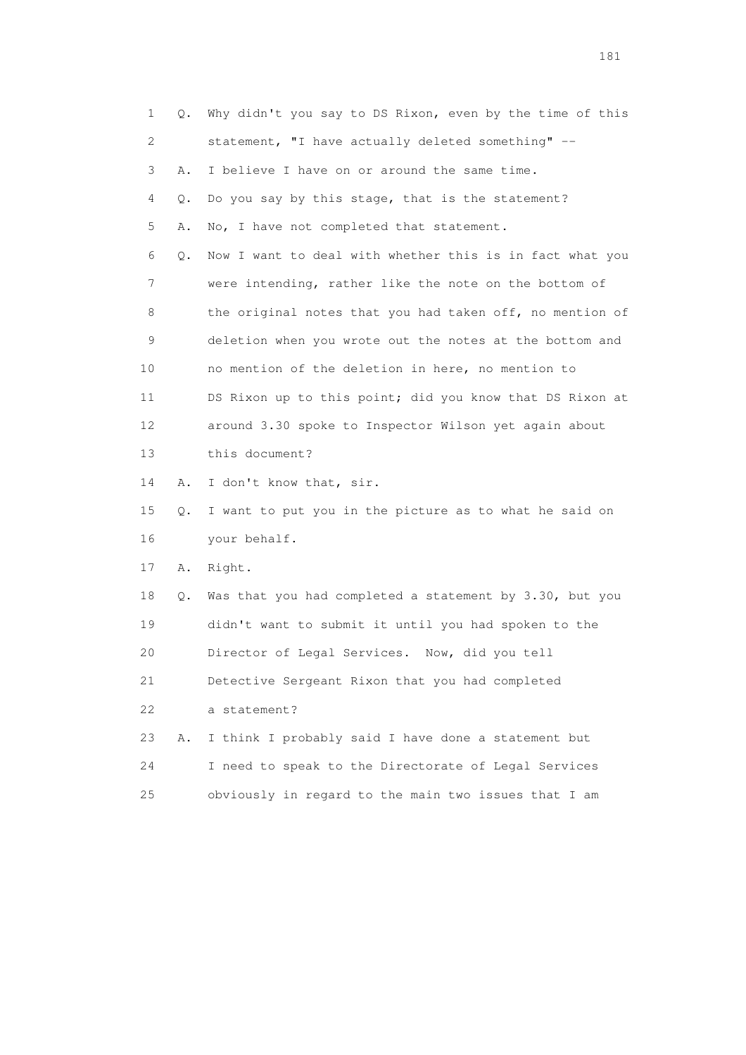1 Q. Why didn't you say to DS Rixon, even by the time of this
2 statement, "I have actually deleted something" --
3 A. I believe I have on or around the same time.
4 Q. Do you say by this stage, that is the statement?
5 A. No, I have not completed that statement.
6 Q. Now I want to deal with whether this is in fact what you
7 were intending, rather like the note on the bottom of
8 the original notes that you had taken off, no mention of
9 deletion when you wrote out the notes at the bottom and
10 no mention of the deletion in here, no mention to
11 DS Rixon up to this point; did you know that DS Rixon at
12 around 3.30 spoke to Inspector Wilson yet again about
13 this document?
14 A. I don't know that, sir.
15 Q. I want to put you in the picture as to what he said on
16 your behalf.
17 A. Right.
18 Q. Was that you had completed a statement by 3.30, but you
19 didn't want to submit it until you had spoken to the
20 Director of Legal Services. Now, did you tell
21 Detective Sergeant Rixon that you had completed
22 a statement?
23 A. I think I probably said I have done a statement but
24 I need to speak to the Directorate of Legal Services
25 obviously in regard to the main two issues that I am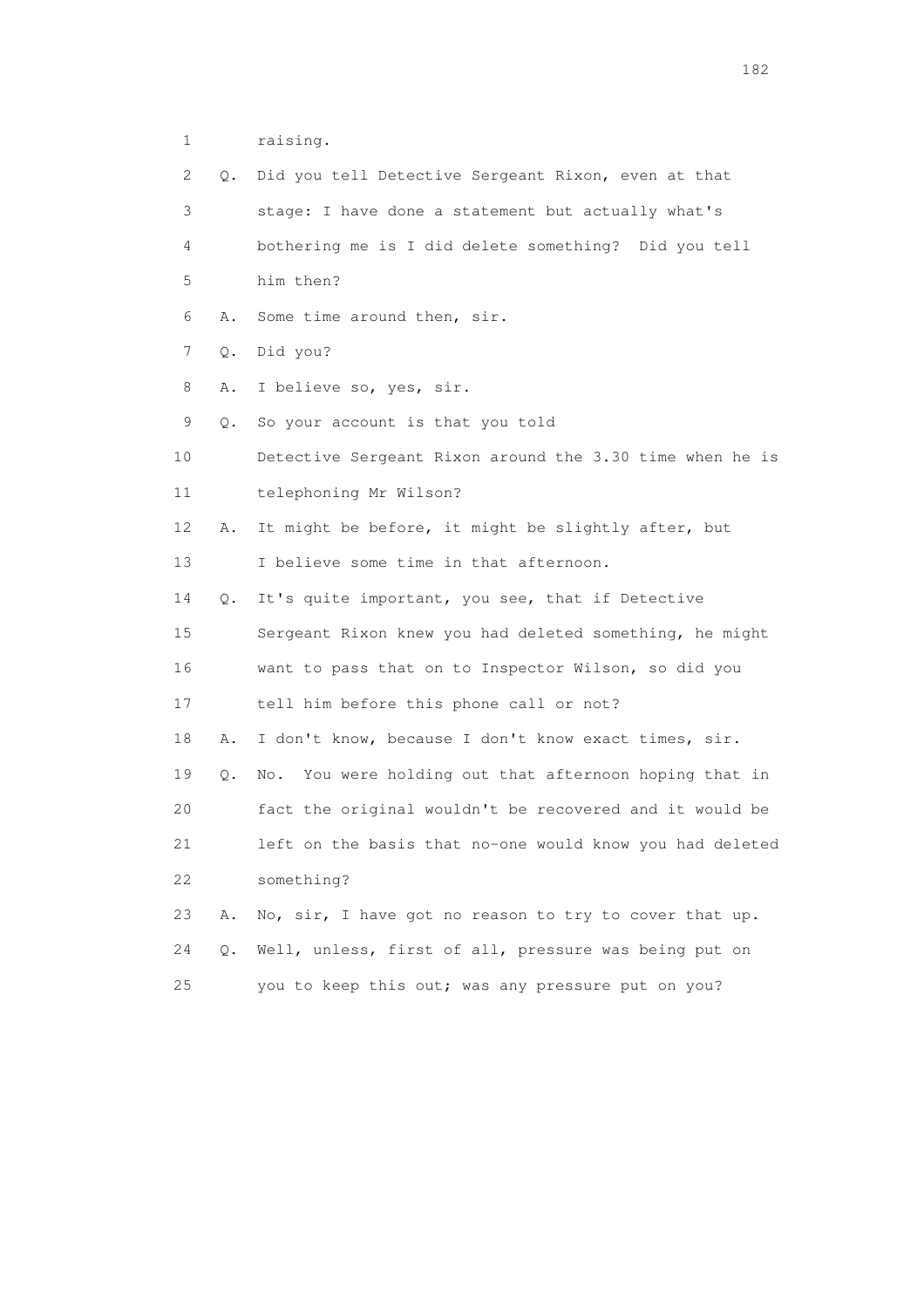1 raising.

2 Q. Did you tell Detective Sergeant Rixon, even at that

3 stage: I have done a statement but actually what's

4 bothering me is I did delete something? Did you tell

5 him then?

6 A. Some time around then, sir.

7 Q. Did you?

8 A. I believe so, yes, sir.

9 Q. So your account is that you told

10 Detective Sergeant Rixon around the 3.30 time when he is

11 telephoning Mr Wilson?

12 A. It might be before, it might be slightly after, but

13 I believe some time in that afternoon.

14 Q. It's quite important, you see, that if Detective

15 Sergeant Rixon knew you had deleted something, he might

16 want to pass that on to Inspector Wilson, so did you

17 tell him before this phone call or not?

18 A. I don't know, because I don't know exact times, sir.

19 Q. No. You were holding out that afternoon hoping that in

20 fact the original wouldn't be recovered and it would be

21 left on the basis that no-one would know you had deleted

22 something?

23 A. No, sir, I have got no reason to try to cover that up.

24 Q. Well, unless, first of all, pressure was being put on

25 you to keep this out; was any pressure put on you?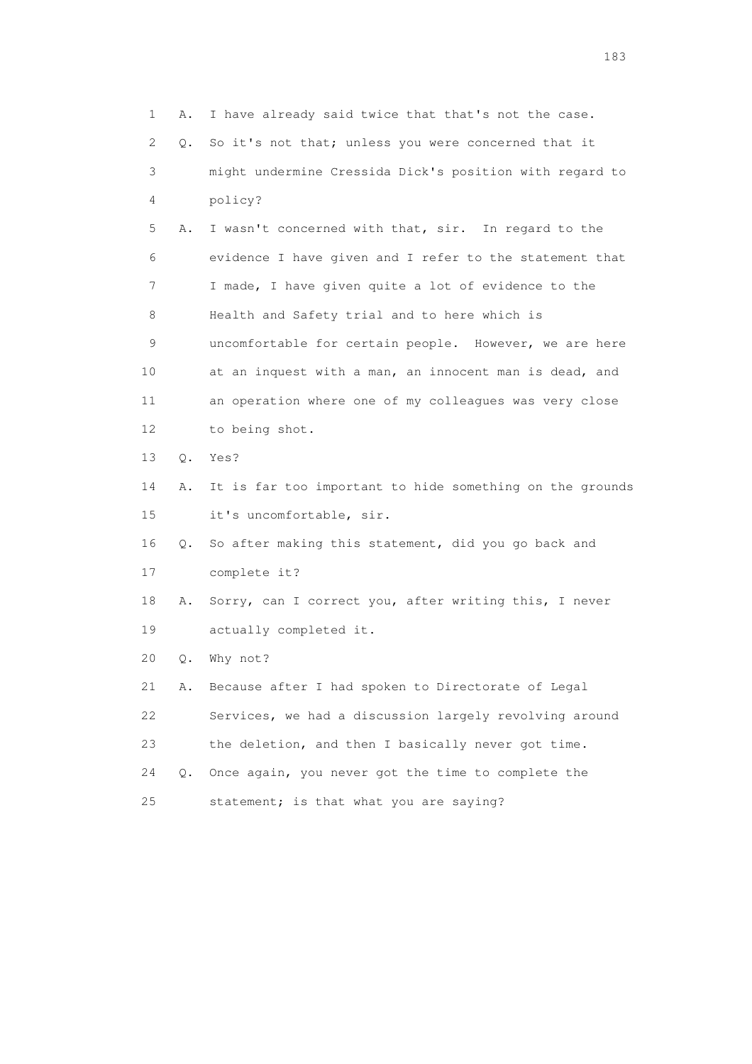1 A. I have already said twice that that's not the case.

2 Q. So it's not that; unless you were concerned that it

3 might undermine Cressida Dick's position with regard to

4 policy?

5 A. I wasn't concerned with that, sir. In regard to the

6 evidence I have given and I refer to the statement that

7 I made, I have given quite a lot of evidence to the

8 Health and Safety trial and to here which is

9 uncomfortable for certain people. However, we are here

10 at an inquest with a man, an innocent man is dead, and

11 an operation where one of my colleagues was very close

12 to being shot.

13 Q. Yes?

14 A. It is far too important to hide something on the grounds

15 it's uncomfortable, sir.

16 Q. So after making this statement, did you go back and

17 complete it?

18 A. Sorry, can I correct you, after writing this, I never

19 actually completed it.

20 Q. Why not?

21 A. Because after I had spoken to Directorate of Legal

22 Services, we had a discussion largely revolving around

23 the deletion, and then I basically never got time.

24 Q. Once again, you never got the time to complete the

25 statement; is that what you are saying?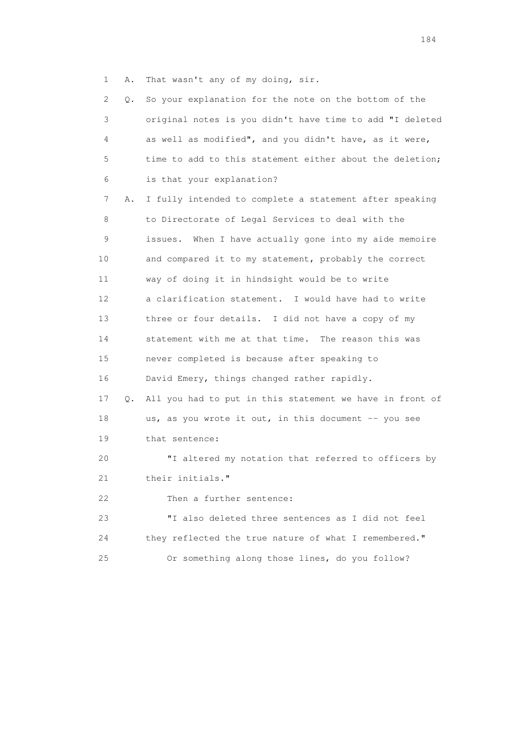1 A. That wasn't any of my doing, sir.

2 Q. So your explanation for the note on the bottom of the
3 original notes is you didn't have time to add "I deleted
4 as well as modified", and you didn't have, as it were,
5 time to add to this statement either about the deletion;
6 is that your explanation?

7 A. I fully intended to complete a statement after speaking
8 to Directorate of Legal Services to deal with the
9 issues. When I have actually gone into my aide memoire
10 and compared it to my statement, probably the correct
11 way of doing it in hindsight would be to write
12 a clarification statement. I would have had to write
13 three or four details. I did not have a copy of my
14 statement with me at that time. The reason this was
15 never completed is because after speaking to
16 David Emery, things changed rather rapidly.

17 Q. All you had to put in this statement we have in front of
18 us, as you wrote it out, in this document -- you see
19 that sentence:

20 "I altered my notation that referred to officers by
21 their initials."

22 Then a further sentence:

23 "I also deleted three sentences as I did not feel
24 they reflected the true nature of what I remembered."

25 Or something along those lines, do you follow?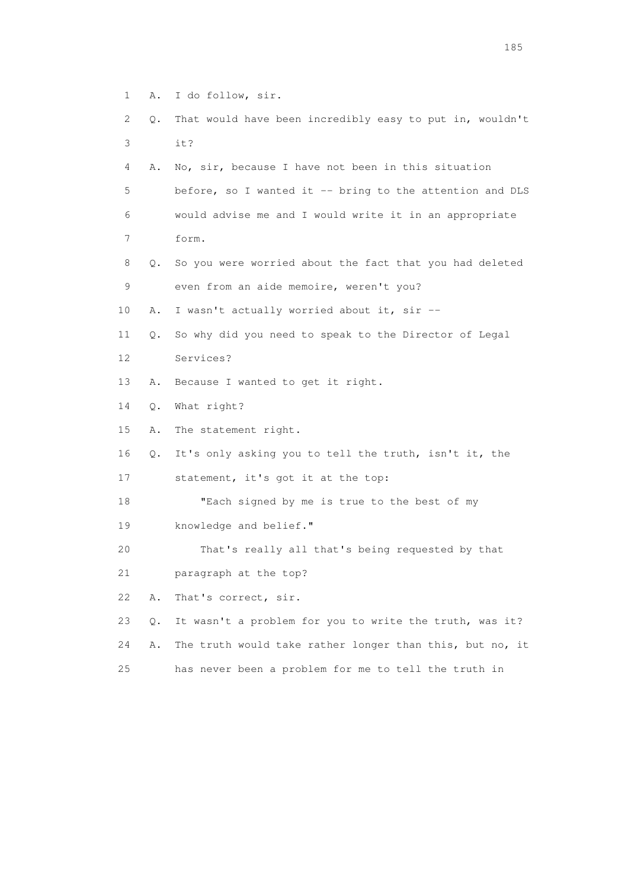1 A. I do follow, sir.

2 Q. That would have been incredibly easy to put in, wouldn't

3 it?

4 A. No, sir, because I have not been in this situation

5 before, so I wanted it -- bring to the attention and DLS

6 would advise me and I would write it in an appropriate

7 form.

8 Q. So you were worried about the fact that you had deleted

9 even from an aide memoire, weren't you?

10 A. I wasn't actually worried about it, sir --

11 Q. So why did you need to speak to the Director of Legal

12 Services?

13 A. Because I wanted to get it right.

14 Q. What right?

15 A. The statement right.

16 Q. It's only asking you to tell the truth, isn't it, the

17 statement, it's got it at the top:

18 "Each signed by me is true to the best of my

19 knowledge and belief."

20 That's really all that's being requested by that

21 paragraph at the top?

22 A. That's correct, sir.

23 Q. It wasn't a problem for you to write the truth, was it?

24 A. The truth would take rather longer than this, but no, it

25 has never been a problem for me to tell the truth in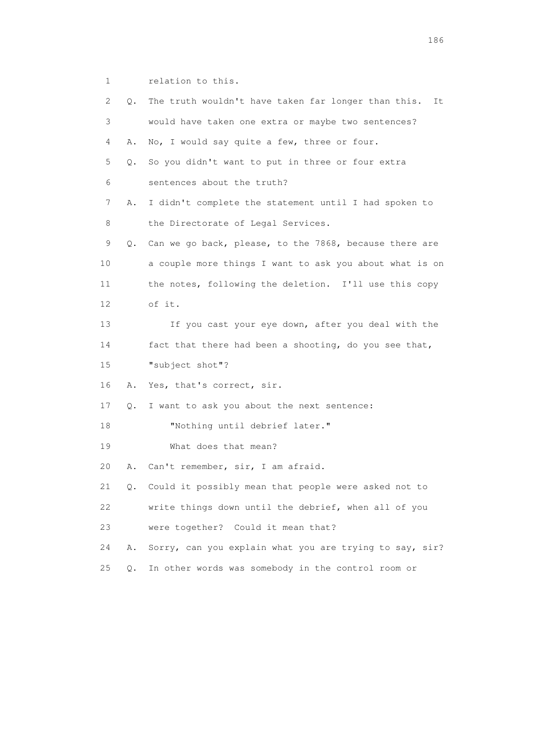1 relation to this.

2 Q. The truth wouldn't have taken far longer than this. It

3 would have taken one extra or maybe two sentences?

4 A. No, I would say quite a few, three or four.

5 Q. So you didn't want to put in three or four extra

6 sentences about the truth?

7 A. I didn't complete the statement until I had spoken to

8 the Directorate of Legal Services.

9 Q. Can we go back, please, to the 7868, because there are

10 a couple more things I want to ask you about what is on

11 the notes, following the deletion. I'll use this copy

12 of it.

13 If you cast your eye down, after you deal with the

14 fact that there had been a shooting, do you see that,

15 "subject shot"?

16 A. Yes, that's correct, sir.

17 Q. I want to ask you about the next sentence:

18 "Nothing until debrief later."

19 What does that mean?

20 A. Can't remember, sir, I am afraid.

21 Q. Could it possibly mean that people were asked not to

22 write things down until the debrief, when all of you

23 were together? Could it mean that?

24 A. Sorry, can you explain what you are trying to say, sir?

25 Q. In other words was somebody in the control room or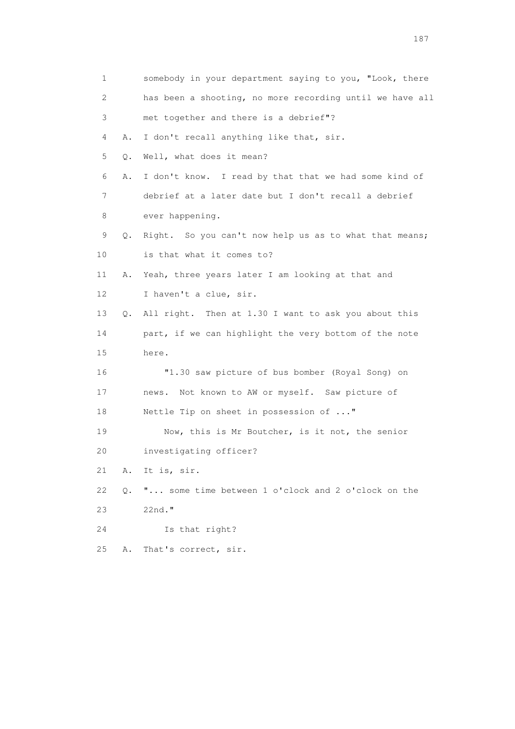1 somebody in your department saying to you, "Look, there
2 has been a shooting, no more recording until we have all
3 met together and there is a debrief"?
4 A. I don't recall anything like that, sir.
5 Q. Well, what does it mean?
6 A. I don't know. I read by that that we had some kind of
7 debrief at a later date but I don't recall a debrief
8 ever happening.
9 Q. Right. So you can't now help us as to what that means;
10 is that what it comes to?
11 A. Yeah, three years later I am looking at that and
12 I haven't a clue, sir.
13 Q. All right. Then at 1.30 I want to ask you about this
14 part, if we can highlight the very bottom of the note
15 here.
16 "1.30 saw picture of bus bomber (Royal Song) on
17 news. Not known to AW or myself. Saw picture of
18 Nettle Tip on sheet in possession of ..."
19 Now, this is Mr Boutcher, is it not, the senior
20 investigating officer?
21 A. It is, sir.
22 Q. "... some time between 1 o'clock and 2 o'clock on the
23 22nd."
24 Is that right?
25 A. That's correct, sir.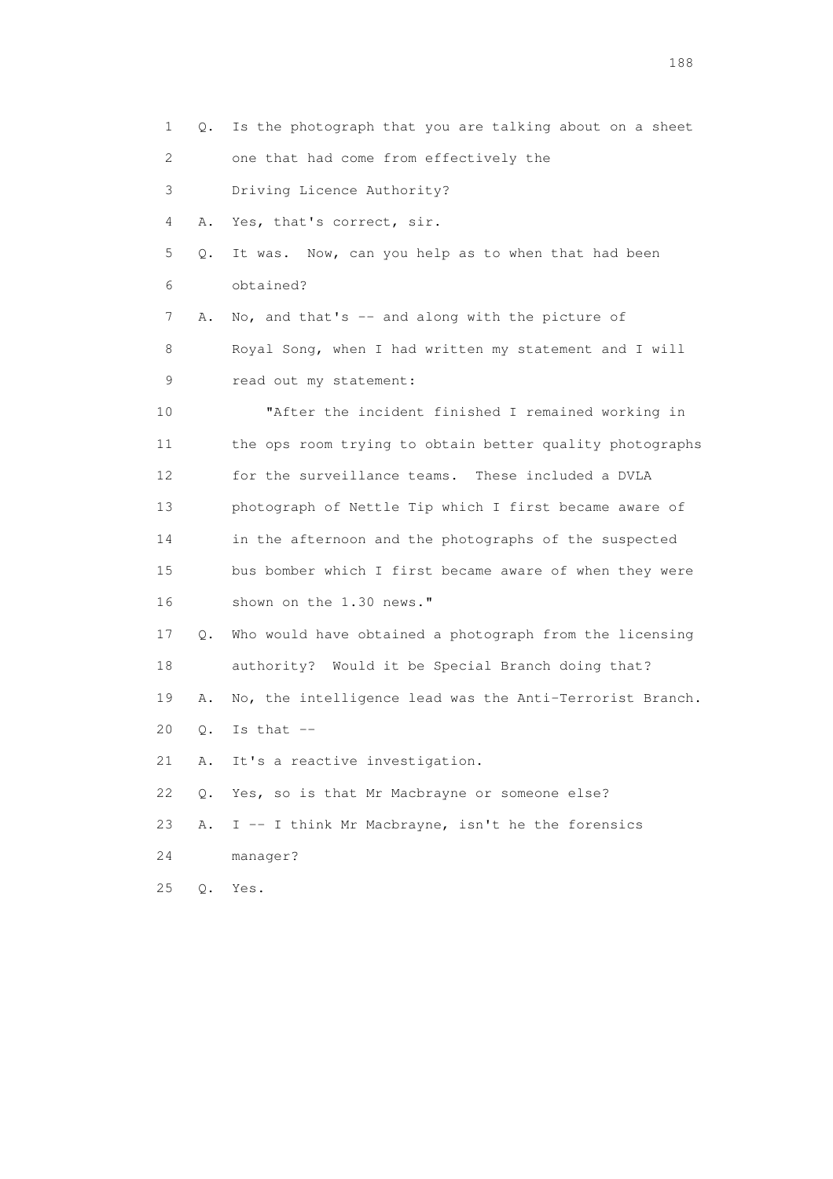1 Q. Is the photograph that you are talking about on a sheet
2 one that had come from effectively the
3 Driving Licence Authority?
4 A. Yes, that's correct, sir.
5 Q. It was. Now, can you help as to when that had been
6 obtained?
7 A. No, and that's -- and along with the picture of
8 Royal Song, when I had written my statement and I will
9 read out my statement:
10 "After the incident finished I remained working in
11 the ops room trying to obtain better quality photographs
12 for the surveillance teams. These included a DVLA
13 photograph of Nettle Tip which I first became aware of
14 in the afternoon and the photographs of the suspected
15 bus bomber which I first became aware of when they were
16 shown on the 1.30 news."
17 Q. Who would have obtained a photograph from the licensing
18 authority? Would it be Special Branch doing that?
19 A. No, the intelligence lead was the Anti-Terrorist Branch.
20 Q. Is that --
21 A. It's a reactive investigation.
22 Q. Yes, so is that Mr Macbrayne or someone else?
23 A. I -- I think Mr Macbrayne, isn't he the forensics
24 manager?
25 Q. Yes.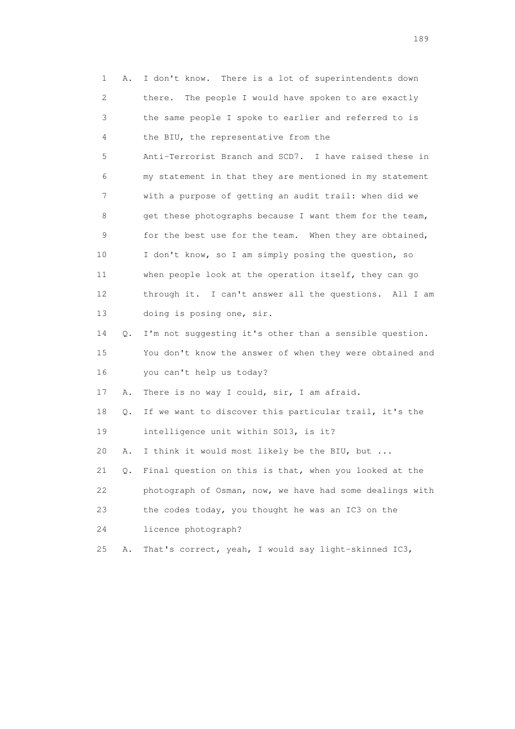1 A. I don't know. There is a lot of superintendents down
2 there. The people I would have spoken to are exactly
3 the same people I spoke to earlier and referred to is
4 the BIU, the representative from the
5 Anti-Terrorist Branch and SCD7. I have raised these in
6 my statement in that they are mentioned in my statement
7 with a purpose of getting an audit trail: when did we
8 get these photographs because I want them for the team,
9 for the best use for the team. When they are obtained,
10 I don't know, so I am simply posing the question, so
11 when people look at the operation itself, they can go
12 through it. I can't answer all the questions. All I am
13 doing is posing one, sir.
14 Q. I'm not suggesting it's other than a sensible question.
15 You don't know the answer of when they were obtained and
16 you can't help us today?
17 A. There is no way I could, sir, I am afraid.
18 Q. If we want to discover this particular trail, it's the
19 intelligence unit within SO13, is it?
20 A. I think it would most likely be the BIU, but ...
21 Q. Final question on this is that, when you looked at the
22 photograph of Osman, now, we have had some dealings with
23 the codes today, you thought he was an IC3 on the
24 licence photograph?
25 A. That's correct, yeah, I would say light-skinned IC3,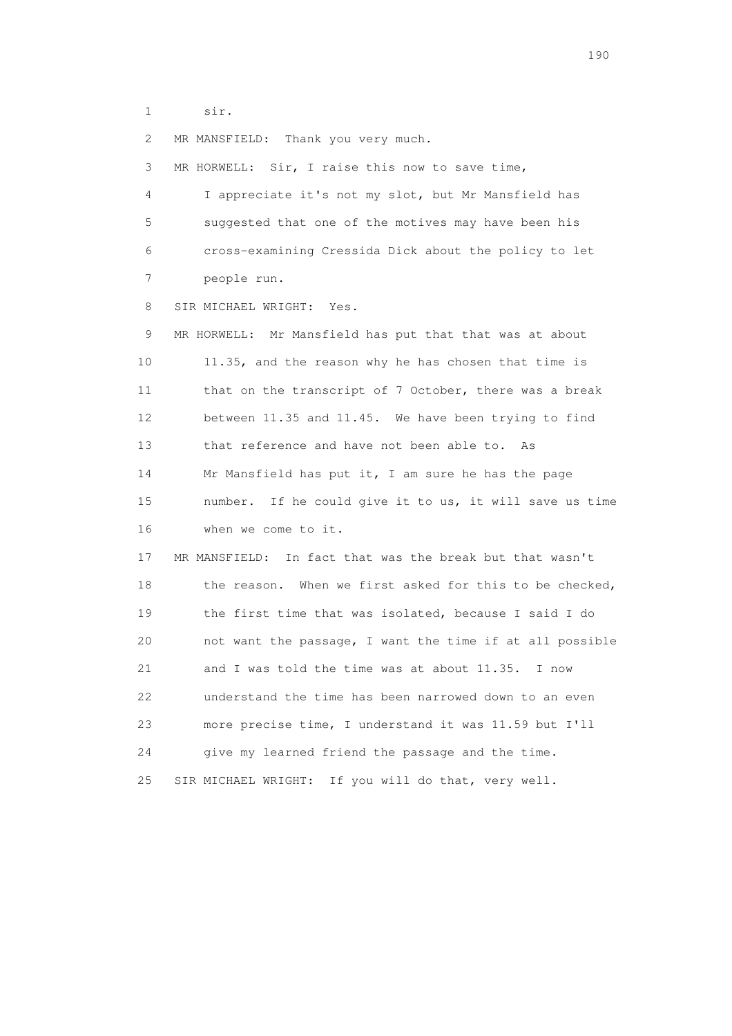1 sir.

2 MR MANSFIELD: Thank you very much.

3 MR HORWELL: Sir, I raise this now to save time,

4 I appreciate it's not my slot, but Mr Mansfield has

5 suggested that one of the motives may have been his

6 cross-examining Cressida Dick about the policy to let

7 people run.

8 SIR MICHAEL WRIGHT: Yes.

9 MR HORWELL: Mr Mansfield has put that that was at about

10 11.35, and the reason why he has chosen that time is

11 that on the transcript of 7 October, there was a break

12 between 11.35 and 11.45. We have been trying to find

13 that reference and have not been able to. As

14 Mr Mansfield has put it, I am sure he has the page

15 number. If he could give it to us, it will save us time

16 when we come to it.

17 MR MANSFIELD: In fact that was the break but that wasn't

18 the reason. When we first asked for this to be checked,

19 the first time that was isolated, because I said I do

20 not want the passage, I want the time if at all possible

21 and I was told the time was at about 11.35. I now

22 understand the time has been narrowed down to an even

23 more precise time, I understand it was 11.59 but I'll

24 give my learned friend the passage and the time.

25 SIR MICHAEL WRIGHT: If you will do that, very well.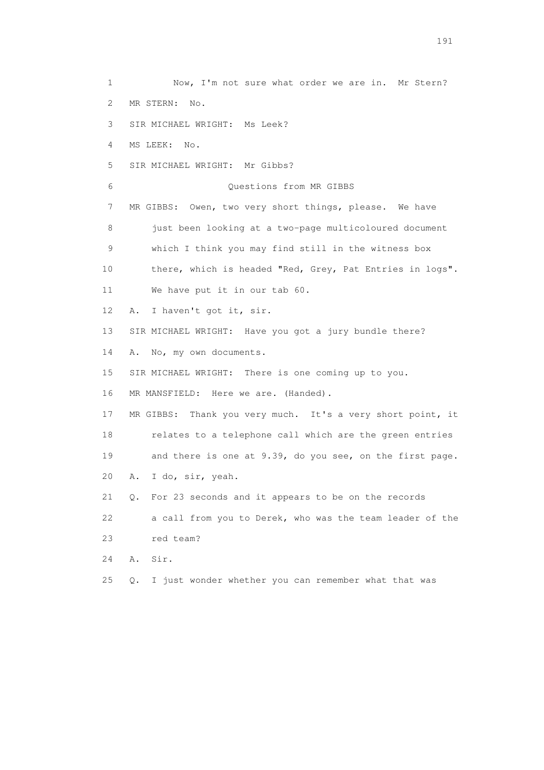1 Now, I'm not sure what order we are in. Mr Stern?

2 MR STERN: No.

3 SIR MICHAEL WRIGHT: Ms Leek?

4 MS LEEK: No.

5 SIR MICHAEL WRIGHT: Mr Gibbs?

6 Questions from MR GIBBS

7 MR GIBBS: Owen, two very short things, please. We have

8 just been looking at a two-page multicoloured document

9 which I think you may find still in the witness box

10 there, which is headed "Red, Grey, Pat Entries in logs".

11 We have put it in our tab 60.

12 A. I haven't got it, sir.

13 SIR MICHAEL WRIGHT: Have you got a jury bundle there?

14 A. No, my own documents.

15 SIR MICHAEL WRIGHT: There is one coming up to you.

16 MR MANSFIELD: Here we are. (Handed).

17 MR GIBBS: Thank you very much. It's a very short point, it

18 relates to a telephone call which are the green entries

19 and there is one at 9.39, do you see, on the first page.

20 A. I do, sir, yeah.

21 Q. For 23 seconds and it appears to be on the records

22 a call from you to Derek, who was the team leader of the

23 red team?

24 A. Sir.

25 Q. I just wonder whether you can remember what that was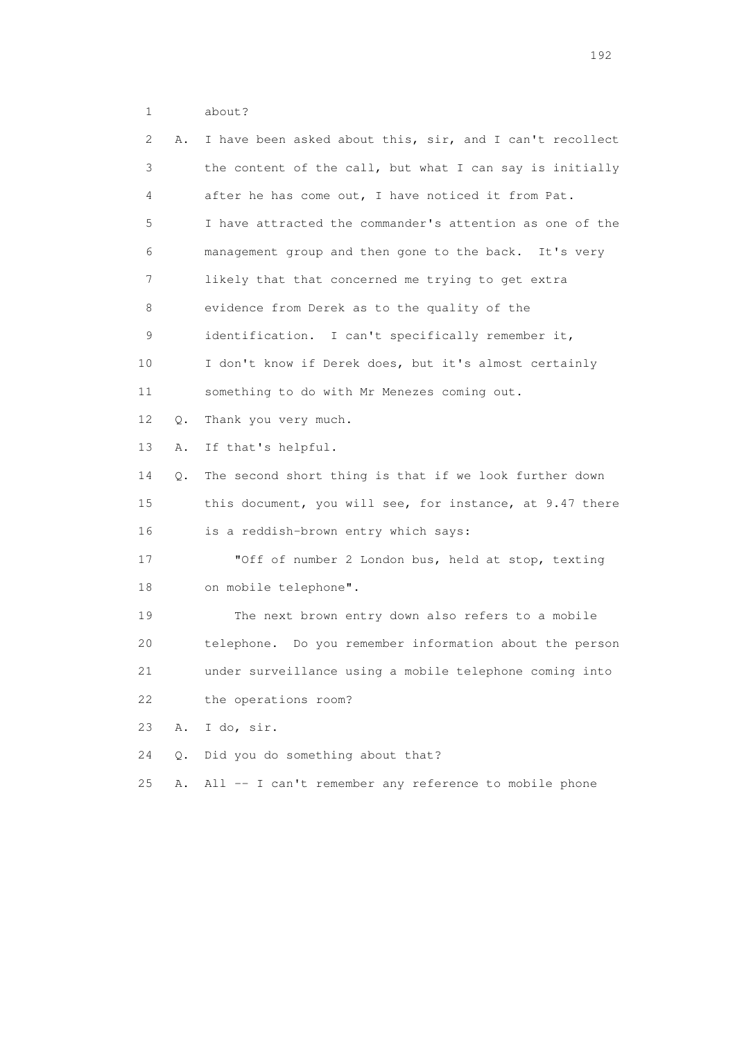1 about?

2 A. I have been asked about this, sir, and I can't recollect
3 the content of the call, but what I can say is initially
4 after he has come out, I have noticed it from Pat.
5 I have attracted the commander's attention as one of the
6 management group and then gone to the back. It's very
7 likely that that concerned me trying to get extra
8 evidence from Derek as to the quality of the
9 identification. I can't specifically remember it,
10 I don't know if Derek does, but it's almost certainly
11 something to do with Mr Menezes coming out.

12 Q. Thank you very much.

13 A. If that's helpful.

14 Q. The second short thing is that if we look further down
15 this document, you will see, for instance, at 9.47 there
16 is a reddish-brown entry which says:

17 "Off of number 2 London bus, held at stop, texting
18 on mobile telephone".

19 The next brown entry down also refers to a mobile
20 telephone. Do you remember information about the person
21 under surveillance using a mobile telephone coming into
22 the operations room?

23 A. I do, sir.

24 Q. Did you do something about that?

25 A. All -- I can't remember any reference to mobile phone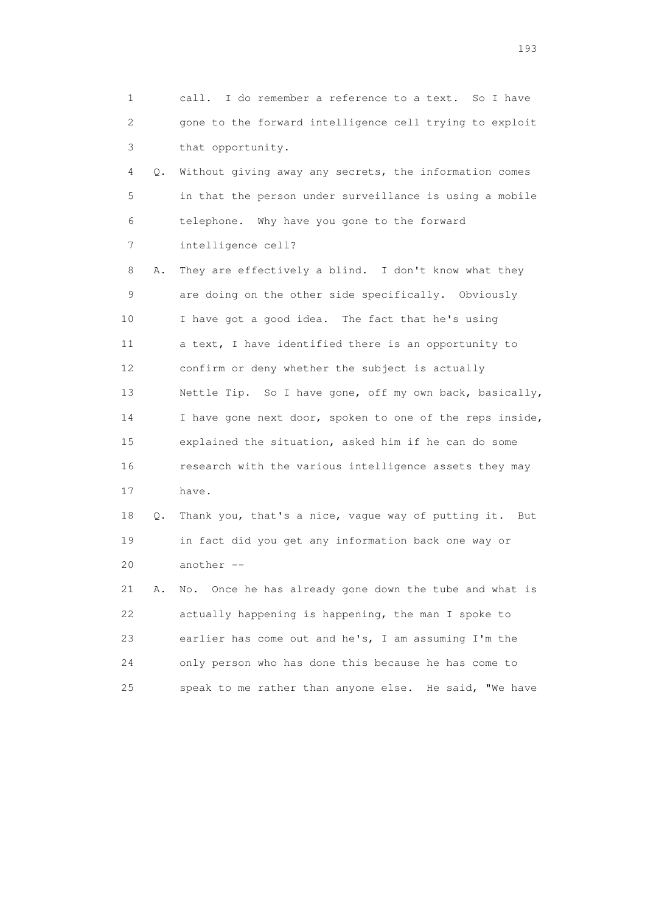1 call. I do remember a reference to a text. So I have
2 gone to the forward intelligence cell trying to exploit
3 that opportunity.

4 Q. Without giving away any secrets, the information comes
5 in that the person under surveillance is using a mobile
6 telephone. Why have you gone to the forward
7 intelligence cell?

8 A. They are effectively a blind. I don't know what they
9 are doing on the other side specifically. Obviously
10 I have got a good idea. The fact that he's using
11 a text, I have identified there is an opportunity to
12 confirm or deny whether the subject is actually
13 Nettle Tip. So I have gone, off my own back, basically,
14 I have gone next door, spoken to one of the reps inside,
15 explained the situation, asked him if he can do some
16 research with the various intelligence assets they may
17 have.

18 Q. Thank you, that's a nice, vague way of putting it. But
19 in fact did you get any information back one way or
20 another --

21 A. No. Once he has already gone down the tube and what is
22 actually happening is happening, the man I spoke to
23 earlier has come out and he's, I am assuming I'm the
24 only person who has done this because he has come to
25 speak to me rather than anyone else. He said, "We have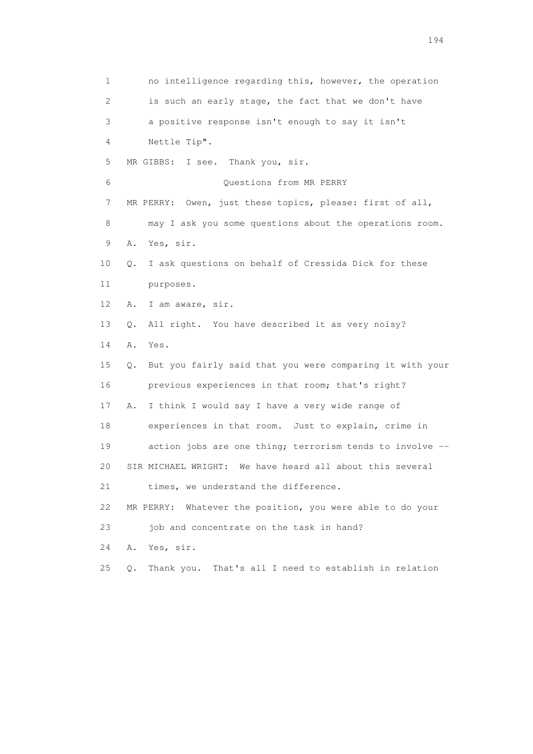1 no intelligence regarding this, however, the operation
2 is such an early stage, the fact that we don't have
3 a positive response isn't enough to say it isn't
4 Nettle Tip".
5 MR GIBBS: I see. Thank you, sir.
6 Questions from MR PERRY
7 MR PERRY: Owen, just these topics, please: first of all,
8 may I ask you some questions about the operations room.
9 A. Yes, sir.
10 Q. I ask questions on behalf of Cressida Dick for these
11 purposes.
12 A. I am aware, sir.
13 Q. All right. You have described it as very noisy?
14 A. Yes.
15 Q. But you fairly said that you were comparing it with your
16 previous experiences in that room; that's right?
17 A. I think I would say I have a very wide range of
18 experiences in that room. Just to explain, crime in
19 action jobs are one thing; terrorism tends to involve --
20 SIR MICHAEL WRIGHT: We have heard all about this several
21 times, we understand the difference.
22 MR PERRY: Whatever the position, you were able to do your
23 job and concentrate on the task in hand?
24 A. Yes, sir.
25 Q. Thank you. That's all I need to establish in relation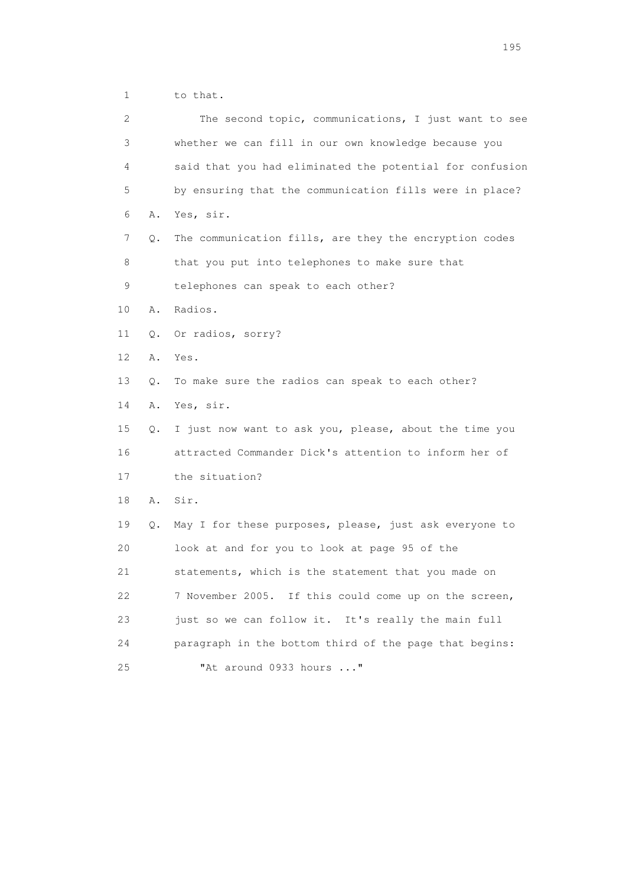1 to that.

2 The second topic, communications, I just want to see

3 whether we can fill in our own knowledge because you

4 said that you had eliminated the potential for confusion

5 by ensuring that the communication fills were in place?

6 A. Yes, sir.

7 Q. The communication fills, are they the encryption codes

8 that you put into telephones to make sure that

9 telephones can speak to each other?

10 A. Radios.

11 Q. Or radios, sorry?

12 A. Yes.

13 Q. To make sure the radios can speak to each other?

14 A. Yes, sir.

15 Q. I just now want to ask you, please, about the time you

16 attracted Commander Dick's attention to inform her of

17 the situation?

18 A. Sir.

19 Q. May I for these purposes, please, just ask everyone to

20 look at and for you to look at page 95 of the

21 statements, which is the statement that you made on

22 7 November 2005. If this could come up on the screen,

23 just so we can follow it. It's really the main full

24 paragraph in the bottom third of the page that begins:

25 "At around 0933 hours ..."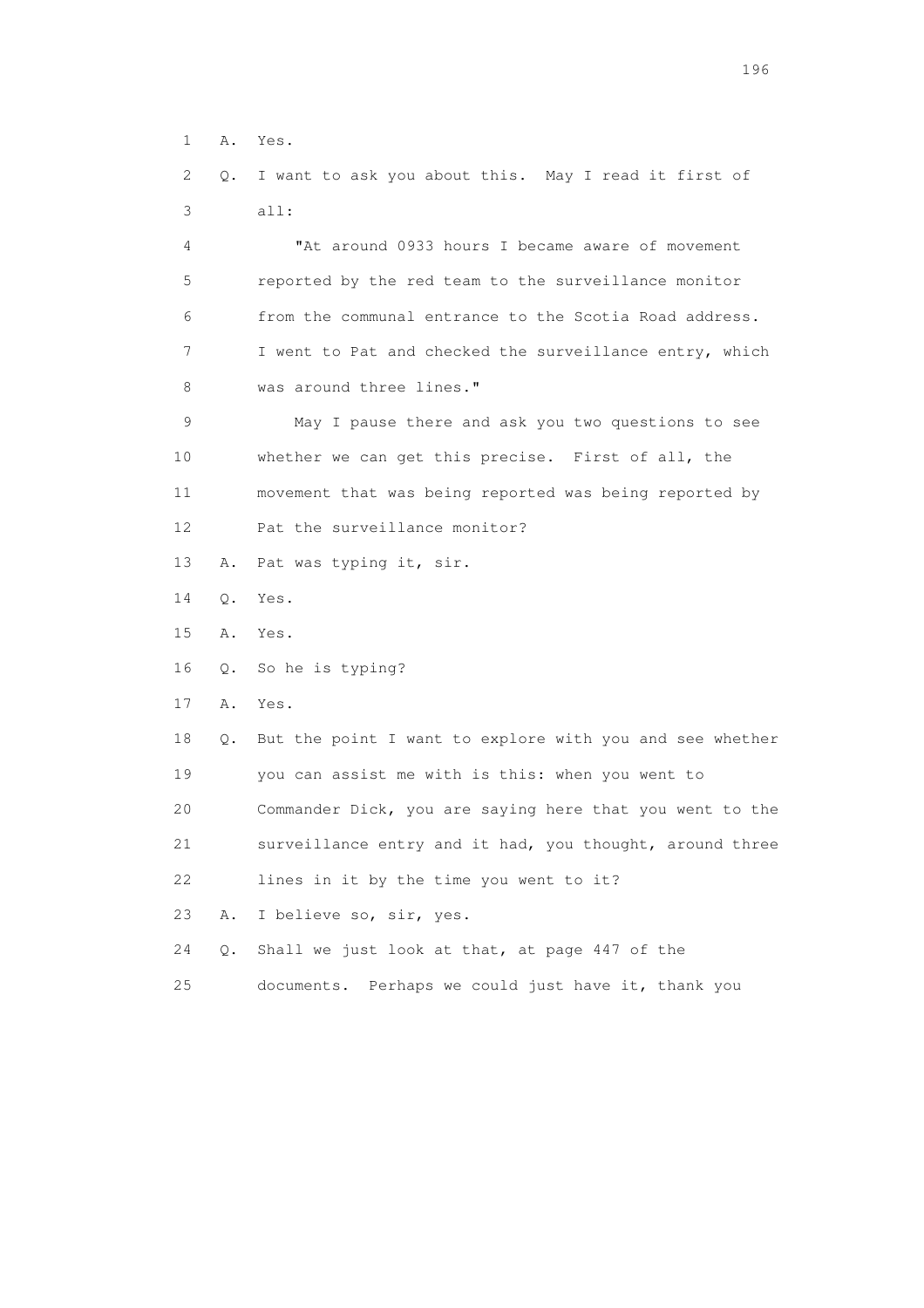1 A. Yes.

2 Q. I want to ask you about this. May I read it first of

3 all:

4 "At around 0933 hours I became aware of movement

5 reported by the red team to the surveillance monitor

6 from the communal entrance to the Scotia Road address.

7 I went to Pat and checked the surveillance entry, which

8 was around three lines."

9 May I pause there and ask you two questions to see

10 whether we can get this precise. First of all, the

11 movement that was being reported was being reported by

12 Pat the surveillance monitor?

13 A. Pat was typing it, sir.

14 Q. Yes.

15 A. Yes.

16 Q. So he is typing?

17 A. Yes.

18 Q. But the point I want to explore with you and see whether

19 you can assist me with is this: when you went to

20 Commander Dick, you are saying here that you went to the

21 surveillance entry and it had, you thought, around three

22 lines in it by the time you went to it?

23 A. I believe so, sir, yes.

24 Q. Shall we just look at that, at page 447 of the

25 documents. Perhaps we could just have it, thank you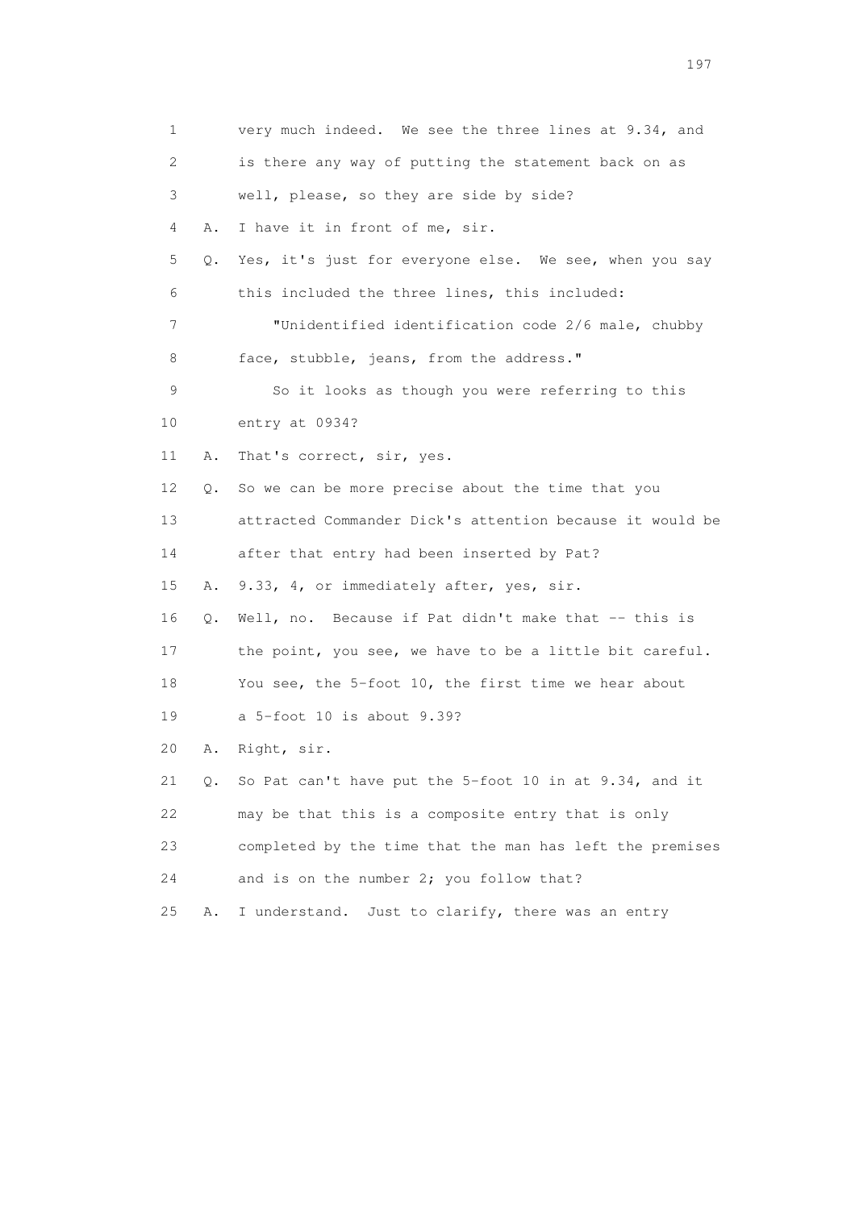1 very much indeed. We see the three lines at 9.34, and
2 is there any way of putting the statement back on as
3 well, please, so they are side by side?
4 A. I have it in front of me, sir.
5 Q. Yes, it's just for everyone else. We see, when you say
6 this included the three lines, this included:
7 "Unidentified identification code 2/6 male, chubby
8 face, stubble, jeans, from the address."
9 So it looks as though you were referring to this
10 entry at 0934?
11 A. That's correct, sir, yes.
12 Q. So we can be more precise about the time that you
13 attracted Commander Dick's attention because it would be
14 after that entry had been inserted by Pat?
15 A. 9.33, 4, or immediately after, yes, sir.
16 Q. Well, no. Because if Pat didn't make that -- this is
17 the point, you see, we have to be a little bit careful.
18 You see, the 5-foot 10, the first time we hear about
19 a 5-foot 10 is about 9.39?
20 A. Right, sir.
21 Q. So Pat can't have put the 5-foot 10 in at 9.34, and it
22 may be that this is a composite entry that is only
23 completed by the time that the man has left the premises
24 and is on the number 2; you follow that?
25 A. I understand. Just to clarify, there was an entry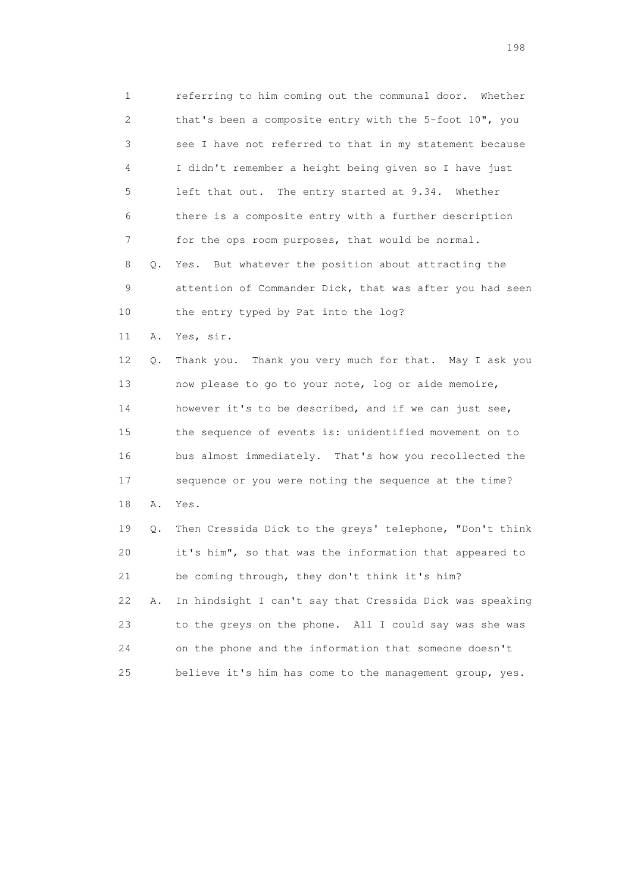1 referring to him coming out the communal door. Whether
2 that's been a composite entry with the 5-foot 10", you
3 see I have not referred to that in my statement because
4 I didn't remember a height being given so I have just
5 left that out. The entry started at 9.34. Whether
6 there is a composite entry with a further description
7 for the ops room purposes, that would be normal.

8 Q. Yes. But whatever the position about attracting the
9 attention of Commander Dick, that was after you had seen
10 the entry typed by Pat into the log?

11 A. Yes, sir.

12 Q. Thank you. Thank you very much for that. May I ask you
13 now please to go to your note, log or aide memoire,
14 however it's to be described, and if we can just see,
15 the sequence of events is: unidentified movement on to
16 bus almost immediately. That's how you recollected the
17 sequence or you were noting the sequence at the time?

18 A. Yes.

19 Q. Then Cressida Dick to the greys' telephone, "Don't think
20 it's him", so that was the information that appeared to
21 be coming through, they don't think it's him?

22 A. In hindsight I can't say that Cressida Dick was speaking
23 to the greys on the phone. All I could say was she was
24 on the phone and the information that someone doesn't
25 believe it's him has come to the management group, yes.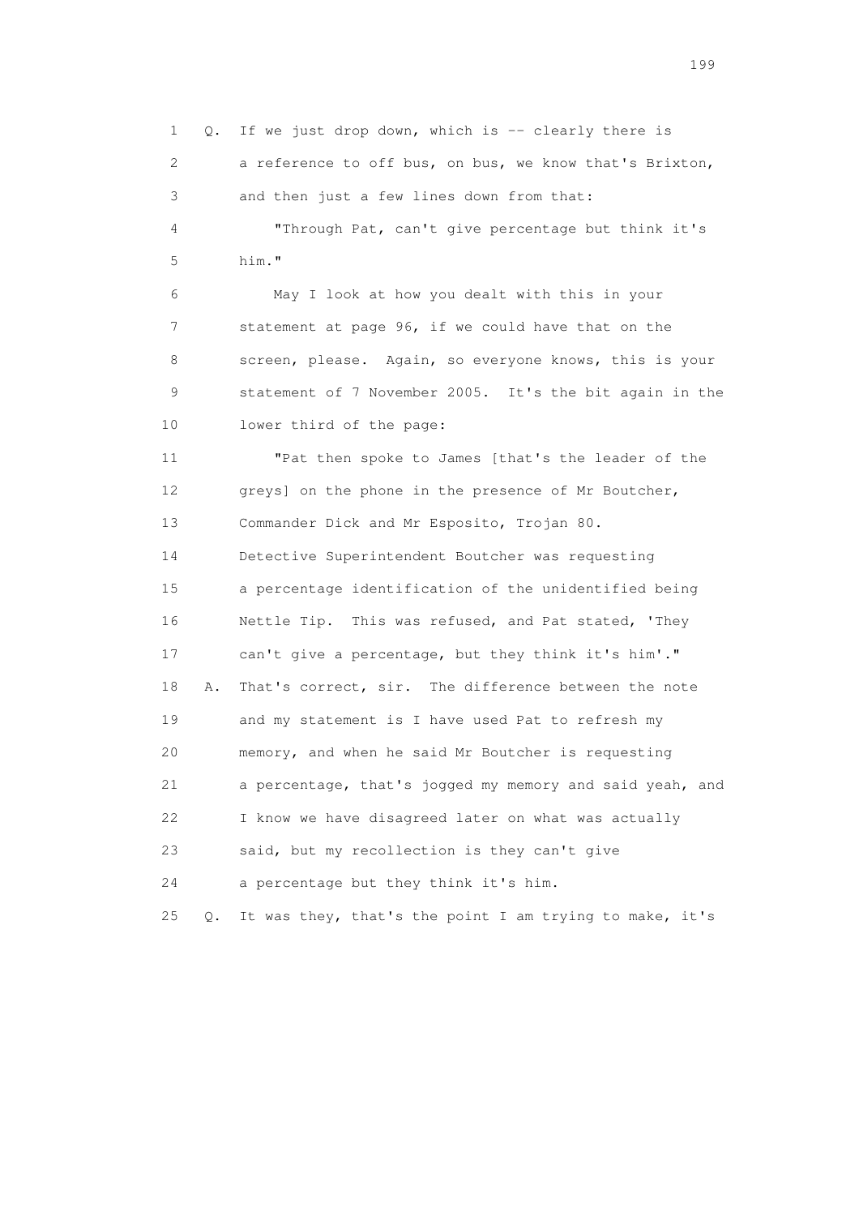1 Q. If we just drop down, which is -- clearly there is
2 a reference to off bus, on bus, we know that's Brixton,
3 and then just a few lines down from that:
4 "Through Pat, can't give percentage but think it's
5 him."
6 May I look at how you dealt with this in your
7 statement at page 96, if we could have that on the
8 screen, please. Again, so everyone knows, this is your
9 statement of 7 November 2005. It's the bit again in the
10 lower third of the page:
11 "Pat then spoke to James [that's the leader of the
12 greys] on the phone in the presence of Mr Boutcher,
13 Commander Dick and Mr Esposito, Trojan 80.
14 Detective Superintendent Boutcher was requesting
15 a percentage identification of the unidentified being
16 Nettle Tip. This was refused, and Pat stated, 'They
17 can't give a percentage, but they think it's him'."
18 A. That's correct, sir. The difference between the note
19 and my statement is I have used Pat to refresh my
20 memory, and when he said Mr Boutcher is requesting
21 a percentage, that's jogged my memory and said yeah, and
22 I know we have disagreed later on what was actually
23 said, but my recollection is they can't give
24 a percentage but they think it's him.
25 Q. It was they, that's the point I am trying to make, it's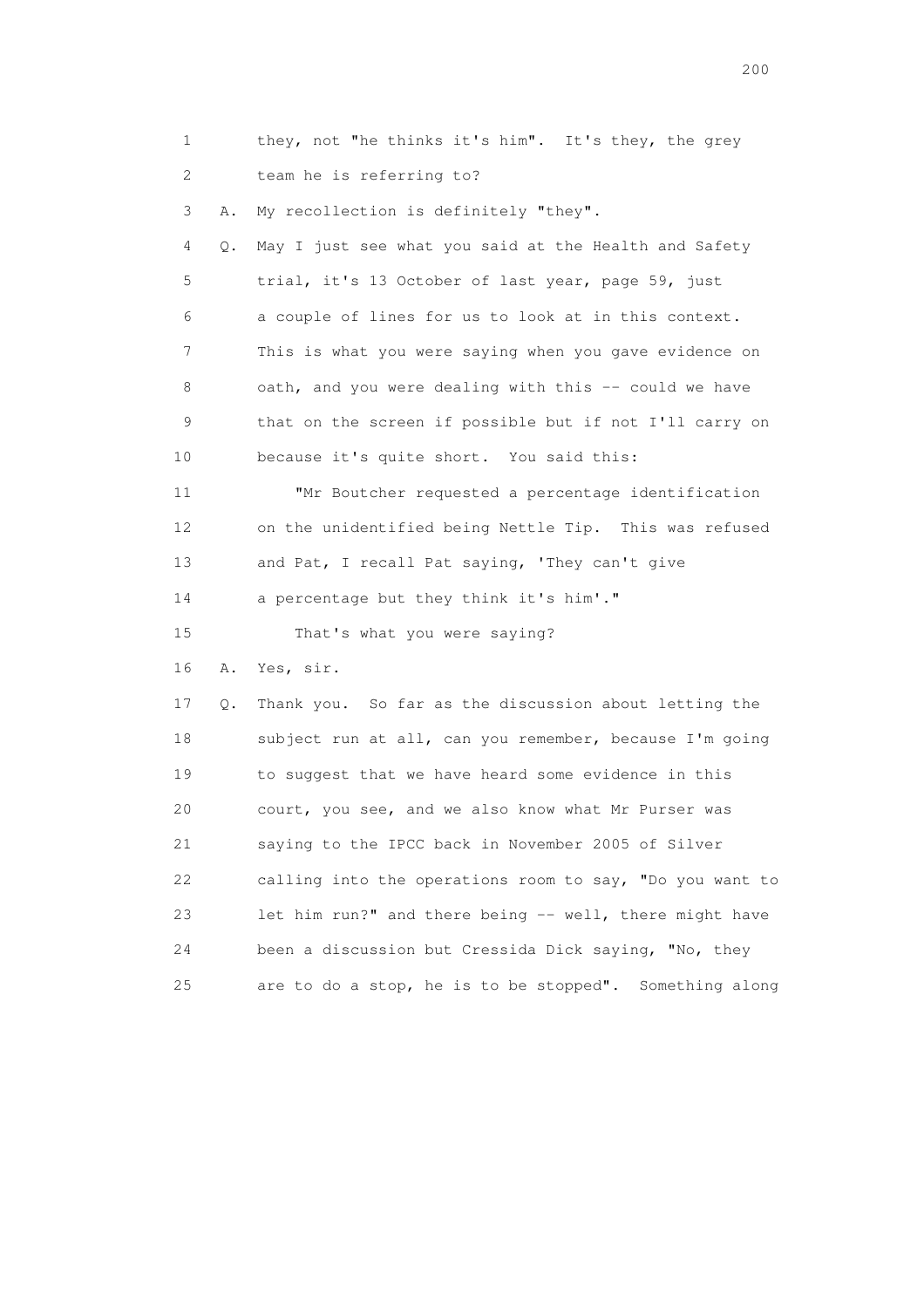1 they, not "he thinks it's him". It's they, the grey
2 team he is referring to?
3 A. My recollection is definitely "they".
4 Q. May I just see what you said at the Health and Safety
5 trial, it's 13 October of last year, page 59, just
6 a couple of lines for us to look at in this context.
7 This is what you were saying when you gave evidence on
8 oath, and you were dealing with this -- could we have
9 that on the screen if possible but if not I'll carry on
10 because it's quite short. You said this:
11 "Mr Boutcher requested a percentage identification
12 on the unidentified being Nettle Tip. This was refused
13 and Pat, I recall Pat saying, 'They can't give
14 a percentage but they think it's him'."
15 That's what you were saying?
16 A. Yes, sir.
17 Q. Thank you. So far as the discussion about letting the
18 subject run at all, can you remember, because I'm going
19 to suggest that we have heard some evidence in this
20 court, you see, and we also know what Mr Purser was
21 saying to the IPCC back in November 2005 of Silver
22 calling into the operations room to say, "Do you want to
23 let him run?" and there being -- well, there might have
24 been a discussion but Cressida Dick saying, "No, they
25 are to do a stop, he is to be stopped". Something along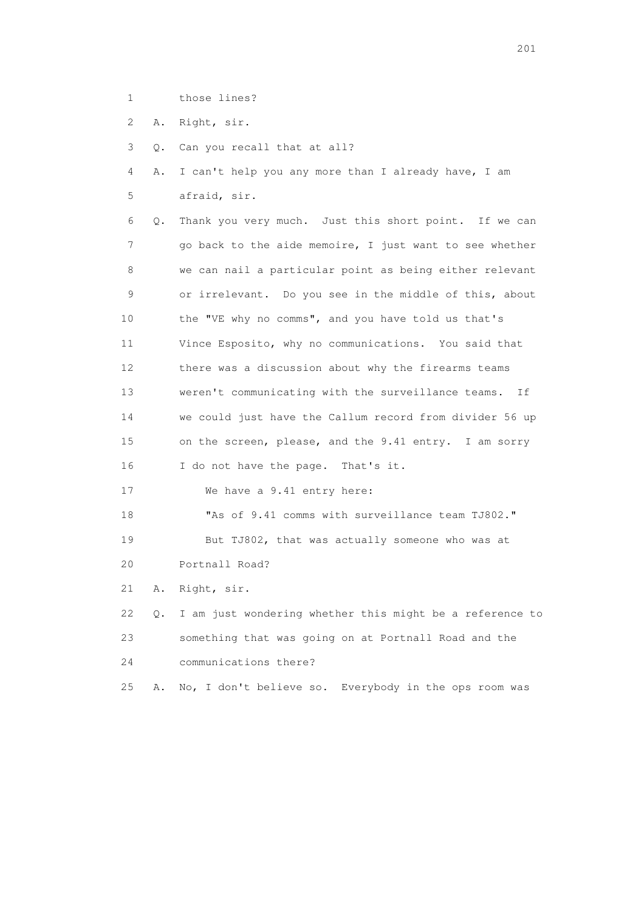1 those lines?

2 A. Right, sir.

3 Q. Can you recall that at all?

4 A. I can't help you any more than I already have, I am

5 afraid, sir.

6 Q. Thank you very much. Just this short point. If we can

7 go back to the aide memoire, I just want to see whether

8 we can nail a particular point as being either relevant

9 or irrelevant. Do you see in the middle of this, about

10 the "VE why no comms", and you have told us that's

11 Vince Esposito, why no communications. You said that

12 there was a discussion about why the firearms teams

13 weren't communicating with the surveillance teams. If

14 we could just have the Callum record from divider 56 up

15 on the screen, please, and the 9.41 entry. I am sorry

16 I do not have the page. That's it.

17 We have a 9.41 entry here:

18 "As of 9.41 comms with surveillance team TJ802."

19 But TJ802, that was actually someone who was at

20 Portnall Road?

21 A. Right, sir.

22 Q. I am just wondering whether this might be a reference to

23 something that was going on at Portnall Road and the

24 communications there?

25 A. No, I don't believe so. Everybody in the ops room was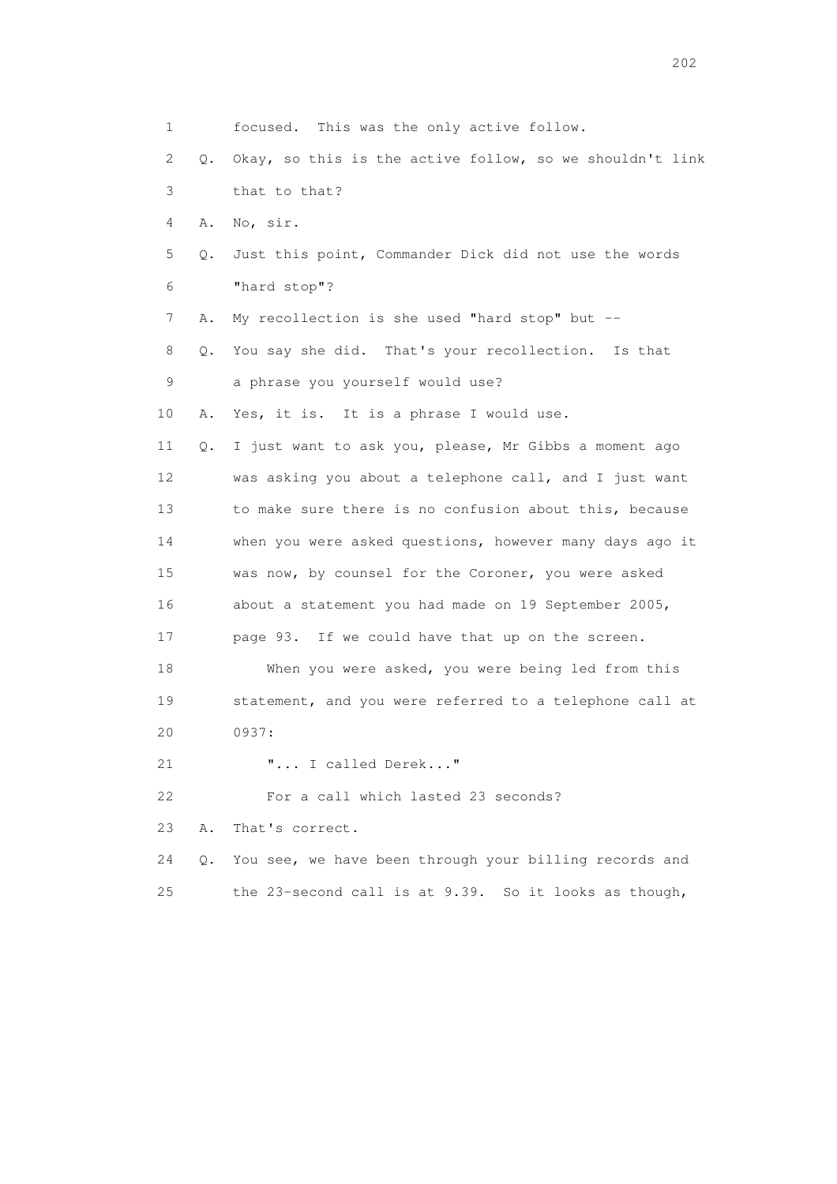1 focused. This was the only active follow.

2 Q. Okay, so this is the active follow, so we shouldn't link

3 that to that?

4 A. No, sir.

5 Q. Just this point, Commander Dick did not use the words

6 "hard stop"?

7 A. My recollection is she used "hard stop" but --

8 Q. You say she did. That's your recollection. Is that

9 a phrase you yourself would use?

10 A. Yes, it is. It is a phrase I would use.

11 Q. I just want to ask you, please, Mr Gibbs a moment ago

12 was asking you about a telephone call, and I just want

13 to make sure there is no confusion about this, because

14 when you were asked questions, however many days ago it

15 was now, by counsel for the Coroner, you were asked

16 about a statement you had made on 19 September 2005,

17 page 93. If we could have that up on the screen.

18 When you were asked, you were being led from this

19 statement, and you were referred to a telephone call at

20 0937:

21 "... I called Derek..."

22 For a call which lasted 23 seconds?

23 A. That's correct.

24 Q. You see, we have been through your billing records and

25 the 23-second call is at 9.39. So it looks as though,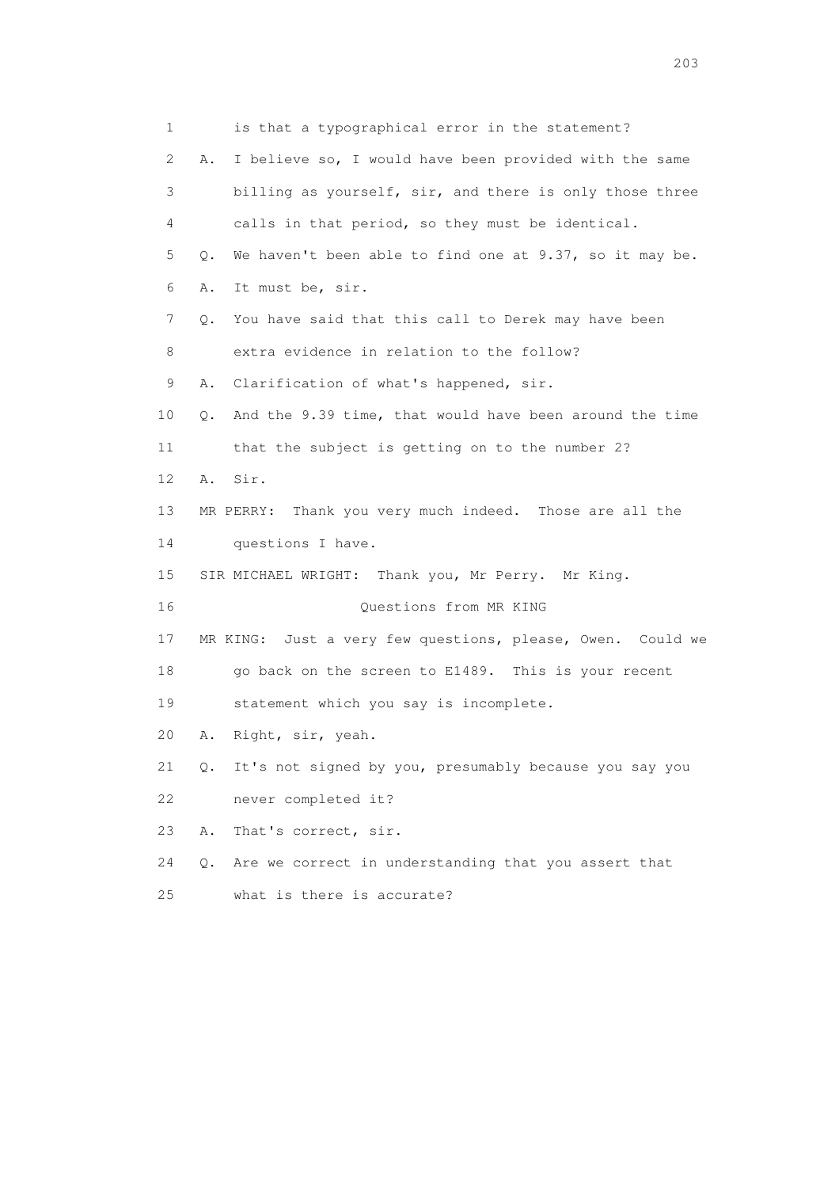1 is that a typographical error in the statement?

2 A. I believe so, I would have been provided with the same

3 billing as yourself, sir, and there is only those three

4 calls in that period, so they must be identical.

5 Q. We haven't been able to find one at 9.37, so it may be.

6 A. It must be, sir.

7 Q. You have said that this call to Derek may have been

8 extra evidence in relation to the follow?

9 A. Clarification of what's happened, sir.

10 Q. And the 9.39 time, that would have been around the time

11 that the subject is getting on to the number 2?

12 A. Sir.

13 MR PERRY: Thank you very much indeed. Those are all the

14 questions I have.

15 SIR MICHAEL WRIGHT: Thank you, Mr Perry. Mr King.

16 Questions from MR KING

17 MR KING: Just a very few questions, please, Owen. Could we

18 go back on the screen to E1489. This is your recent

19 statement which you say is incomplete.

20 A. Right, sir, yeah.

21 Q. It's not signed by you, presumably because you say you

22 never completed it?

23 A. That's correct, sir.

24 Q. Are we correct in understanding that you assert that

25 what is there is accurate?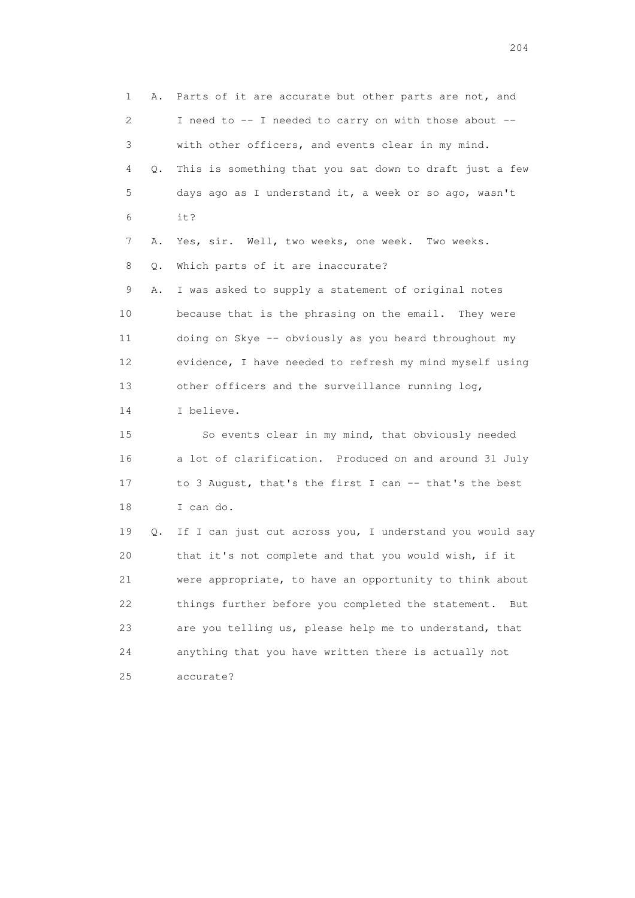1 A. Parts of it are accurate but other parts are not, and
2 I need to -- I needed to carry on with those about --
3 with other officers, and events clear in my mind.
4 Q. This is something that you sat down to draft just a few
5 days ago as I understand it, a week or so ago, wasn't
6 it?
7 A. Yes, sir. Well, two weeks, one week. Two weeks.
8 Q. Which parts of it are inaccurate?
9 A. I was asked to supply a statement of original notes
10 because that is the phrasing on the email. They were
11 doing on Skye -- obviously as you heard throughout my
12 evidence, I have needed to refresh my mind myself using
13 other officers and the surveillance running log,
14 I believe.
15 So events clear in my mind, that obviously needed
16 a lot of clarification. Produced on and around 31 July
17 to 3 August, that's the first I can -- that's the best
18 I can do.
19 Q. If I can just cut across you, I understand you would say
20 that it's not complete and that you would wish, if it
21 were appropriate, to have an opportunity to think about
22 things further before you completed the statement. But
23 are you telling us, please help me to understand, that
24 anything that you have written there is actually not
25 accurate?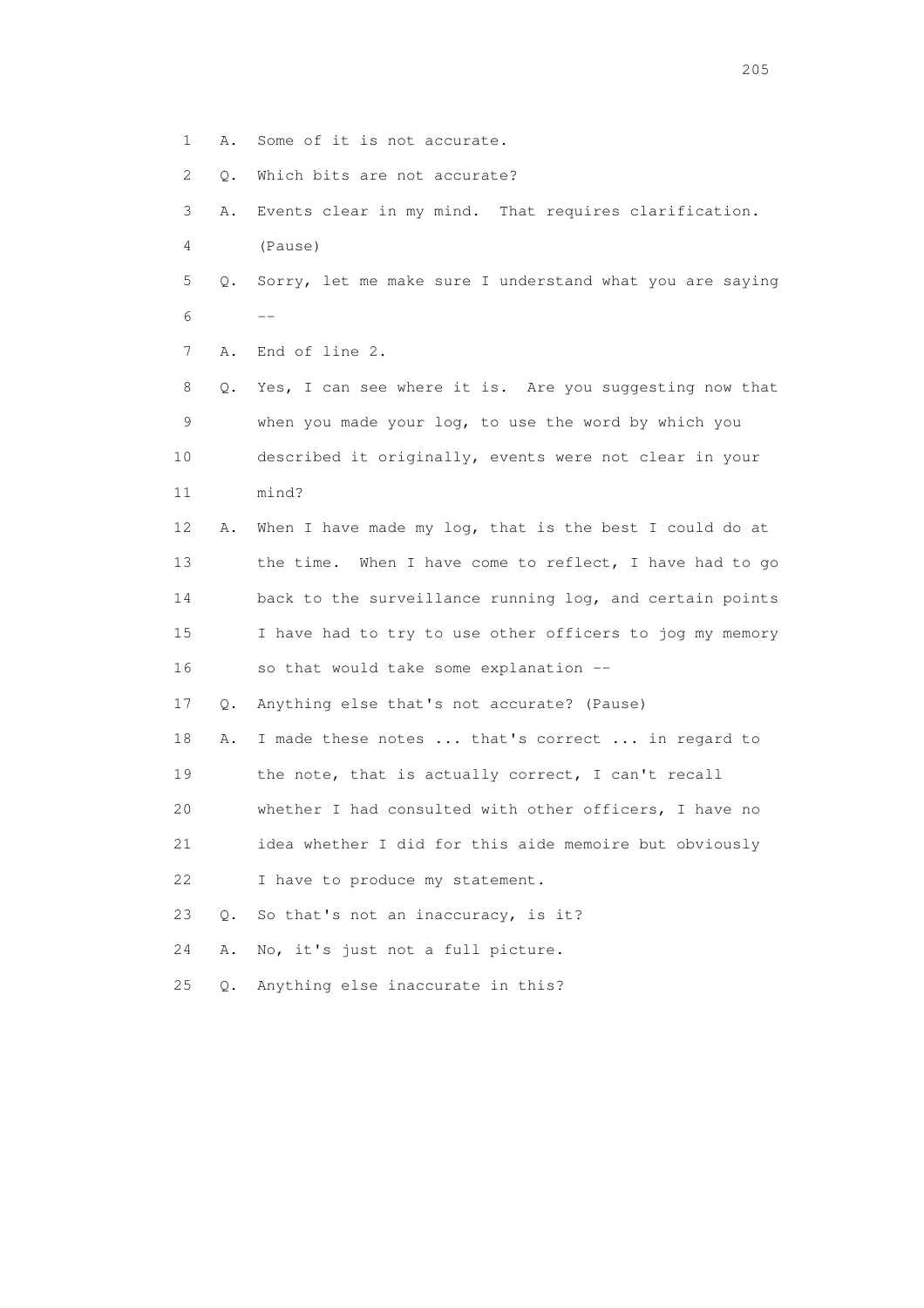1 A. Some of it is not accurate.

2 Q. Which bits are not accurate?

3 A. Events clear in my mind. That requires clarification.

4 (Pause)

5 Q. Sorry, let me make sure I understand what you are saying

6 --

7 A. End of line 2.

8 Q. Yes, I can see where it is. Are you suggesting now that

9 when you made your log, to use the word by which you

10 described it originally, events were not clear in your

11 mind?

12 A. When I have made my log, that is the best I could do at

13 the time. When I have come to reflect, I have had to go

14 back to the surveillance running log, and certain points

15 I have had to try to use other officers to jog my memory

16 so that would take some explanation --

17 Q. Anything else that's not accurate? (Pause)

18 A. I made these notes ... that's correct ... in regard to

19 the note, that is actually correct, I can't recall

20 whether I had consulted with other officers, I have no

21 idea whether I did for this aide memoire but obviously

22 I have to produce my statement.

23 Q. So that's not an inaccuracy, is it?

24 A. No, it's just not a full picture.

25 Q. Anything else inaccurate in this?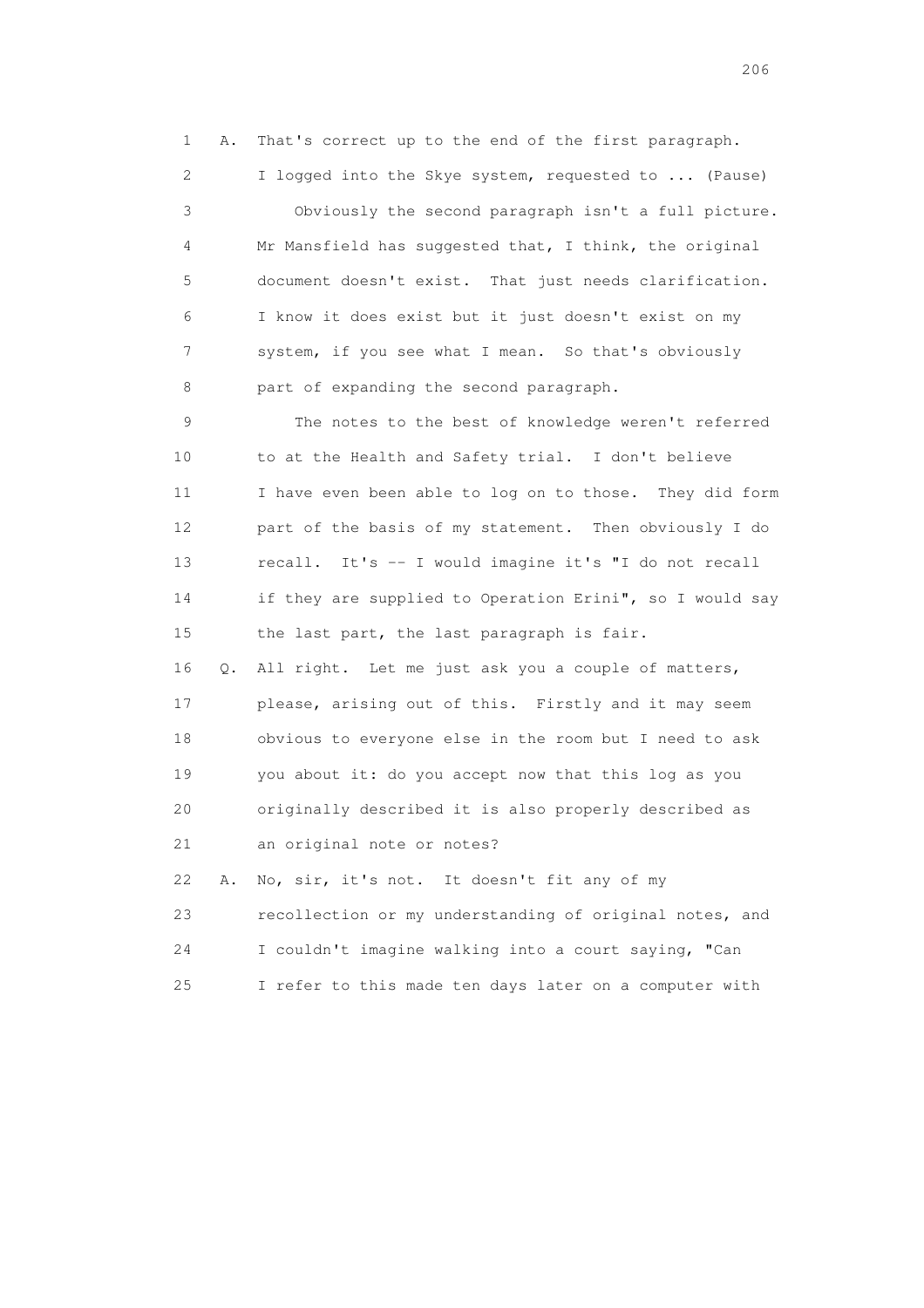1 A. That's correct up to the end of the first paragraph.
2 I logged into the Skye system, requested to ... (Pause)
3 Obviously the second paragraph isn't a full picture.
4 Mr Mansfield has suggested that, I think, the original
5 document doesn't exist. That just needs clarification.
6 I know it does exist but it just doesn't exist on my
7 system, if you see what I mean. So that's obviously
8 part of expanding the second paragraph.
9 The notes to the best of knowledge weren't referred
10 to at the Health and Safety trial. I don't believe
11 I have even been able to log on to those. They did form
12 part of the basis of my statement. Then obviously I do
13 recall. It's -- I would imagine it's "I do not recall
14 if they are supplied to Operation Erini", so I would say
15 the last part, the last paragraph is fair.
16 Q. All right. Let me just ask you a couple of matters,
17 please, arising out of this. Firstly and it may seem
18 obvious to everyone else in the room but I need to ask
19 you about it: do you accept now that this log as you
20 originally described it is also properly described as
21 an original note or notes?
22 A. No, sir, it's not. It doesn't fit any of my
23 recollection or my understanding of original notes, and
24 I couldn't imagine walking into a court saying, "Can
25 I refer to this made ten days later on a computer with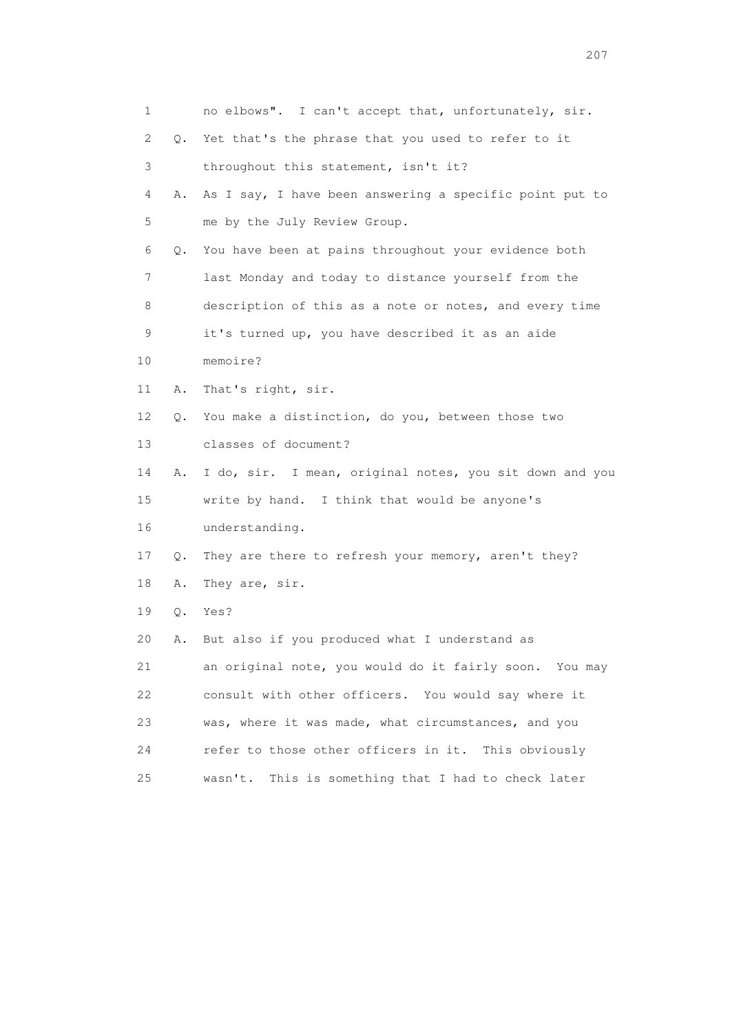1 no elbows". I can't accept that, unfortunately, sir.

2 Q. Yet that's the phrase that you used to refer to it

3 throughout this statement, isn't it?

4 A. As I say, I have been answering a specific point put to

5 me by the July Review Group.

6 Q. You have been at pains throughout your evidence both

7 last Monday and today to distance yourself from the

8 description of this as a note or notes, and every time

9 it's turned up, you have described it as an aide

10 memoire?

11 A. That's right, sir.

12 Q. You make a distinction, do you, between those two

13 classes of document?

14 A. I do, sir. I mean, original notes, you sit down and you

15 write by hand. I think that would be anyone's

16 understanding.

17 Q. They are there to refresh your memory, aren't they?

18 A. They are, sir.

19 Q. Yes?

20 A. But also if you produced what I understand as

21 an original note, you would do it fairly soon. You may

22 consult with other officers. You would say where it

23 was, where it was made, what circumstances, and you

24 refer to those other officers in it. This obviously

25 wasn't. This is something that I had to check later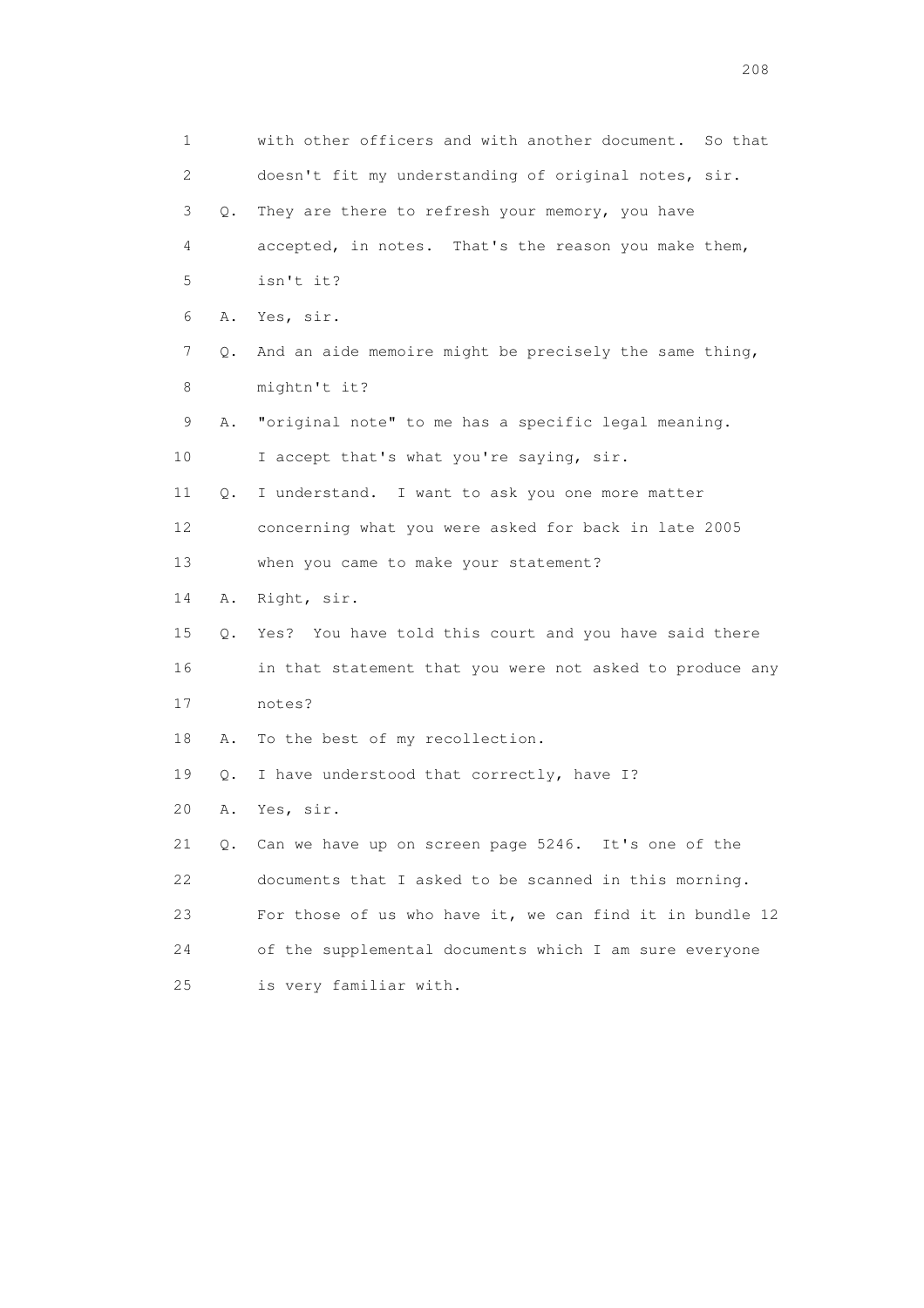1        with other officers and with another document.  So that
2        doesn't fit my understanding of original notes, sir.
3    Q.  They are there to refresh your memory, you have
4        accepted, in notes.  That's the reason you make them,
5        isn't it?
6    A.  Yes, sir.
7    Q.  And an aide memoire might be precisely the same thing,
8        mightn't it?
9    A.  "original note" to me has a specific legal meaning.
10       I accept that's what you're saying, sir.
11   Q.  I understand.  I want to ask you one more matter
12       concerning what you were asked for back in late 2005
13       when you came to make your statement?
14   A.  Right, sir.
15   Q.  Yes?  You have told this court and you have said there
16       in that statement that you were not asked to produce any
17       notes?
18   A.  To the best of my recollection.
19   Q.  I have understood that correctly, have I?
20   A.  Yes, sir.
21   Q.  Can we have up on screen page 5246.  It's one of the
22       documents that I asked to be scanned in this morning.
23       For those of us who have it, we can find it in bundle 12
24       of the supplemental documents which I am sure everyone
25       is very familiar with.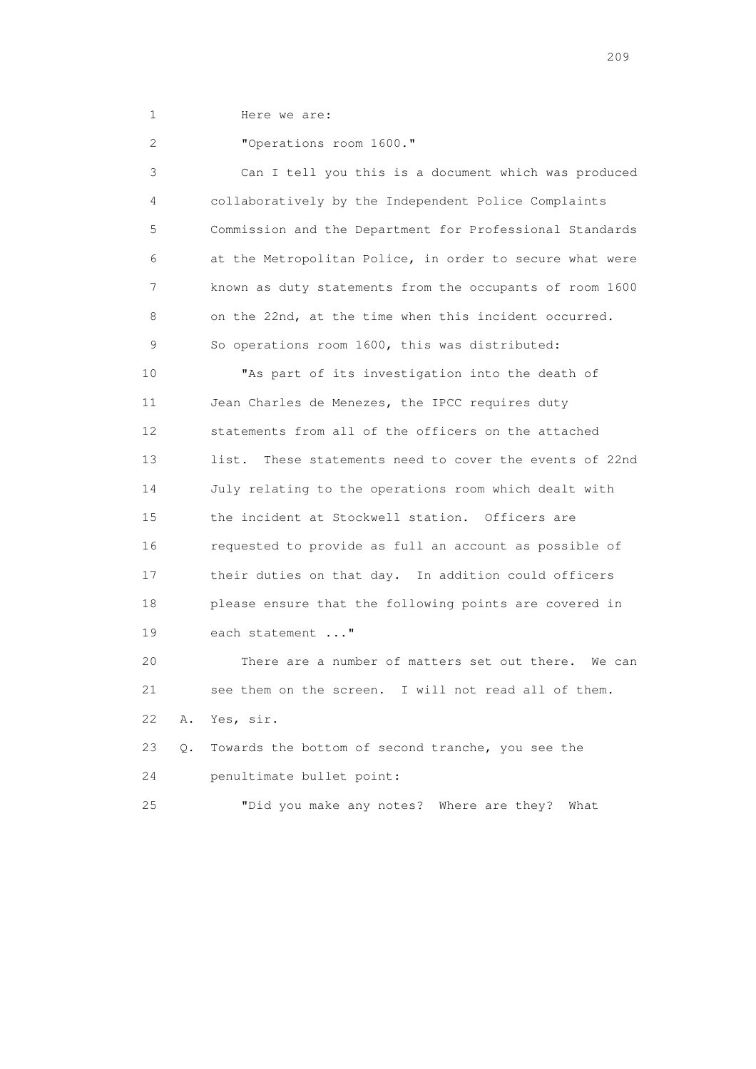1 Here we are:

2 "Operations room 1600."

3 Can I tell you this is a document which was produced

4 collaboratively by the Independent Police Complaints

5 Commission and the Department for Professional Standards

6 at the Metropolitan Police, in order to secure what were

7 known as duty statements from the occupants of room 1600

8 on the 22nd, at the time when this incident occurred.

9 So operations room 1600, this was distributed:

10 "As part of its investigation into the death of

11 Jean Charles de Menezes, the IPCC requires duty

12 statements from all of the officers on the attached

13 list. These statements need to cover the events of 22nd

14 July relating to the operations room which dealt with

15 the incident at Stockwell station. Officers are

16 requested to provide as full an account as possible of

17 their duties on that day. In addition could officers

18 please ensure that the following points are covered in

19 each statement ..."

20 There are a number of matters set out there. We can

21 see them on the screen. I will not read all of them.

22 A. Yes, sir.

23 Q. Towards the bottom of second tranche, you see the

24 penultimate bullet point:

25 "Did you make any notes? Where are they? What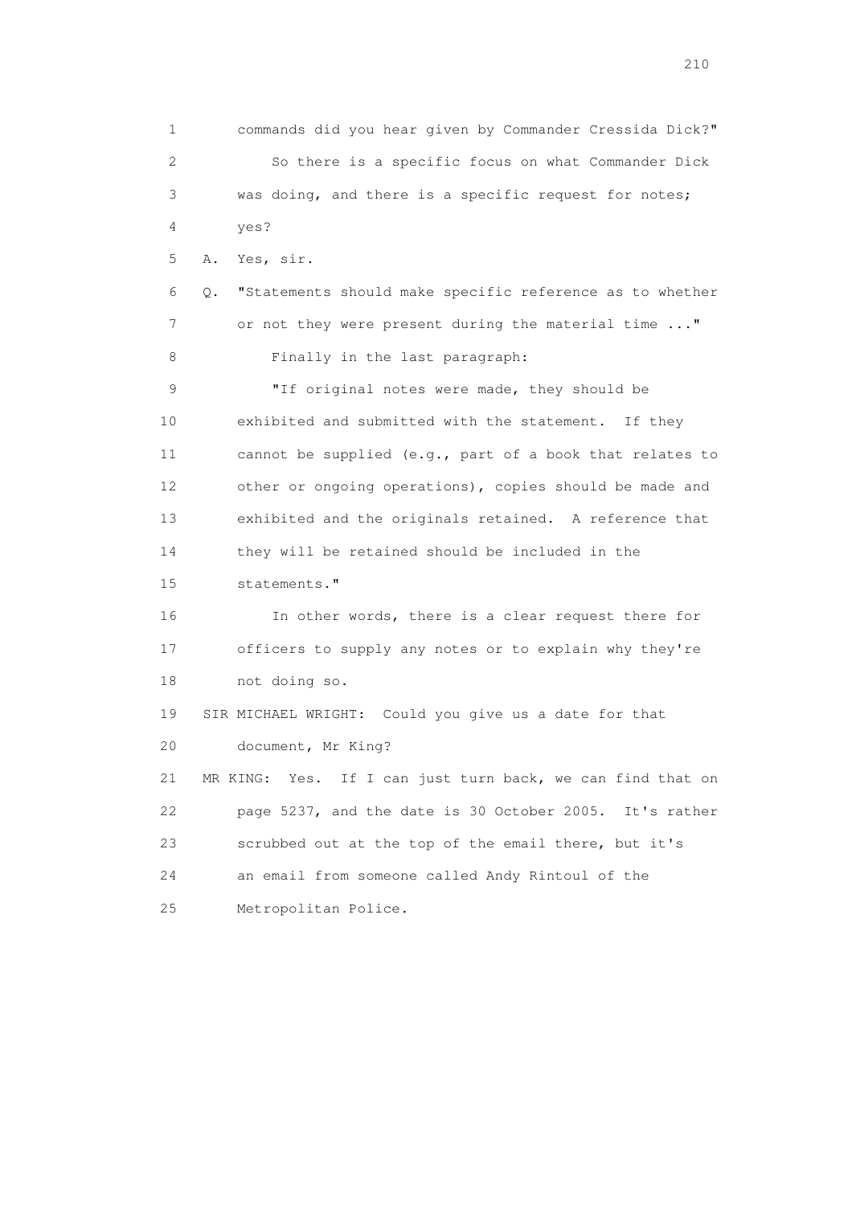1 commands did you hear given by Commander Cressida Dick?"

2 So there is a specific focus on what Commander Dick

3 was doing, and there is a specific request for notes;

4 yes?

5 A. Yes, sir.

6 Q. "Statements should make specific reference as to whether

7 or not they were present during the material time ..."

8 Finally in the last paragraph:

9 "If original notes were made, they should be

10 exhibited and submitted with the statement. If they

11 cannot be supplied (e.g., part of a book that relates to

12 other or ongoing operations), copies should be made and

13 exhibited and the originals retained. A reference that

14 they will be retained should be included in the

15 statements."

16 In other words, there is a clear request there for

17 officers to supply any notes or to explain why they're

18 not doing so.

19 SIR MICHAEL WRIGHT: Could you give us a date for that

20 document, Mr King?

21 MR KING: Yes. If I can just turn back, we can find that on

22 page 5237, and the date is 30 October 2005. It's rather

23 scrubbed out at the top of the email there, but it's

24 an email from someone called Andy Rintoul of the

25 Metropolitan Police.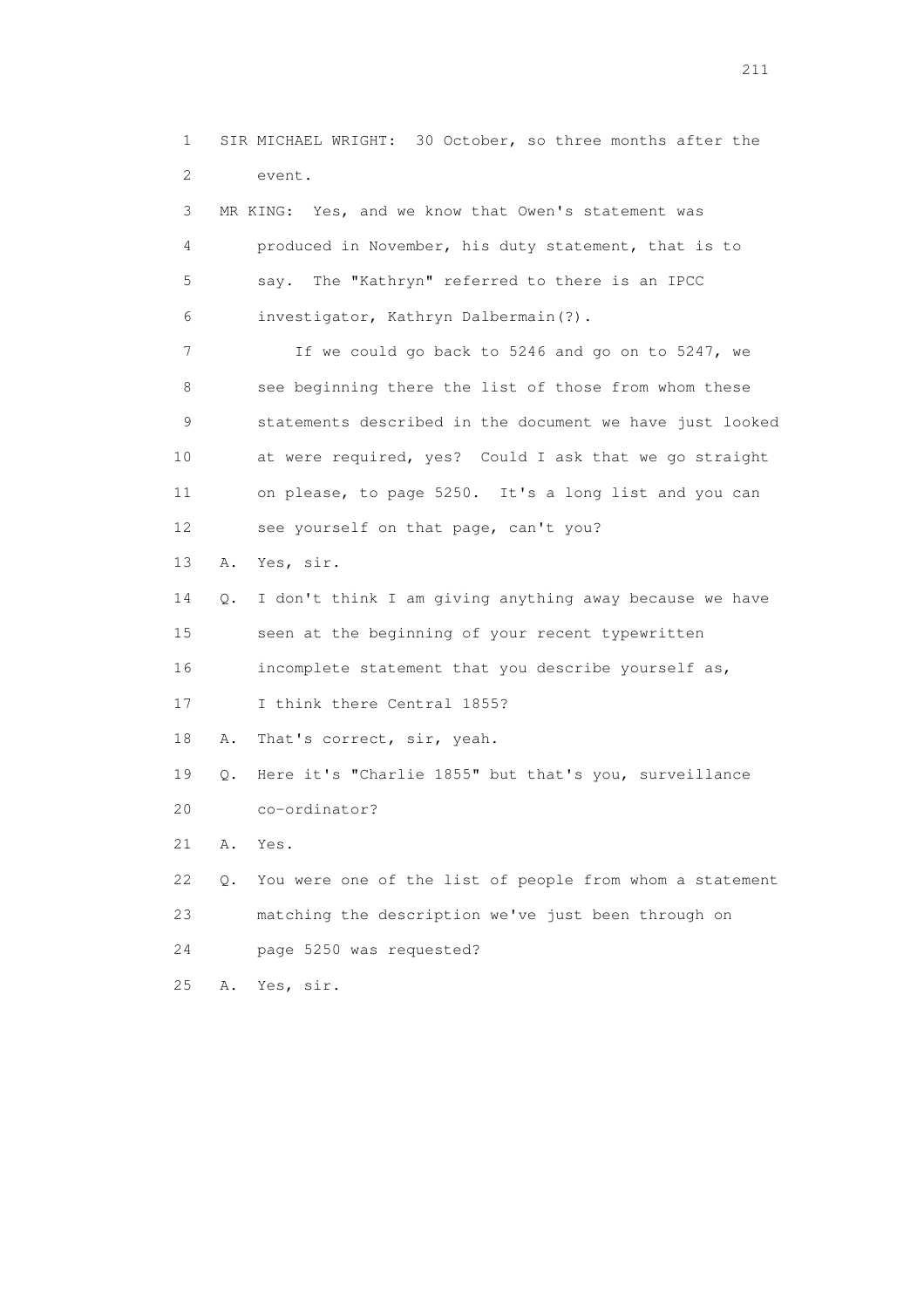1 SIR MICHAEL WRIGHT: 30 October, so three months after the
2 event.
3 MR KING: Yes, and we know that Owen's statement was
4 produced in November, his duty statement, that is to
5 say. The "Kathryn" referred to there is an IPCC
6 investigator, Kathryn Dalbermain(?).
7 If we could go back to 5246 and go on to 5247, we
8 see beginning there the list of those from whom these
9 statements described in the document we have just looked
10 at were required, yes? Could I ask that we go straight
11 on please, to page 5250. It's a long list and you can
12 see yourself on that page, can't you?
13 A. Yes, sir.
14 Q. I don't think I am giving anything away because we have
15 seen at the beginning of your recent typewritten
16 incomplete statement that you describe yourself as,
17 I think there Central 1855?
18 A. That's correct, sir, yeah.
19 Q. Here it's "Charlie 1855" but that's you, surveillance
20 co-ordinator?
21 A. Yes.
22 Q. You were one of the list of people from whom a statement
23 matching the description we've just been through on
24 page 5250 was requested?
25 A. Yes, sir.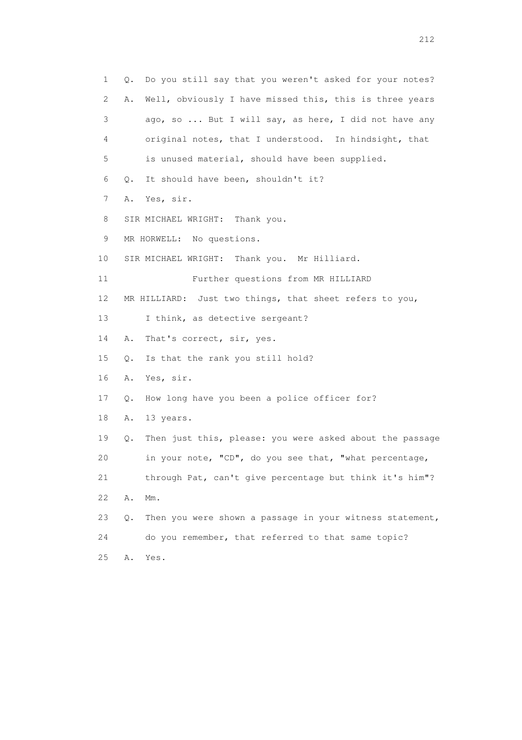1 Q. Do you still say that you weren't asked for your notes?

2 A. Well, obviously I have missed this, this is three years

3 ago, so ... But I will say, as here, I did not have any

4 original notes, that I understood. In hindsight, that

5 is unused material, should have been supplied.

6 Q. It should have been, shouldn't it?

7 A. Yes, sir.

8 SIR MICHAEL WRIGHT: Thank you.

9 MR HORWELL: No questions.

10 SIR MICHAEL WRIGHT: Thank you. Mr Hilliard.

11 Further questions from MR HILLIARD

12 MR HILLIARD: Just two things, that sheet refers to you,

13 I think, as detective sergeant?

14 A. That's correct, sir, yes.

15 Q. Is that the rank you still hold?

16 A. Yes, sir.

17 Q. How long have you been a police officer for?

18 A. 13 years.

19 Q. Then just this, please: you were asked about the passage

20 in your note, "CD", do you see that, "what percentage,

21 through Pat, can't give percentage but think it's him"?

22 A. Mm.

23 Q. Then you were shown a passage in your witness statement,

24 do you remember, that referred to that same topic?

25 A. Yes.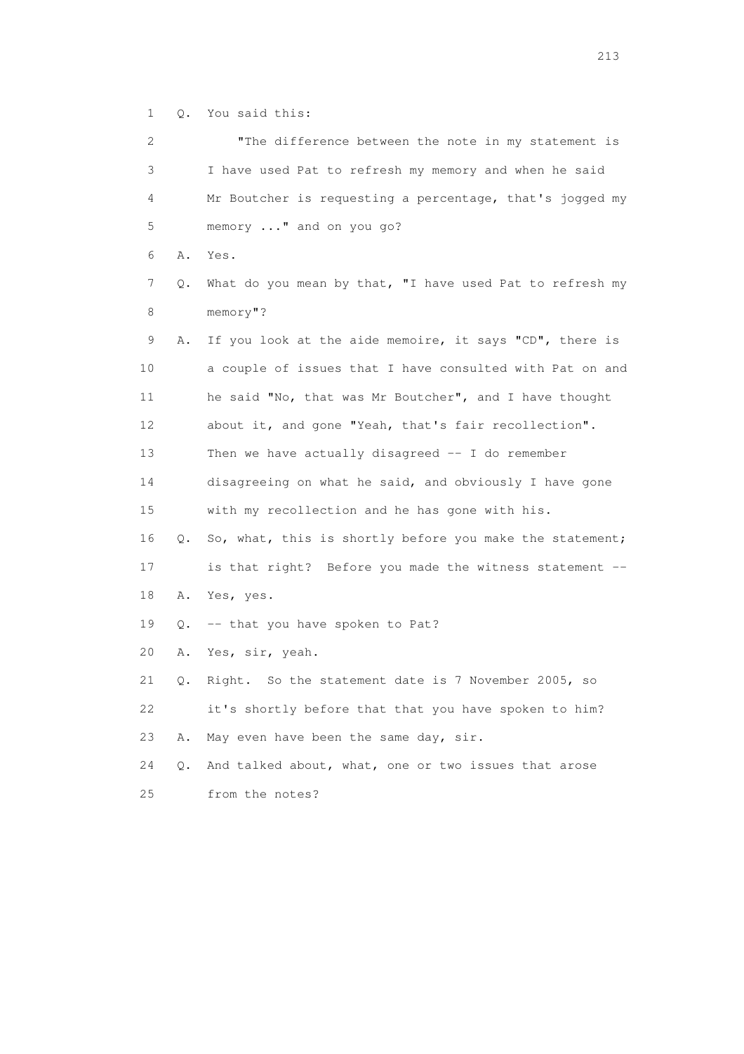1 Q. You said this:

2 "The difference between the note in my statement is

3 I have used Pat to refresh my memory and when he said

4 Mr Boutcher is requesting a percentage, that's jogged my

5 memory ..." and on you go?

6 A. Yes.

7 Q. What do you mean by that, "I have used Pat to refresh my

8 memory"?

9 A. If you look at the aide memoire, it says "CD", there is

10 a couple of issues that I have consulted with Pat on and

11 he said "No, that was Mr Boutcher", and I have thought

12 about it, and gone "Yeah, that's fair recollection".

13 Then we have actually disagreed -- I do remember

14 disagreeing on what he said, and obviously I have gone

15 with my recollection and he has gone with his.

16 Q. So, what, this is shortly before you make the statement;

17 is that right? Before you made the witness statement --

18 A. Yes, yes.

19 Q. -- that you have spoken to Pat?

20 A. Yes, sir, yeah.

21 Q. Right. So the statement date is 7 November 2005, so

22 it's shortly before that that you have spoken to him?

23 A. May even have been the same day, sir.

24 Q. And talked about, what, one or two issues that arose

25 from the notes?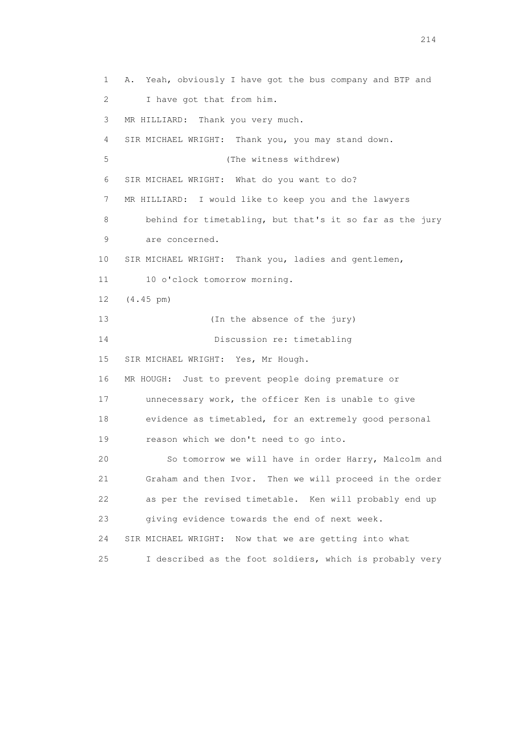1 A. Yeah, obviously I have got the bus company and BTP and
2 I have got that from him.
3 MR HILLIARD: Thank you very much.
4 SIR MICHAEL WRIGHT: Thank you, you may stand down.
5 (The witness withdrew)
6 SIR MICHAEL WRIGHT: What do you want to do?
7 MR HILLIARD: I would like to keep you and the lawyers
8 behind for timetabling, but that's it so far as the jury
9 are concerned.
10 SIR MICHAEL WRIGHT: Thank you, ladies and gentlemen,
11 10 o'clock tomorrow morning.
12 (4.45 pm)
13 (In the absence of the jury)
14 Discussion re: timetabling
15 SIR MICHAEL WRIGHT: Yes, Mr Hough.
16 MR HOUGH: Just to prevent people doing premature or
17 unnecessary work, the officer Ken is unable to give
18 evidence as timetabled, for an extremely good personal
19 reason which we don't need to go into.
20 So tomorrow we will have in order Harry, Malcolm and
21 Graham and then Ivor. Then we will proceed in the order
22 as per the revised timetable. Ken will probably end up
23 giving evidence towards the end of next week.
24 SIR MICHAEL WRIGHT: Now that we are getting into what
25 I described as the foot soldiers, which is probably very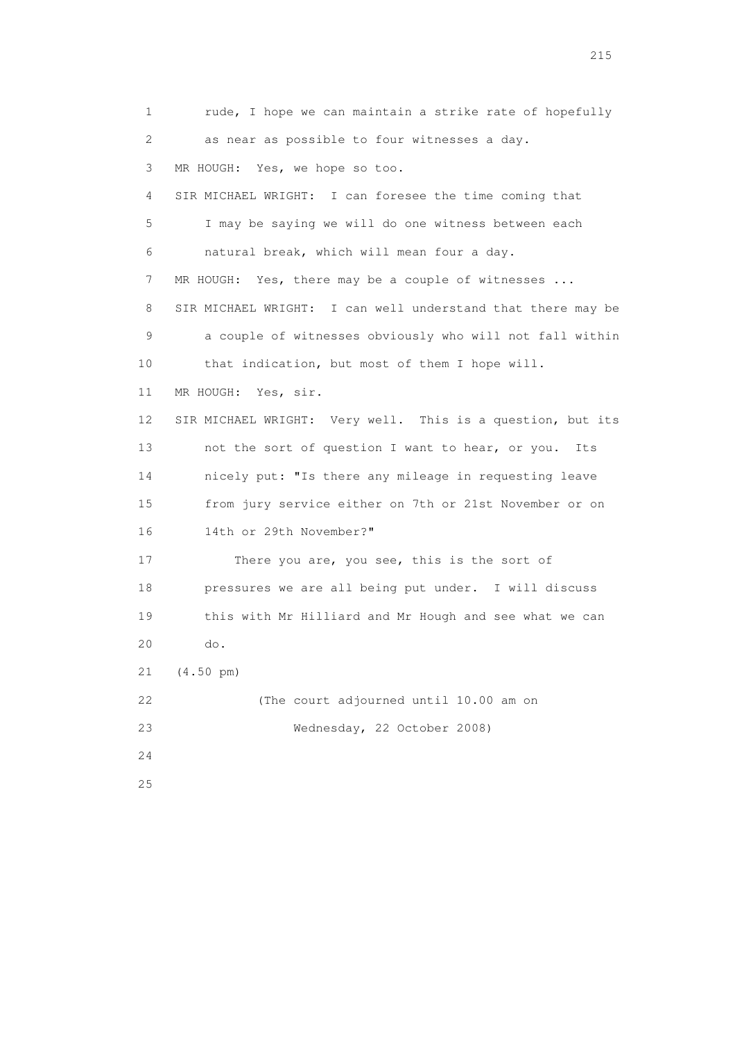1 rude, I hope we can maintain a strike rate of hopefully
2 as near as possible to four witnesses a day.
3 MR HOUGH: Yes, we hope so too.
4 SIR MICHAEL WRIGHT: I can foresee the time coming that
5 I may be saying we will do one witness between each
6 natural break, which will mean four a day.
7 MR HOUGH: Yes, there may be a couple of witnesses ...
8 SIR MICHAEL WRIGHT: I can well understand that there may be
9 a couple of witnesses obviously who will not fall within
10 that indication, but most of them I hope will.
11 MR HOUGH: Yes, sir.
12 SIR MICHAEL WRIGHT: Very well. This is a question, but its
13 not the sort of question I want to hear, or you. Its
14 nicely put: "Is there any mileage in requesting leave
15 from jury service either on 7th or 21st November or on
16 14th or 29th November?"
17 There you are, you see, this is the sort of
18 pressures we are all being put under. I will discuss
19 this with Mr Hilliard and Mr Hough and see what we can
20 do.
21 (4.50 pm)
22 (The court adjourned until 10.00 am on
23 Wednesday, 22 October 2008)
24
25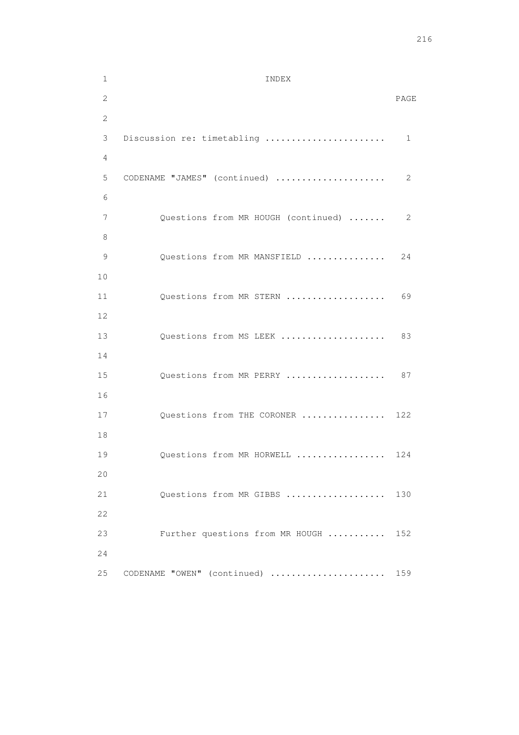# INDEX

| | PAGE |
|---|---|
| Discussion re: timetabling | 1 |
| CODENAME "JAMES" (continued) | 2 |
| Questions from MR HOUGH (continued) | 2 |
| Questions from MR MANSFIELD | 24 |
| Questions from MR STERN | 69 |
| Questions from MS LEEK | 83 |
| Questions from MR PERRY | 87 |
| Questions from THE CORONER | 122 |
| Questions from MR HORWELL | 124 |
| Questions from MR GIBBS | 130 |
| Further questions from MR HOUGH | 152 |
| CODENAME "OWEN" (continued) | 159 |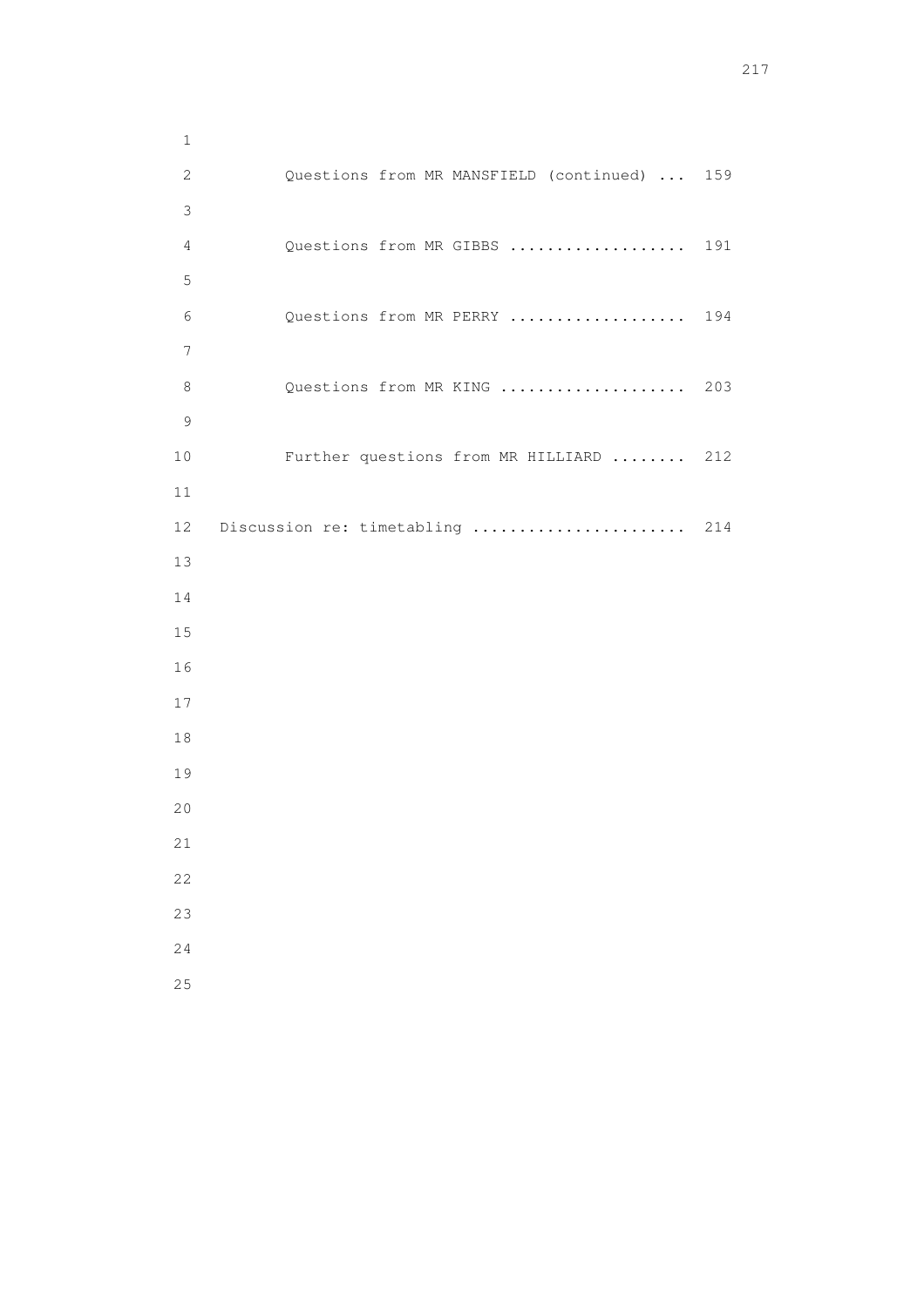Questions from MR MANSFIELD (continued) ... 159

Questions from MR GIBBS .................. 191

Questions from MR PERRY .................. 194

Questions from MR KING .................... 203

Further questions from MR HILLIARD ........ 212

Discussion re: timetabling ...................... 214